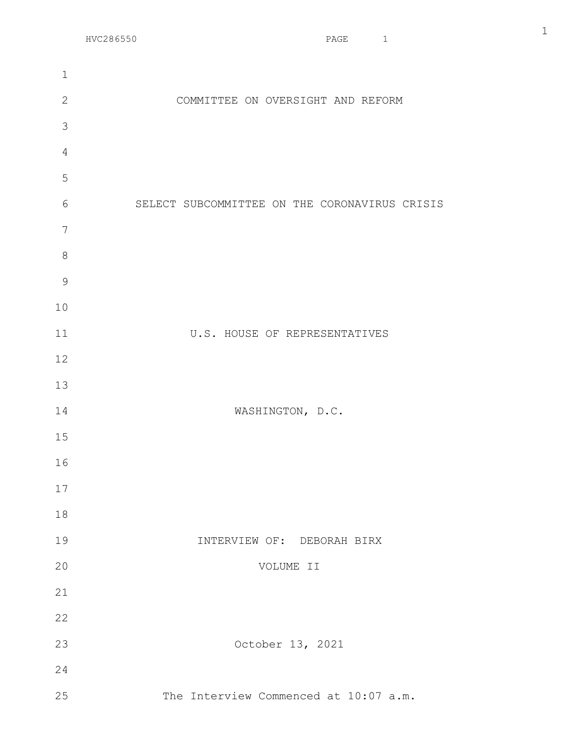COMMITTEE ON OVERSIGHT AND REFORM

SELECT SUBCOMMITTEE ON THE CORONAVIRUS CRISIS

U.S. HOUSE OF REPRESENTATIVES

WASHINGTON, D.C.

INTERVIEW OF: DEBORAH BIRX

VOLUME II

October 13, 2021

The Interview Commenced at 10:07 a.m.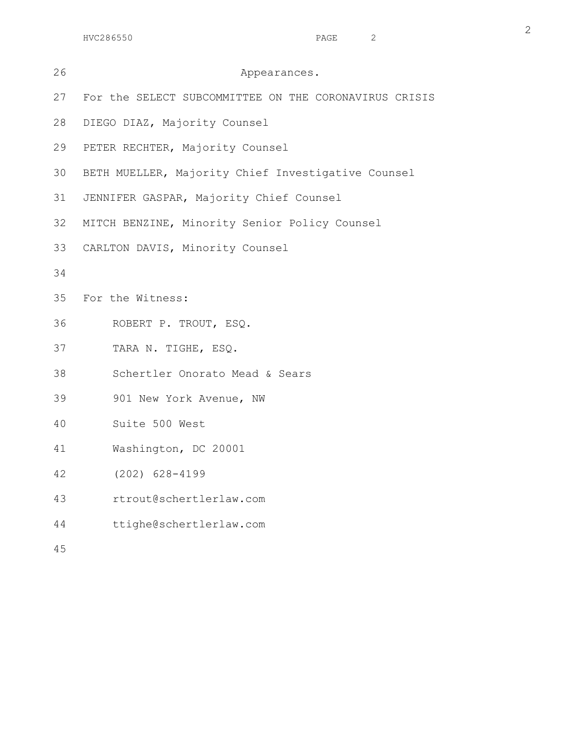Appearances.

For the SELECT SUBCOMMITTEE ON THE CORONAVIRUS CRISIS

DIEGO DIAZ, Majority Counsel

PETER RECHTER, Majority Counsel

BETH MUELLER, Majority Chief Investigative Counsel

JENNIFER GASPAR, Majority Chief Counsel

MITCH BENZINE, Minority Senior Policy Counsel

CARLTON DAVIS, Minority Counsel

For the Witness:

ROBERT P. TROUT, ESQ.

TARA N. TIGHE, ESQ.

Schertler Onorato Mead & Sears

901 New York Avenue, NW

Suite 500 West

Washington, DC 20001

(202) 628-4199

rtrout@schertlerlaw.com

ttighe@schertlerlaw.com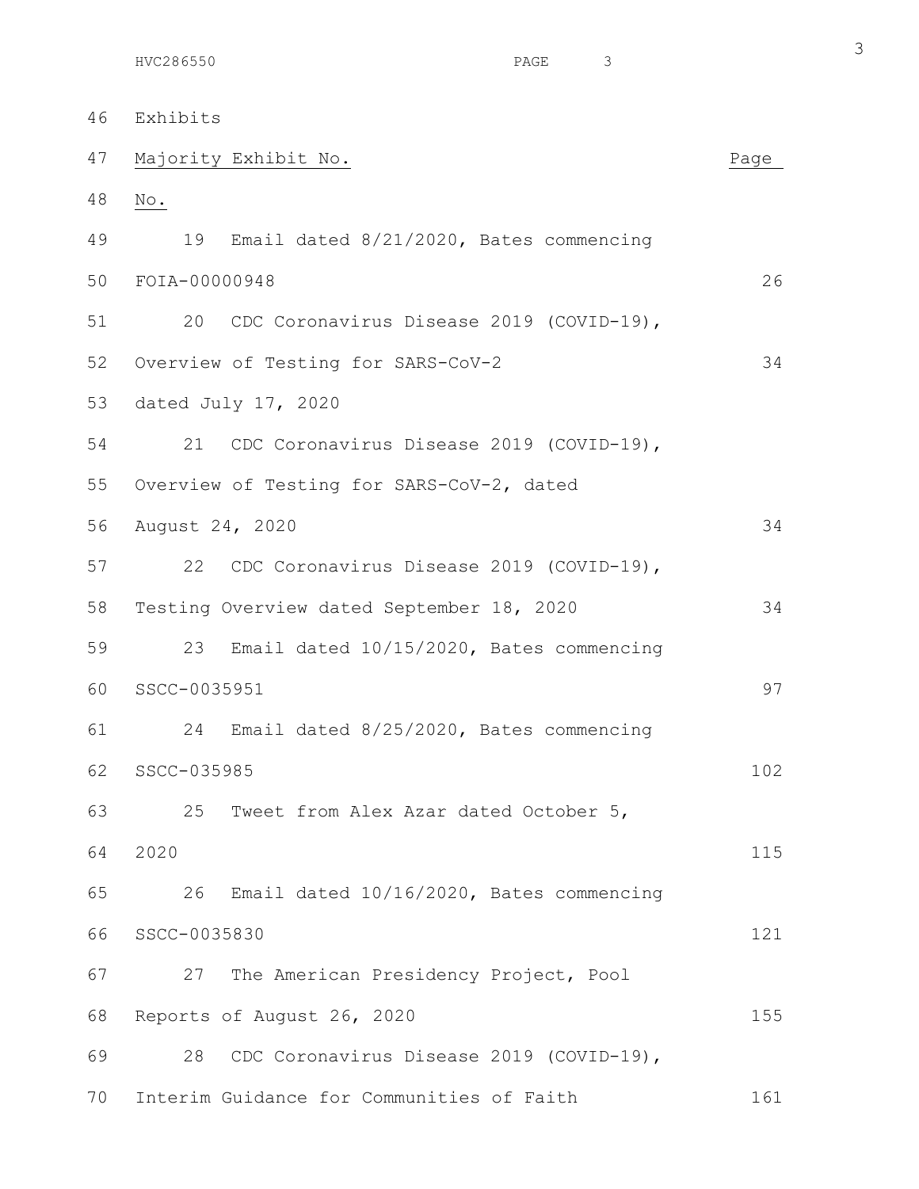Exhibits

| Majority Exhibit No. | Page No. |
|---|---|
| 19 Email dated 8/21/2020, Bates commencing FOIA-00000948 | 26 |
| 20 CDC Coronavirus Disease 2019 (COVID-19), Overview of Testing for SARS-CoV-2 dated July 17, 2020 | 34 |
| 21 CDC Coronavirus Disease 2019 (COVID-19), Overview of Testing for SARS-CoV-2, dated August 24, 2020 | 34 |
| 22 CDC Coronavirus Disease 2019 (COVID-19), Testing Overview dated September 18, 2020 | 34 |
| 23 Email dated 10/15/2020, Bates commencing SSCC-0035951 | 97 |
| 24 Email dated 8/25/2020, Bates commencing SSCC-035985 | 102 |
| 25 Tweet from Alex Azar dated October 5, 2020 | 115 |
| 26 Email dated 10/16/2020, Bates commencing SSCC-0035830 | 121 |
| 27 The American Presidency Project, Pool Reports of August 26, 2020 | 155 |
| 28 CDC Coronavirus Disease 2019 (COVID-19), Interim Guidance for Communities of Faith | 161 |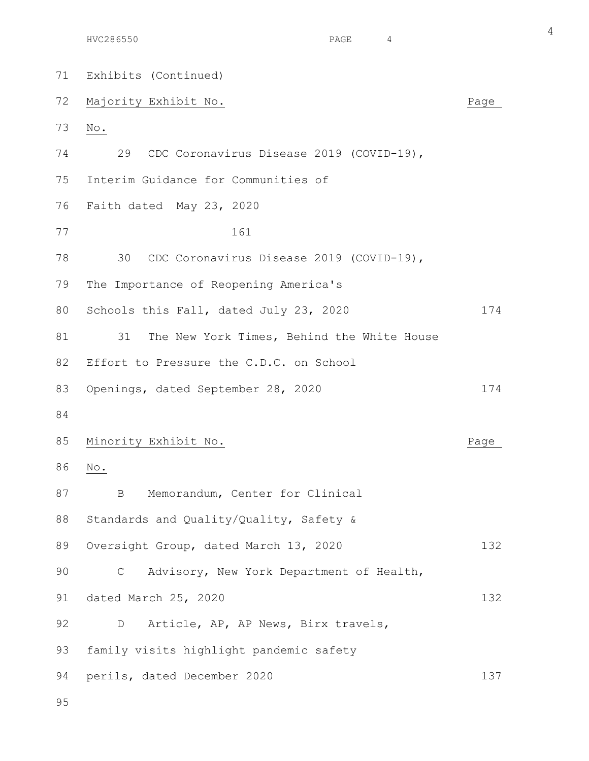Exhibits (Continued)

| Majority Exhibit No. | Page No. |
|---|---|
| 29 CDC Coronavirus Disease 2019 (COVID-19), Interim Guidance for Communities of Faith dated May 23, 2020 | 161 |
| 30 CDC Coronavirus Disease 2019 (COVID-19), The Importance of Reopening America's Schools this Fall, dated July 23, 2020 | 174 |
| 31 The New York Times, Behind the White House Effort to Pressure the C.D.C. on School Openings, dated September 28, 2020 | 174 |

| Minority Exhibit No. | Page No. |
|---|---|
| B Memorandum, Center for Clinical Standards and Quality/Quality, Safety & Oversight Group, dated March 13, 2020 | 132 |
| C Advisory, New York Department of Health, dated March 25, 2020 | 132 |
| D Article, AP, AP News, Birx travels, family visits highlight pandemic safety perils, dated December 2020 | 137 |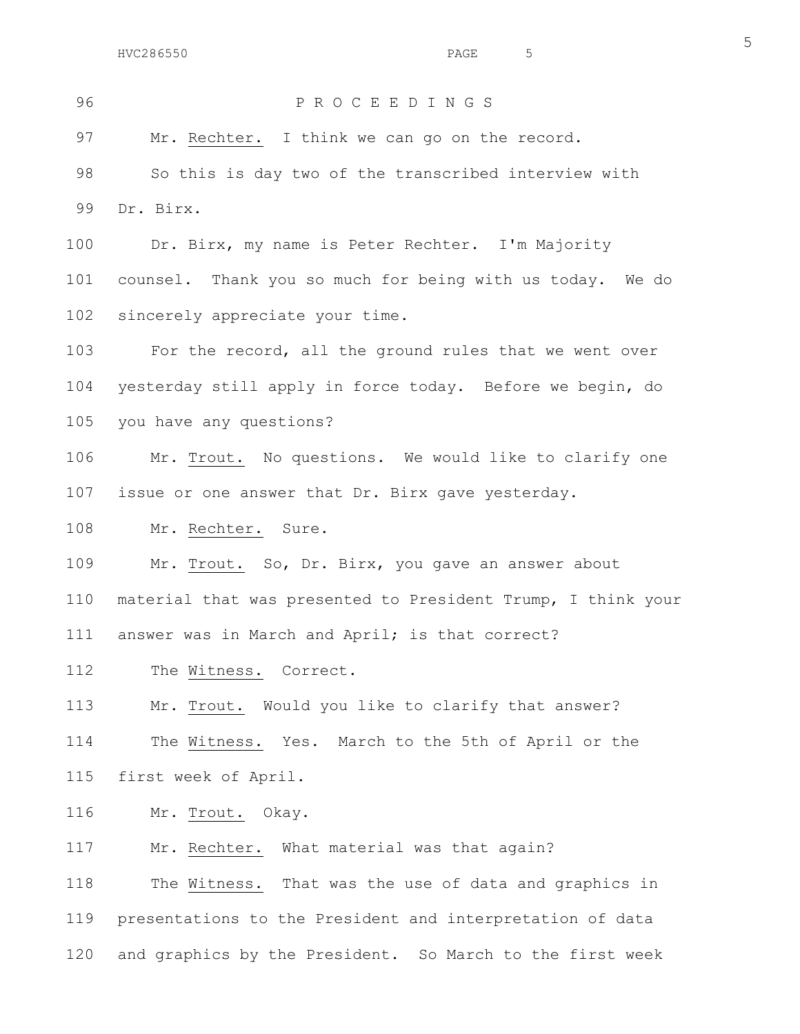P R O C E E D I N G S

Mr. Rechter. I think we can go on the record.

So this is day two of the transcribed interview with Dr. Birx.

Dr. Birx, my name is Peter Rechter. I'm Majority counsel. Thank you so much for being with us today. We do sincerely appreciate your time.

For the record, all the ground rules that we went over yesterday still apply in force today. Before we begin, do you have any questions?

Mr. Trout. No questions. We would like to clarify one issue or one answer that Dr. Birx gave yesterday.

Mr. Rechter. Sure.

Mr. Trout. So, Dr. Birx, you gave an answer about material that was presented to President Trump, I think your answer was in March and April; is that correct?

The Witness. Correct.

Mr. Trout. Would you like to clarify that answer?

The Witness. Yes. March to the 5th of April or the first week of April.

Mr. Trout. Okay.

Mr. Rechter. What material was that again?

The Witness. That was the use of data and graphics in presentations to the President and interpretation of data and graphics by the President. So March to the first week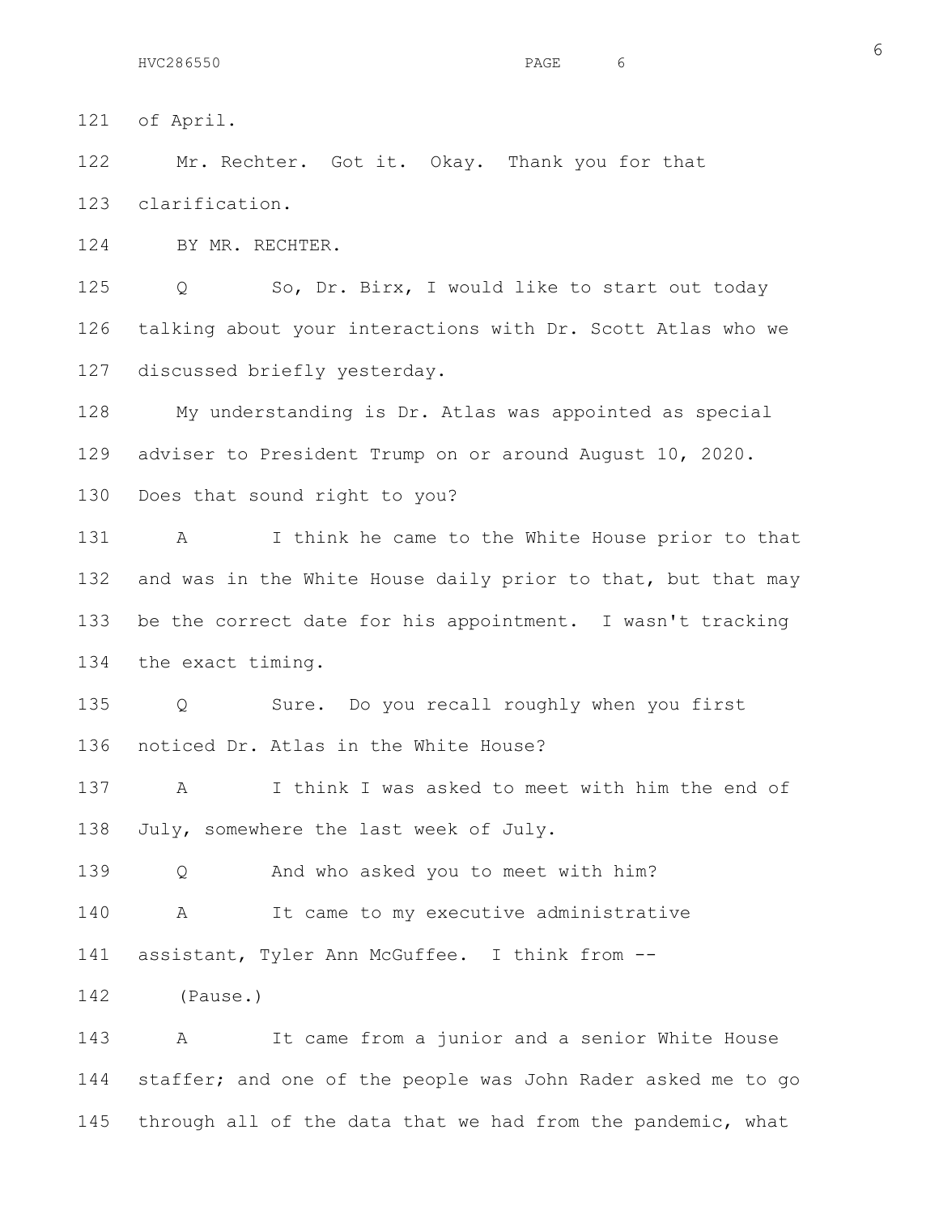of April.

Mr. Rechter. Got it. Okay. Thank you for that clarification.

BY MR. RECHTER.

Q So, Dr. Birx, I would like to start out today talking about your interactions with Dr. Scott Atlas who we discussed briefly yesterday.

My understanding is Dr. Atlas was appointed as special adviser to President Trump on or around August 10, 2020. Does that sound right to you?

A I think he came to the White House prior to that and was in the White House daily prior to that, but that may be the correct date for his appointment. I wasn't tracking the exact timing.

Q Sure. Do you recall roughly when you first noticed Dr. Atlas in the White House?

A I think I was asked to meet with him the end of July, somewhere the last week of July.

Q And who asked you to meet with him?

A It came to my executive administrative assistant, Tyler Ann McGuffee. I think from --

(Pause.)

A It came from a junior and a senior White House staffer; and one of the people was John Rader asked me to go through all of the data that we had from the pandemic, what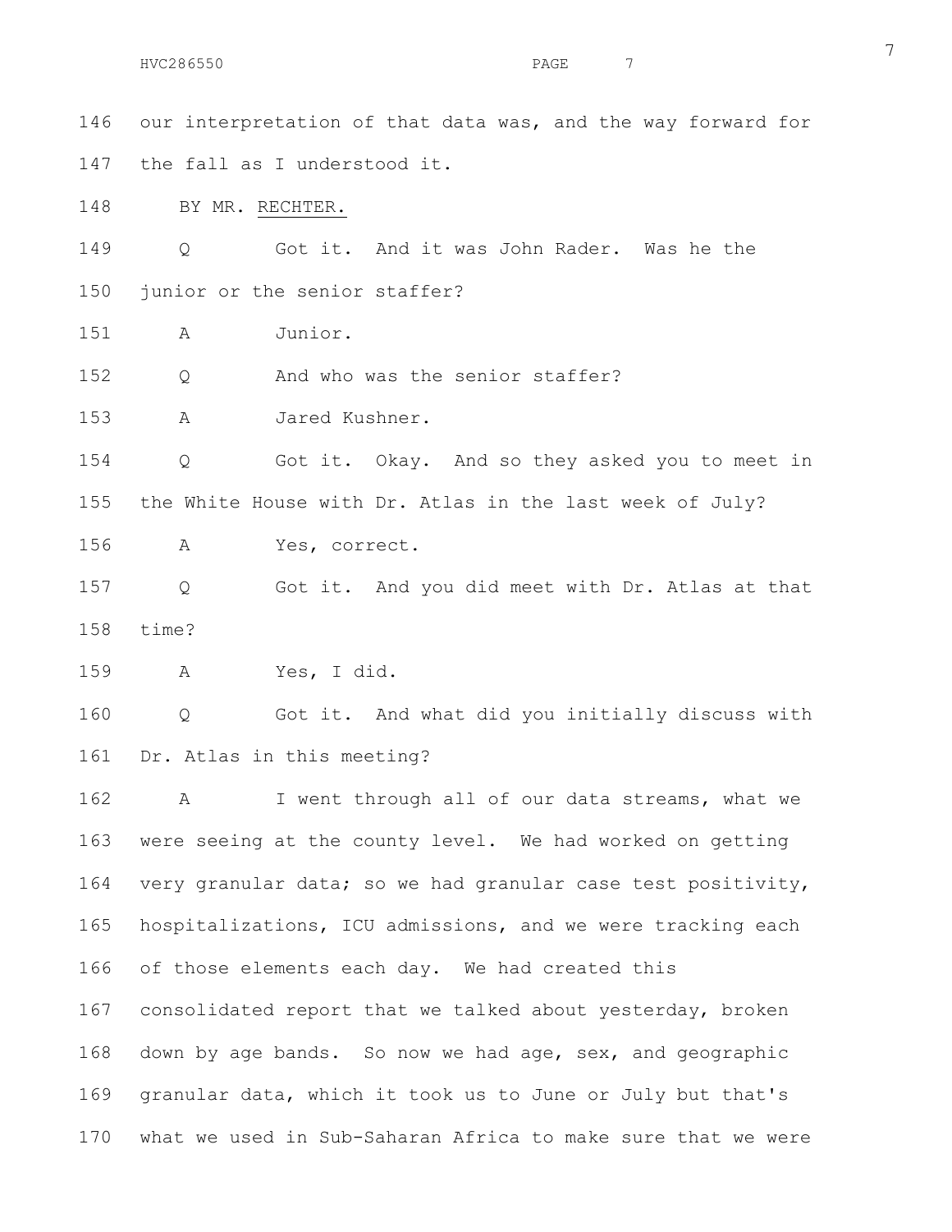146 our interpretation of that data was, and the way forward for

147 the fall as I understood it.

148 BY MR. RECHTER.

149 Q Got it. And it was John Rader. Was he the

150 junior or the senior staffer?

151 A Junior.

152 Q And who was the senior staffer?

153 A Jared Kushner.

154 Q Got it. Okay. And so they asked you to meet in

155 the White House with Dr. Atlas in the last week of July?

156 A Yes, correct.

157 Q Got it. And you did meet with Dr. Atlas at that

158 time?

159 A Yes, I did.

160 Q Got it. And what did you initially discuss with

161 Dr. Atlas in this meeting?

162 A I went through all of our data streams, what we

163 were seeing at the county level. We had worked on getting

164 very granular data; so we had granular case test positivity,

165 hospitalizations, ICU admissions, and we were tracking each

166 of those elements each day. We had created this

167 consolidated report that we talked about yesterday, broken

168 down by age bands. So now we had age, sex, and geographic

169 granular data, which it took us to June or July but that's

170 what we used in Sub-Saharan Africa to make sure that we were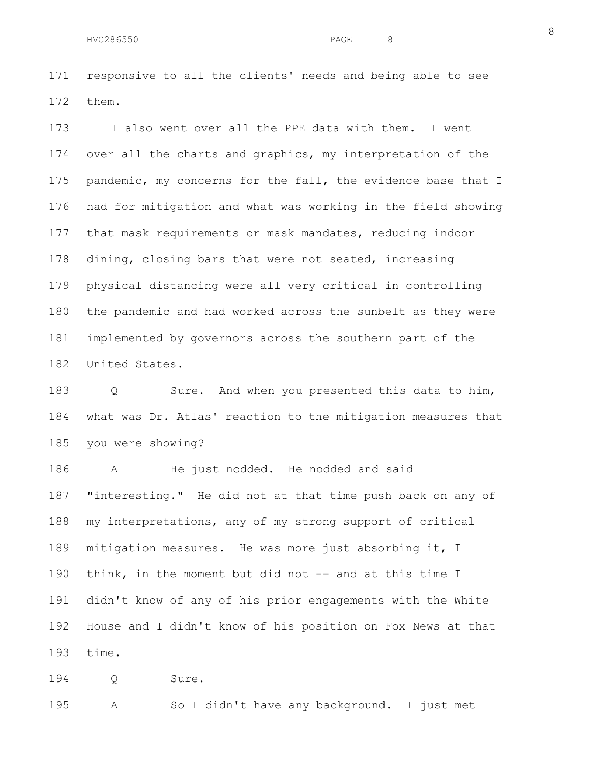responsive to all the clients' needs and being able to see them.

I also went over all the PPE data with them. I went over all the charts and graphics, my interpretation of the pandemic, my concerns for the fall, the evidence base that I had for mitigation and what was working in the field showing that mask requirements or mask mandates, reducing indoor dining, closing bars that were not seated, increasing physical distancing were all very critical in controlling the pandemic and had worked across the sunbelt as they were implemented by governors across the southern part of the United States.

Q Sure. And when you presented this data to him, what was Dr. Atlas' reaction to the mitigation measures that you were showing?

A He just nodded. He nodded and said "interesting." He did not at that time push back on any of my interpretations, any of my strong support of critical mitigation measures. He was more just absorbing it, I think, in the moment but did not -- and at this time I didn't know of any of his prior engagements with the White House and I didn't know of his position on Fox News at that time.

Q Sure.

A So I didn't have any background. I just met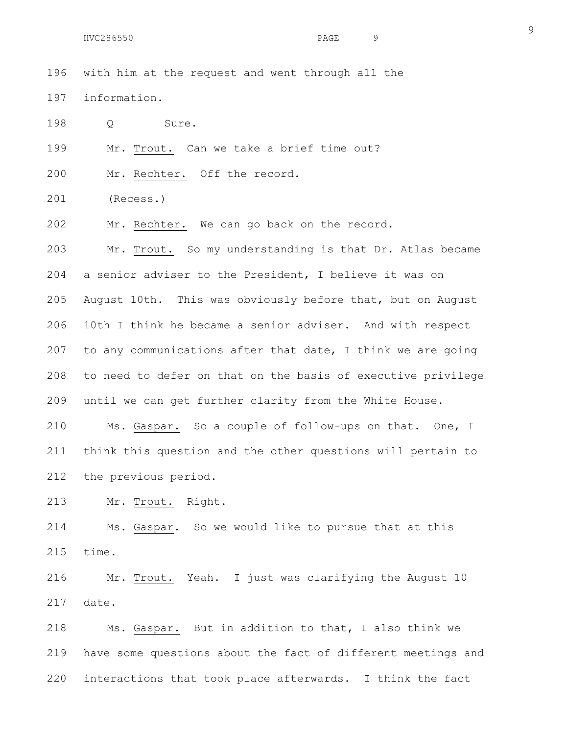with him at the request and went through all the information.

Q Sure.

Mr. Trout. Can we take a brief time out?

Mr. Rechter. Off the record.

(Recess.)

Mr. Rechter. We can go back on the record.

Mr. Trout. So my understanding is that Dr. Atlas became a senior adviser to the President, I believe it was on August 10th. This was obviously before that, but on August 10th I think he became a senior adviser. And with respect to any communications after that date, I think we are going to need to defer on that on the basis of executive privilege until we can get further clarity from the White House.

Ms. Gaspar. So a couple of follow-ups on that. One, I think this question and the other questions will pertain to the previous period.

Mr. Trout. Right.

Ms. Gaspar. So we would like to pursue that at this time.

Mr. Trout. Yeah. I just was clarifying the August 10 date.

Ms. Gaspar. But in addition to that, I also think we have some questions about the fact of different meetings and interactions that took place afterwards. I think the fact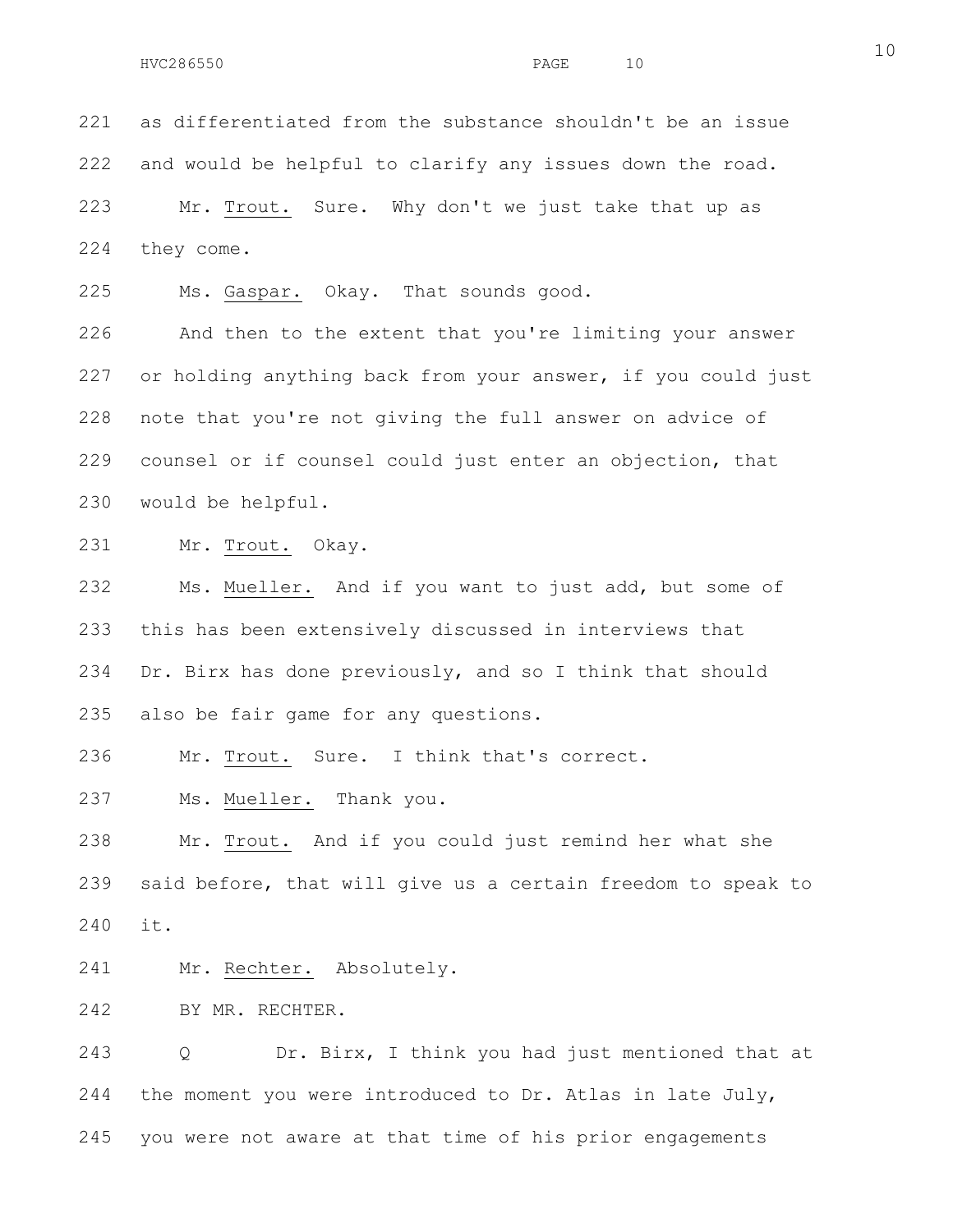as differentiated from the substance shouldn't be an issue and would be helpful to clarify any issues down the road.

Mr. Trout. Sure. Why don't we just take that up as they come.

Ms. Gaspar. Okay. That sounds good.

And then to the extent that you're limiting your answer or holding anything back from your answer, if you could just note that you're not giving the full answer on advice of counsel or if counsel could just enter an objection, that would be helpful.

Mr. Trout. Okay.

Ms. Mueller. And if you want to just add, but some of this has been extensively discussed in interviews that Dr. Birx has done previously, and so I think that should also be fair game for any questions.

Mr. Trout. Sure. I think that's correct.

Ms. Mueller. Thank you.

Mr. Trout. And if you could just remind her what she said before, that will give us a certain freedom to speak to it.

Mr. Rechter. Absolutely.

BY MR. RECHTER.

Q Dr. Birx, I think you had just mentioned that at the moment you were introduced to Dr. Atlas in late July, you were not aware at that time of his prior engagements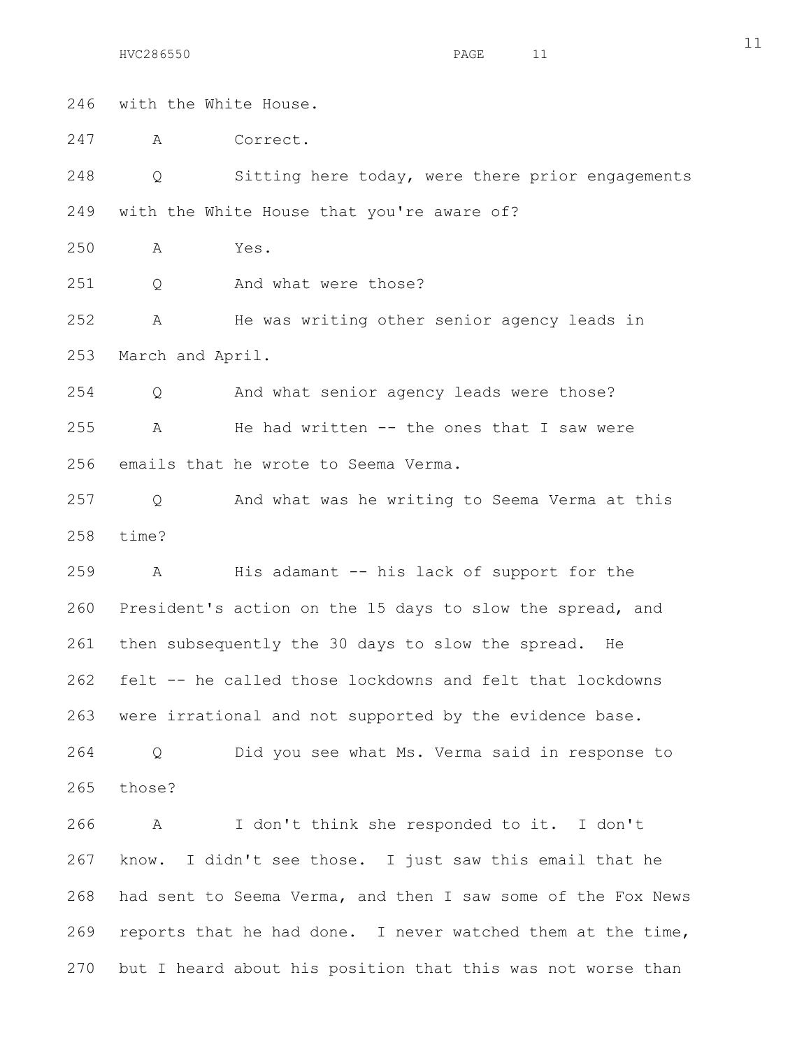246 with the White House.

247 A Correct.

248 Q Sitting here today, were there prior engagements

249 with the White House that you're aware of?

250 A Yes.

251 Q And what were those?

252 A He was writing other senior agency leads in

253 March and April.

254 Q And what senior agency leads were those?

255 A He had written -- the ones that I saw were

256 emails that he wrote to Seema Verma.

257 Q And what was he writing to Seema Verma at this

258 time?

259 A His adamant -- his lack of support for the

260 President's action on the 15 days to slow the spread, and

261 then subsequently the 30 days to slow the spread. He

262 felt -- he called those lockdowns and felt that lockdowns

263 were irrational and not supported by the evidence base.

264 Q Did you see what Ms. Verma said in response to

265 those?

266 A I don't think she responded to it. I don't

267 know. I didn't see those. I just saw this email that he

268 had sent to Seema Verma, and then I saw some of the Fox News

269 reports that he had done. I never watched them at the time,

270 but I heard about his position that this was not worse than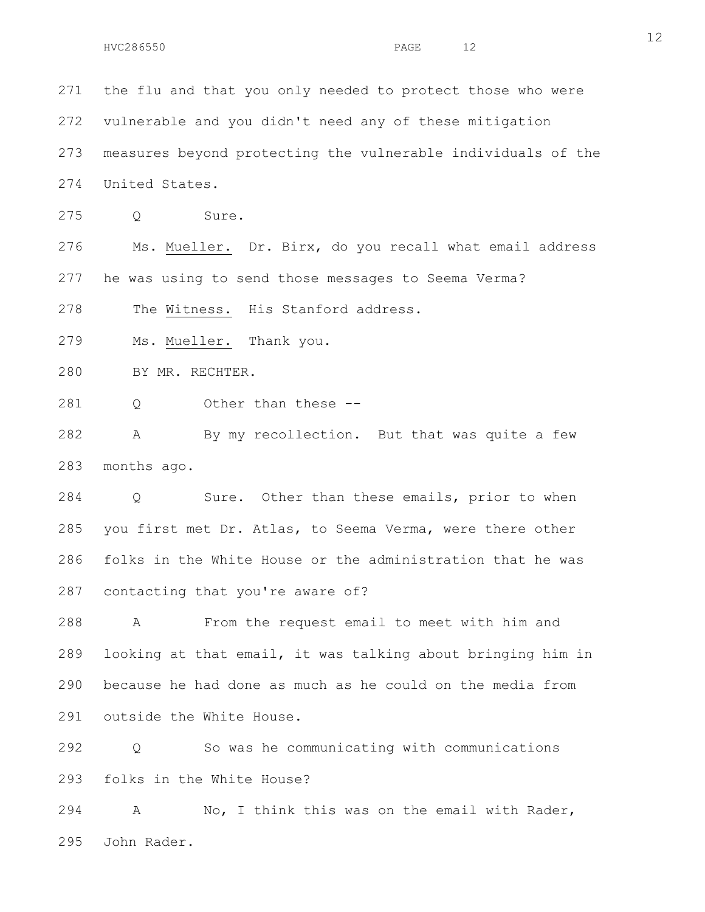271 the flu and that you only needed to protect those who were

272 vulnerable and you didn't need any of these mitigation

273 measures beyond protecting the vulnerable individuals of the

274 United States.

275 Q Sure.

276 Ms. Mueller. Dr. Birx, do you recall what email address

277 he was using to send those messages to Seema Verma?

278 The Witness. His Stanford address.

279 Ms. Mueller. Thank you.

280 BY MR. RECHTER.

281 Q Other than these --

282 A By my recollection. But that was quite a few

283 months ago.

284 Q Sure. Other than these emails, prior to when

285 you first met Dr. Atlas, to Seema Verma, were there other

286 folks in the White House or the administration that he was

287 contacting that you're aware of?

288 A From the request email to meet with him and

289 looking at that email, it was talking about bringing him in

290 because he had done as much as he could on the media from

291 outside the White House.

292 Q So was he communicating with communications

293 folks in the White House?

294 A No, I think this was on the email with Rader,

295 John Rader.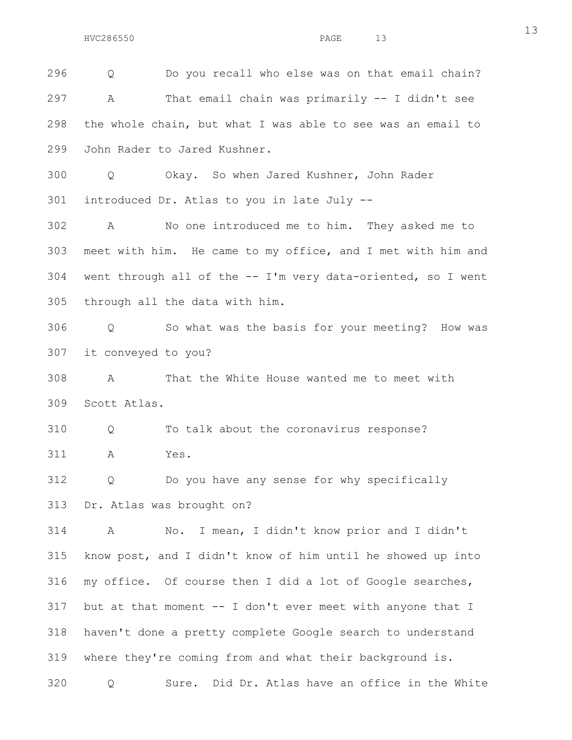296 Q Do you recall who else was on that email chain?

297 A That email chain was primarily -- I didn't see

298 the whole chain, but what I was able to see was an email to

299 John Rader to Jared Kushner.

300 Q Okay. So when Jared Kushner, John Rader

301 introduced Dr. Atlas to you in late July --

302 A No one introduced me to him. They asked me to

303 meet with him. He came to my office, and I met with him and

304 went through all of the -- I'm very data-oriented, so I went

305 through all the data with him.

306 Q So what was the basis for your meeting? How was

307 it conveyed to you?

308 A That the White House wanted me to meet with

309 Scott Atlas.

310 Q To talk about the coronavirus response?

311 A Yes.

312 Q Do you have any sense for why specifically

313 Dr. Atlas was brought on?

314 A No. I mean, I didn't know prior and I didn't

315 know post, and I didn't know of him until he showed up into

316 my office. Of course then I did a lot of Google searches,

317 but at that moment -- I don't ever meet with anyone that I

318 haven't done a pretty complete Google search to understand

319 where they're coming from and what their background is.

320 Q Sure. Did Dr. Atlas have an office in the White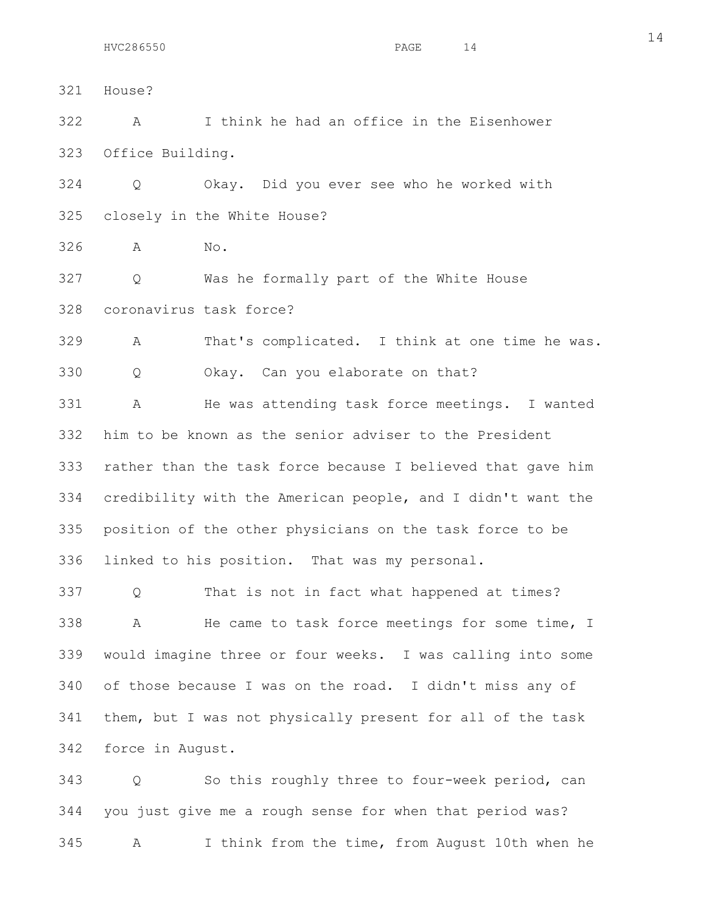321 House?

322 A I think he had an office in the Eisenhower

323 Office Building.

324 Q Okay. Did you ever see who he worked with

325 closely in the White House?

326 A No.

327 Q Was he formally part of the White House

328 coronavirus task force?

329 A That's complicated. I think at one time he was.

330 Q Okay. Can you elaborate on that?

331 A He was attending task force meetings. I wanted

332 him to be known as the senior adviser to the President

333 rather than the task force because I believed that gave him

334 credibility with the American people, and I didn't want the

335 position of the other physicians on the task force to be

336 linked to his position. That was my personal.

337 Q That is not in fact what happened at times?

338 A He came to task force meetings for some time, I

339 would imagine three or four weeks. I was calling into some

340 of those because I was on the road. I didn't miss any of

341 them, but I was not physically present for all of the task

342 force in August.

343 Q So this roughly three to four-week period, can

344 you just give me a rough sense for when that period was?

345 A I think from the time, from August 10th when he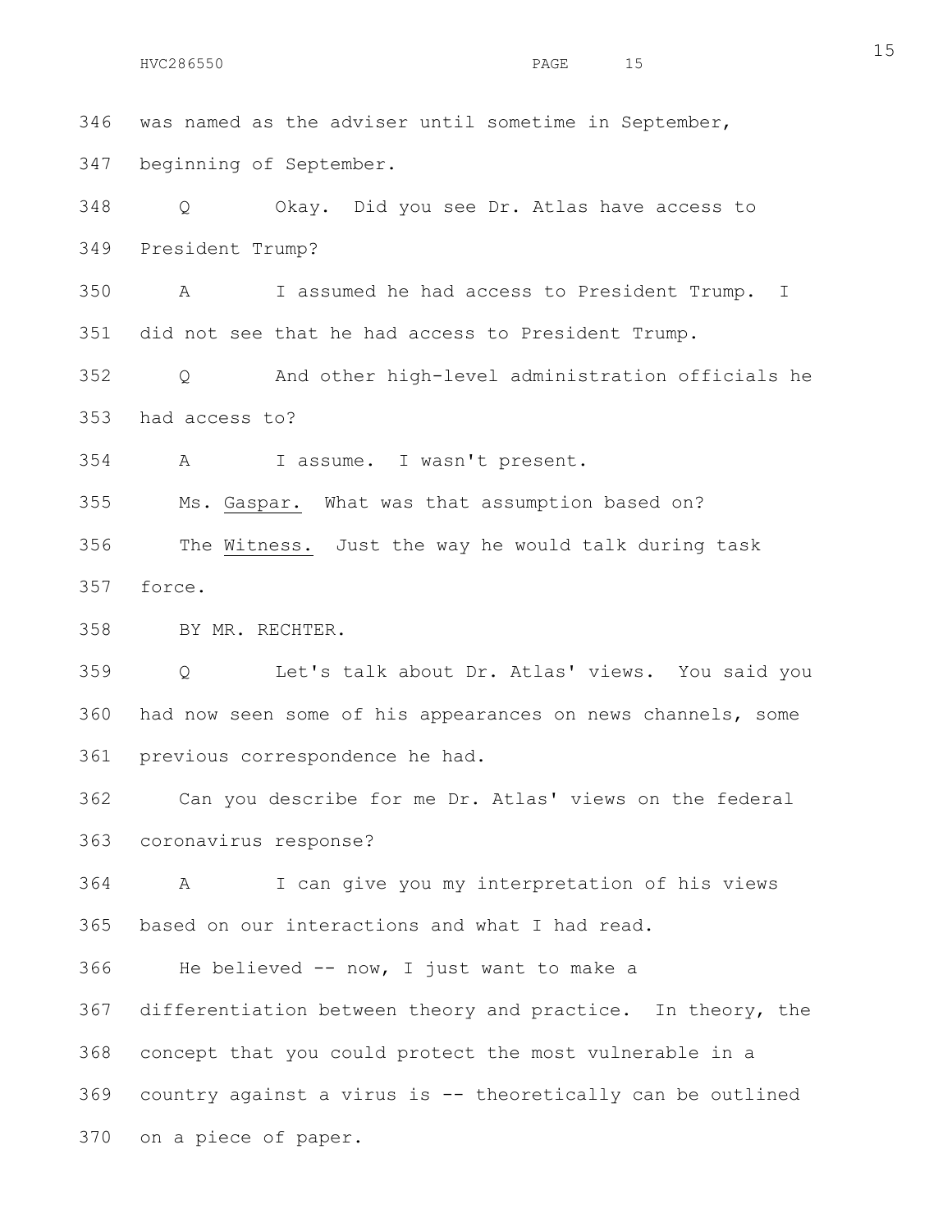346 was named as the adviser until sometime in September,

347 beginning of September.

348 Q Okay. Did you see Dr. Atlas have access to

349 President Trump?

350 A I assumed he had access to President Trump. I

351 did not see that he had access to President Trump.

352 Q And other high-level administration officials he

353 had access to?

354 A I assume. I wasn't present.

355 Ms. Gaspar. What was that assumption based on?

356 The Witness. Just the way he would talk during task

357 force.

358 BY MR. RECHTER.

359 Q Let's talk about Dr. Atlas' views. You said you

360 had now seen some of his appearances on news channels, some

361 previous correspondence he had.

362 Can you describe for me Dr. Atlas' views on the federal

363 coronavirus response?

364 A I can give you my interpretation of his views

365 based on our interactions and what I had read.

366 He believed -- now, I just want to make a

367 differentiation between theory and practice. In theory, the

368 concept that you could protect the most vulnerable in a

369 country against a virus is -- theoretically can be outlined

370 on a piece of paper.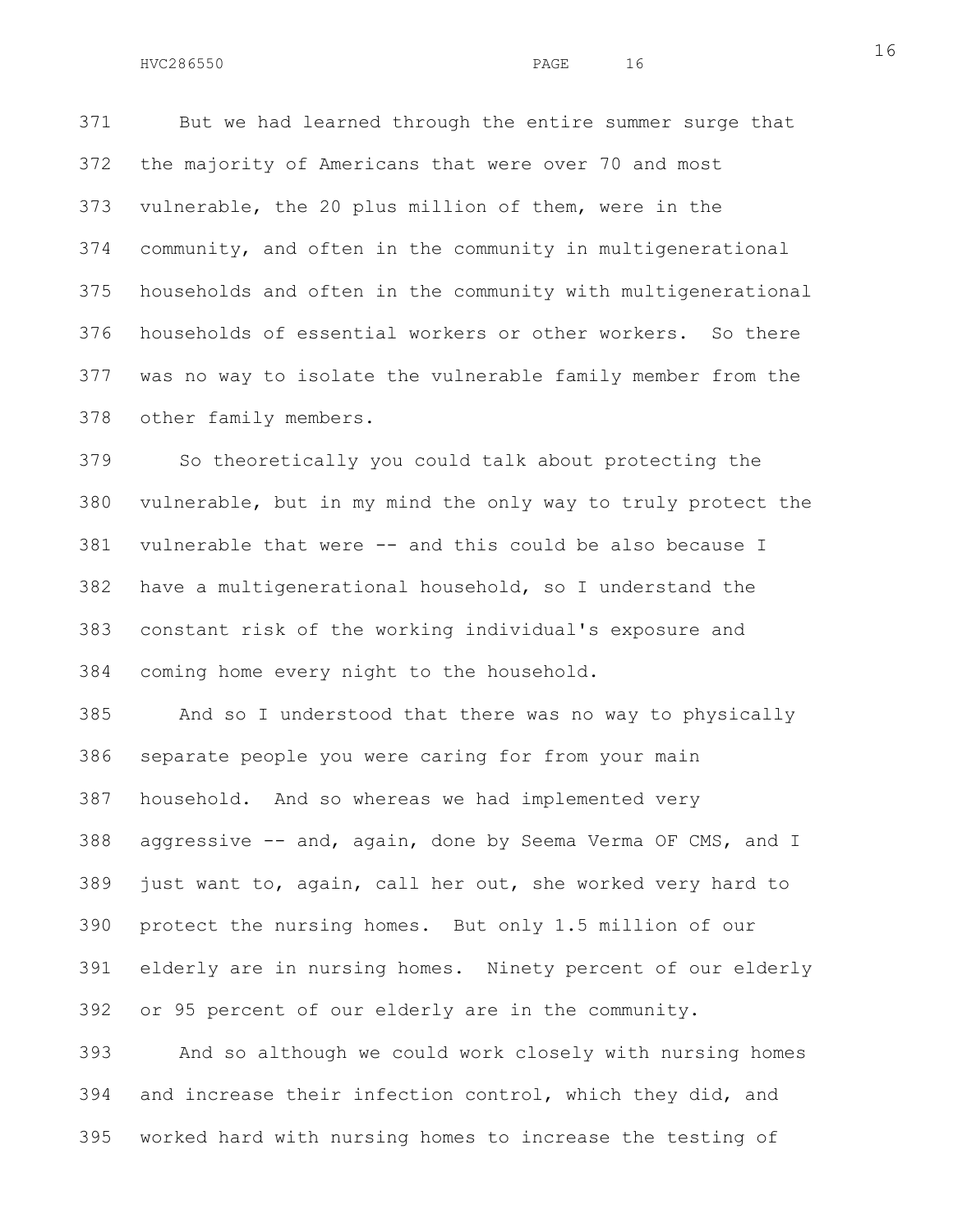But we had learned through the entire summer surge that the majority of Americans that were over 70 and most vulnerable, the 20 plus million of them, were in the community, and often in the community in multigenerational households and often in the community with multigenerational households of essential workers or other workers. So there was no way to isolate the vulnerable family member from the other family members.

So theoretically you could talk about protecting the vulnerable, but in my mind the only way to truly protect the vulnerable that were -- and this could be also because I have a multigenerational household, so I understand the constant risk of the working individual's exposure and coming home every night to the household.

And so I understood that there was no way to physically separate people you were caring for from your main household. And so whereas we had implemented very aggressive -- and, again, done by Seema Verma OF CMS, and I just want to, again, call her out, she worked very hard to protect the nursing homes. But only 1.5 million of our elderly are in nursing homes. Ninety percent of our elderly or 95 percent of our elderly are in the community.

And so although we could work closely with nursing homes and increase their infection control, which they did, and worked hard with nursing homes to increase the testing of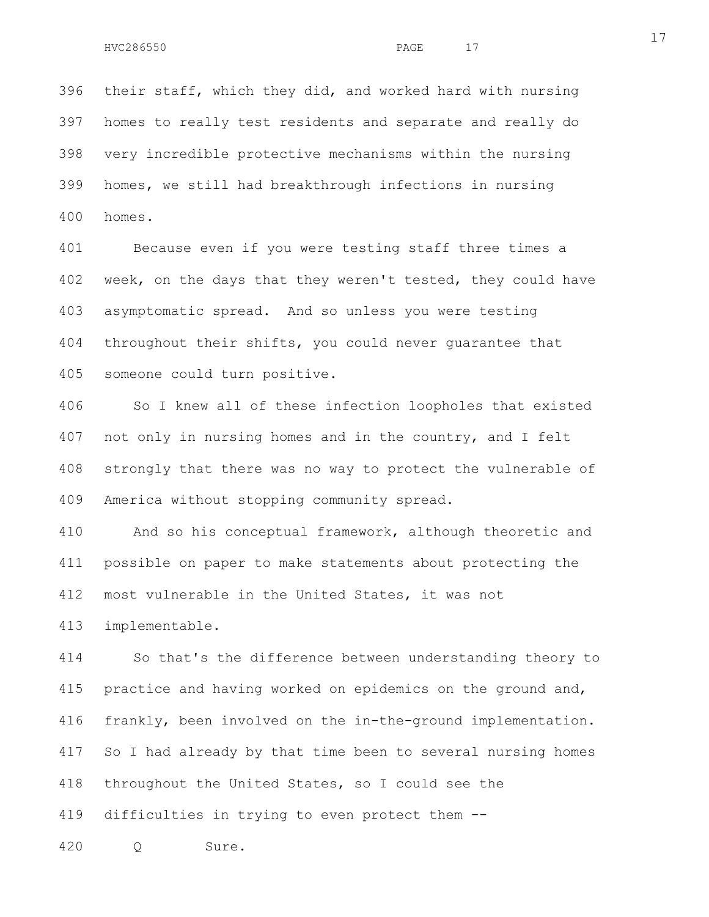their staff, which they did, and worked hard with nursing homes to really test residents and separate and really do very incredible protective mechanisms within the nursing homes, we still had breakthrough infections in nursing homes.

Because even if you were testing staff three times a week, on the days that they weren't tested, they could have asymptomatic spread. And so unless you were testing throughout their shifts, you could never guarantee that someone could turn positive.

So I knew all of these infection loopholes that existed not only in nursing homes and in the country, and I felt strongly that there was no way to protect the vulnerable of America without stopping community spread.

And so his conceptual framework, although theoretic and possible on paper to make statements about protecting the most vulnerable in the United States, it was not implementable.

So that's the difference between understanding theory to practice and having worked on epidemics on the ground and, frankly, been involved on the in-the-ground implementation. So I had already by that time been to several nursing homes throughout the United States, so I could see the difficulties in trying to even protect them --

Q Sure.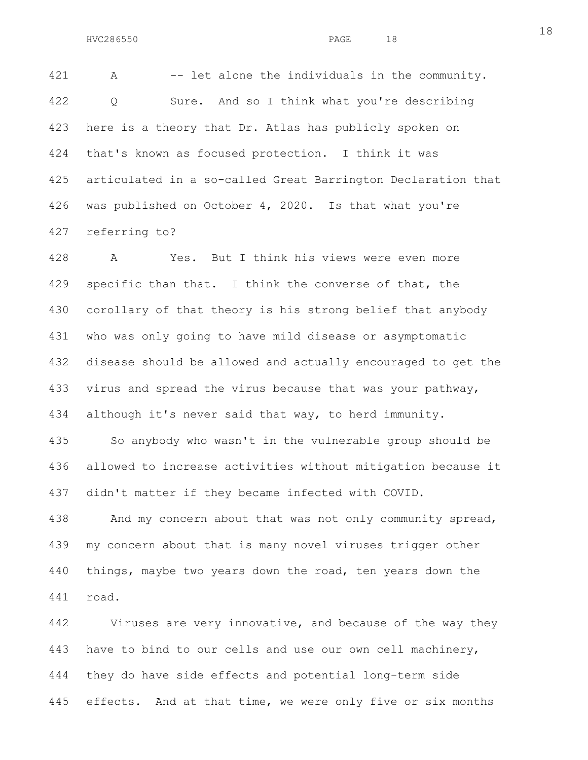A -- let alone the individuals in the community.

Q Sure. And so I think what you're describing here is a theory that Dr. Atlas has publicly spoken on that's known as focused protection. I think it was articulated in a so-called Great Barrington Declaration that was published on October 4, 2020. Is that what you're referring to?

A Yes. But I think his views were even more specific than that. I think the converse of that, the corollary of that theory is his strong belief that anybody who was only going to have mild disease or asymptomatic disease should be allowed and actually encouraged to get the virus and spread the virus because that was your pathway, although it's never said that way, to herd immunity.

So anybody who wasn't in the vulnerable group should be allowed to increase activities without mitigation because it didn't matter if they became infected with COVID.

And my concern about that was not only community spread, my concern about that is many novel viruses trigger other things, maybe two years down the road, ten years down the road.

Viruses are very innovative, and because of the way they have to bind to our cells and use our own cell machinery, they do have side effects and potential long-term side effects. And at that time, we were only five or six months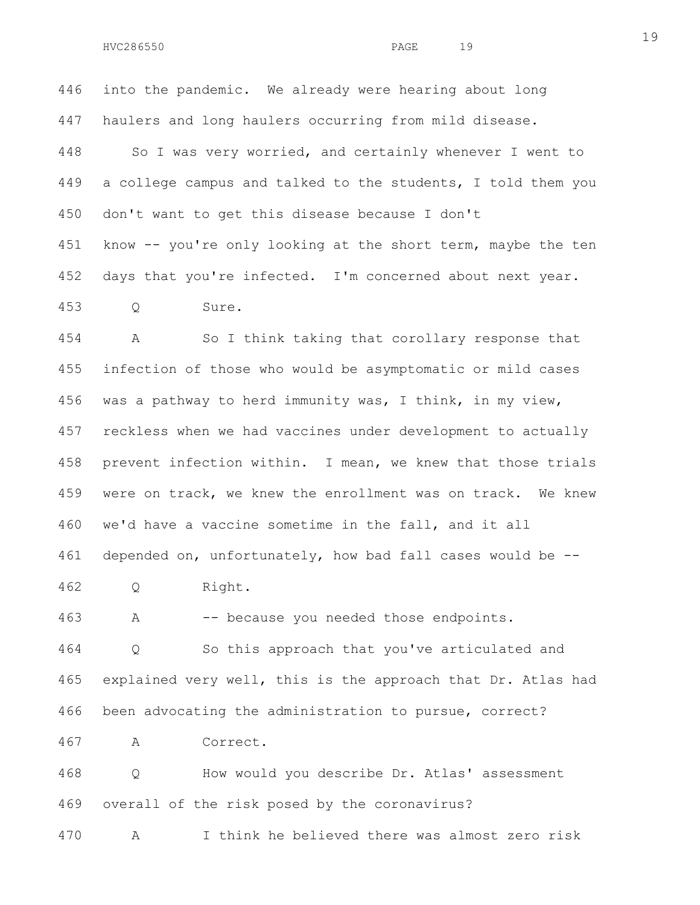446 into the pandemic. We already were hearing about long
447 haulers and long haulers occurring from mild disease.
448 So I was very worried, and certainly whenever I went to
449 a college campus and talked to the students, I told them you
450 don't want to get this disease because I don't
451 know -- you're only looking at the short term, maybe the ten
452 days that you're infected. I'm concerned about next year.
453 Q Sure.
454 A So I think taking that corollary response that
455 infection of those who would be asymptomatic or mild cases
456 was a pathway to herd immunity was, I think, in my view,
457 reckless when we had vaccines under development to actually
458 prevent infection within. I mean, we knew that those trials
459 were on track, we knew the enrollment was on track. We knew
460 we'd have a vaccine sometime in the fall, and it all
461 depended on, unfortunately, how bad fall cases would be --
462 Q Right.
463 A -- because you needed those endpoints.
464 Q So this approach that you've articulated and
465 explained very well, this is the approach that Dr. Atlas had
466 been advocating the administration to pursue, correct?
467 A Correct.
468 Q How would you describe Dr. Atlas' assessment
469 overall of the risk posed by the coronavirus?
470 A I think he believed there was almost zero risk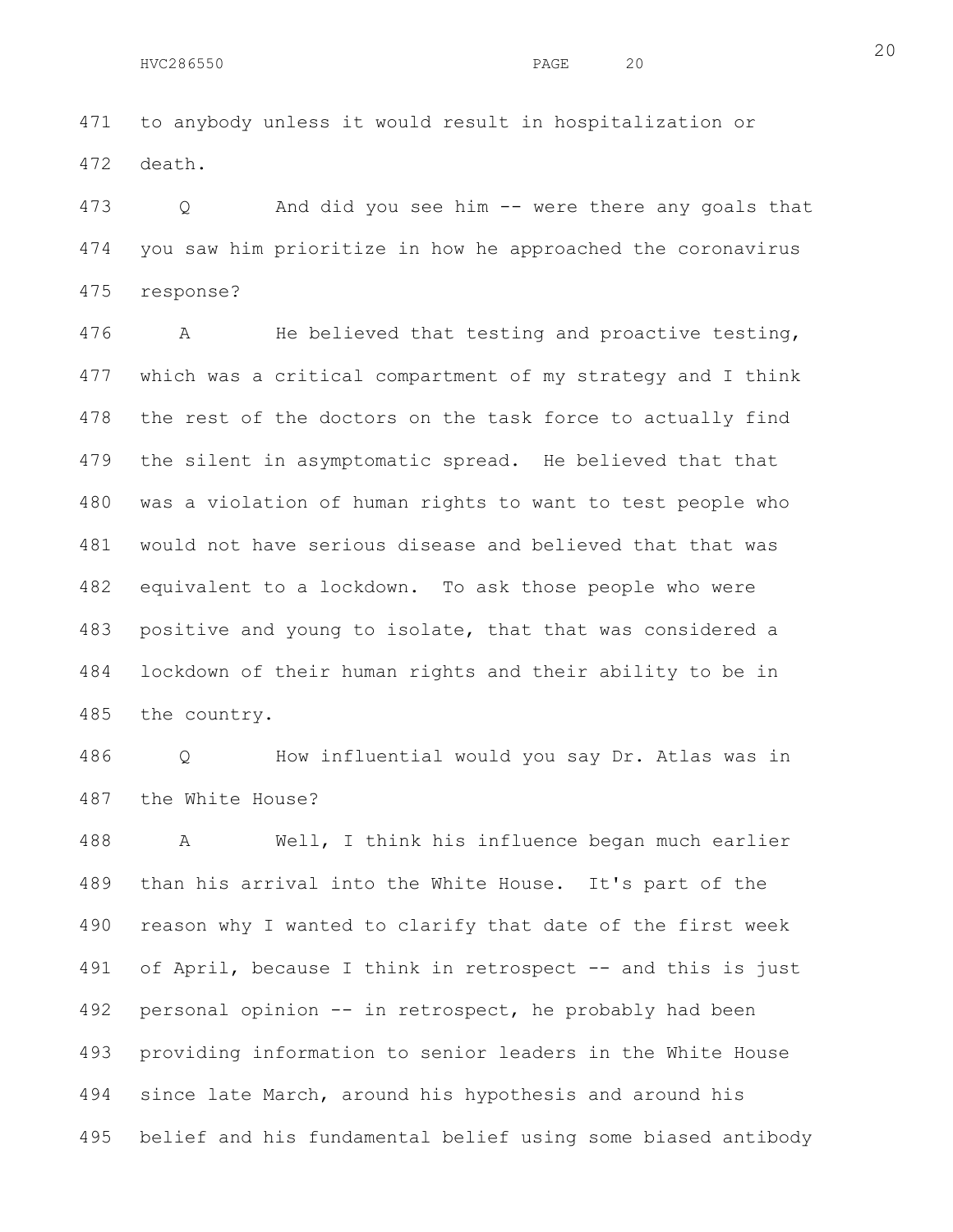471 to anybody unless it would result in hospitalization or
472 death.

473 Q And did you see him -- were there any goals that
474 you saw him prioritize in how he approached the coronavirus
475 response?

476 A He believed that testing and proactive testing,
477 which was a critical compartment of my strategy and I think
478 the rest of the doctors on the task force to actually find
479 the silent in asymptomatic spread. He believed that that
480 was a violation of human rights to want to test people who
481 would not have serious disease and believed that that was
482 equivalent to a lockdown. To ask those people who were
483 positive and young to isolate, that that was considered a
484 lockdown of their human rights and their ability to be in
485 the country.

486 Q How influential would you say Dr. Atlas was in
487 the White House?

488 A Well, I think his influence began much earlier
489 than his arrival into the White House. It's part of the
490 reason why I wanted to clarify that date of the first week
491 of April, because I think in retrospect -- and this is just
492 personal opinion -- in retrospect, he probably had been
493 providing information to senior leaders in the White House
494 since late March, around his hypothesis and around his
495 belief and his fundamental belief using some biased antibody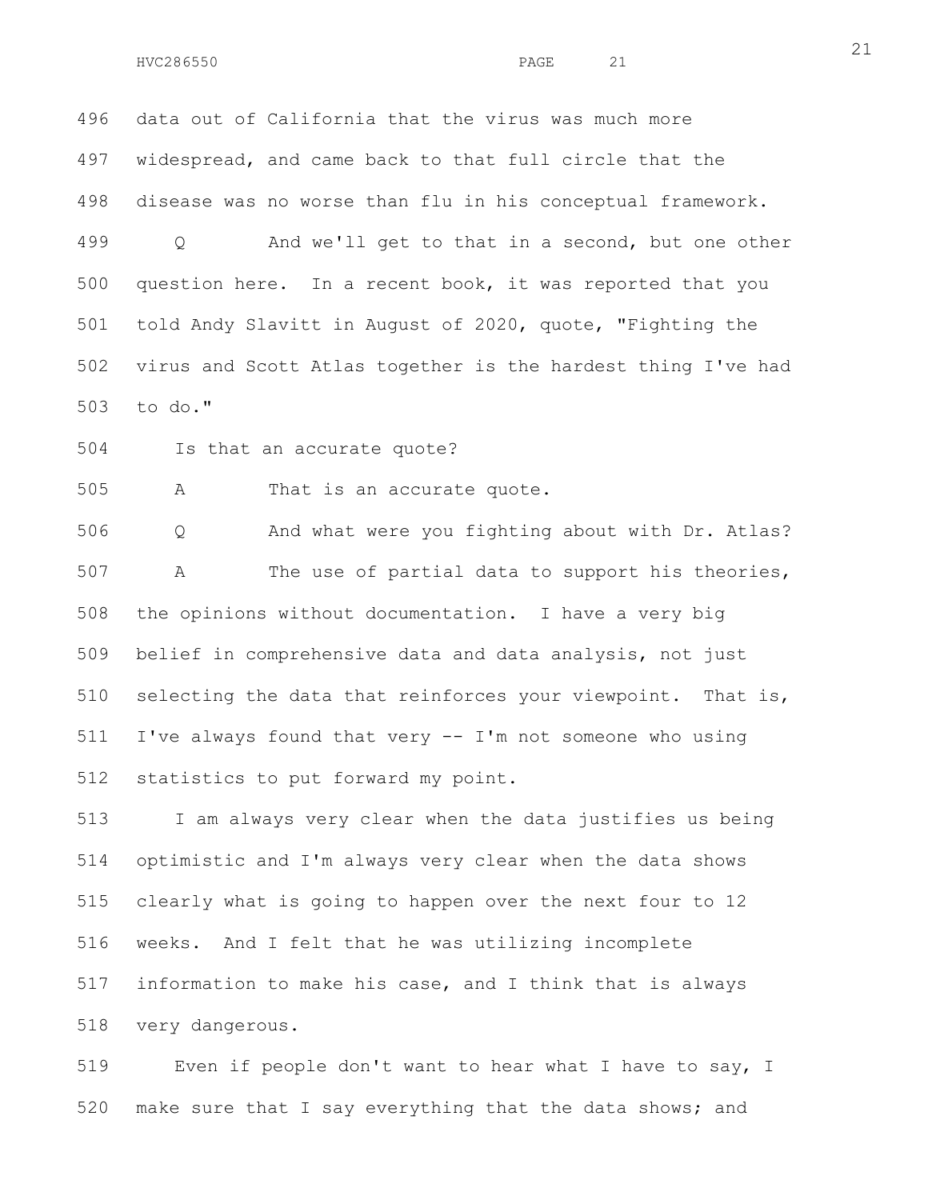496 data out of California that the virus was much more
497 widespread, and came back to that full circle that the
498 disease was no worse than flu in his conceptual framework.

499 Q And we'll get to that in a second, but one other
500 question here. In a recent book, it was reported that you
501 told Andy Slavitt in August of 2020, quote, "Fighting the
502 virus and Scott Atlas together is the hardest thing I've had
503 to do."

504 Is that an accurate quote?

505 A That is an accurate quote.

506 Q And what were you fighting about with Dr. Atlas?

507 A The use of partial data to support his theories,
508 the opinions without documentation. I have a very big
509 belief in comprehensive data and data analysis, not just
510 selecting the data that reinforces your viewpoint. That is,
511 I've always found that very -- I'm not someone who using
512 statistics to put forward my point.

513 I am always very clear when the data justifies us being
514 optimistic and I'm always very clear when the data shows
515 clearly what is going to happen over the next four to 12
516 weeks. And I felt that he was utilizing incomplete
517 information to make his case, and I think that is always
518 very dangerous.

519 Even if people don't want to hear what I have to say, I
520 make sure that I say everything that the data shows; and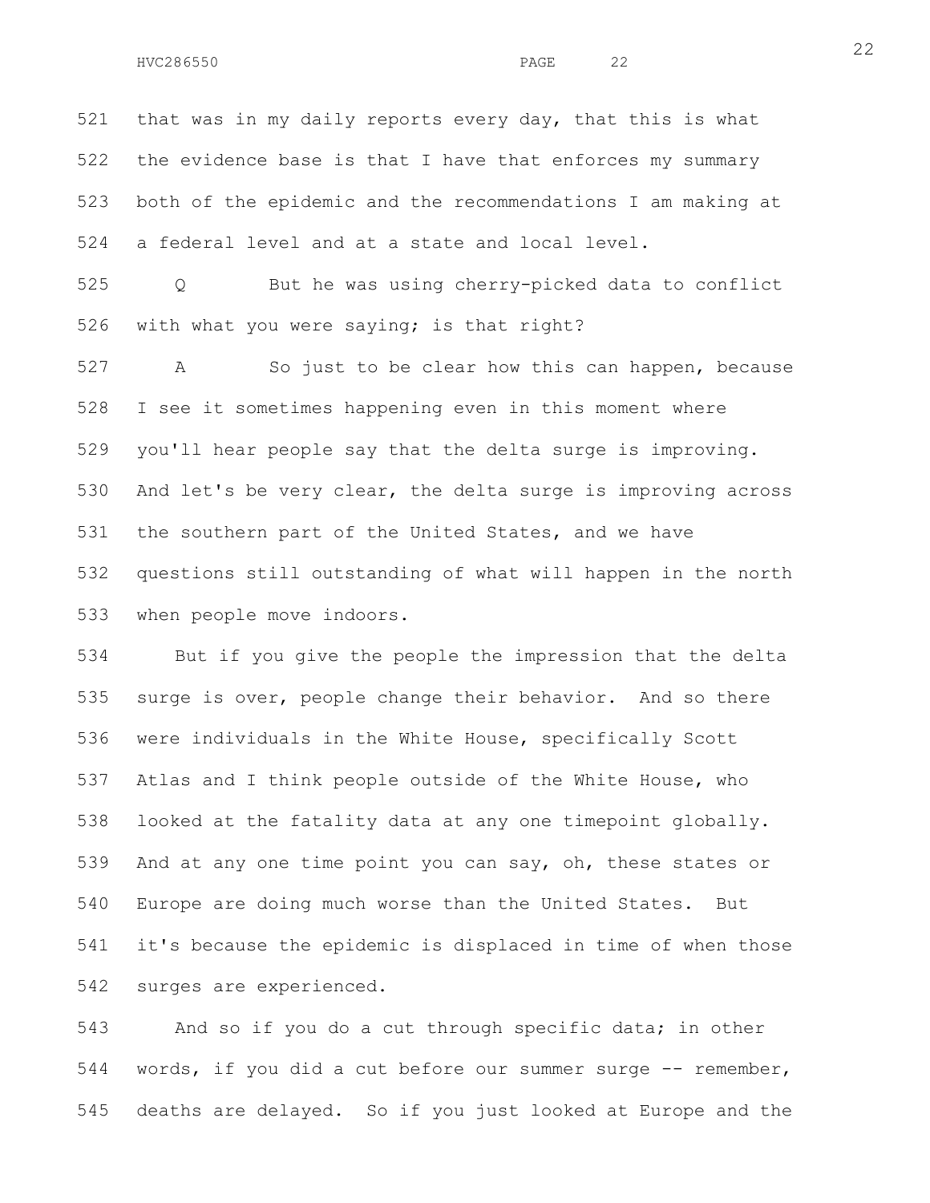521 that was in my daily reports every day, that this is what
522 the evidence base is that I have that enforces my summary
523 both of the epidemic and the recommendations I am making at
524 a federal level and at a state and local level.

525 Q But he was using cherry-picked data to conflict
526 with what you were saying; is that right?

527 A So just to be clear how this can happen, because
528 I see it sometimes happening even in this moment where
529 you'll hear people say that the delta surge is improving.
530 And let's be very clear, the delta surge is improving across
531 the southern part of the United States, and we have
532 questions still outstanding of what will happen in the north
533 when people move indoors.

534 But if you give the people the impression that the delta
535 surge is over, people change their behavior. And so there
536 were individuals in the White House, specifically Scott
537 Atlas and I think people outside of the White House, who
538 looked at the fatality data at any one timepoint globally.
539 And at any one time point you can say, oh, these states or
540 Europe are doing much worse than the United States. But
541 it's because the epidemic is displaced in time of when those
542 surges are experienced.

543 And so if you do a cut through specific data; in other
544 words, if you did a cut before our summer surge -- remember,
545 deaths are delayed. So if you just looked at Europe and the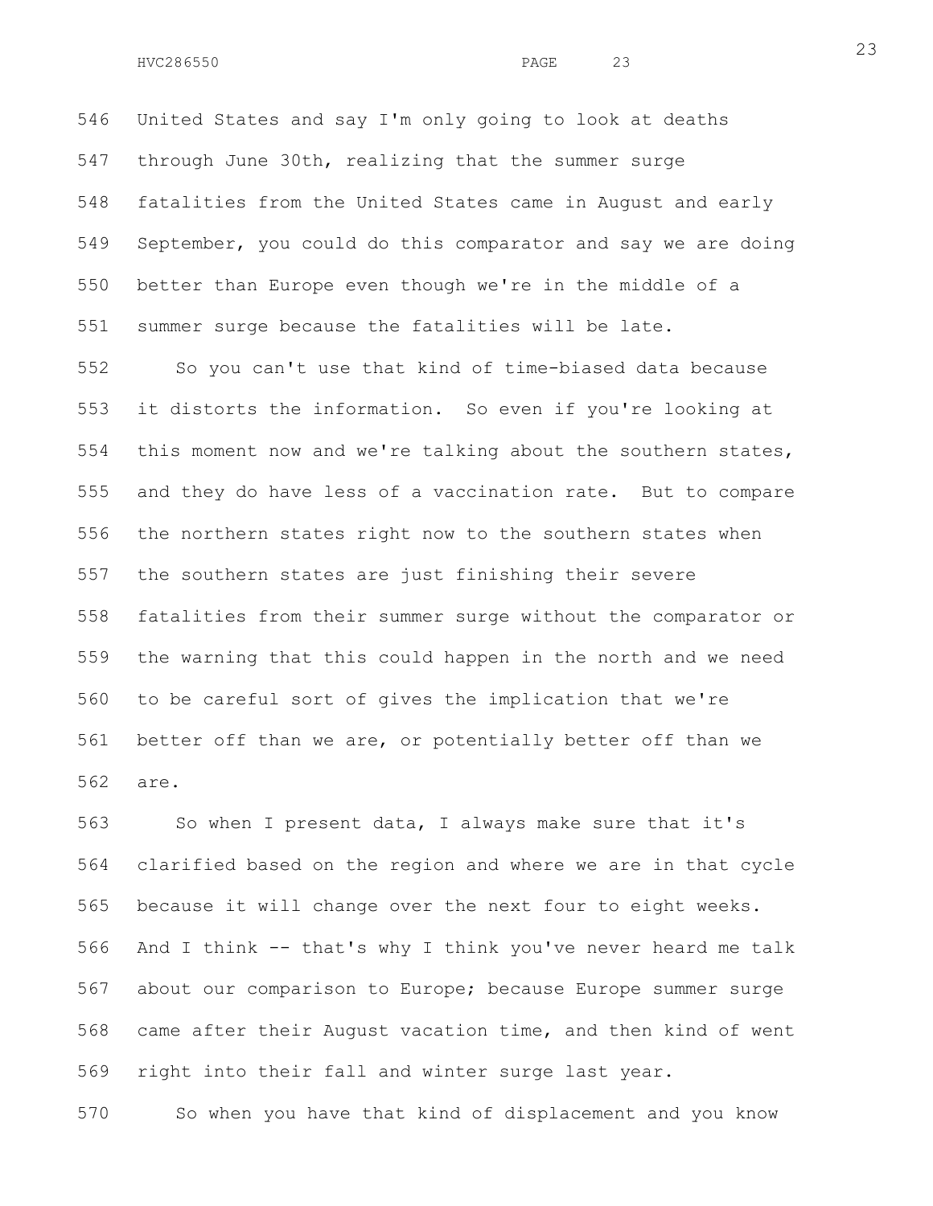546 United States and say I'm only going to look at deaths
547 through June 30th, realizing that the summer surge
548 fatalities from the United States came in August and early
549 September, you could do this comparator and say we are doing
550 better than Europe even though we're in the middle of a
551 summer surge because the fatalities will be late.

552 So you can't use that kind of time-biased data because
553 it distorts the information. So even if you're looking at
554 this moment now and we're talking about the southern states,
555 and they do have less of a vaccination rate. But to compare
556 the northern states right now to the southern states when
557 the southern states are just finishing their severe
558 fatalities from their summer surge without the comparator or
559 the warning that this could happen in the north and we need
560 to be careful sort of gives the implication that we're
561 better off than we are, or potentially better off than we
562 are.

563 So when I present data, I always make sure that it's
564 clarified based on the region and where we are in that cycle
565 because it will change over the next four to eight weeks.
566 And I think -- that's why I think you've never heard me talk
567 about our comparison to Europe; because Europe summer surge
568 came after their August vacation time, and then kind of went
569 right into their fall and winter surge last year.

570 So when you have that kind of displacement and you know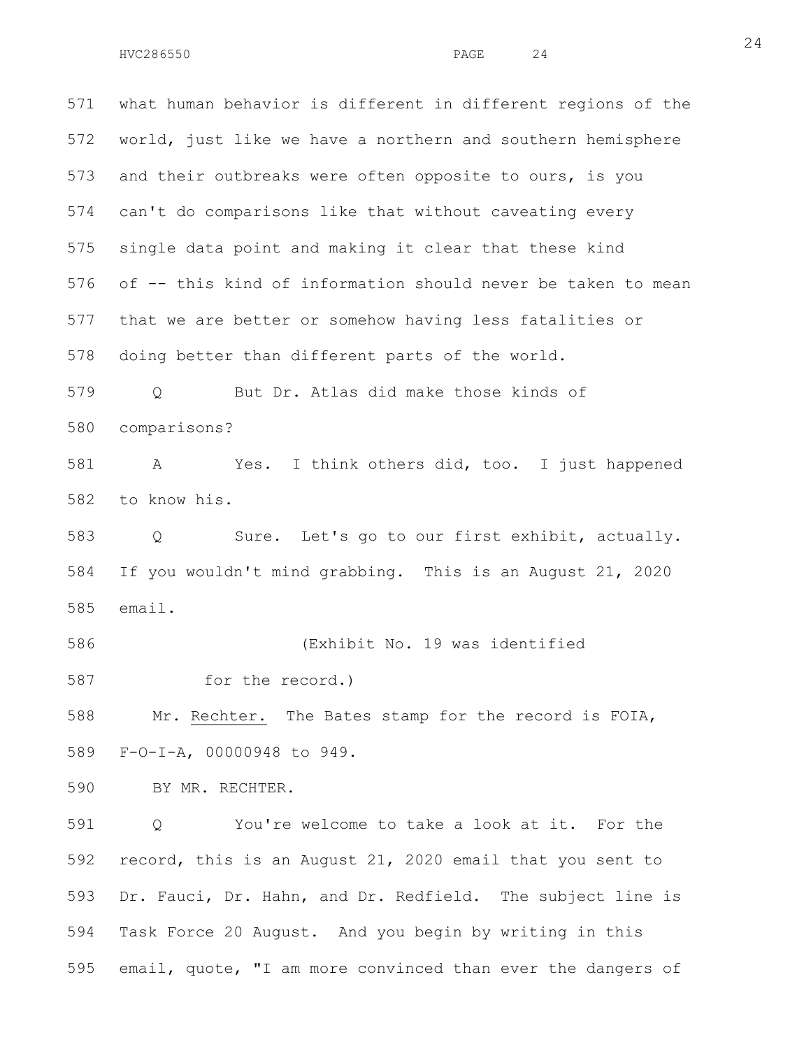what human behavior is different in different regions of the world, just like we have a northern and southern hemisphere and their outbreaks were often opposite to ours, is you can't do comparisons like that without caveating every single data point and making it clear that these kind of -- this kind of information should never be taken to mean that we are better or somehow having less fatalities or doing better than different parts of the world.

Q But Dr. Atlas did make those kinds of comparisons?

A Yes. I think others did, too. I just happened to know his.

Q Sure. Let's go to our first exhibit, actually. If you wouldn't mind grabbing. This is an August 21, 2020 email.

(Exhibit No. 19 was identified for the record.)

Mr. Rechter. The Bates stamp for the record is FOIA, F-O-I-A, 00000948 to 949.

BY MR. RECHTER.

Q You're welcome to take a look at it. For the record, this is an August 21, 2020 email that you sent to Dr. Fauci, Dr. Hahn, and Dr. Redfield. The subject line is Task Force 20 August. And you begin by writing in this email, quote, "I am more convinced than ever the dangers of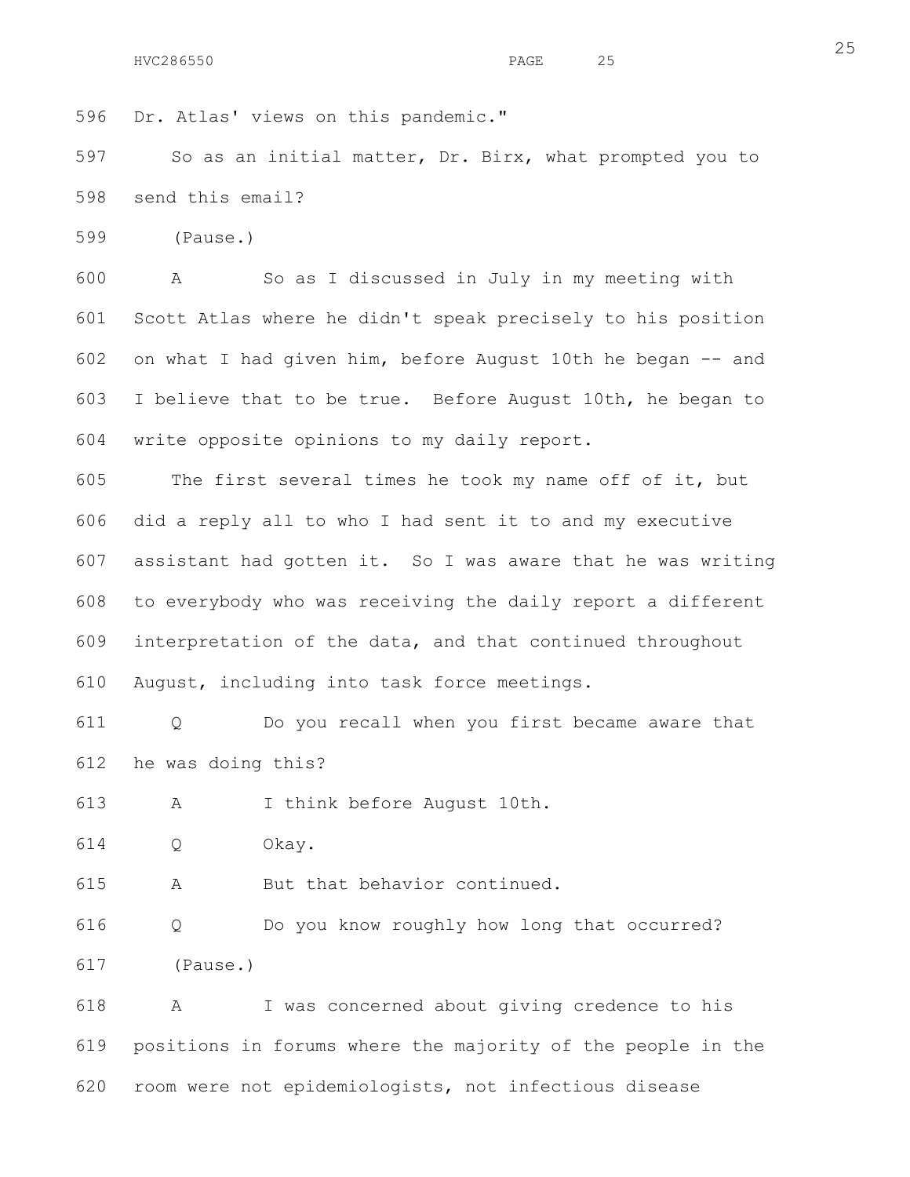596 Dr. Atlas' views on this pandemic."

597 So as an initial matter, Dr. Birx, what prompted you to

598 send this email?

599 (Pause.)

600 A So as I discussed in July in my meeting with

601 Scott Atlas where he didn't speak precisely to his position

602 on what I had given him, before August 10th he began -- and

603 I believe that to be true. Before August 10th, he began to

604 write opposite opinions to my daily report.

605 The first several times he took my name off of it, but

606 did a reply all to who I had sent it to and my executive

607 assistant had gotten it. So I was aware that he was writing

608 to everybody who was receiving the daily report a different

609 interpretation of the data, and that continued throughout

610 August, including into task force meetings.

611 Q Do you recall when you first became aware that

612 he was doing this?

613 A I think before August 10th.

614 Q Okay.

615 A But that behavior continued.

616 Q Do you know roughly how long that occurred?

617 (Pause.)

618 A I was concerned about giving credence to his

619 positions in forums where the majority of the people in the

620 room were not epidemiologists, not infectious disease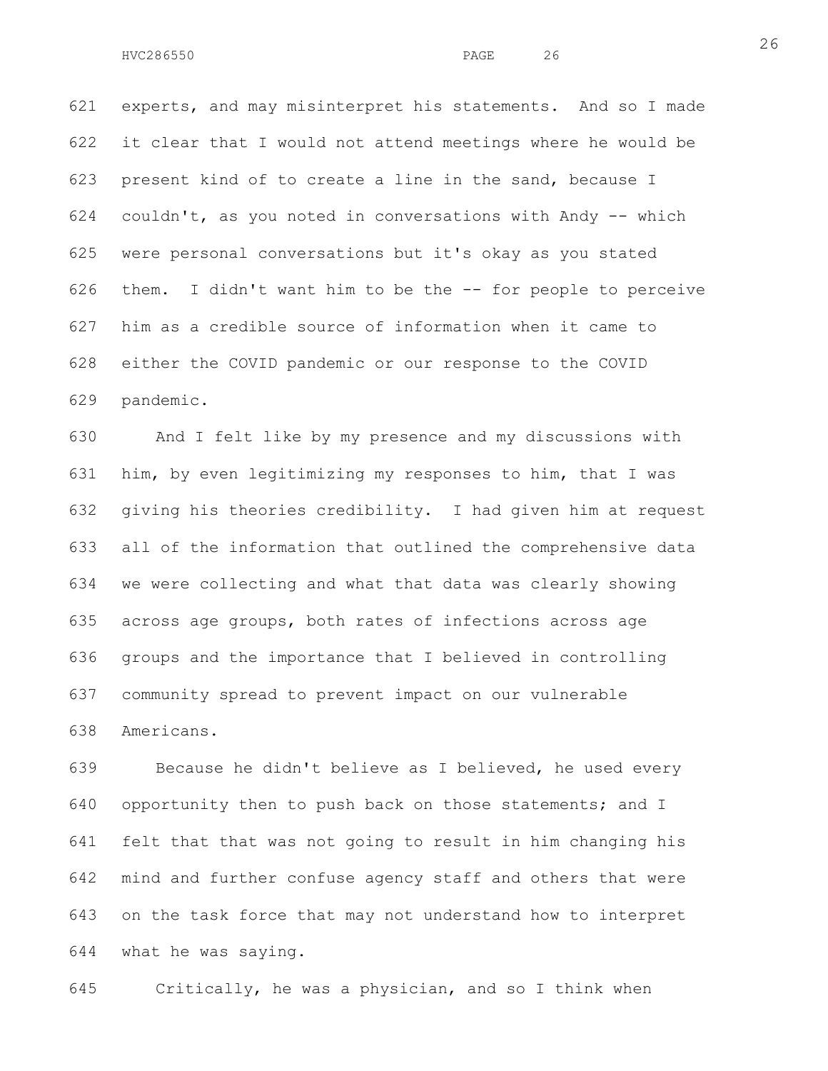experts, and may misinterpret his statements. And so I made it clear that I would not attend meetings where he would be present kind of to create a line in the sand, because I couldn't, as you noted in conversations with Andy -- which were personal conversations but it's okay as you stated them. I didn't want him to be the -- for people to perceive him as a credible source of information when it came to either the COVID pandemic or our response to the COVID pandemic.

And I felt like by my presence and my discussions with him, by even legitimizing my responses to him, that I was giving his theories credibility. I had given him at request all of the information that outlined the comprehensive data we were collecting and what that data was clearly showing across age groups, both rates of infections across age groups and the importance that I believed in controlling community spread to prevent impact on our vulnerable Americans.

Because he didn't believe as I believed, he used every opportunity then to push back on those statements; and I felt that that was not going to result in him changing his mind and further confuse agency staff and others that were on the task force that may not understand how to interpret what he was saying.

Critically, he was a physician, and so I think when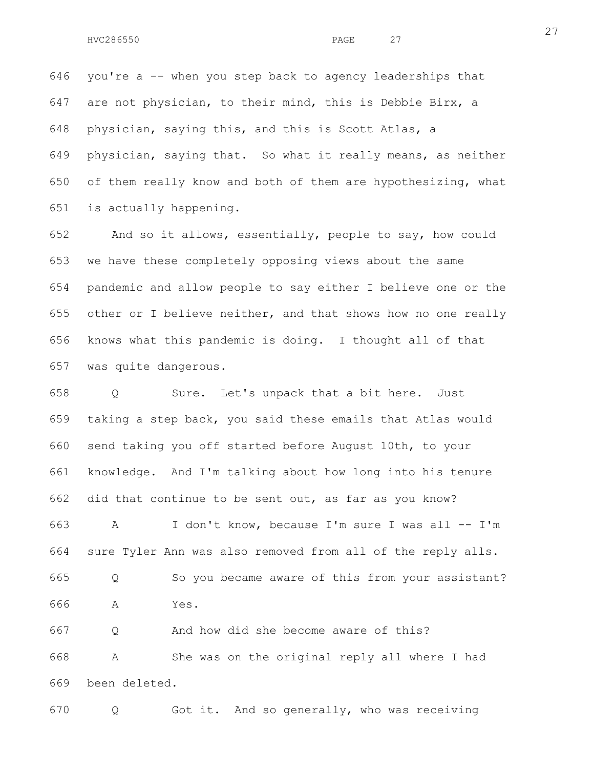646 you're a -- when you step back to agency leaderships that
647 are not physician, to their mind, this is Debbie Birx, a
648 physician, saying this, and this is Scott Atlas, a
649 physician, saying that. So what it really means, as neither
650 of them really know and both of them are hypothesizing, what
651 is actually happening.

652 And so it allows, essentially, people to say, how could
653 we have these completely opposing views about the same
654 pandemic and allow people to say either I believe one or the
655 other or I believe neither, and that shows how no one really
656 knows what this pandemic is doing. I thought all of that
657 was quite dangerous.

658 Q Sure. Let's unpack that a bit here. Just
659 taking a step back, you said these emails that Atlas would
660 send taking you off started before August 10th, to your
661 knowledge. And I'm talking about how long into his tenure
662 did that continue to be sent out, as far as you know?

663 A I don't know, because I'm sure I was all -- I'm
664 sure Tyler Ann was also removed from all of the reply alls.

665 Q So you became aware of this from your assistant?

666 A Yes.

667 Q And how did she become aware of this?

668 A She was on the original reply all where I had
669 been deleted.

670 Q Got it. And so generally, who was receiving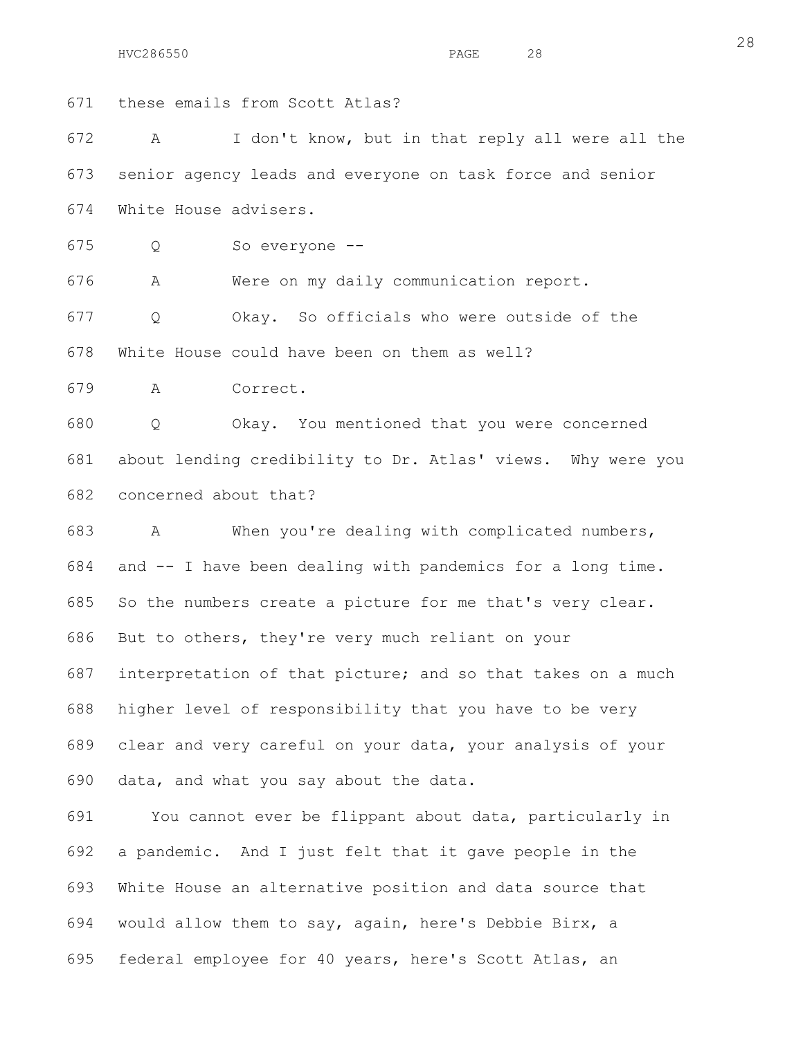671 these emails from Scott Atlas?

672 A I don't know, but in that reply all were all the

673 senior agency leads and everyone on task force and senior

674 White House advisers.

675 Q So everyone --

676 A Were on my daily communication report.

677 Q Okay. So officials who were outside of the

678 White House could have been on them as well?

679 A Correct.

680 Q Okay. You mentioned that you were concerned

681 about lending credibility to Dr. Atlas' views. Why were you

682 concerned about that?

683 A When you're dealing with complicated numbers,

684 and -- I have been dealing with pandemics for a long time.

685 So the numbers create a picture for me that's very clear.

686 But to others, they're very much reliant on your

687 interpretation of that picture; and so that takes on a much

688 higher level of responsibility that you have to be very

689 clear and very careful on your data, your analysis of your

690 data, and what you say about the data.

691 You cannot ever be flippant about data, particularly in

692 a pandemic. And I just felt that it gave people in the

693 White House an alternative position and data source that

694 would allow them to say, again, here's Debbie Birx, a

695 federal employee for 40 years, here's Scott Atlas, an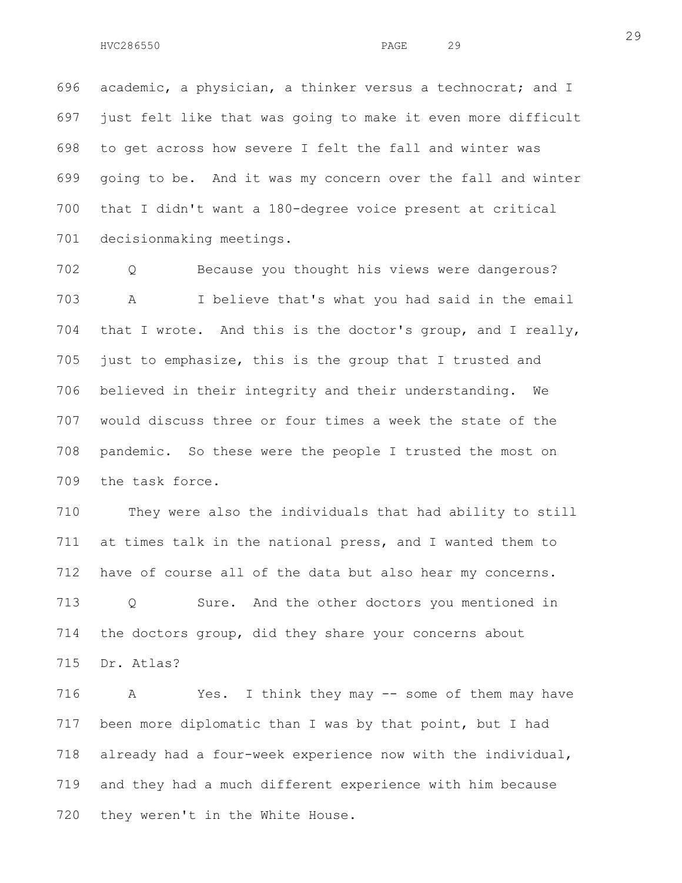academic, a physician, a thinker versus a technocrat; and I just felt like that was going to make it even more difficult to get across how severe I felt the fall and winter was going to be. And it was my concern over the fall and winter that I didn't want a 180-degree voice present at critical decisionmaking meetings.

Q Because you thought his views were dangerous?

A I believe that's what you had said in the email that I wrote. And this is the doctor's group, and I really, just to emphasize, this is the group that I trusted and believed in their integrity and their understanding. We would discuss three or four times a week the state of the pandemic. So these were the people I trusted the most on the task force.

They were also the individuals that had ability to still at times talk in the national press, and I wanted them to have of course all of the data but also hear my concerns.

Q Sure. And the other doctors you mentioned in the doctors group, did they share your concerns about Dr. Atlas?

A Yes. I think they may -- some of them may have been more diplomatic than I was by that point, but I had already had a four-week experience now with the individual, and they had a much different experience with him because they weren't in the White House.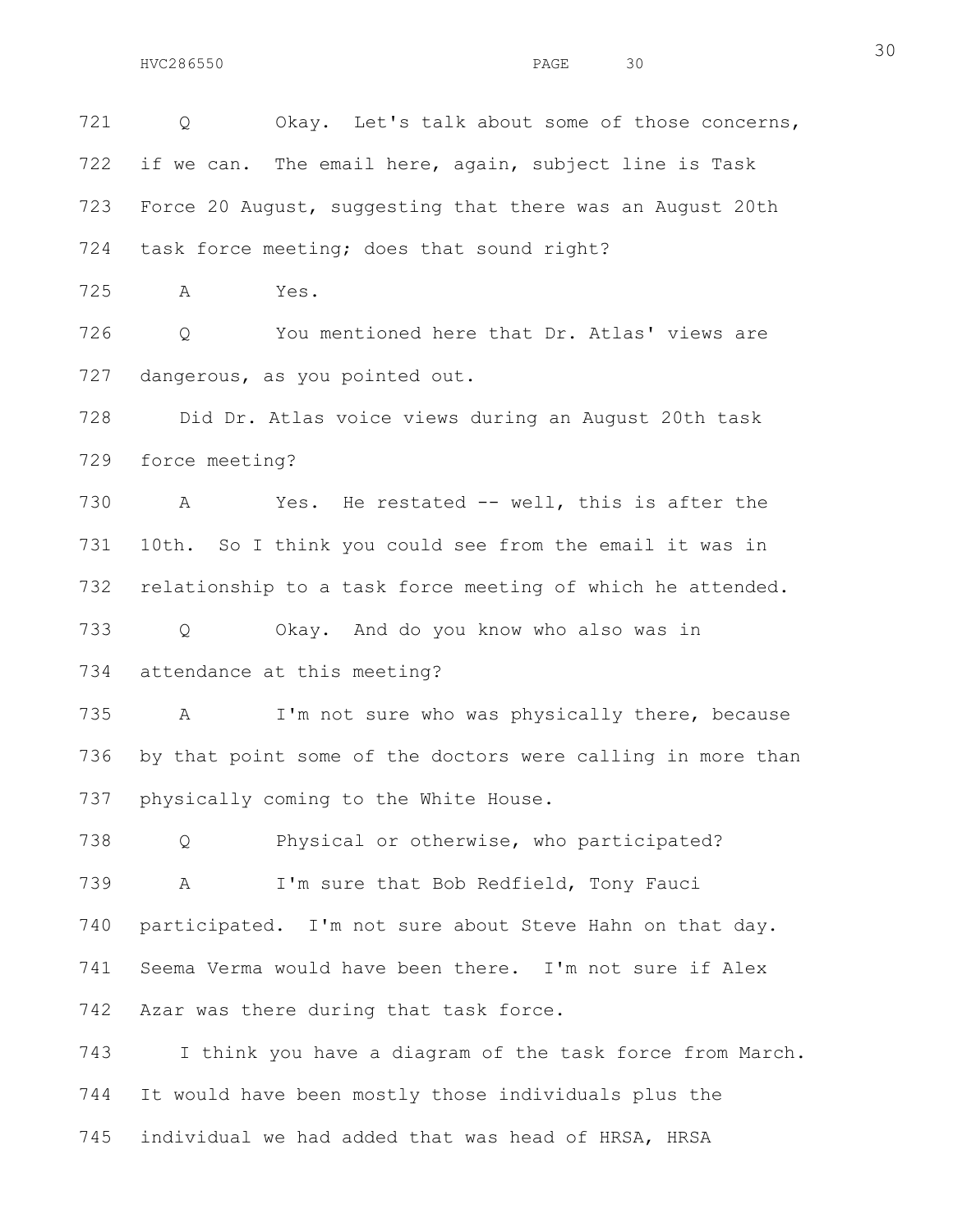721 Q Okay. Let's talk about some of those concerns,
722 if we can. The email here, again, subject line is Task
723 Force 20 August, suggesting that there was an August 20th
724 task force meeting; does that sound right?

725 A Yes.

726 Q You mentioned here that Dr. Atlas' views are
727 dangerous, as you pointed out.

728 Did Dr. Atlas voice views during an August 20th task
729 force meeting?

730 A Yes. He restated -- well, this is after the
731 10th. So I think you could see from the email it was in
732 relationship to a task force meeting of which he attended.

733 Q Okay. And do you know who also was in
734 attendance at this meeting?

735 A I'm not sure who was physically there, because
736 by that point some of the doctors were calling in more than
737 physically coming to the White House.

738 Q Physical or otherwise, who participated?

739 A I'm sure that Bob Redfield, Tony Fauci
740 participated. I'm not sure about Steve Hahn on that day.
741 Seema Verma would have been there. I'm not sure if Alex
742 Azar was there during that task force.

743 I think you have a diagram of the task force from March.
744 It would have been mostly those individuals plus the
745 individual we had added that was head of HRSA, HRSA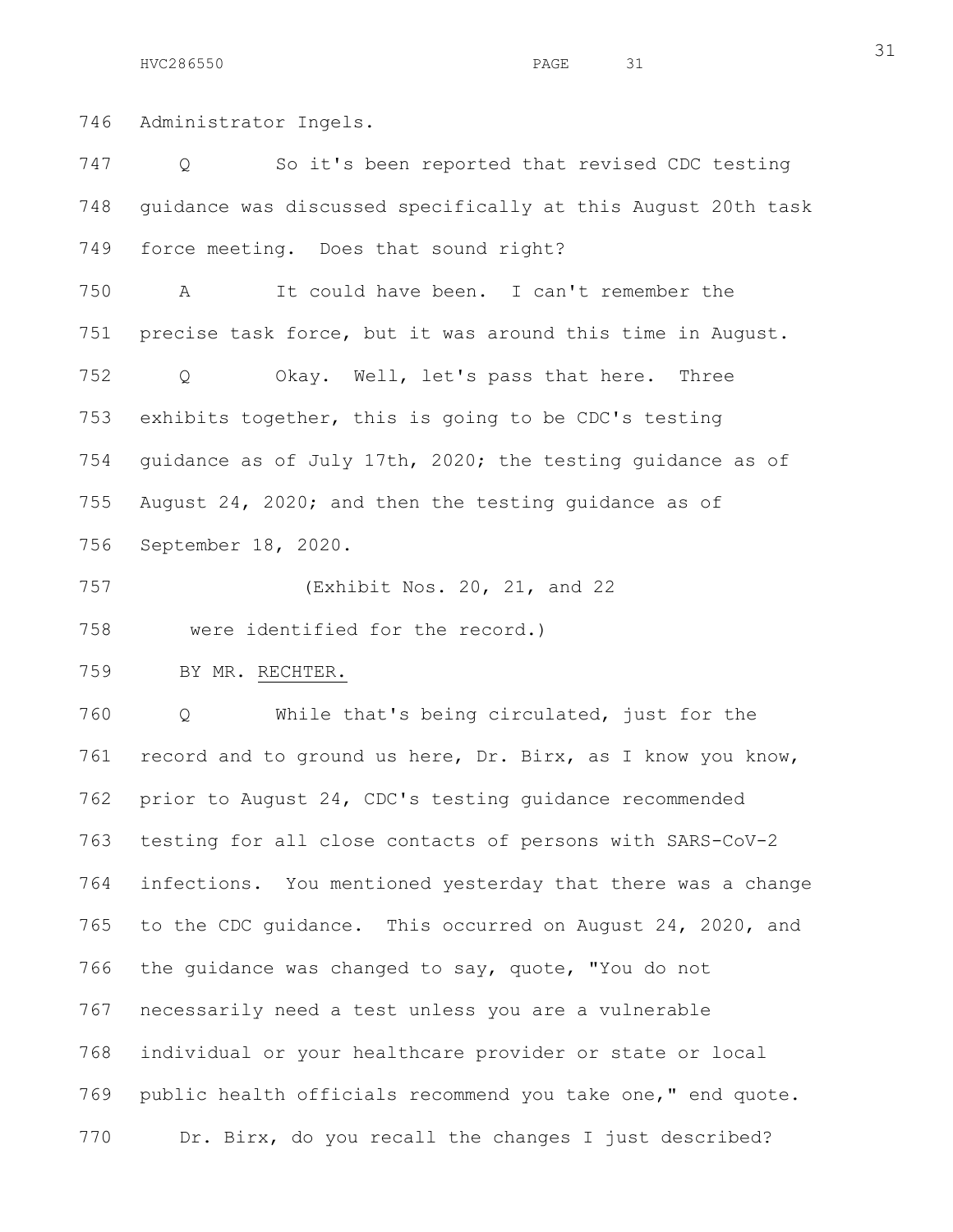746 Administrator Ingels.

747 Q So it's been reported that revised CDC testing
748 guidance was discussed specifically at this August 20th task
749 force meeting. Does that sound right?

750 A It could have been. I can't remember the
751 precise task force, but it was around this time in August.

752 Q Okay. Well, let's pass that here. Three
753 exhibits together, this is going to be CDC's testing
754 guidance as of July 17th, 2020; the testing guidance as of
755 August 24, 2020; and then the testing guidance as of
756 September 18, 2020.

757 (Exhibit Nos. 20, 21, and 22
758 were identified for the record.)

759 BY MR. RECHTER.

760 Q While that's being circulated, just for the
761 record and to ground us here, Dr. Birx, as I know you know,
762 prior to August 24, CDC's testing guidance recommended
763 testing for all close contacts of persons with SARS-CoV-2
764 infections. You mentioned yesterday that there was a change
765 to the CDC guidance. This occurred on August 24, 2020, and
766 the guidance was changed to say, quote, "You do not
767 necessarily need a test unless you are a vulnerable
768 individual or your healthcare provider or state or local
769 public health officials recommend you take one," end quote.
770 Dr. Birx, do you recall the changes I just described?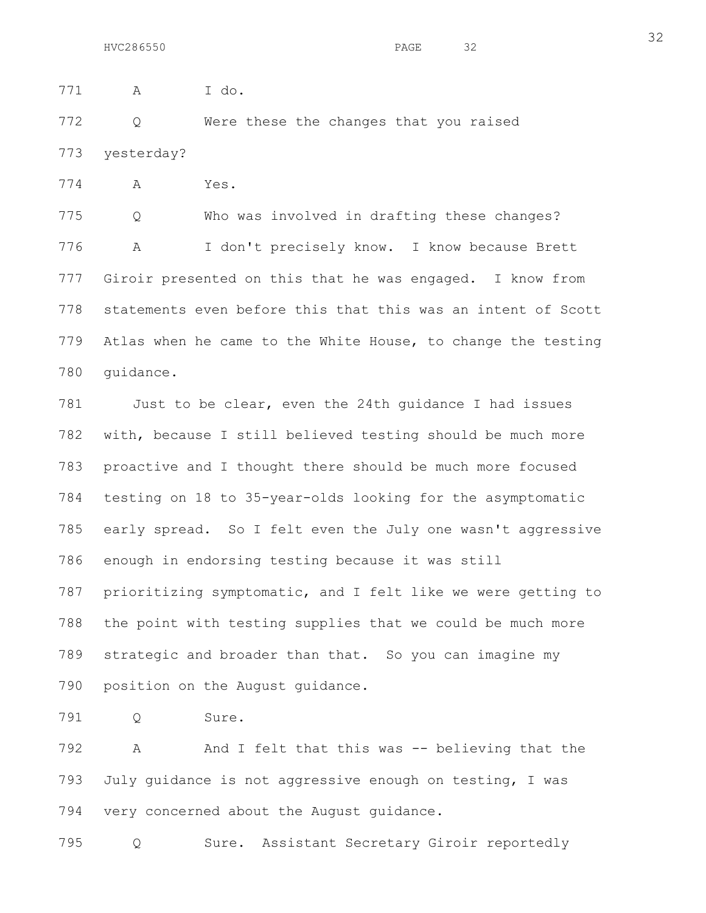771 A I do.

772 Q Were these the changes that you raised

773 yesterday?

774 A Yes.

775 Q Who was involved in drafting these changes?

776 A I don't precisely know. I know because Brett

777 Giroir presented on this that he was engaged. I know from

778 statements even before this that this was an intent of Scott

779 Atlas when he came to the White House, to change the testing

780 guidance.

781 Just to be clear, even the 24th guidance I had issues

782 with, because I still believed testing should be much more

783 proactive and I thought there should be much more focused

784 testing on 18 to 35-year-olds looking for the asymptomatic

785 early spread. So I felt even the July one wasn't aggressive

786 enough in endorsing testing because it was still

787 prioritizing symptomatic, and I felt like we were getting to

788 the point with testing supplies that we could be much more

789 strategic and broader than that. So you can imagine my

790 position on the August guidance.

791 Q Sure.

792 A And I felt that this was -- believing that the

793 July guidance is not aggressive enough on testing, I was

794 very concerned about the August guidance.

795 Q Sure. Assistant Secretary Giroir reportedly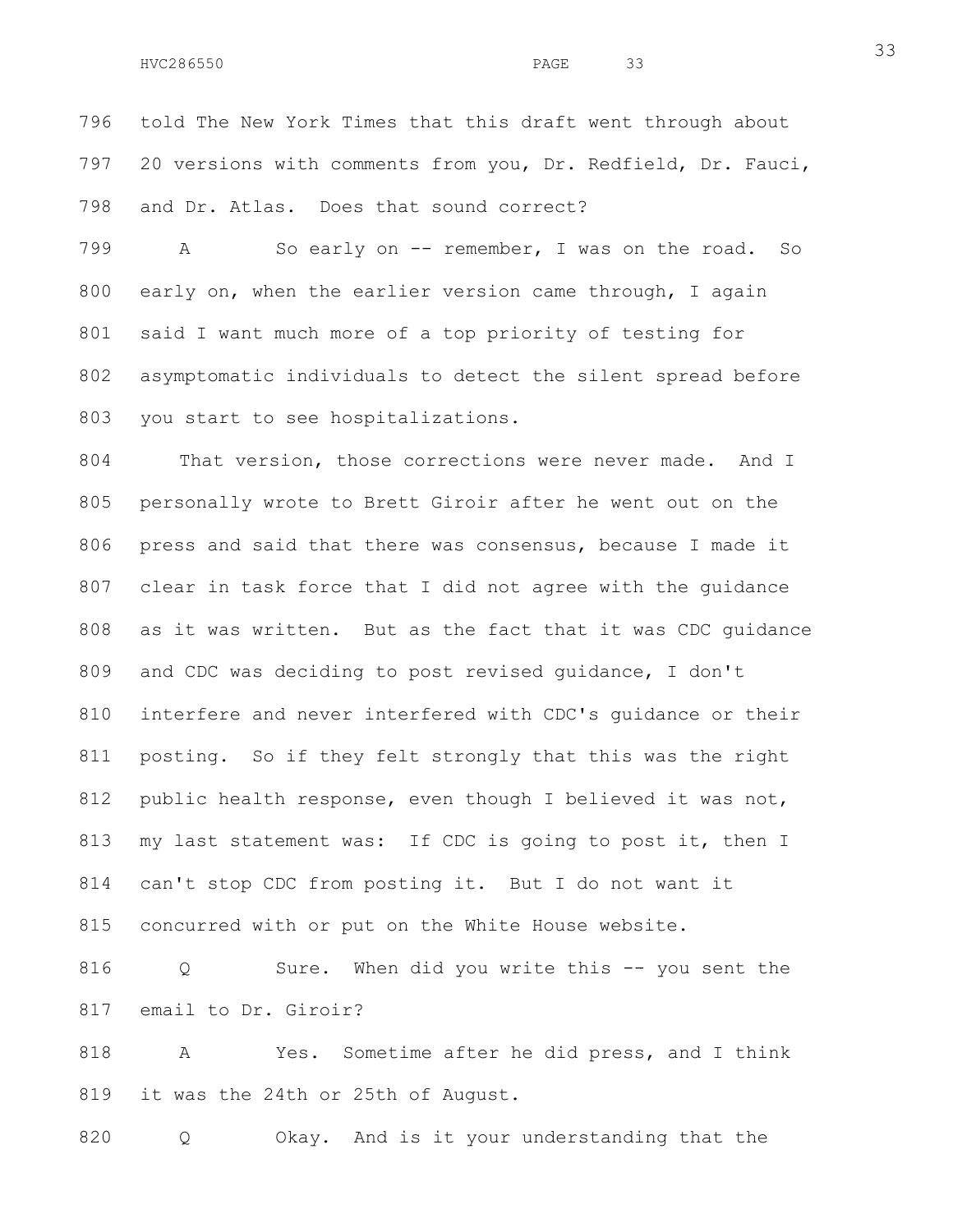796 told The New York Times that this draft went through about
797 20 versions with comments from you, Dr. Redfield, Dr. Fauci,
798 and Dr. Atlas. Does that sound correct?

799 A So early on -- remember, I was on the road. So
800 early on, when the earlier version came through, I again
801 said I want much more of a top priority of testing for
802 asymptomatic individuals to detect the silent spread before
803 you start to see hospitalizations.

804 That version, those corrections were never made. And I
805 personally wrote to Brett Giroir after he went out on the
806 press and said that there was consensus, because I made it
807 clear in task force that I did not agree with the guidance
808 as it was written. But as the fact that it was CDC guidance
809 and CDC was deciding to post revised guidance, I don't
810 interfere and never interfered with CDC's guidance or their
811 posting. So if they felt strongly that this was the right
812 public health response, even though I believed it was not,
813 my last statement was: If CDC is going to post it, then I
814 can't stop CDC from posting it. But I do not want it
815 concurred with or put on the White House website.

816 Q Sure. When did you write this -- you sent the
817 email to Dr. Giroir?

818 A Yes. Sometime after he did press, and I think
819 it was the 24th or 25th of August.

820 Q Okay. And is it your understanding that the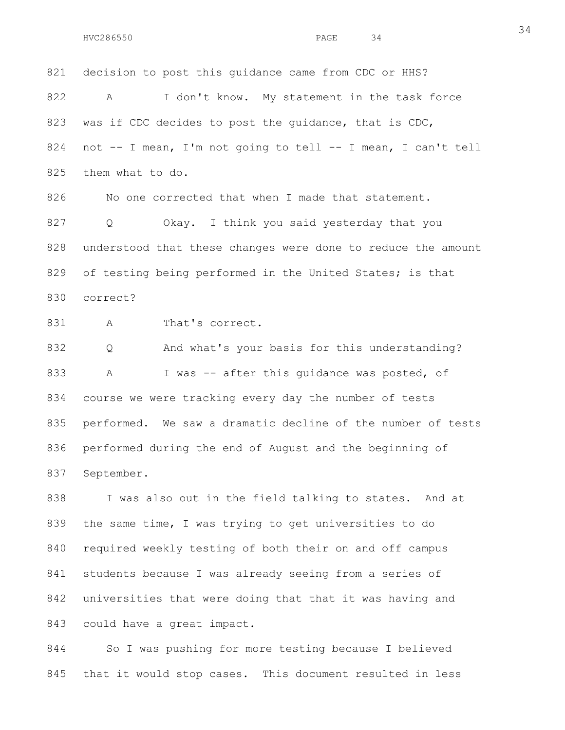821 decision to post this guidance came from CDC or HHS?

822 A I don't know. My statement in the task force

823 was if CDC decides to post the guidance, that is CDC,

824 not -- I mean, I'm not going to tell -- I mean, I can't tell

825 them what to do.

826 No one corrected that when I made that statement.

827 Q Okay. I think you said yesterday that you

828 understood that these changes were done to reduce the amount

829 of testing being performed in the United States; is that

830 correct?

831 A That's correct.

832 Q And what's your basis for this understanding?

833 A I was -- after this guidance was posted, of

834 course we were tracking every day the number of tests

835 performed. We saw a dramatic decline of the number of tests

836 performed during the end of August and the beginning of

837 September.

838 I was also out in the field talking to states. And at

839 the same time, I was trying to get universities to do

840 required weekly testing of both their on and off campus

841 students because I was already seeing from a series of

842 universities that were doing that that it was having and

843 could have a great impact.

844 So I was pushing for more testing because I believed

845 that it would stop cases. This document resulted in less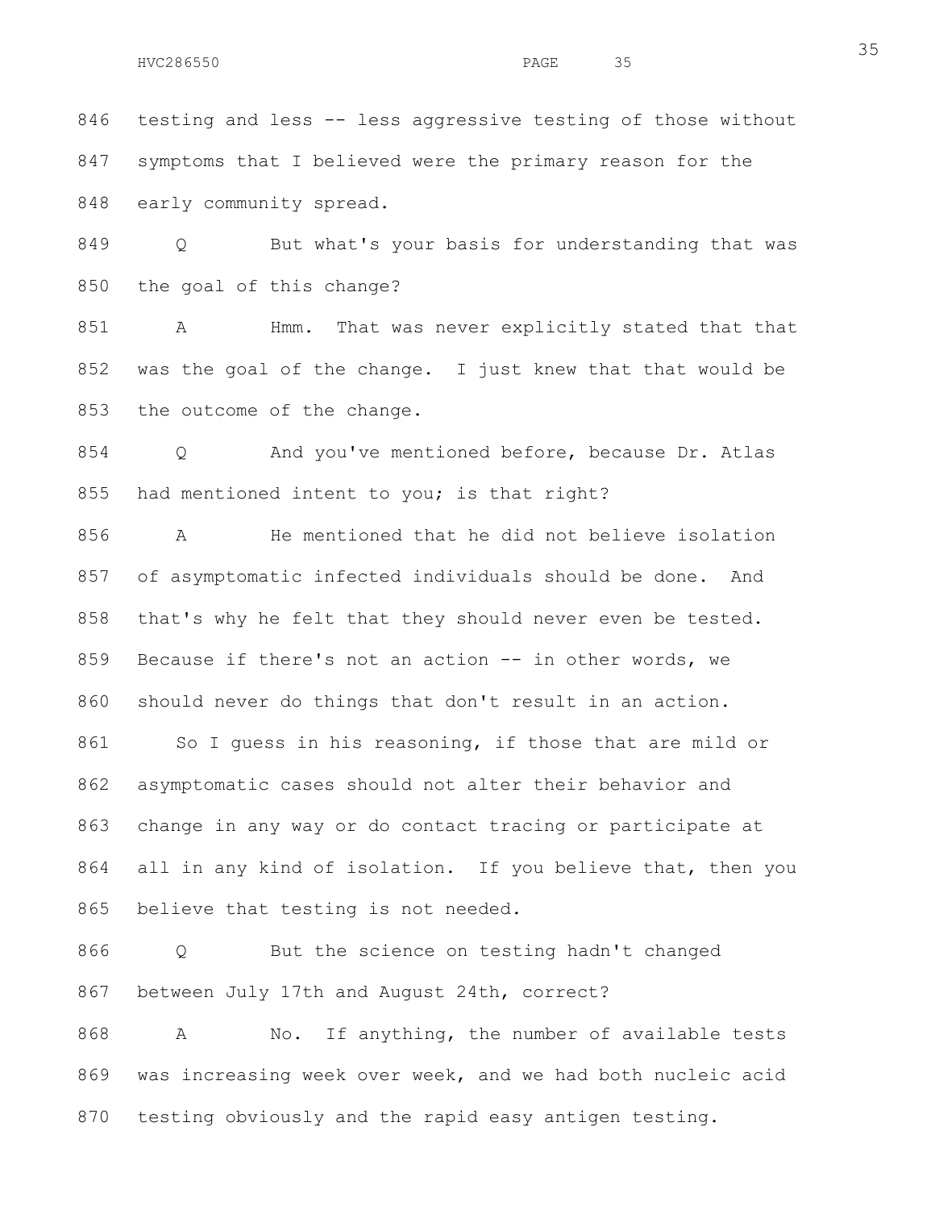846 testing and less -- less aggressive testing of those without

847 symptoms that I believed were the primary reason for the

848 early community spread.

849 Q But what's your basis for understanding that was

850 the goal of this change?

851 A Hmm. That was never explicitly stated that that

852 was the goal of the change. I just knew that that would be

853 the outcome of the change.

854 Q And you've mentioned before, because Dr. Atlas

855 had mentioned intent to you; is that right?

856 A He mentioned that he did not believe isolation

857 of asymptomatic infected individuals should be done. And

858 that's why he felt that they should never even be tested.

859 Because if there's not an action -- in other words, we

860 should never do things that don't result in an action.

861 So I guess in his reasoning, if those that are mild or

862 asymptomatic cases should not alter their behavior and

863 change in any way or do contact tracing or participate at

864 all in any kind of isolation. If you believe that, then you

865 believe that testing is not needed.

866 Q But the science on testing hadn't changed

867 between July 17th and August 24th, correct?

868 A No. If anything, the number of available tests

869 was increasing week over week, and we had both nucleic acid

870 testing obviously and the rapid easy antigen testing.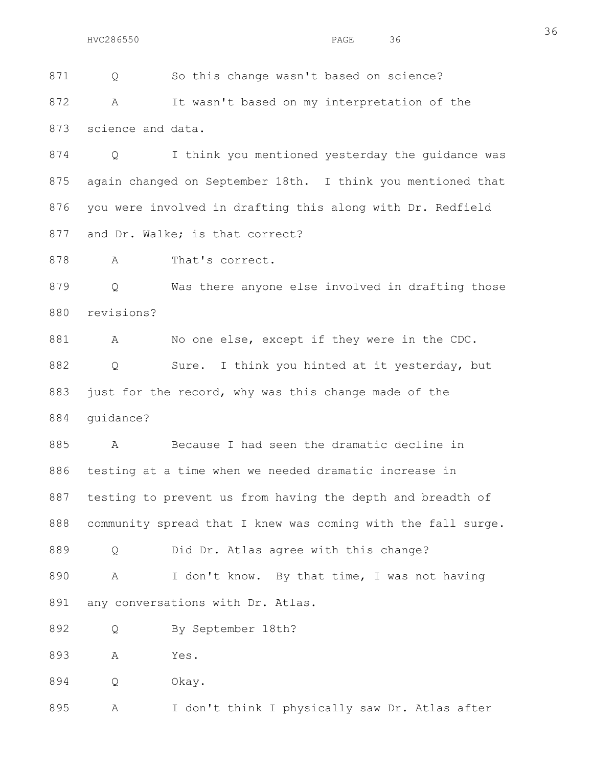Q So this change wasn't based on science?

A It wasn't based on my interpretation of the science and data.

Q I think you mentioned yesterday the guidance was again changed on September 18th. I think you mentioned that you were involved in drafting this along with Dr. Redfield and Dr. Walke; is that correct?

A That's correct.

Q Was there anyone else involved in drafting those revisions?

A No one else, except if they were in the CDC.

Q Sure. I think you hinted at it yesterday, but just for the record, why was this change made of the guidance?

A Because I had seen the dramatic decline in testing at a time when we needed dramatic increase in testing to prevent us from having the depth and breadth of community spread that I knew was coming with the fall surge.

Q Did Dr. Atlas agree with this change?

A I don't know. By that time, I was not having any conversations with Dr. Atlas.

Q By September 18th?

A Yes.

Q Okay.

A I don't think I physically saw Dr. Atlas after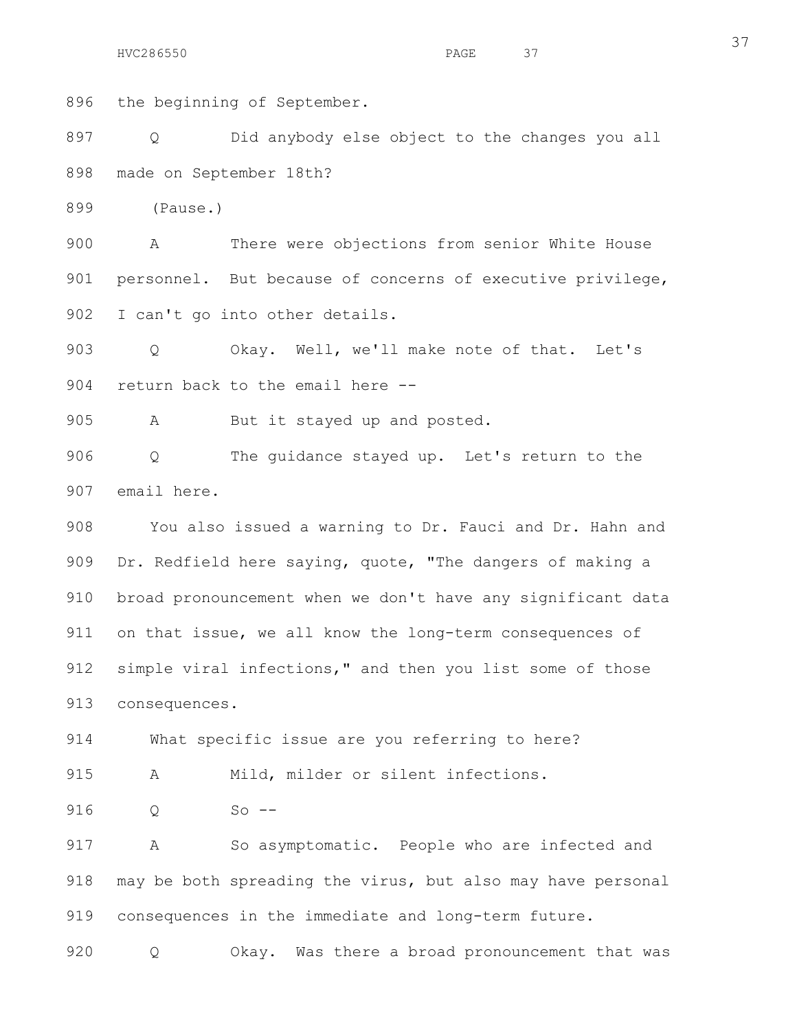896 the beginning of September.

897 Q Did anybody else object to the changes you all

898 made on September 18th?

899 (Pause.)

900 A There were objections from senior White House

901 personnel. But because of concerns of executive privilege,

902 I can't go into other details.

903 Q Okay. Well, we'll make note of that. Let's

904 return back to the email here --

905 A But it stayed up and posted.

906 Q The guidance stayed up. Let's return to the

907 email here.

908 You also issued a warning to Dr. Fauci and Dr. Hahn and

909 Dr. Redfield here saying, quote, "The dangers of making a

910 broad pronouncement when we don't have any significant data

911 on that issue, we all know the long-term consequences of

912 simple viral infections," and then you list some of those

913 consequences.

914 What specific issue are you referring to here?

915 A Mild, milder or silent infections.

916 Q So --

917 A So asymptomatic. People who are infected and

918 may be both spreading the virus, but also may have personal

919 consequences in the immediate and long-term future.

920 Q Okay. Was there a broad pronouncement that was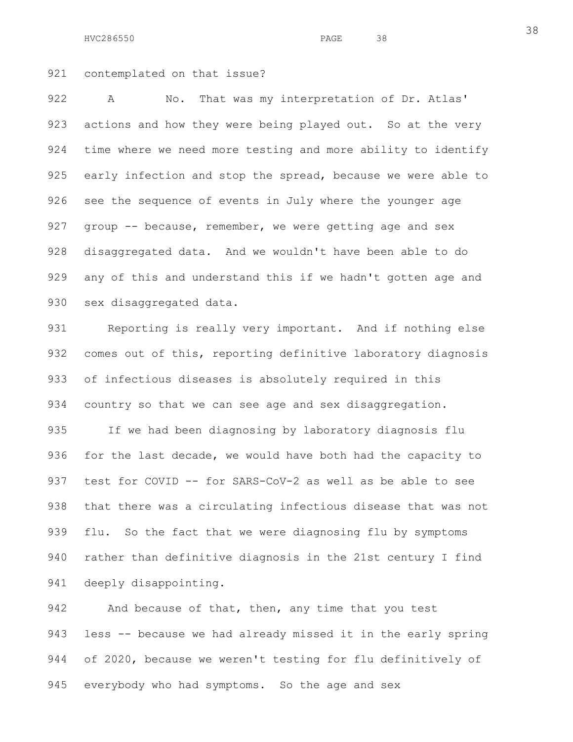contemplated on that issue?

A No. That was my interpretation of Dr. Atlas' actions and how they were being played out. So at the very time where we need more testing and more ability to identify early infection and stop the spread, because we were able to see the sequence of events in July where the younger age group -- because, remember, we were getting age and sex disaggregated data. And we wouldn't have been able to do any of this and understand this if we hadn't gotten age and sex disaggregated data.

Reporting is really very important. And if nothing else comes out of this, reporting definitive laboratory diagnosis of infectious diseases is absolutely required in this country so that we can see age and sex disaggregation.

If we had been diagnosing by laboratory diagnosis flu for the last decade, we would have both had the capacity to test for COVID -- for SARS-CoV-2 as well as be able to see that there was a circulating infectious disease that was not flu. So the fact that we were diagnosing flu by symptoms rather than definitive diagnosis in the 21st century I find deeply disappointing.

And because of that, then, any time that you test less -- because we had already missed it in the early spring of 2020, because we weren't testing for flu definitively of everybody who had symptoms. So the age and sex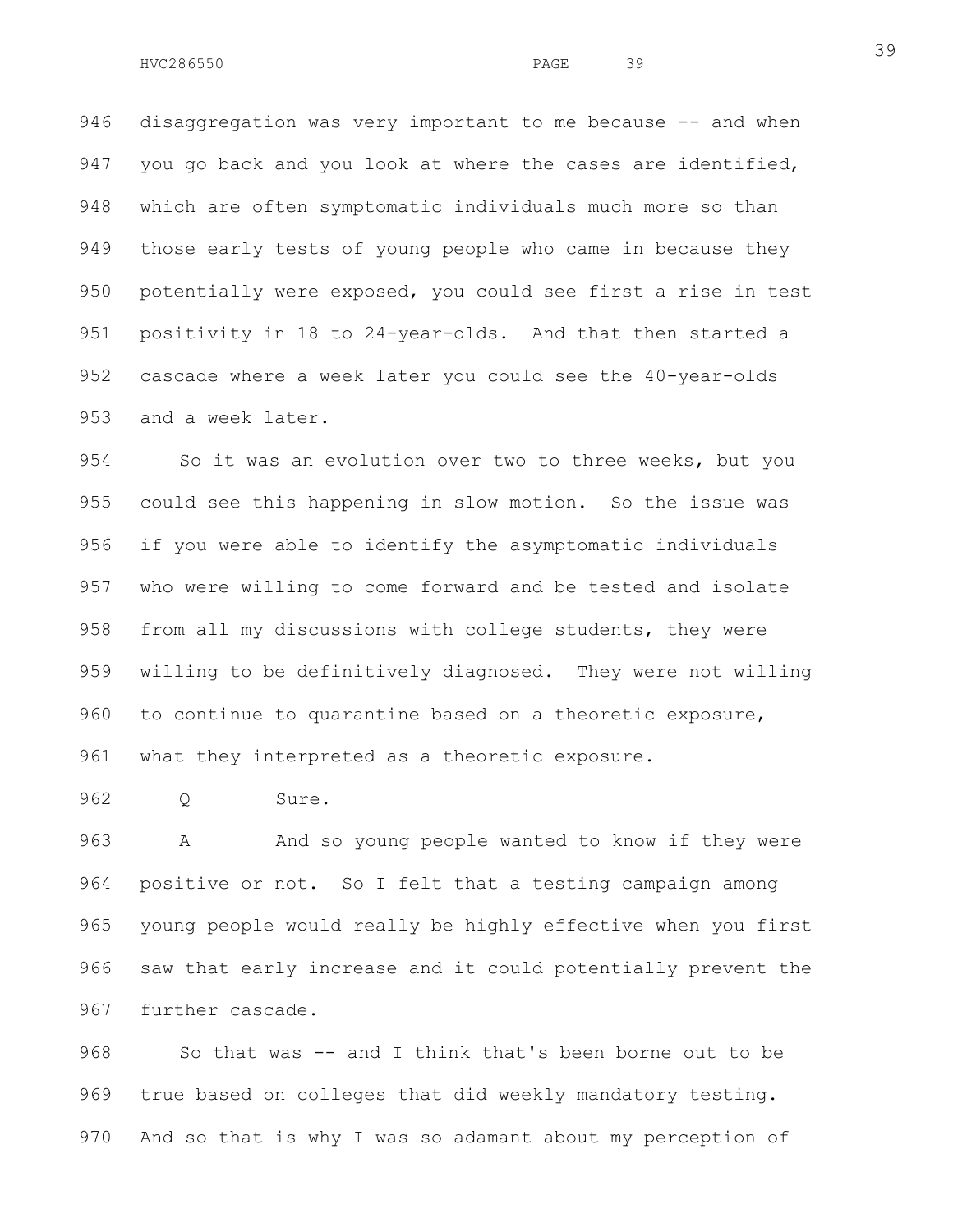disaggregation was very important to me because -- and when you go back and you look at where the cases are identified, which are often symptomatic individuals much more so than those early tests of young people who came in because they potentially were exposed, you could see first a rise in test positivity in 18 to 24-year-olds. And that then started a cascade where a week later you could see the 40-year-olds and a week later.

So it was an evolution over two to three weeks, but you could see this happening in slow motion. So the issue was if you were able to identify the asymptomatic individuals who were willing to come forward and be tested and isolate from all my discussions with college students, they were willing to be definitively diagnosed. They were not willing to continue to quarantine based on a theoretic exposure, what they interpreted as a theoretic exposure.

Q Sure.

A And so young people wanted to know if they were positive or not. So I felt that a testing campaign among young people would really be highly effective when you first saw that early increase and it could potentially prevent the further cascade.

So that was -- and I think that's been borne out to be true based on colleges that did weekly mandatory testing. And so that is why I was so adamant about my perception of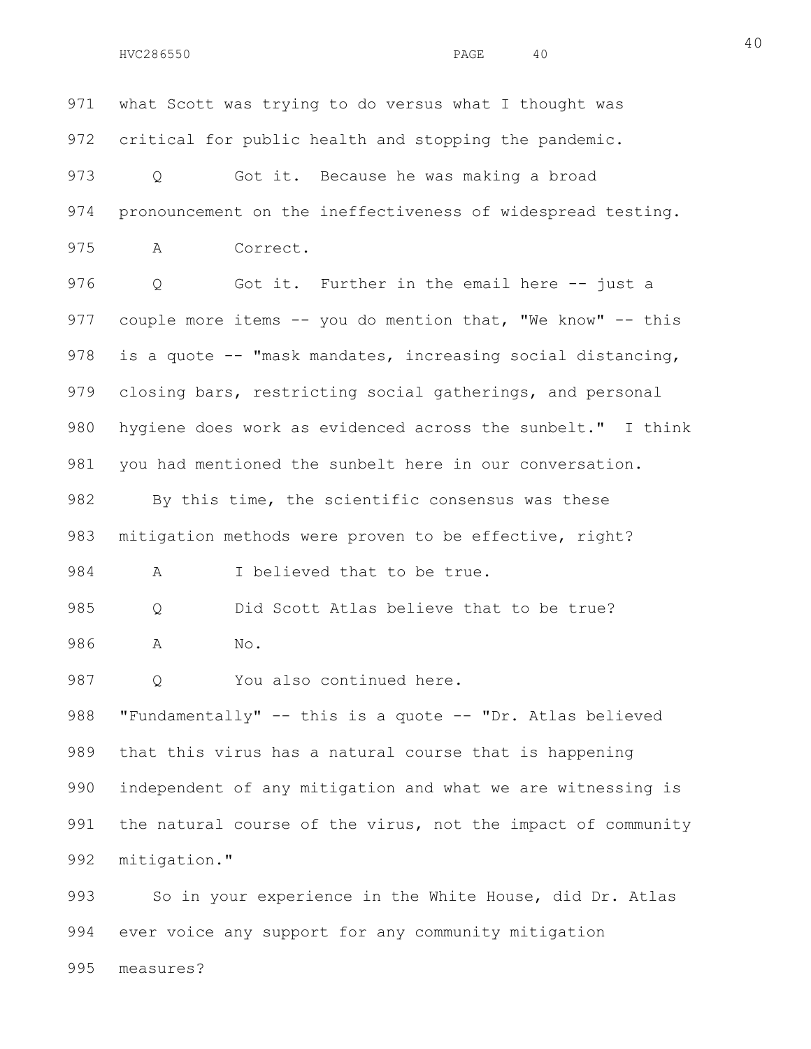what Scott was trying to do versus what I thought was critical for public health and stopping the pandemic.

Q Got it. Because he was making a broad pronouncement on the ineffectiveness of widespread testing.

A Correct.

Q Got it. Further in the email here -- just a couple more items -- you do mention that, "We know" -- this is a quote -- "mask mandates, increasing social distancing, closing bars, restricting social gatherings, and personal hygiene does work as evidenced across the sunbelt." I think you had mentioned the sunbelt here in our conversation.

By this time, the scientific consensus was these mitigation methods were proven to be effective, right?

A I believed that to be true.

Q Did Scott Atlas believe that to be true?

A No.

Q You also continued here.

"Fundamentally" -- this is a quote -- "Dr. Atlas believed that this virus has a natural course that is happening independent of any mitigation and what we are witnessing is the natural course of the virus, not the impact of community mitigation."

So in your experience in the White House, did Dr. Atlas ever voice any support for any community mitigation measures?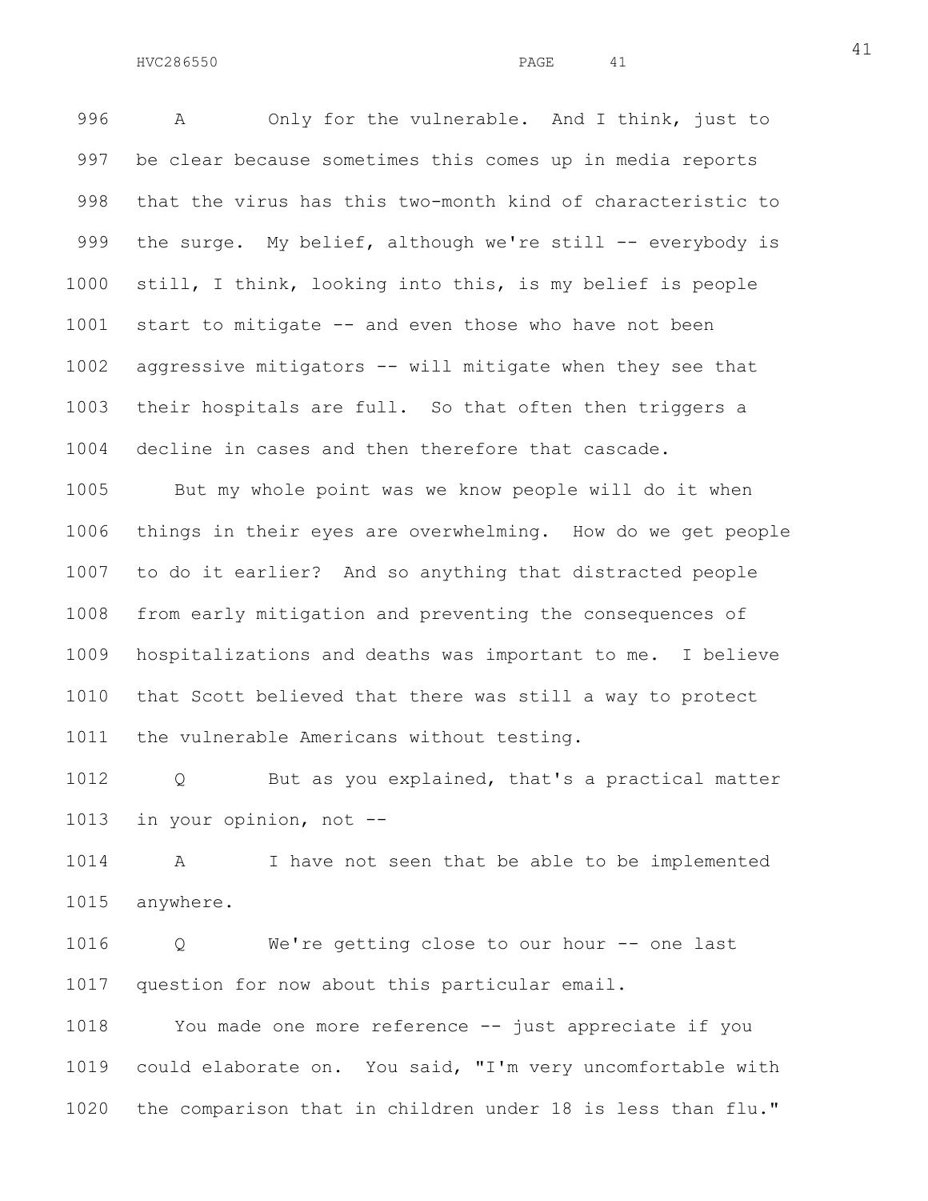A Only for the vulnerable. And I think, just to be clear because sometimes this comes up in media reports that the virus has this two-month kind of characteristic to the surge. My belief, although we're still -- everybody is still, I think, looking into this, is my belief is people start to mitigate -- and even those who have not been aggressive mitigators -- will mitigate when they see that their hospitals are full. So that often then triggers a decline in cases and then therefore that cascade.

But my whole point was we know people will do it when things in their eyes are overwhelming. How do we get people to do it earlier? And so anything that distracted people from early mitigation and preventing the consequences of hospitalizations and deaths was important to me. I believe that Scott believed that there was still a way to protect the vulnerable Americans without testing.

Q But as you explained, that's a practical matter in your opinion, not --

A I have not seen that be able to be implemented anywhere.

Q We're getting close to our hour -- one last question for now about this particular email.

You made one more reference -- just appreciate if you could elaborate on. You said, "I'm very uncomfortable with the comparison that in children under 18 is less than flu."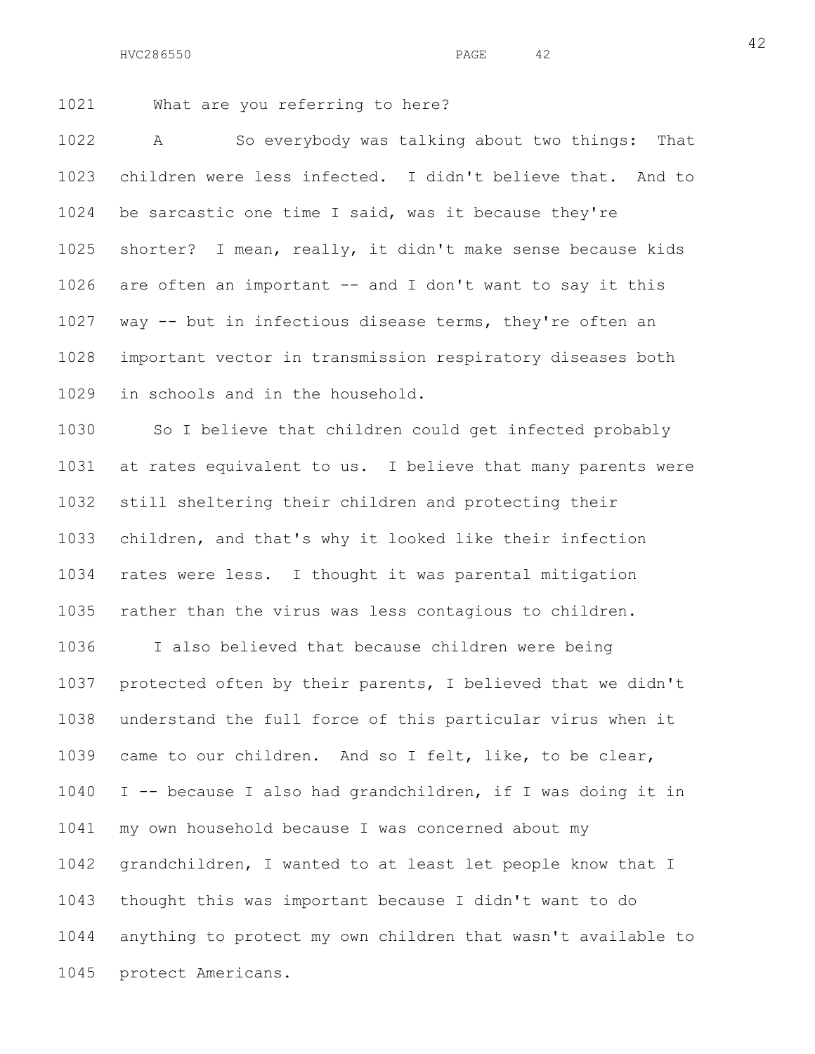What are you referring to here?

A So everybody was talking about two things: That children were less infected. I didn't believe that. And to be sarcastic one time I said, was it because they're shorter? I mean, really, it didn't make sense because kids are often an important -- and I don't want to say it this way -- but in infectious disease terms, they're often an important vector in transmission respiratory diseases both in schools and in the household.

So I believe that children could get infected probably at rates equivalent to us. I believe that many parents were still sheltering their children and protecting their children, and that's why it looked like their infection rates were less. I thought it was parental mitigation rather than the virus was less contagious to children.

I also believed that because children were being protected often by their parents, I believed that we didn't understand the full force of this particular virus when it came to our children. And so I felt, like, to be clear, I -- because I also had grandchildren, if I was doing it in my own household because I was concerned about my grandchildren, I wanted to at least let people know that I thought this was important because I didn't want to do anything to protect my own children that wasn't available to protect Americans.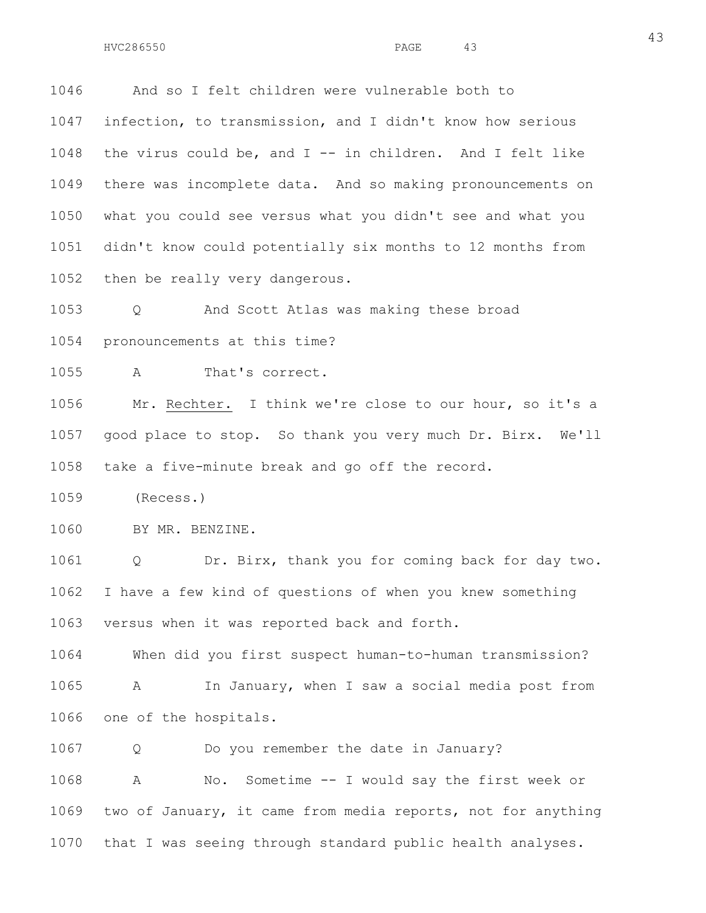And so I felt children were vulnerable both to infection, to transmission, and I didn't know how serious the virus could be, and I -- in children. And I felt like there was incomplete data. And so making pronouncements on what you could see versus what you didn't see and what you didn't know could potentially six months to 12 months from then be really very dangerous.

Q And Scott Atlas was making these broad pronouncements at this time?

A That's correct.

Mr. Rechter. I think we're close to our hour, so it's a good place to stop. So thank you very much Dr. Birx. We'll take a five-minute break and go off the record.

(Recess.)

BY MR. BENZINE.

Q Dr. Birx, thank you for coming back for day two. I have a few kind of questions of when you knew something versus when it was reported back and forth.

When did you first suspect human-to-human transmission?

A In January, when I saw a social media post from one of the hospitals.

Q Do you remember the date in January?

A No. Sometime -- I would say the first week or two of January, it came from media reports, not for anything that I was seeing through standard public health analyses.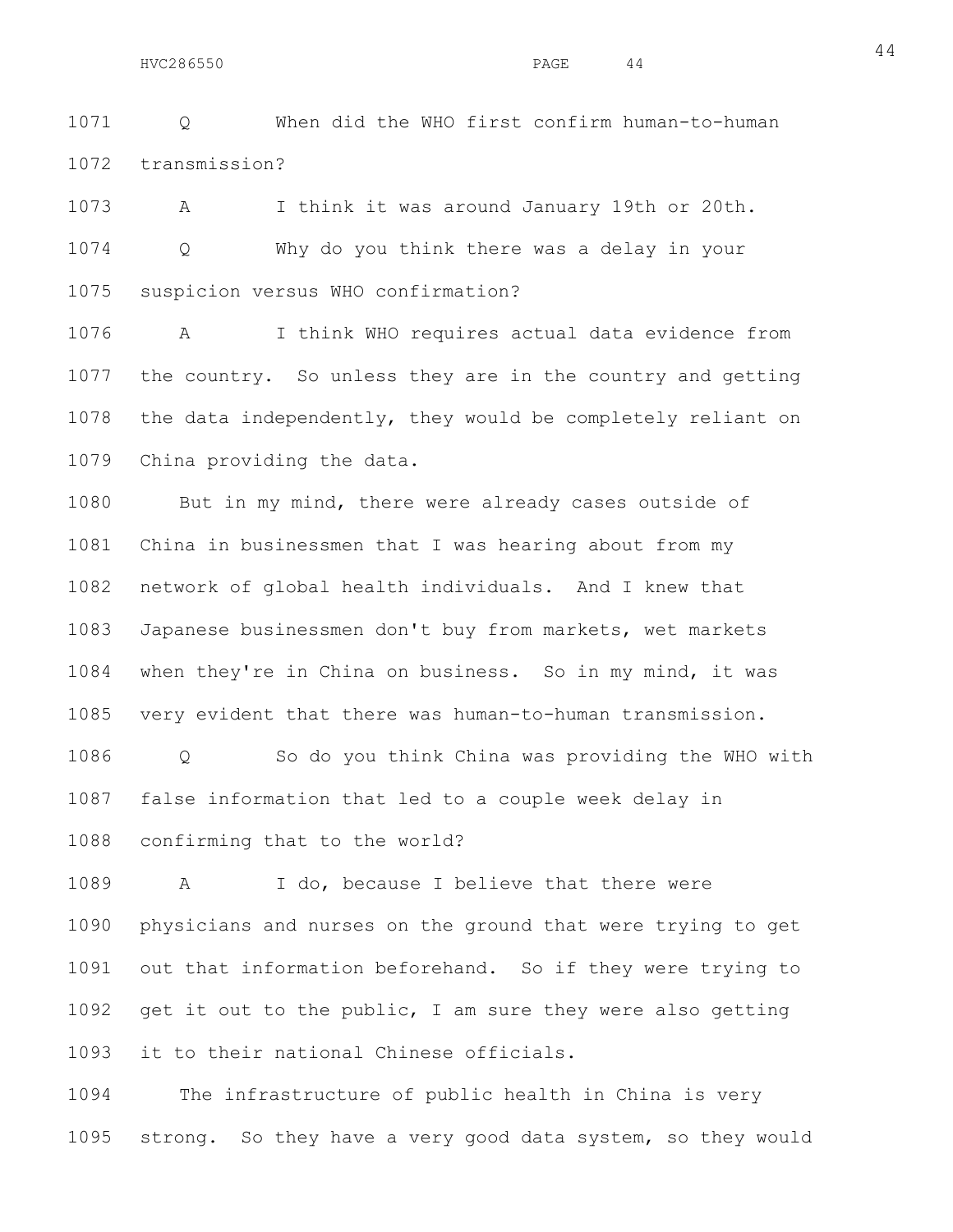1071 Q When did the WHO first confirm human-to-human
1072 transmission?

1073 A I think it was around January 19th or 20th.

1074 Q Why do you think there was a delay in your
1075 suspicion versus WHO confirmation?

1076 A I think WHO requires actual data evidence from
1077 the country. So unless they are in the country and getting
1078 the data independently, they would be completely reliant on
1079 China providing the data.

1080 But in my mind, there were already cases outside of
1081 China in businessmen that I was hearing about from my
1082 network of global health individuals. And I knew that
1083 Japanese businessmen don't buy from markets, wet markets
1084 when they're in China on business. So in my mind, it was
1085 very evident that there was human-to-human transmission.

1086 Q So do you think China was providing the WHO with
1087 false information that led to a couple week delay in
1088 confirming that to the world?

1089 A I do, because I believe that there were
1090 physicians and nurses on the ground that were trying to get
1091 out that information beforehand. So if they were trying to
1092 get it out to the public, I am sure they were also getting
1093 it to their national Chinese officials.

1094 The infrastructure of public health in China is very
1095 strong. So they have a very good data system, so they would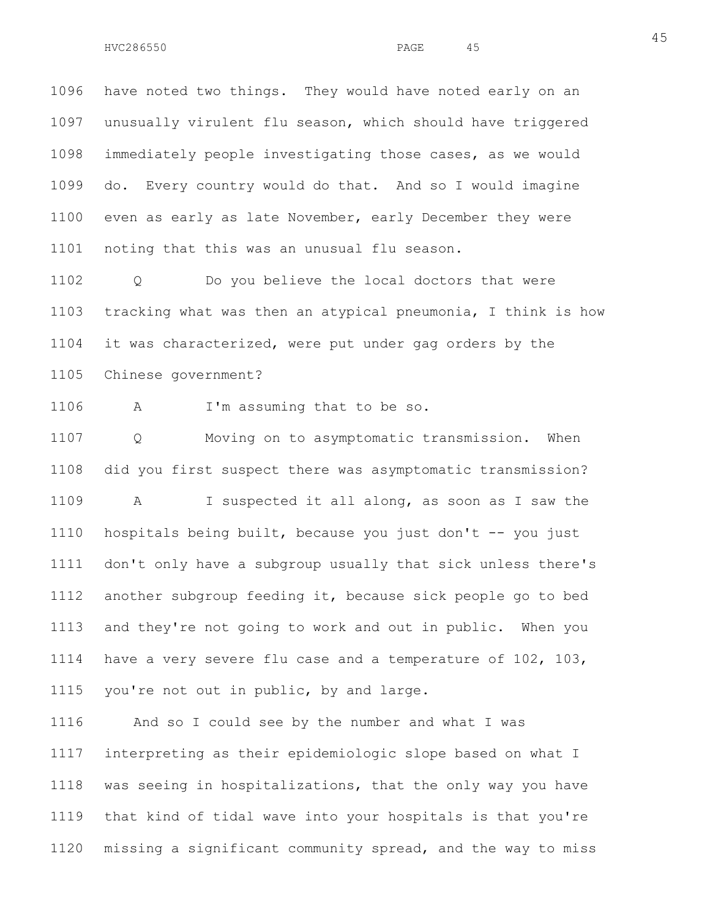1096 have noted two things. They would have noted early on an
1097 unusually virulent flu season, which should have triggered
1098 immediately people investigating those cases, as we would
1099 do. Every country would do that. And so I would imagine
1100 even as early as late November, early December they were
1101 noting that this was an unusual flu season.

1102 Q Do you believe the local doctors that were
1103 tracking what was then an atypical pneumonia, I think is how
1104 it was characterized, were put under gag orders by the
1105 Chinese government?

1106 A I'm assuming that to be so.

1107 Q Moving on to asymptomatic transmission. When
1108 did you first suspect there was asymptomatic transmission?

1109 A I suspected it all along, as soon as I saw the
1110 hospitals being built, because you just don't -- you just
1111 don't only have a subgroup usually that sick unless there's
1112 another subgroup feeding it, because sick people go to bed
1113 and they're not going to work and out in public. When you
1114 have a very severe flu case and a temperature of 102, 103,
1115 you're not out in public, by and large.

1116 And so I could see by the number and what I was
1117 interpreting as their epidemiologic slope based on what I
1118 was seeing in hospitalizations, that the only way you have
1119 that kind of tidal wave into your hospitals is that you're
1120 missing a significant community spread, and the way to miss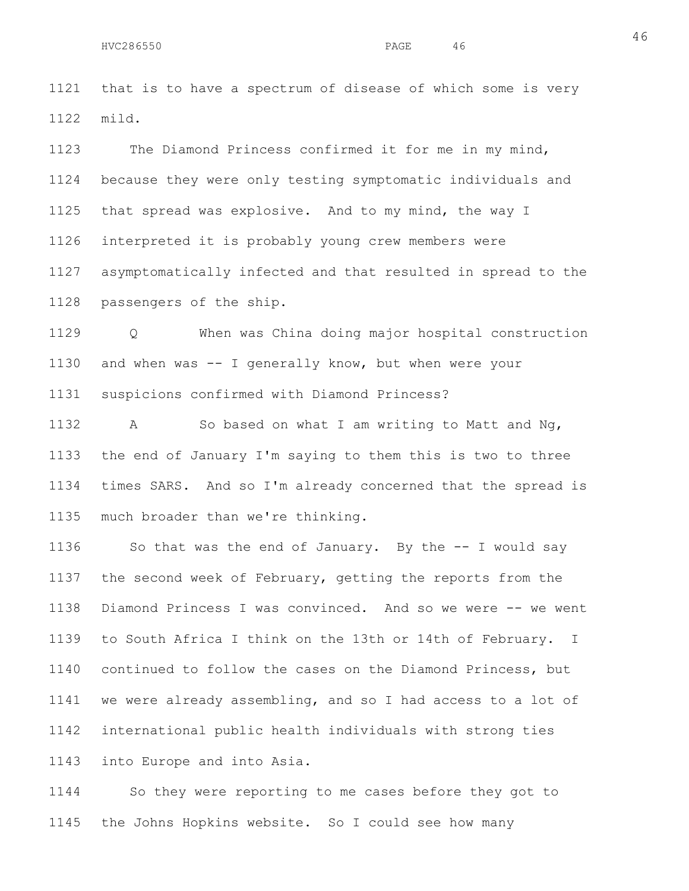that is to have a spectrum of disease of which some is very mild.

The Diamond Princess confirmed it for me in my mind, because they were only testing symptomatic individuals and that spread was explosive. And to my mind, the way I interpreted it is probably young crew members were asymptomatically infected and that resulted in spread to the passengers of the ship.

Q When was China doing major hospital construction and when was -- I generally know, but when were your suspicions confirmed with Diamond Princess?

A So based on what I am writing to Matt and Ng, the end of January I'm saying to them this is two to three times SARS. And so I'm already concerned that the spread is much broader than we're thinking.

So that was the end of January. By the -- I would say the second week of February, getting the reports from the Diamond Princess I was convinced. And so we were -- we went to South Africa I think on the 13th or 14th of February. I continued to follow the cases on the Diamond Princess, but we were already assembling, and so I had access to a lot of international public health individuals with strong ties into Europe and into Asia.

So they were reporting to me cases before they got to the Johns Hopkins website. So I could see how many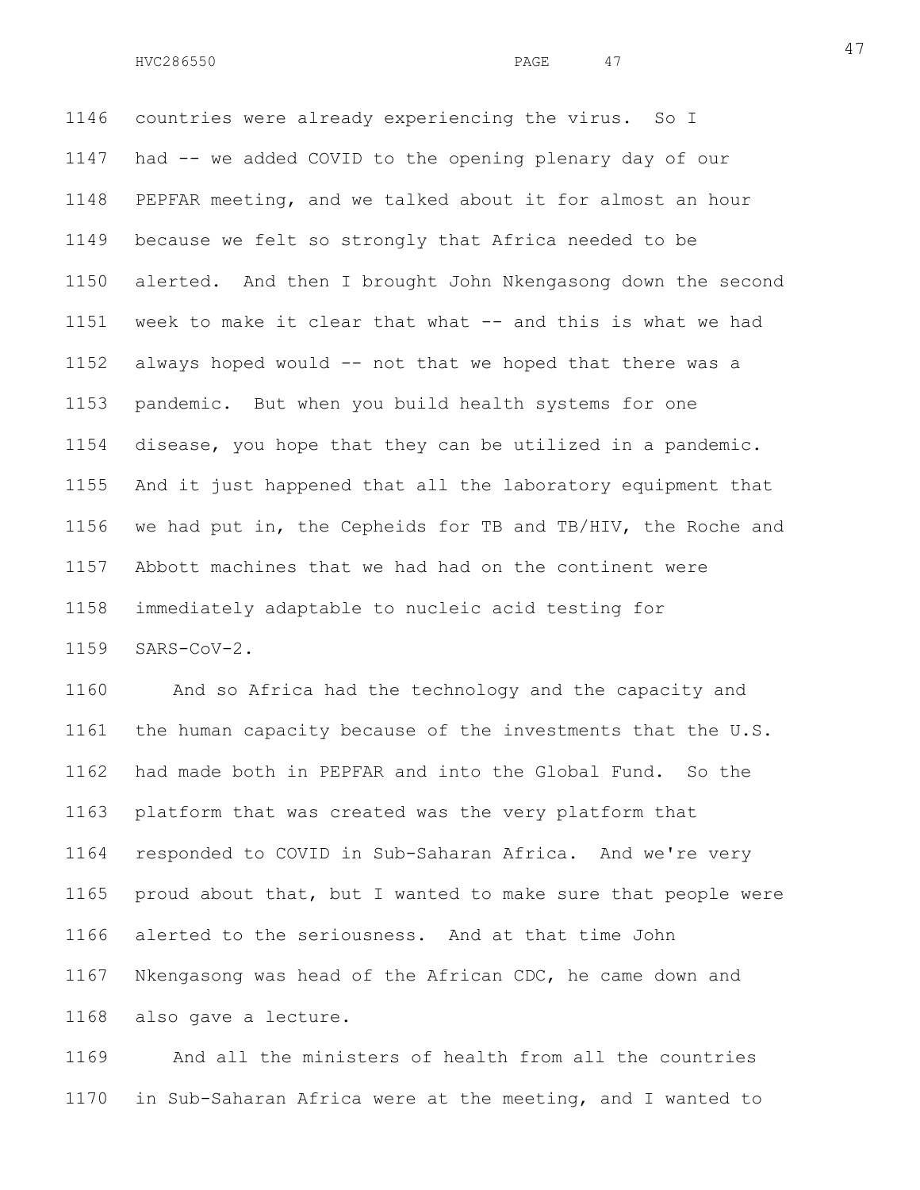countries were already experiencing the virus. So I had -- we added COVID to the opening plenary day of our PEPFAR meeting, and we talked about it for almost an hour because we felt so strongly that Africa needed to be alerted. And then I brought John Nkengasong down the second week to make it clear that what -- and this is what we had always hoped would -- not that we hoped that there was a pandemic. But when you build health systems for one disease, you hope that they can be utilized in a pandemic. And it just happened that all the laboratory equipment that we had put in, the Cepheids for TB and TB/HIV, the Roche and Abbott machines that we had had on the continent were immediately adaptable to nucleic acid testing for SARS-CoV-2.

And so Africa had the technology and the capacity and the human capacity because of the investments that the U.S. had made both in PEPFAR and into the Global Fund. So the platform that was created was the very platform that responded to COVID in Sub-Saharan Africa. And we're very proud about that, but I wanted to make sure that people were alerted to the seriousness. And at that time John Nkengasong was head of the African CDC, he came down and also gave a lecture.

And all the ministers of health from all the countries in Sub-Saharan Africa were at the meeting, and I wanted to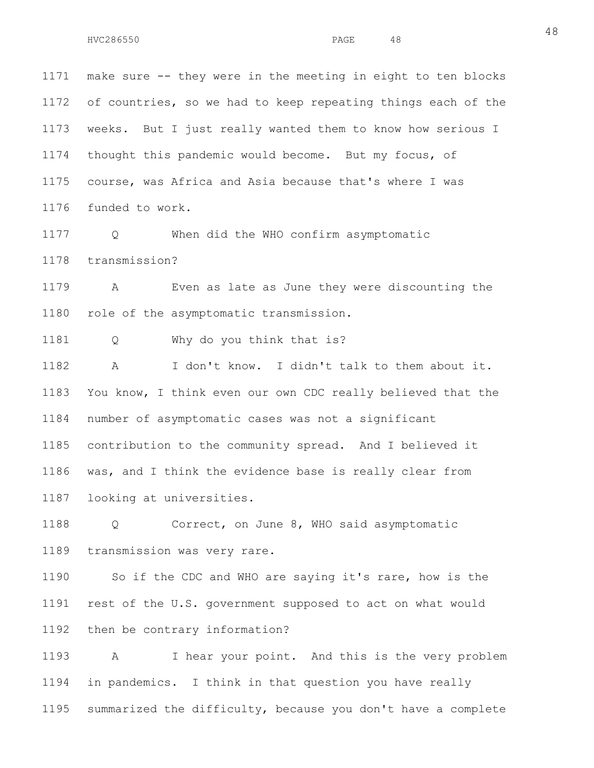make sure -- they were in the meeting in eight to ten blocks of countries, so we had to keep repeating things each of the weeks. But I just really wanted them to know how serious I thought this pandemic would become. But my focus, of course, was Africa and Asia because that's where I was funded to work.

Q When did the WHO confirm asymptomatic transmission?

A Even as late as June they were discounting the role of the asymptomatic transmission.

Q Why do you think that is?

A I don't know. I didn't talk to them about it. You know, I think even our own CDC really believed that the number of asymptomatic cases was not a significant contribution to the community spread. And I believed it was, and I think the evidence base is really clear from looking at universities.

Q Correct, on June 8, WHO said asymptomatic transmission was very rare.

So if the CDC and WHO are saying it's rare, how is the rest of the U.S. government supposed to act on what would then be contrary information?

A I hear your point. And this is the very problem in pandemics. I think in that question you have really summarized the difficulty, because you don't have a complete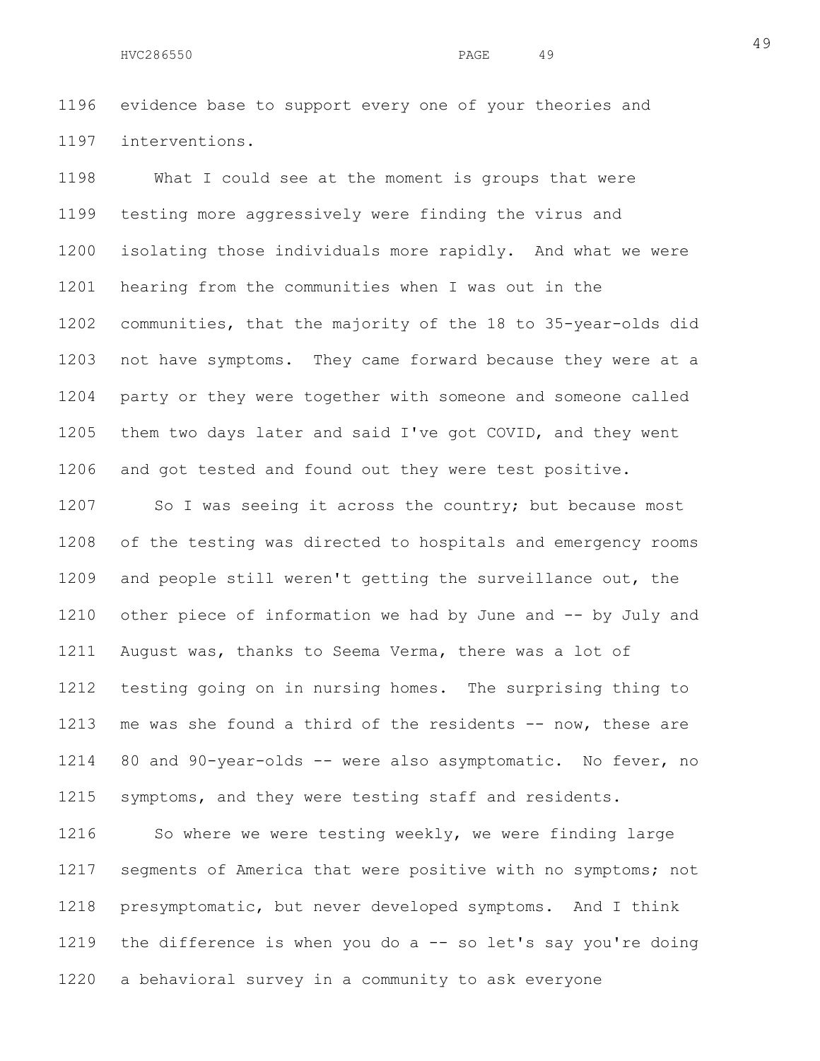evidence base to support every one of your theories and interventions.

What I could see at the moment is groups that were testing more aggressively were finding the virus and isolating those individuals more rapidly. And what we were hearing from the communities when I was out in the communities, that the majority of the 18 to 35-year-olds did not have symptoms. They came forward because they were at a party or they were together with someone and someone called them two days later and said I've got COVID, and they went and got tested and found out they were test positive.

So I was seeing it across the country; but because most of the testing was directed to hospitals and emergency rooms and people still weren't getting the surveillance out, the other piece of information we had by June and -- by July and August was, thanks to Seema Verma, there was a lot of testing going on in nursing homes. The surprising thing to me was she found a third of the residents -- now, these are 80 and 90-year-olds -- were also asymptomatic. No fever, no symptoms, and they were testing staff and residents.

So where we were testing weekly, we were finding large segments of America that were positive with no symptoms; not presymptomatic, but never developed symptoms. And I think the difference is when you do a -- so let's say you're doing a behavioral survey in a community to ask everyone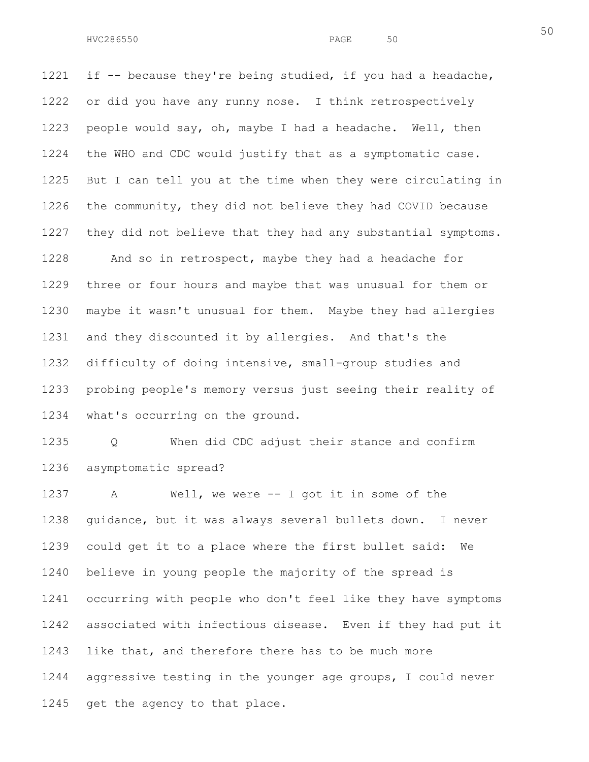if -- because they're being studied, if you had a headache, or did you have any runny nose. I think retrospectively people would say, oh, maybe I had a headache. Well, then the WHO and CDC would justify that as a symptomatic case. But I can tell you at the time when they were circulating in the community, they did not believe they had COVID because they did not believe that they had any substantial symptoms.

And so in retrospect, maybe they had a headache for three or four hours and maybe that was unusual for them or maybe it wasn't unusual for them. Maybe they had allergies and they discounted it by allergies. And that's the difficulty of doing intensive, small-group studies and probing people's memory versus just seeing their reality of what's occurring on the ground.

Q When did CDC adjust their stance and confirm asymptomatic spread?

A Well, we were -- I got it in some of the guidance, but it was always several bullets down. I never could get it to a place where the first bullet said: We believe in young people the majority of the spread is occurring with people who don't feel like they have symptoms associated with infectious disease. Even if they had put it like that, and therefore there has to be much more aggressive testing in the younger age groups, I could never get the agency to that place.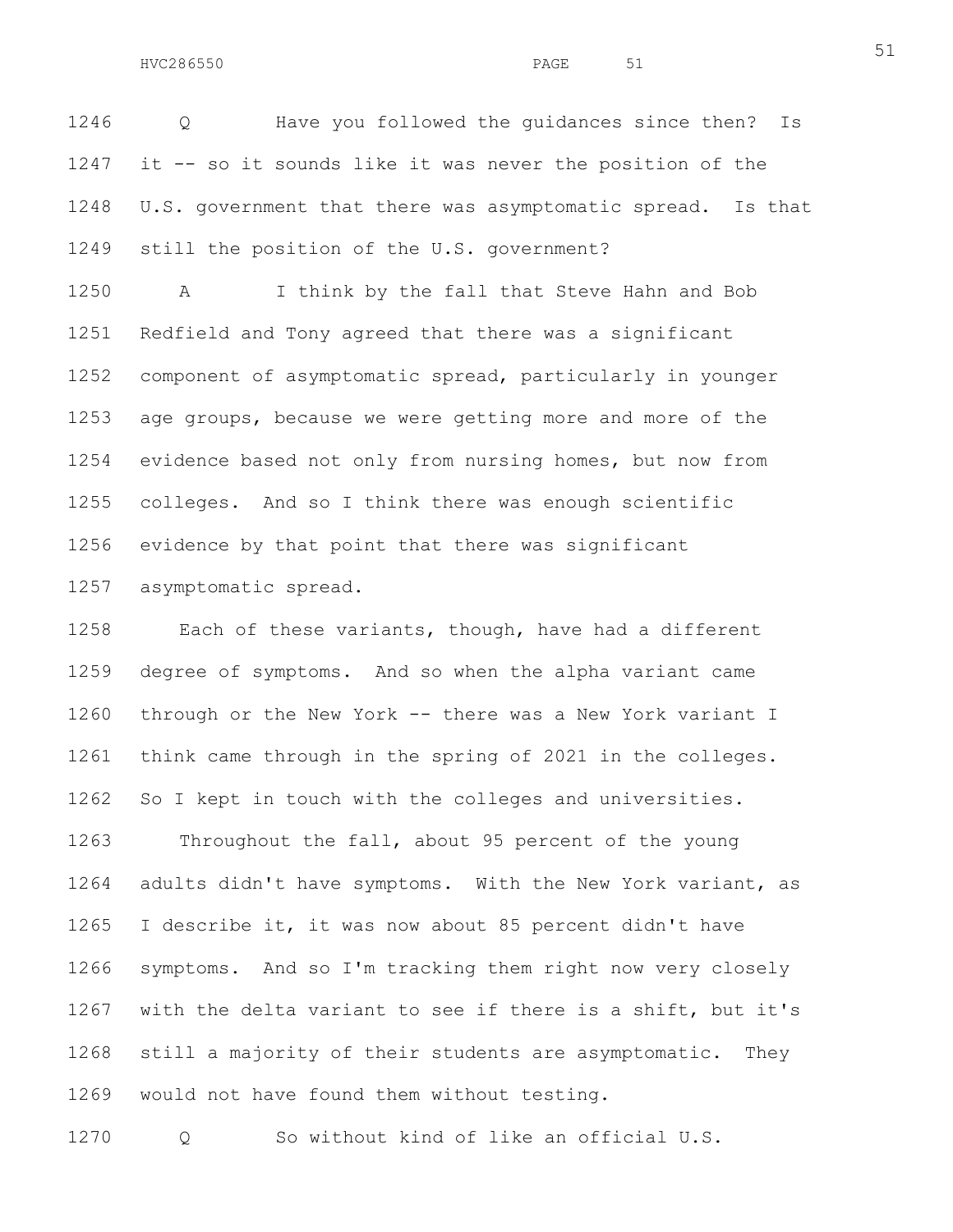1246 Q Have you followed the guidances since then? Is
1247 it -- so it sounds like it was never the position of the
1248 U.S. government that there was asymptomatic spread. Is that
1249 still the position of the U.S. government?

1250 A I think by the fall that Steve Hahn and Bob
1251 Redfield and Tony agreed that there was a significant
1252 component of asymptomatic spread, particularly in younger
1253 age groups, because we were getting more and more of the
1254 evidence based not only from nursing homes, but now from
1255 colleges. And so I think there was enough scientific
1256 evidence by that point that there was significant
1257 asymptomatic spread.

1258 Each of these variants, though, have had a different
1259 degree of symptoms. And so when the alpha variant came
1260 through or the New York -- there was a New York variant I
1261 think came through in the spring of 2021 in the colleges.
1262 So I kept in touch with the colleges and universities.

1263 Throughout the fall, about 95 percent of the young
1264 adults didn't have symptoms. With the New York variant, as
1265 I describe it, it was now about 85 percent didn't have
1266 symptoms. And so I'm tracking them right now very closely
1267 with the delta variant to see if there is a shift, but it's
1268 still a majority of their students are asymptomatic. They
1269 would not have found them without testing.

1270 Q So without kind of like an official U.S.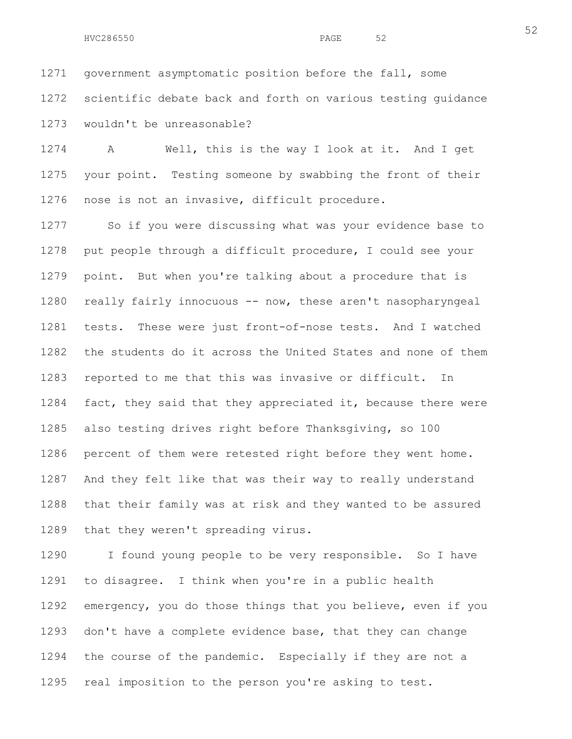government asymptomatic position before the fall, some scientific debate back and forth on various testing guidance wouldn't be unreasonable?

A Well, this is the way I look at it. And I get your point. Testing someone by swabbing the front of their nose is not an invasive, difficult procedure.

So if you were discussing what was your evidence base to put people through a difficult procedure, I could see your point. But when you're talking about a procedure that is really fairly innocuous -- now, these aren't nasopharyngeal tests. These were just front-of-nose tests. And I watched the students do it across the United States and none of them reported to me that this was invasive or difficult. In fact, they said that they appreciated it, because there were also testing drives right before Thanksgiving, so 100 percent of them were retested right before they went home. And they felt like that was their way to really understand that their family was at risk and they wanted to be assured that they weren't spreading virus.

I found young people to be very responsible. So I have to disagree. I think when you're in a public health emergency, you do those things that you believe, even if you don't have a complete evidence base, that they can change the course of the pandemic. Especially if they are not a real imposition to the person you're asking to test.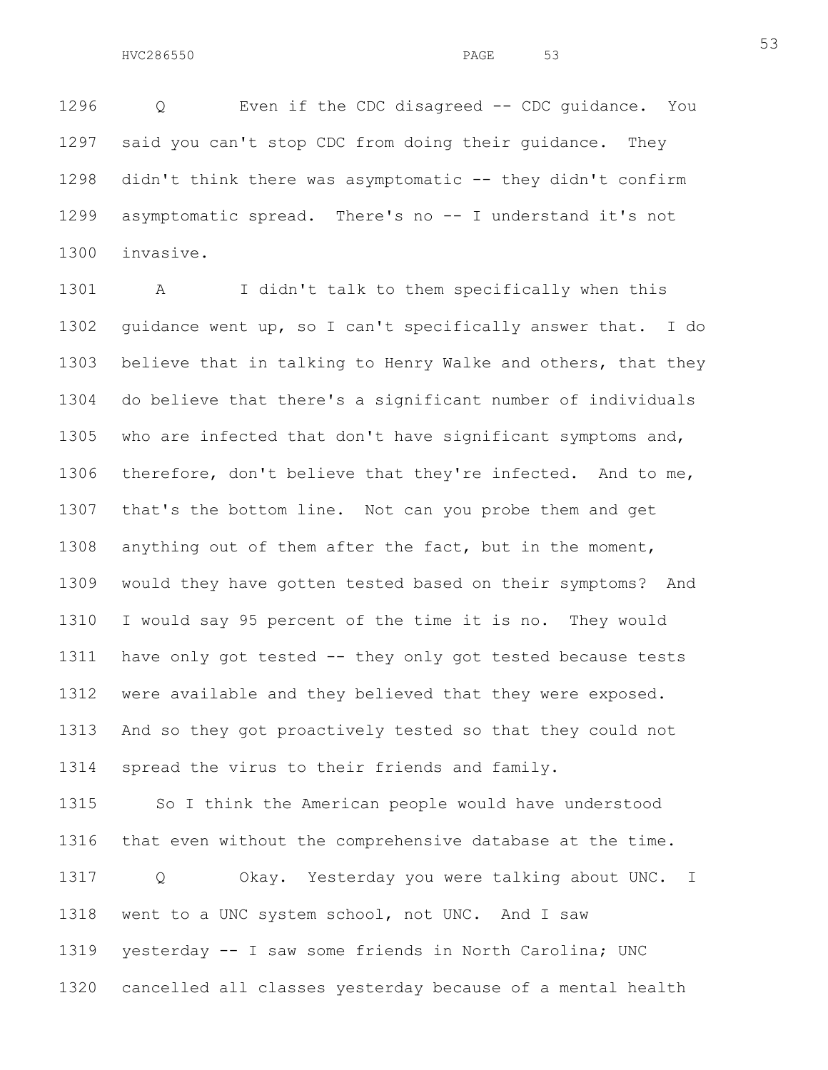1296 Q Even if the CDC disagreed -- CDC guidance. You
1297 said you can't stop CDC from doing their guidance. They
1298 didn't think there was asymptomatic -- they didn't confirm
1299 asymptomatic spread. There's no -- I understand it's not
1300 invasive.

1301 A I didn't talk to them specifically when this
1302 guidance went up, so I can't specifically answer that. I do
1303 believe that in talking to Henry Walke and others, that they
1304 do believe that there's a significant number of individuals
1305 who are infected that don't have significant symptoms and,
1306 therefore, don't believe that they're infected. And to me,
1307 that's the bottom line. Not can you probe them and get
1308 anything out of them after the fact, but in the moment,
1309 would they have gotten tested based on their symptoms? And
1310 I would say 95 percent of the time it is no. They would
1311 have only got tested -- they only got tested because tests
1312 were available and they believed that they were exposed.
1313 And so they got proactively tested so that they could not
1314 spread the virus to their friends and family.

1315 So I think the American people would have understood
1316 that even without the comprehensive database at the time.

1317 Q Okay. Yesterday you were talking about UNC. I
1318 went to a UNC system school, not UNC. And I saw
1319 yesterday -- I saw some friends in North Carolina; UNC
1320 cancelled all classes yesterday because of a mental health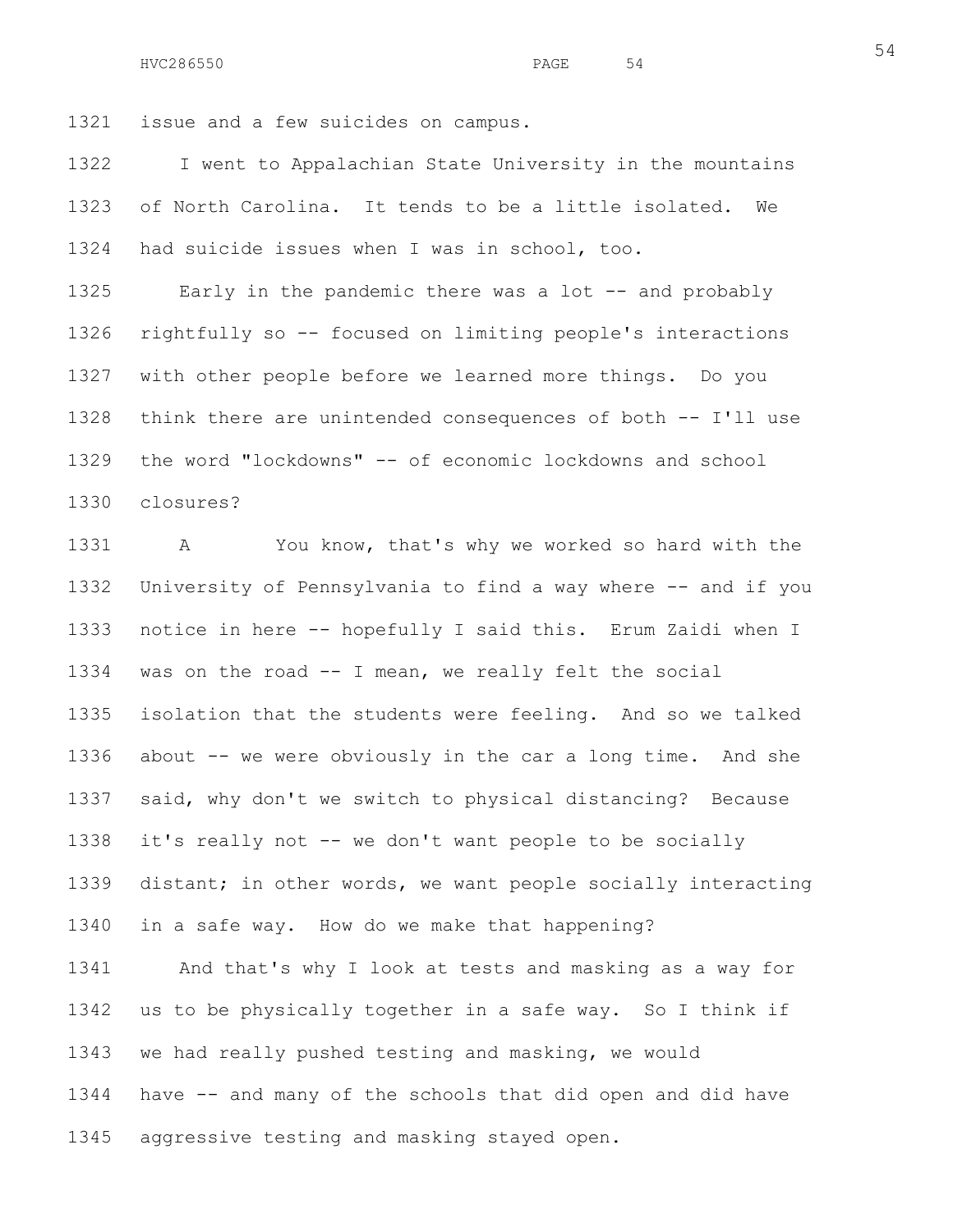issue and a few suicides on campus.

I went to Appalachian State University in the mountains of North Carolina. It tends to be a little isolated. We had suicide issues when I was in school, too.

Early in the pandemic there was a lot -- and probably rightfully so -- focused on limiting people's interactions with other people before we learned more things. Do you think there are unintended consequences of both -- I'll use the word "lockdowns" -- of economic lockdowns and school closures?

A You know, that's why we worked so hard with the University of Pennsylvania to find a way where -- and if you notice in here -- hopefully I said this. Erum Zaidi when I was on the road -- I mean, we really felt the social isolation that the students were feeling. And so we talked about -- we were obviously in the car a long time. And she said, why don't we switch to physical distancing? Because it's really not -- we don't want people to be socially distant; in other words, we want people socially interacting in a safe way. How do we make that happening?

And that's why I look at tests and masking as a way for us to be physically together in a safe way. So I think if we had really pushed testing and masking, we would have -- and many of the schools that did open and did have aggressive testing and masking stayed open.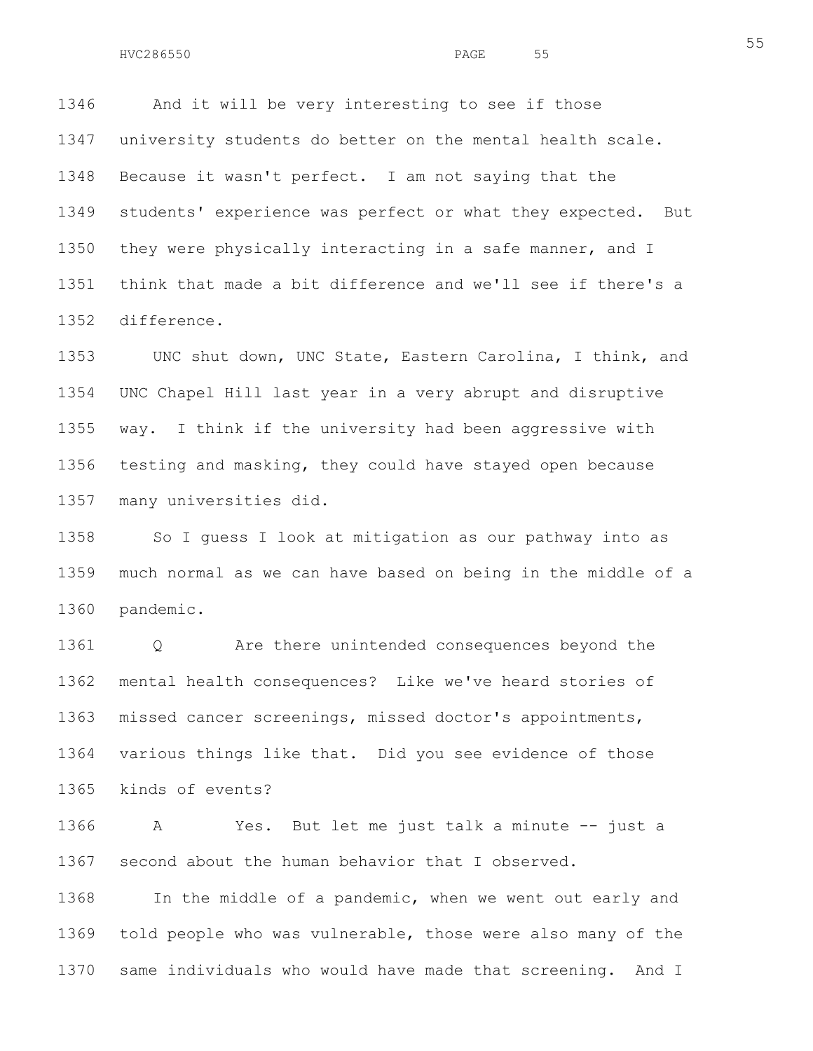And it will be very interesting to see if those university students do better on the mental health scale. Because it wasn't perfect. I am not saying that the students' experience was perfect or what they expected. But they were physically interacting in a safe manner, and I think that made a bit difference and we'll see if there's a difference.

UNC shut down, UNC State, Eastern Carolina, I think, and UNC Chapel Hill last year in a very abrupt and disruptive way. I think if the university had been aggressive with testing and masking, they could have stayed open because many universities did.

So I guess I look at mitigation as our pathway into as much normal as we can have based on being in the middle of a pandemic.

Q Are there unintended consequences beyond the mental health consequences? Like we've heard stories of missed cancer screenings, missed doctor's appointments, various things like that. Did you see evidence of those kinds of events?

A Yes. But let me just talk a minute -- just a second about the human behavior that I observed.

In the middle of a pandemic, when we went out early and told people who was vulnerable, those were also many of the same individuals who would have made that screening. And I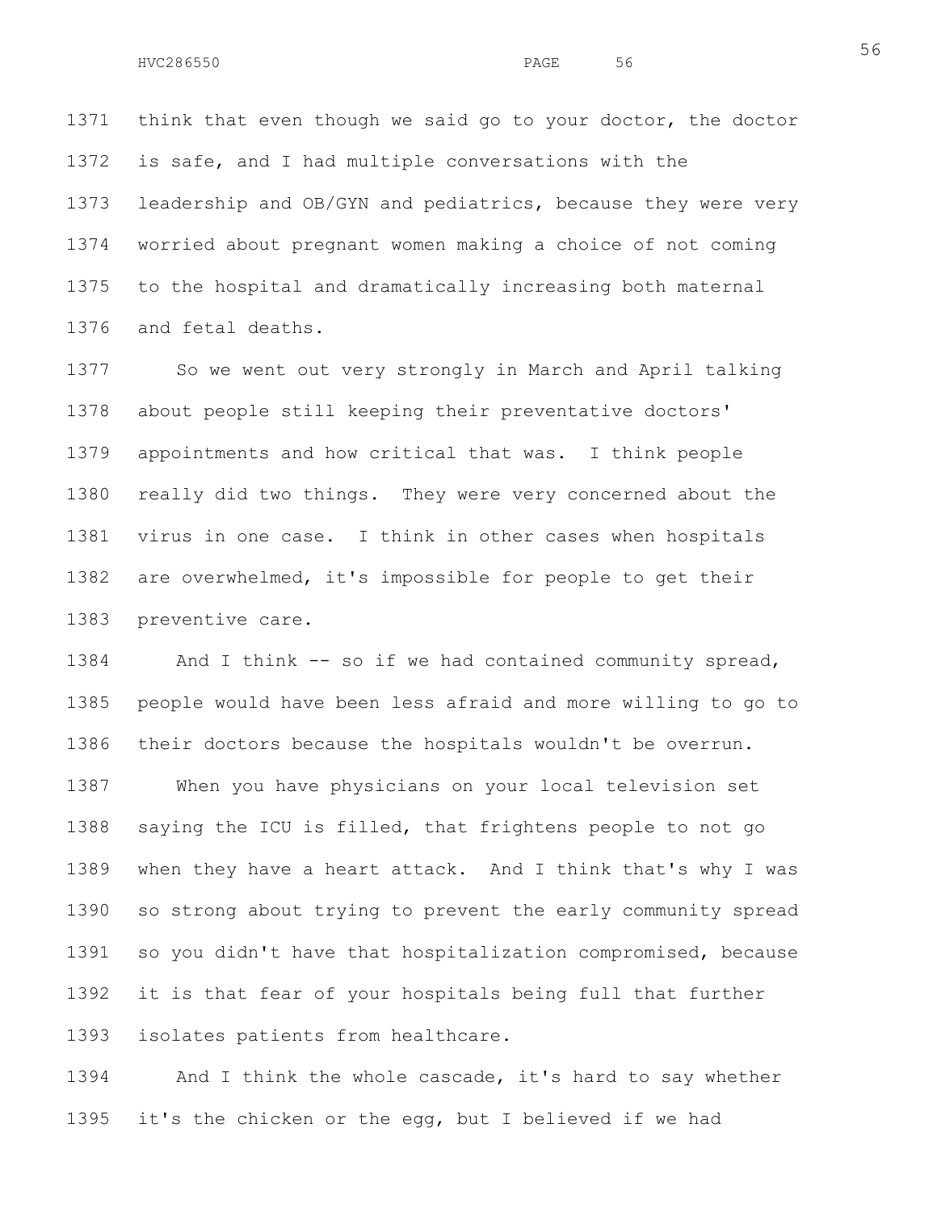think that even though we said go to your doctor, the doctor is safe, and I had multiple conversations with the leadership and OB/GYN and pediatrics, because they were very worried about pregnant women making a choice of not coming to the hospital and dramatically increasing both maternal and fetal deaths.

So we went out very strongly in March and April talking about people still keeping their preventative doctors' appointments and how critical that was. I think people really did two things. They were very concerned about the virus in one case. I think in other cases when hospitals are overwhelmed, it's impossible for people to get their preventive care.

And I think -- so if we had contained community spread, people would have been less afraid and more willing to go to their doctors because the hospitals wouldn't be overrun.

When you have physicians on your local television set saying the ICU is filled, that frightens people to not go when they have a heart attack. And I think that's why I was so strong about trying to prevent the early community spread so you didn't have that hospitalization compromised, because it is that fear of your hospitals being full that further isolates patients from healthcare.

And I think the whole cascade, it's hard to say whether it's the chicken or the egg, but I believed if we had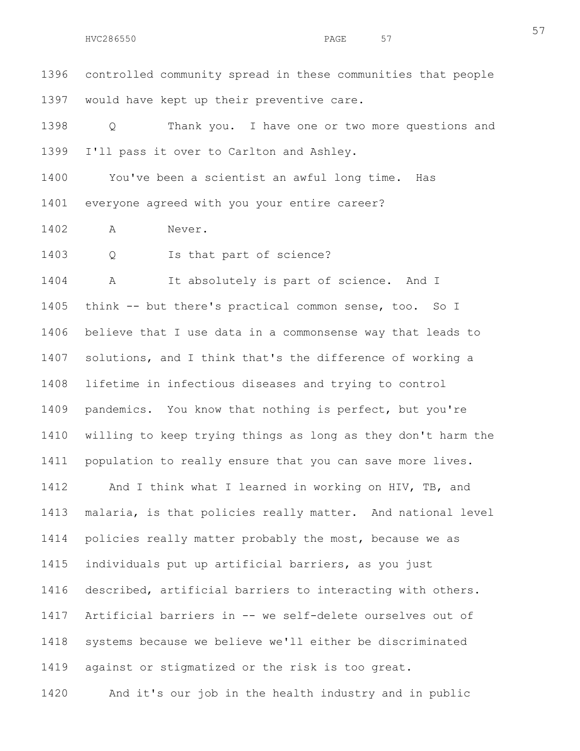1396 controlled community spread in these communities that people

1397 would have kept up their preventive care.

1398 Q Thank you. I have one or two more questions and

1399 I'll pass it over to Carlton and Ashley.

1400 You've been a scientist an awful long time. Has

1401 everyone agreed with you your entire career?

1402 A Never.

1403 Q Is that part of science?

1404 A It absolutely is part of science. And I

1405 think -- but there's practical common sense, too. So I

1406 believe that I use data in a commonsense way that leads to

1407 solutions, and I think that's the difference of working a

1408 lifetime in infectious diseases and trying to control

1409 pandemics. You know that nothing is perfect, but you're

1410 willing to keep trying things as long as they don't harm the

1411 population to really ensure that you can save more lives.

1412 And I think what I learned in working on HIV, TB, and

1413 malaria, is that policies really matter. And national level

1414 policies really matter probably the most, because we as

1415 individuals put up artificial barriers, as you just

1416 described, artificial barriers to interacting with others.

1417 Artificial barriers in -- we self-delete ourselves out of

1418 systems because we believe we'll either be discriminated

1419 against or stigmatized or the risk is too great.

1420 And it's our job in the health industry and in public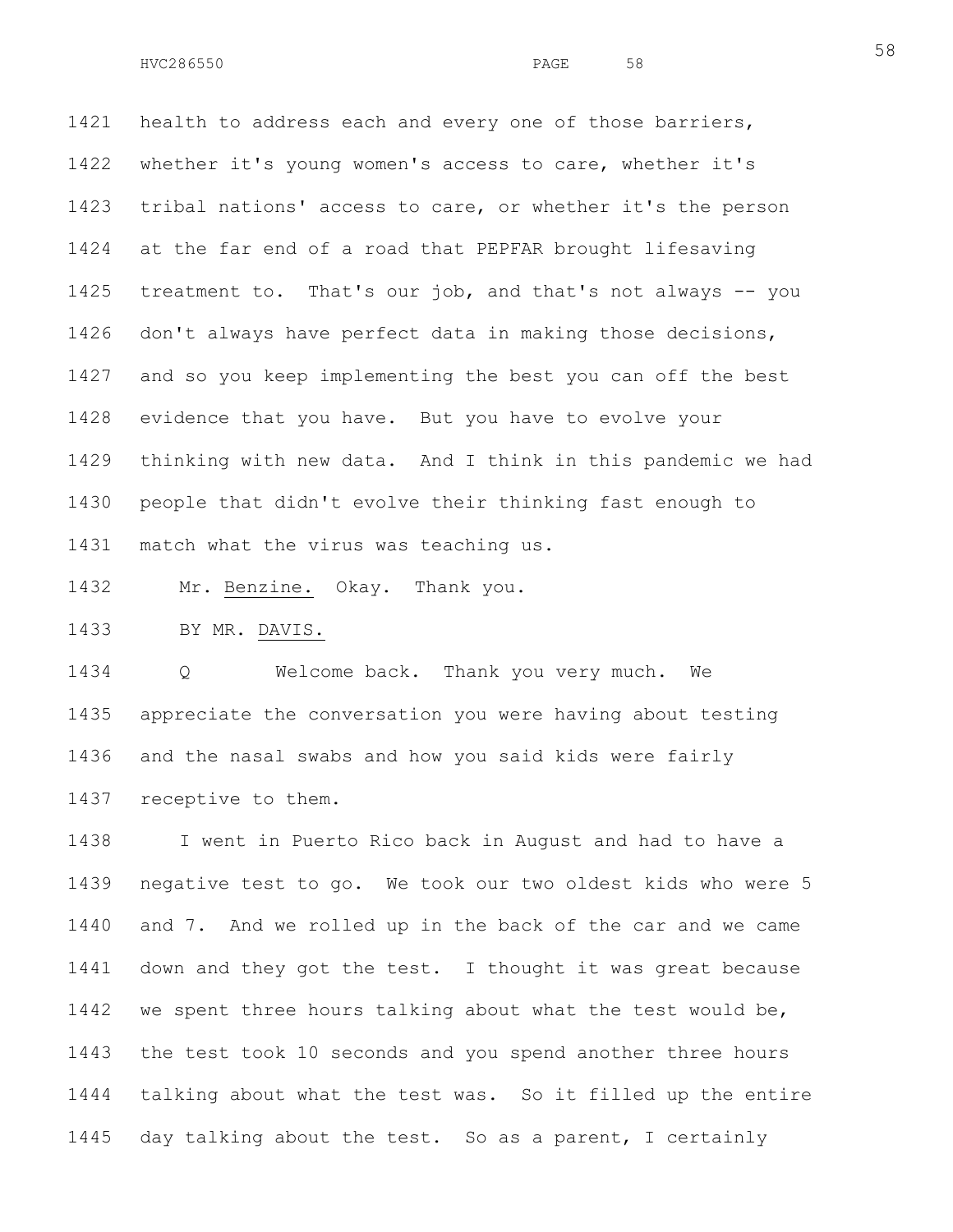health to address each and every one of those barriers, whether it's young women's access to care, whether it's tribal nations' access to care, or whether it's the person at the far end of a road that PEPFAR brought lifesaving treatment to. That's our job, and that's not always -- you don't always have perfect data in making those decisions, and so you keep implementing the best you can off the best evidence that you have. But you have to evolve your thinking with new data. And I think in this pandemic we had people that didn't evolve their thinking fast enough to match what the virus was teaching us.

Mr. Benzine. Okay. Thank you.

BY MR. DAVIS.

Q Welcome back. Thank you very much. We appreciate the conversation you were having about testing and the nasal swabs and how you said kids were fairly receptive to them.

I went in Puerto Rico back in August and had to have a negative test to go. We took our two oldest kids who were 5 and 7. And we rolled up in the back of the car and we came down and they got the test. I thought it was great because we spent three hours talking about what the test would be, the test took 10 seconds and you spend another three hours talking about what the test was. So it filled up the entire day talking about the test. So as a parent, I certainly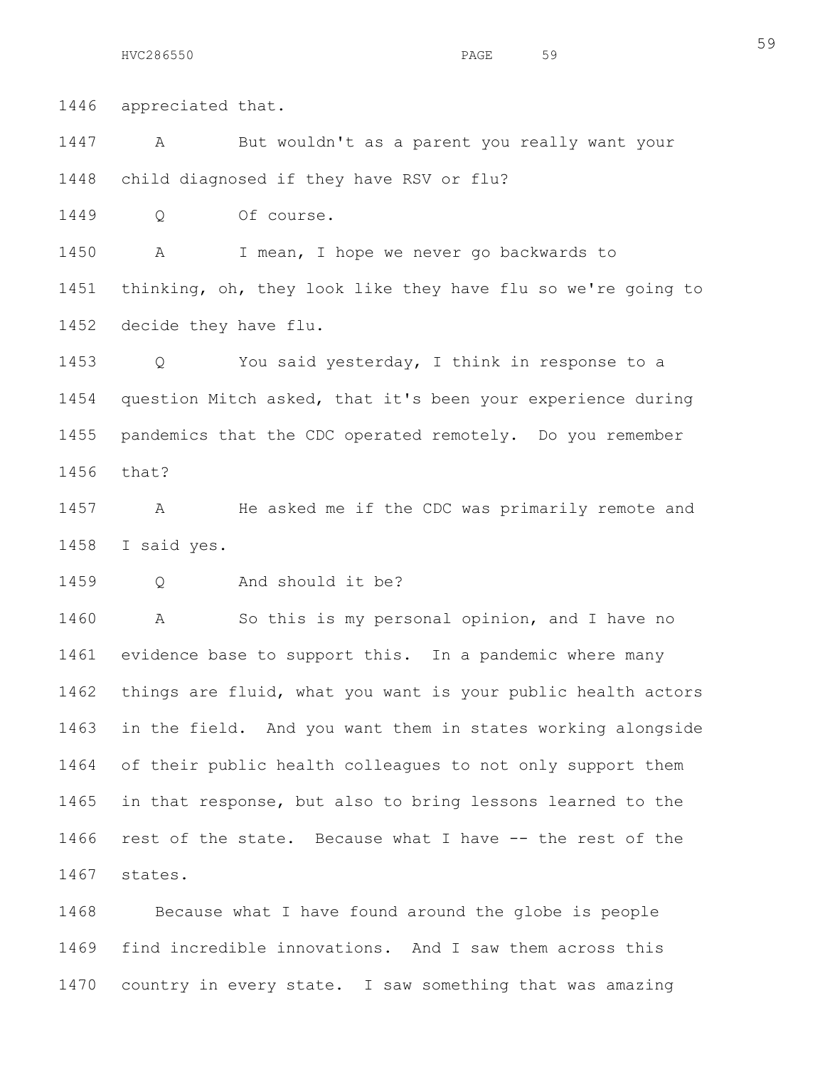appreciated that.

A But wouldn't as a parent you really want your child diagnosed if they have RSV or flu?

Q Of course.

A I mean, I hope we never go backwards to thinking, oh, they look like they have flu so we're going to decide they have flu.

Q You said yesterday, I think in response to a question Mitch asked, that it's been your experience during pandemics that the CDC operated remotely. Do you remember that?

A He asked me if the CDC was primarily remote and I said yes.

Q And should it be?

A So this is my personal opinion, and I have no evidence base to support this. In a pandemic where many things are fluid, what you want is your public health actors in the field. And you want them in states working alongside of their public health colleagues to not only support them in that response, but also to bring lessons learned to the rest of the state. Because what I have -- the rest of the states.

Because what I have found around the globe is people find incredible innovations. And I saw them across this country in every state. I saw something that was amazing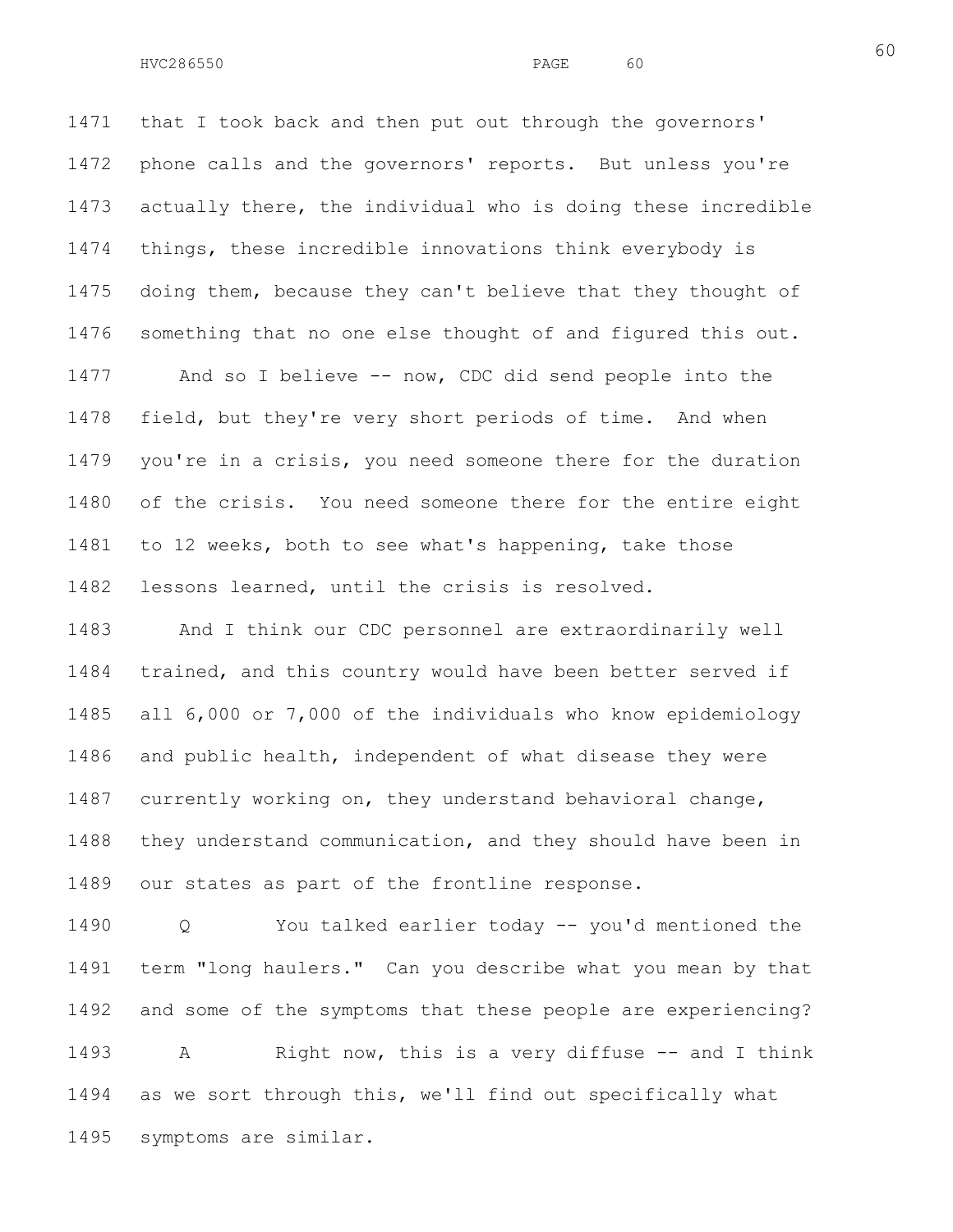that I took back and then put out through the governors' phone calls and the governors' reports. But unless you're actually there, the individual who is doing these incredible things, these incredible innovations think everybody is doing them, because they can't believe that they thought of something that no one else thought of and figured this out.

And so I believe -- now, CDC did send people into the field, but they're very short periods of time. And when you're in a crisis, you need someone there for the duration of the crisis. You need someone there for the entire eight to 12 weeks, both to see what's happening, take those lessons learned, until the crisis is resolved.

And I think our CDC personnel are extraordinarily well trained, and this country would have been better served if all 6,000 or 7,000 of the individuals who know epidemiology and public health, independent of what disease they were currently working on, they understand behavioral change, they understand communication, and they should have been in our states as part of the frontline response.

Q You talked earlier today -- you'd mentioned the term "long haulers." Can you describe what you mean by that and some of the symptoms that these people are experiencing?

A Right now, this is a very diffuse -- and I think as we sort through this, we'll find out specifically what symptoms are similar.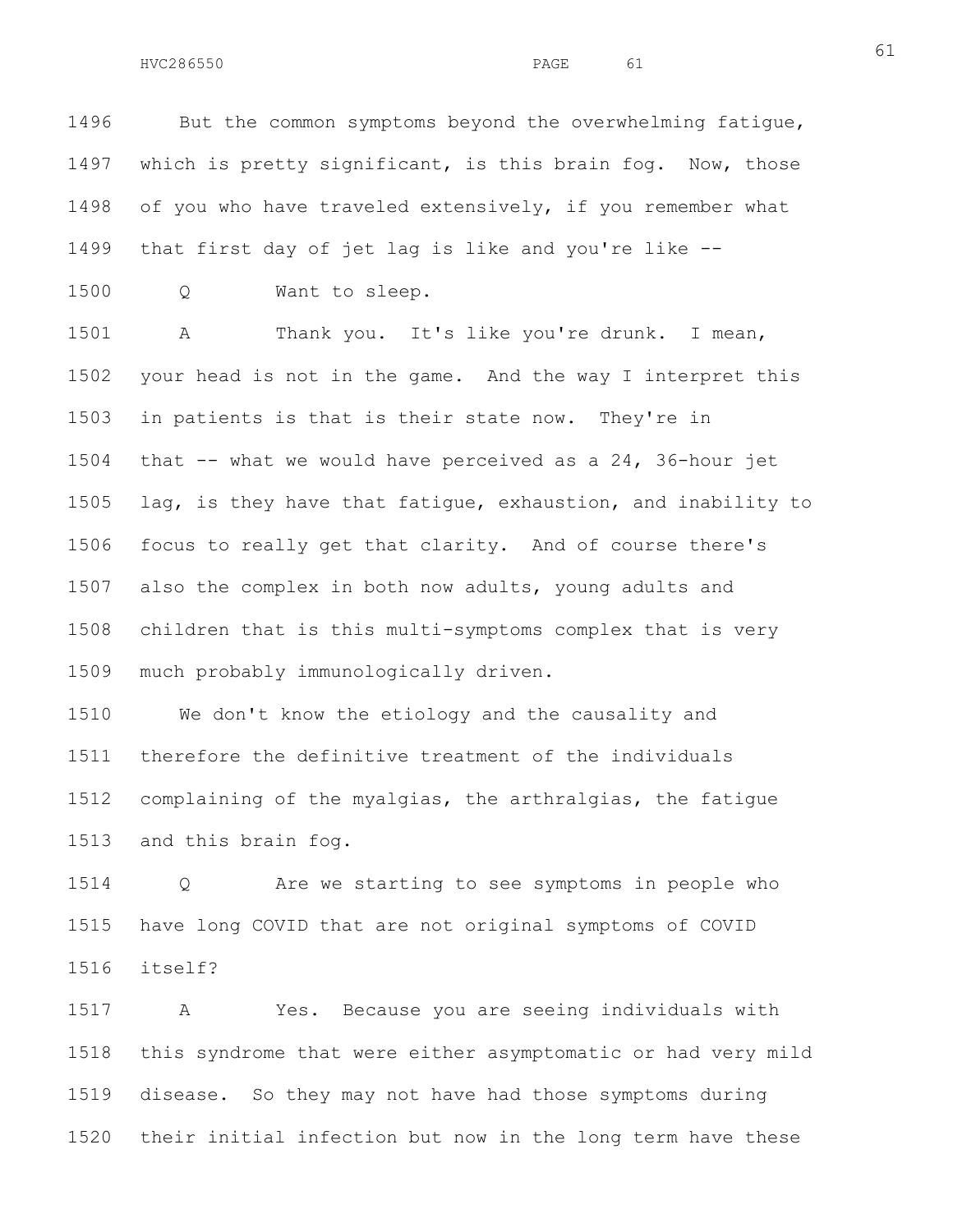But the common symptoms beyond the overwhelming fatigue, which is pretty significant, is this brain fog. Now, those of you who have traveled extensively, if you remember what that first day of jet lag is like and you're like --

Q Want to sleep.

A Thank you. It's like you're drunk. I mean, your head is not in the game. And the way I interpret this in patients is that is their state now. They're in that -- what we would have perceived as a 24, 36-hour jet lag, is they have that fatigue, exhaustion, and inability to focus to really get that clarity. And of course there's also the complex in both now adults, young adults and children that is this multi-symptoms complex that is very much probably immunologically driven.

We don't know the etiology and the causality and therefore the definitive treatment of the individuals complaining of the myalgias, the arthralgias, the fatigue and this brain fog.

Q Are we starting to see symptoms in people who have long COVID that are not original symptoms of COVID itself?

A Yes. Because you are seeing individuals with this syndrome that were either asymptomatic or had very mild disease. So they may not have had those symptoms during their initial infection but now in the long term have these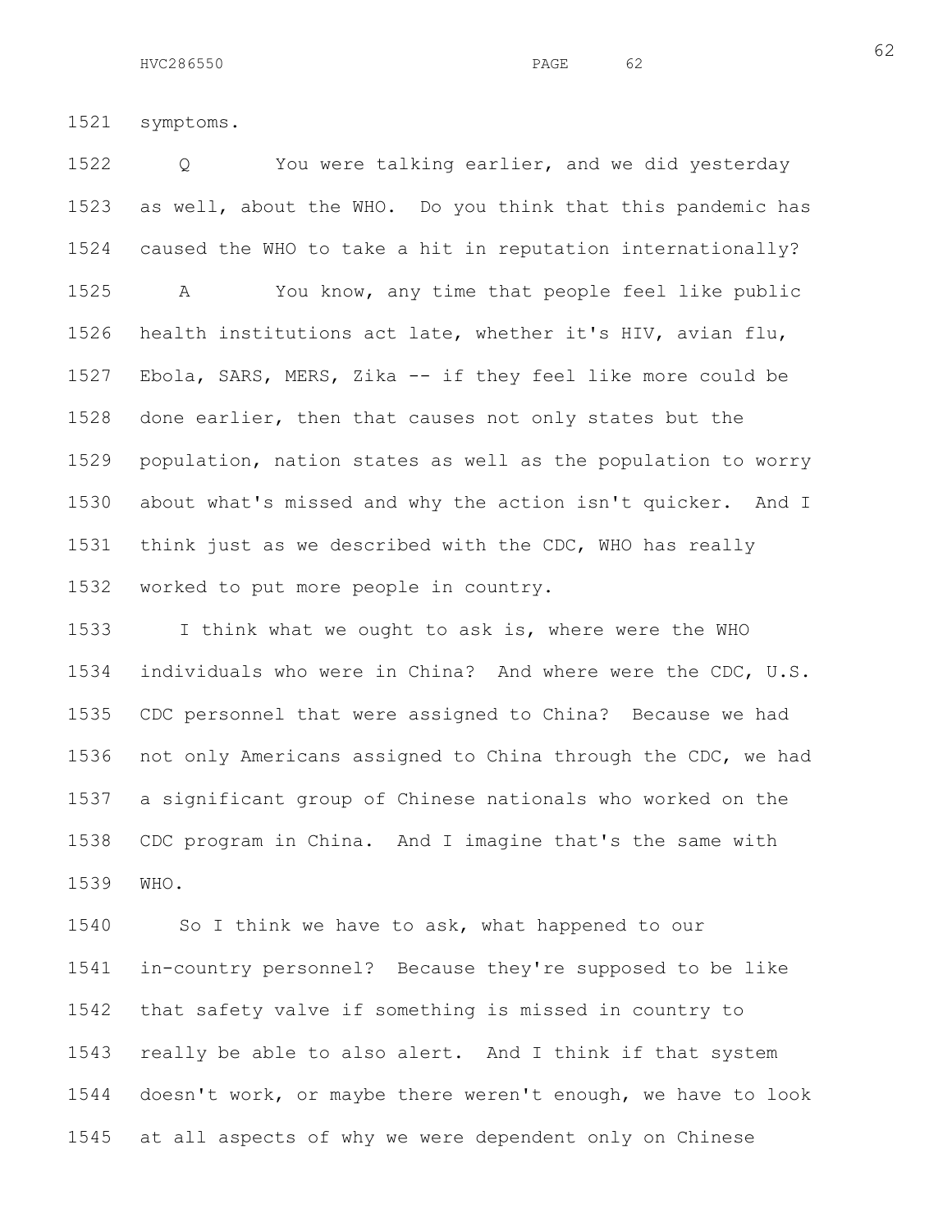symptoms.

Q You were talking earlier, and we did yesterday as well, about the WHO. Do you think that this pandemic has caused the WHO to take a hit in reputation internationally?

A You know, any time that people feel like public health institutions act late, whether it's HIV, avian flu, Ebola, SARS, MERS, Zika -- if they feel like more could be done earlier, then that causes not only states but the population, nation states as well as the population to worry about what's missed and why the action isn't quicker. And I think just as we described with the CDC, WHO has really worked to put more people in country.

I think what we ought to ask is, where were the WHO individuals who were in China? And where were the CDC, U.S. CDC personnel that were assigned to China? Because we had not only Americans assigned to China through the CDC, we had a significant group of Chinese nationals who worked on the CDC program in China. And I imagine that's the same with WHO.

So I think we have to ask, what happened to our in-country personnel? Because they're supposed to be like that safety valve if something is missed in country to really be able to also alert. And I think if that system doesn't work, or maybe there weren't enough, we have to look at all aspects of why we were dependent only on Chinese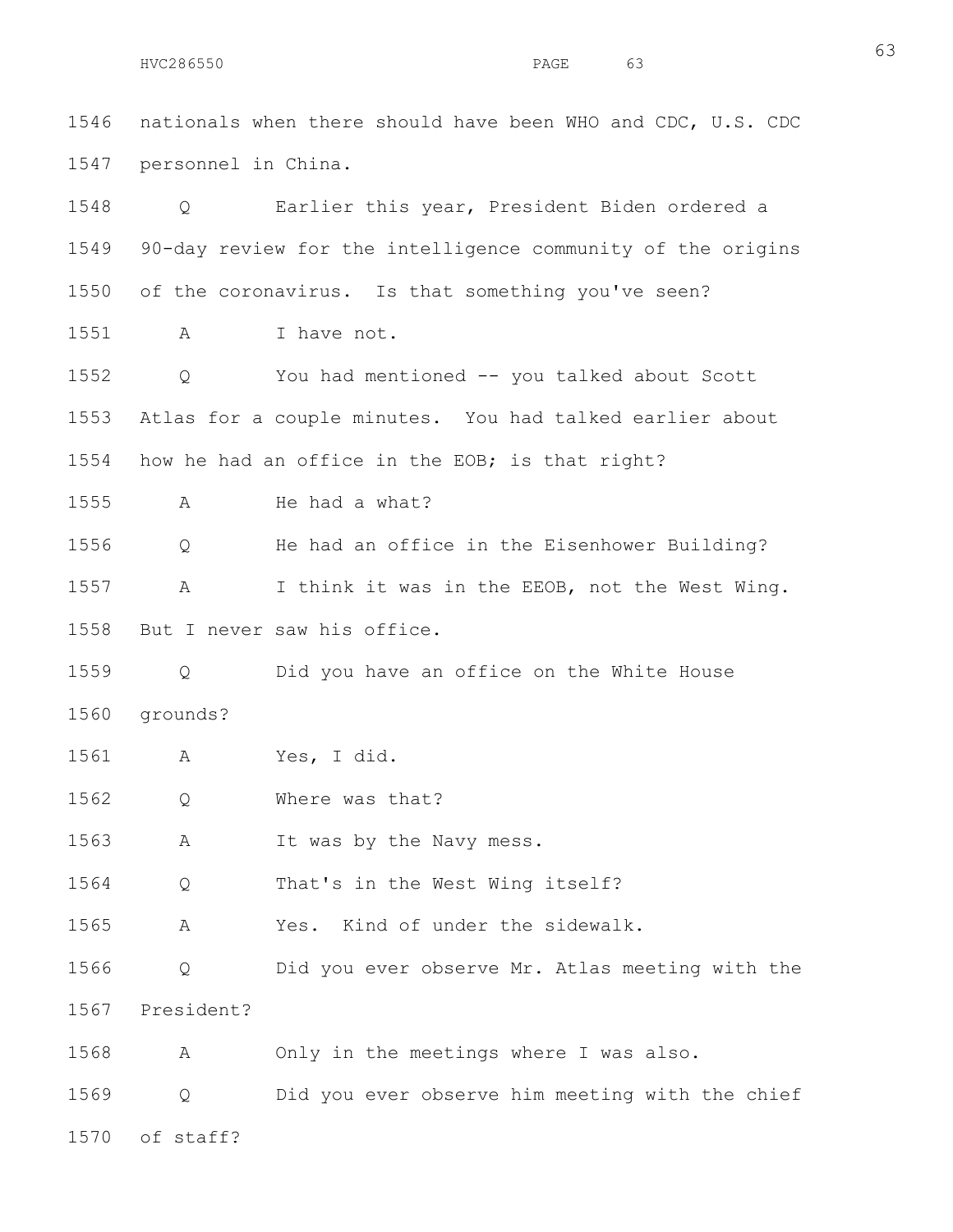1546 nationals when there should have been WHO and CDC, U.S. CDC
1547 personnel in China.

1548 Q Earlier this year, President Biden ordered a
1549 90-day review for the intelligence community of the origins
1550 of the coronavirus. Is that something you've seen?

1551 A I have not.

1552 Q You had mentioned -- you talked about Scott
1553 Atlas for a couple minutes. You had talked earlier about
1554 how he had an office in the EOB; is that right?

1555 A He had a what?

1556 Q He had an office in the Eisenhower Building?

1557 A I think it was in the EEOB, not the West Wing.
1558 But I never saw his office.

1559 Q Did you have an office on the White House
1560 grounds?

1561 A Yes, I did.

1562 Q Where was that?

1563 A It was by the Navy mess.

1564 Q That's in the West Wing itself?

1565 A Yes. Kind of under the sidewalk.

1566 Q Did you ever observe Mr. Atlas meeting with the
1567 President?

1568 A Only in the meetings where I was also.

1569 Q Did you ever observe him meeting with the chief
1570 of staff?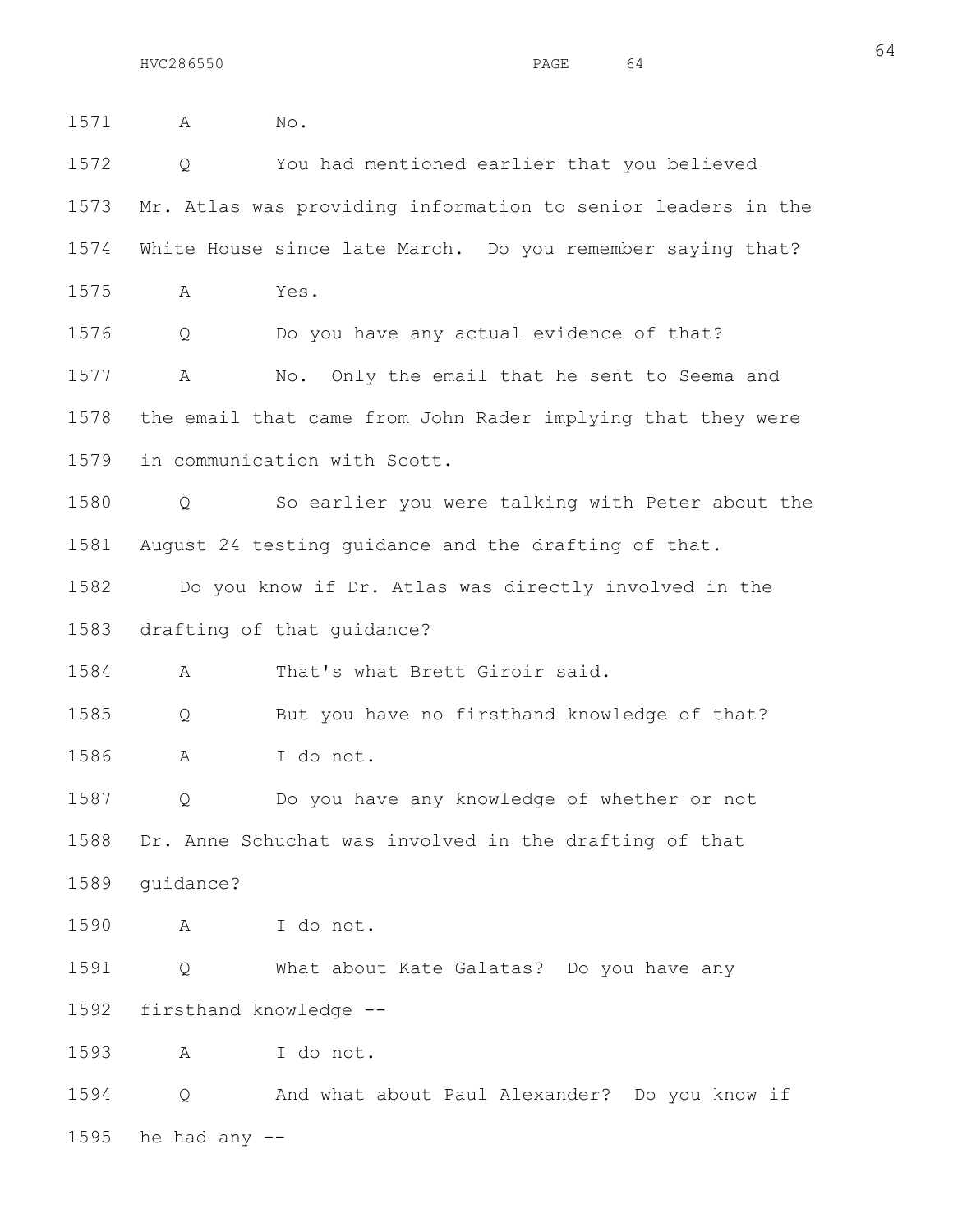1571 A No.

1572 Q You had mentioned earlier that you believed

1573 Mr. Atlas was providing information to senior leaders in the

1574 White House since late March. Do you remember saying that?

1575 A Yes.

1576 Q Do you have any actual evidence of that?

1577 A No. Only the email that he sent to Seema and

1578 the email that came from John Rader implying that they were

1579 in communication with Scott.

1580 Q So earlier you were talking with Peter about the

1581 August 24 testing guidance and the drafting of that.

1582 Do you know if Dr. Atlas was directly involved in the

1583 drafting of that guidance?

1584 A That's what Brett Giroir said.

1585 Q But you have no firsthand knowledge of that?

1586 A I do not.

1587 Q Do you have any knowledge of whether or not

1588 Dr. Anne Schuchat was involved in the drafting of that

1589 guidance?

1590 A I do not.

1591 Q What about Kate Galatas? Do you have any

1592 firsthand knowledge --

1593 A I do not.

1594 Q And what about Paul Alexander? Do you know if

1595 he had any --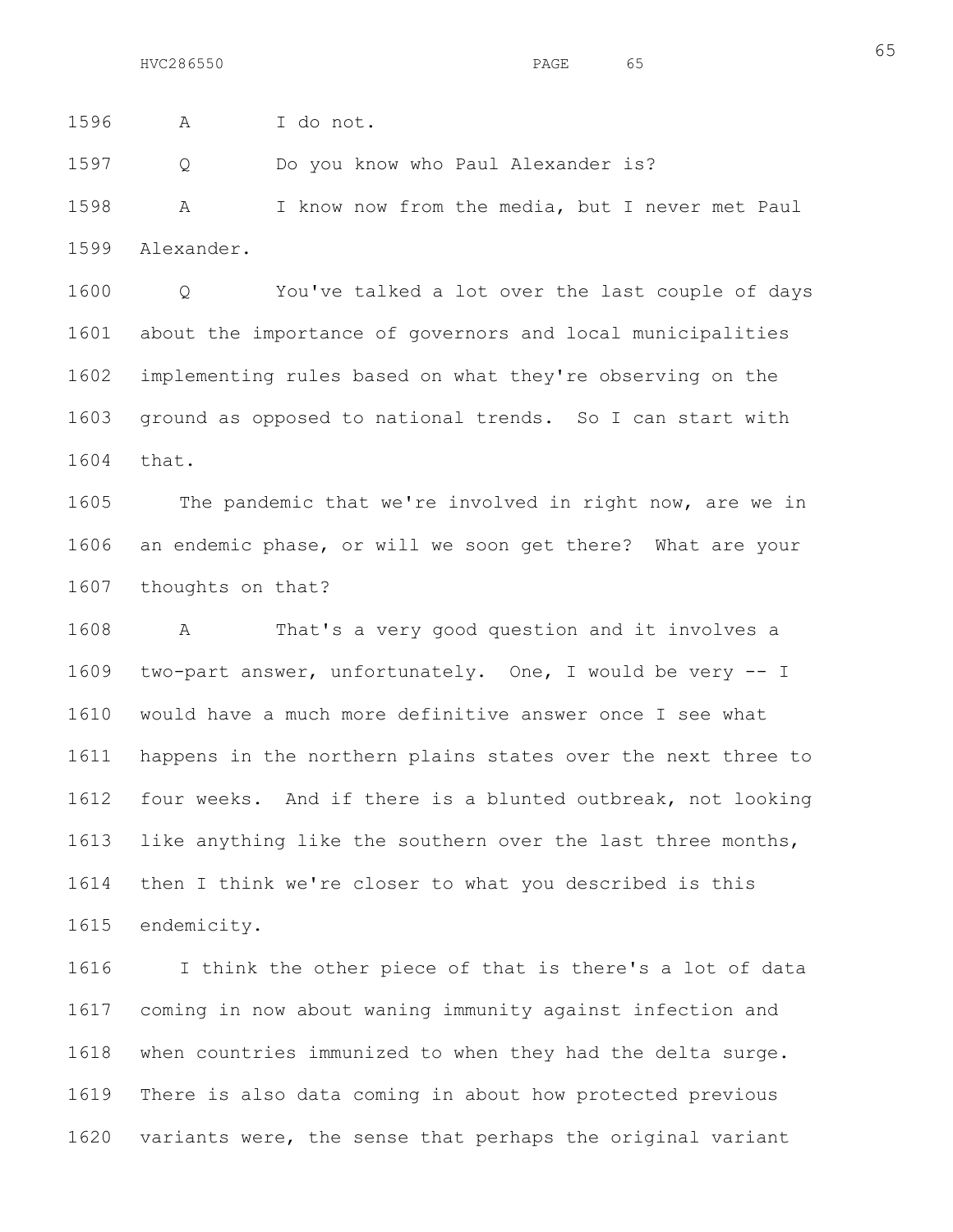A I do not.

Q Do you know who Paul Alexander is?

A I know now from the media, but I never met Paul Alexander.

Q You've talked a lot over the last couple of days about the importance of governors and local municipalities implementing rules based on what they're observing on the ground as opposed to national trends. So I can start with that.

The pandemic that we're involved in right now, are we in an endemic phase, or will we soon get there? What are your thoughts on that?

A That's a very good question and it involves a two-part answer, unfortunately. One, I would be very -- I would have a much more definitive answer once I see what happens in the northern plains states over the next three to four weeks. And if there is a blunted outbreak, not looking like anything like the southern over the last three months, then I think we're closer to what you described is this endemicity.

I think the other piece of that is there's a lot of data coming in now about waning immunity against infection and when countries immunized to when they had the delta surge. There is also data coming in about how protected previous variants were, the sense that perhaps the original variant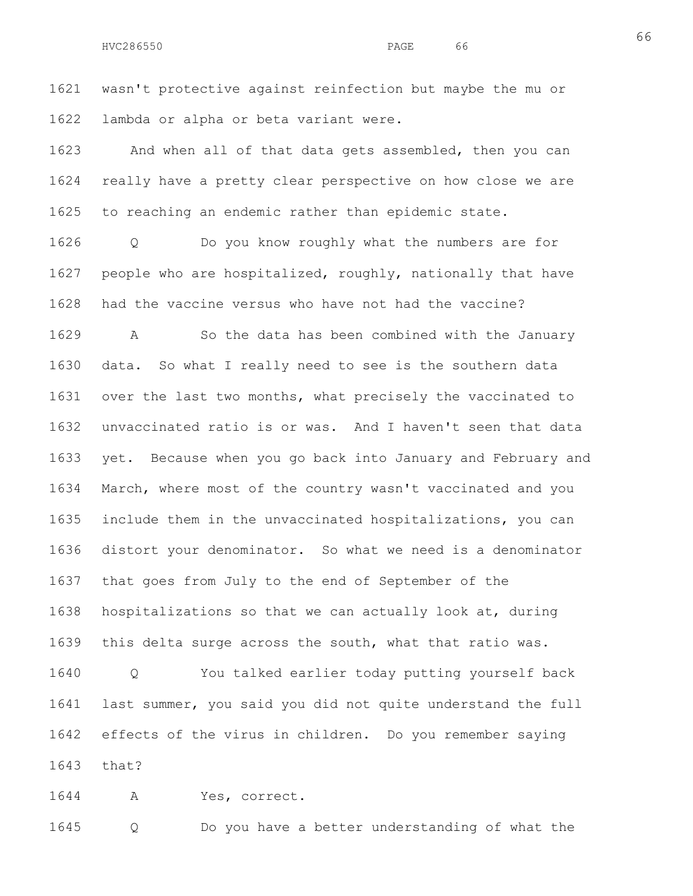1621 wasn't protective against reinfection but maybe the mu or
1622 lambda or alpha or beta variant were.

1623 And when all of that data gets assembled, then you can
1624 really have a pretty clear perspective on how close we are
1625 to reaching an endemic rather than epidemic state.

1626 Q Do you know roughly what the numbers are for
1627 people who are hospitalized, roughly, nationally that have
1628 had the vaccine versus who have not had the vaccine?

1629 A So the data has been combined with the January
1630 data. So what I really need to see is the southern data
1631 over the last two months, what precisely the vaccinated to
1632 unvaccinated ratio is or was. And I haven't seen that data
1633 yet. Because when you go back into January and February and
1634 March, where most of the country wasn't vaccinated and you
1635 include them in the unvaccinated hospitalizations, you can
1636 distort your denominator. So what we need is a denominator
1637 that goes from July to the end of September of the
1638 hospitalizations so that we can actually look at, during
1639 this delta surge across the south, what that ratio was.

1640 Q You talked earlier today putting yourself back
1641 last summer, you said you did not quite understand the full
1642 effects of the virus in children. Do you remember saying
1643 that?

1644 A Yes, correct.

1645 Q Do you have a better understanding of what the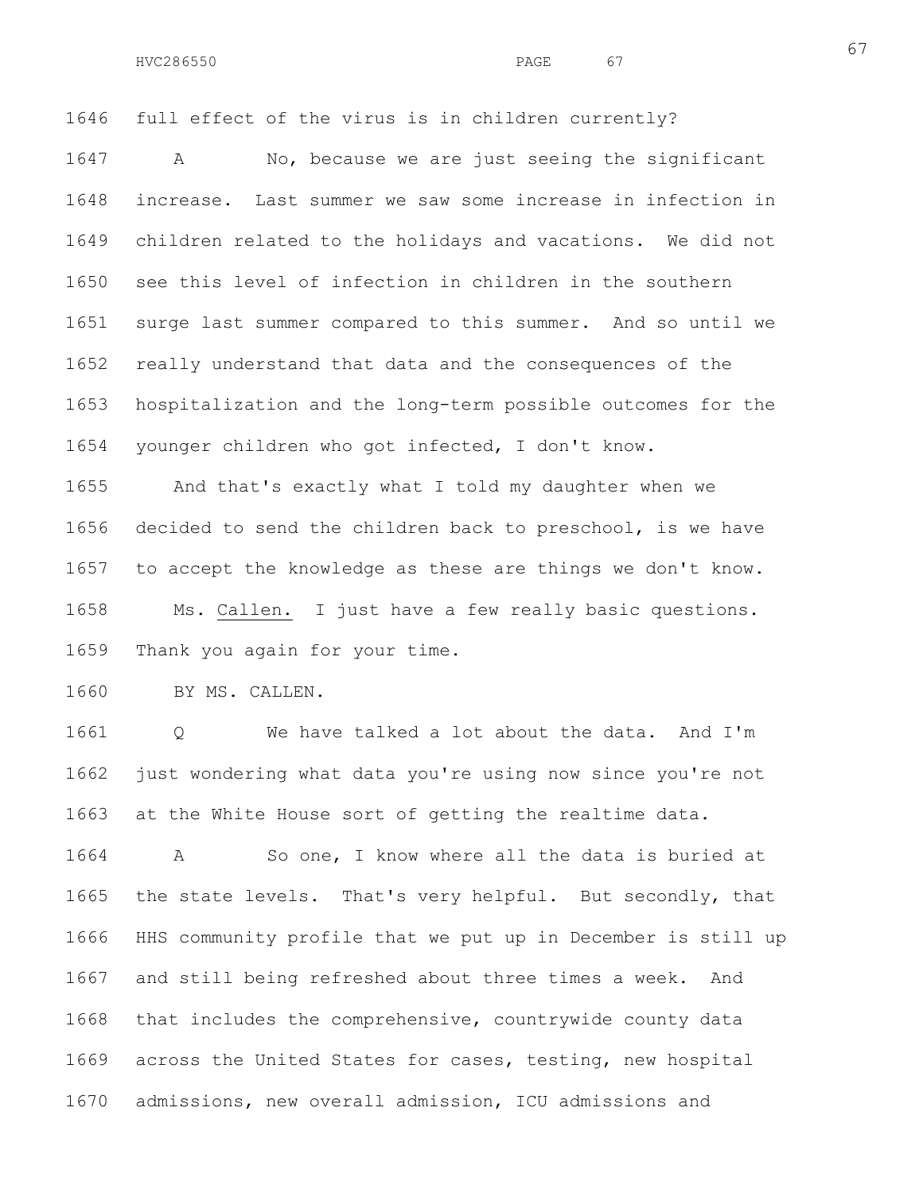full effect of the virus is in children currently?

A No, because we are just seeing the significant increase. Last summer we saw some increase in infection in children related to the holidays and vacations. We did not see this level of infection in children in the southern surge last summer compared to this summer. And so until we really understand that data and the consequences of the hospitalization and the long-term possible outcomes for the younger children who got infected, I don't know.

And that's exactly what I told my daughter when we decided to send the children back to preschool, is we have to accept the knowledge as these are things we don't know.

Ms. Callen. I just have a few really basic questions. Thank you again for your time.

BY MS. CALLEN.

Q We have talked a lot about the data. And I'm just wondering what data you're using now since you're not at the White House sort of getting the realtime data.

A So one, I know where all the data is buried at the state levels. That's very helpful. But secondly, that HHS community profile that we put up in December is still up and still being refreshed about three times a week. And that includes the comprehensive, countrywide county data across the United States for cases, testing, new hospital admissions, new overall admission, ICU admissions and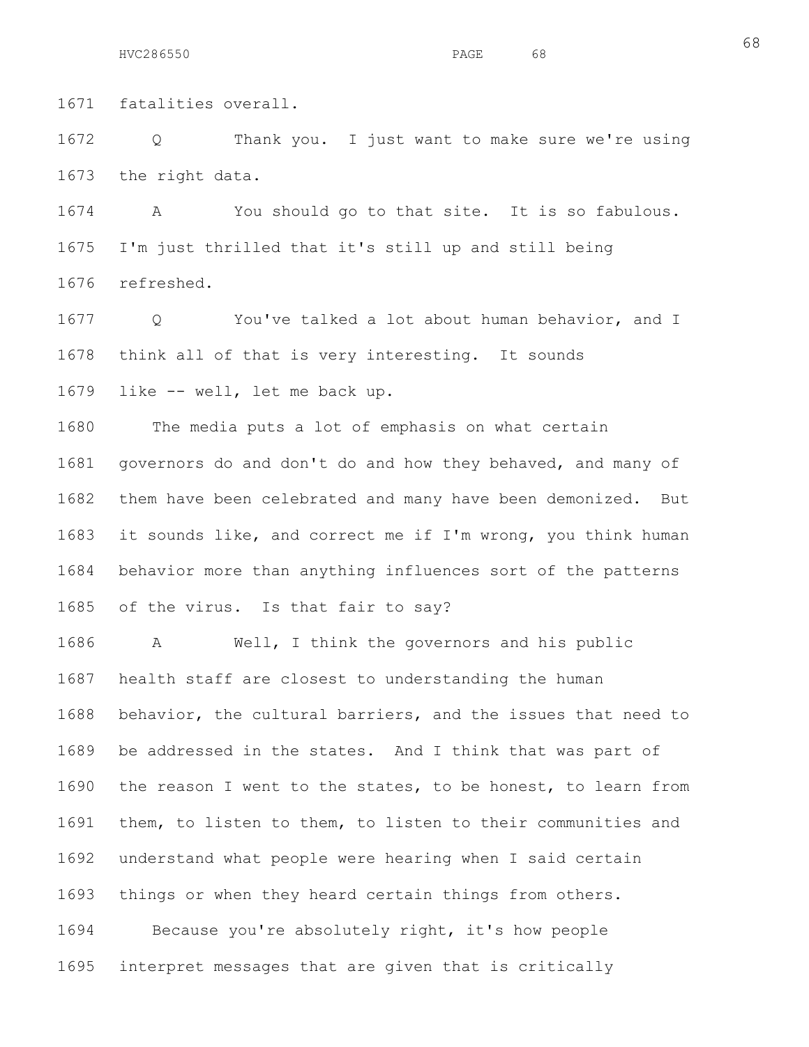1671 fatalities overall.

1672 Q Thank you. I just want to make sure we're using

1673 the right data.

1674 A You should go to that site. It is so fabulous.

1675 I'm just thrilled that it's still up and still being

1676 refreshed.

1677 Q You've talked a lot about human behavior, and I

1678 think all of that is very interesting. It sounds

1679 like -- well, let me back up.

1680 The media puts a lot of emphasis on what certain

1681 governors do and don't do and how they behaved, and many of

1682 them have been celebrated and many have been demonized. But

1683 it sounds like, and correct me if I'm wrong, you think human

1684 behavior more than anything influences sort of the patterns

1685 of the virus. Is that fair to say?

1686 A Well, I think the governors and his public

1687 health staff are closest to understanding the human

1688 behavior, the cultural barriers, and the issues that need to

1689 be addressed in the states. And I think that was part of

1690 the reason I went to the states, to be honest, to learn from

1691 them, to listen to them, to listen to their communities and

1692 understand what people were hearing when I said certain

1693 things or when they heard certain things from others.

1694 Because you're absolutely right, it's how people

1695 interpret messages that are given that is critically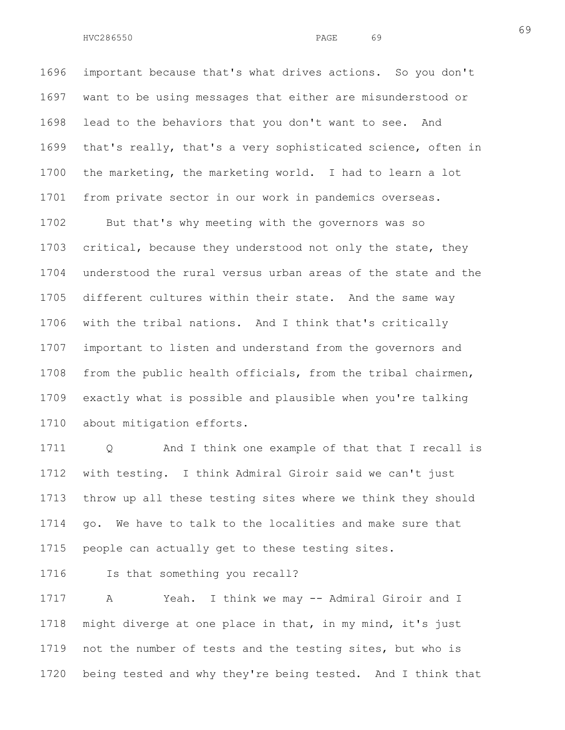important because that's what drives actions. So you don't want to be using messages that either are misunderstood or lead to the behaviors that you don't want to see. And that's really, that's a very sophisticated science, often in the marketing, the marketing world. I had to learn a lot from private sector in our work in pandemics overseas.

But that's why meeting with the governors was so critical, because they understood not only the state, they understood the rural versus urban areas of the state and the different cultures within their state. And the same way with the tribal nations. And I think that's critically important to listen and understand from the governors and from the public health officials, from the tribal chairmen, exactly what is possible and plausible when you're talking about mitigation efforts.

Q And I think one example of that that I recall is with testing. I think Admiral Giroir said we can't just throw up all these testing sites where we think they should go. We have to talk to the localities and make sure that people can actually get to these testing sites.

Is that something you recall?

A Yeah. I think we may -- Admiral Giroir and I might diverge at one place in that, in my mind, it's just not the number of tests and the testing sites, but who is being tested and why they're being tested. And I think that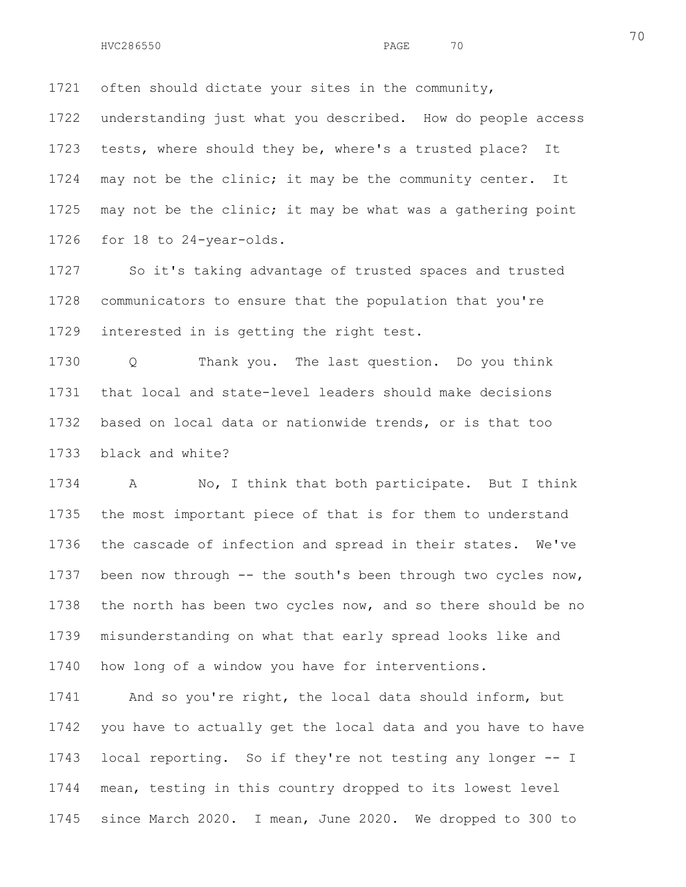often should dictate your sites in the community, understanding just what you described. How do people access tests, where should they be, where's a trusted place? It may not be the clinic; it may be the community center. It may not be the clinic; it may be what was a gathering point for 18 to 24-year-olds.

So it's taking advantage of trusted spaces and trusted communicators to ensure that the population that you're interested in is getting the right test.

Q Thank you. The last question. Do you think that local and state-level leaders should make decisions based on local data or nationwide trends, or is that too black and white?

A No, I think that both participate. But I think the most important piece of that is for them to understand the cascade of infection and spread in their states. We've been now through -- the south's been through two cycles now, the north has been two cycles now, and so there should be no misunderstanding on what that early spread looks like and how long of a window you have for interventions.

And so you're right, the local data should inform, but you have to actually get the local data and you have to have local reporting. So if they're not testing any longer -- I mean, testing in this country dropped to its lowest level since March 2020. I mean, June 2020. We dropped to 300 to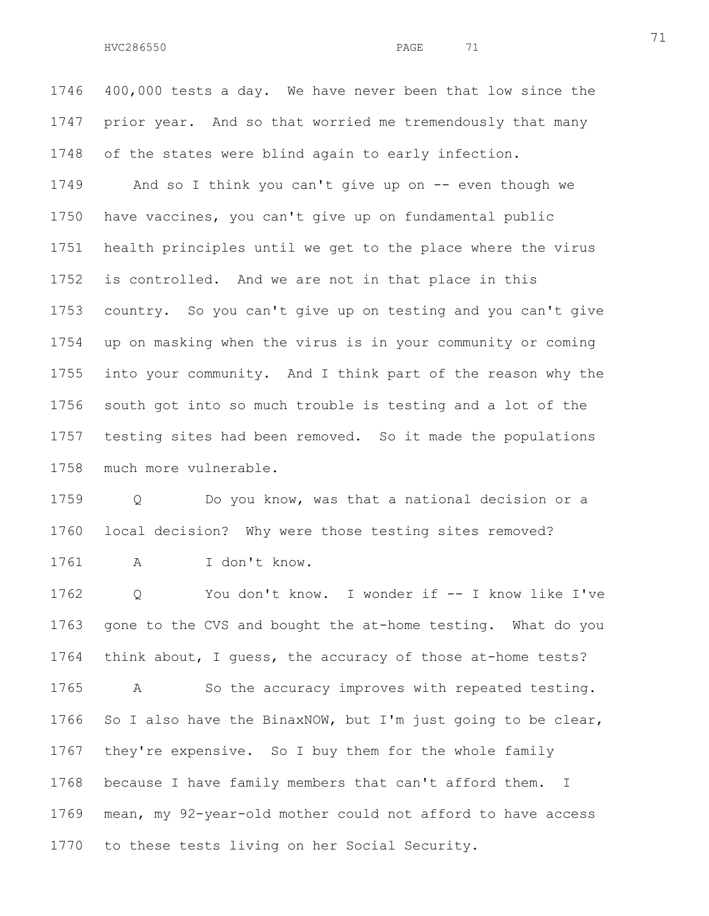400,000 tests a day. We have never been that low since the prior year. And so that worried me tremendously that many of the states were blind again to early infection.

And so I think you can't give up on -- even though we have vaccines, you can't give up on fundamental public health principles until we get to the place where the virus is controlled. And we are not in that place in this country. So you can't give up on testing and you can't give up on masking when the virus is in your community or coming into your community. And I think part of the reason why the south got into so much trouble is testing and a lot of the testing sites had been removed. So it made the populations much more vulnerable.

Q Do you know, was that a national decision or a local decision? Why were those testing sites removed?

A I don't know.

Q You don't know. I wonder if -- I know like I've gone to the CVS and bought the at-home testing. What do you think about, I guess, the accuracy of those at-home tests?

A So the accuracy improves with repeated testing. So I also have the BinaxNOW, but I'm just going to be clear, they're expensive. So I buy them for the whole family because I have family members that can't afford them. I mean, my 92-year-old mother could not afford to have access to these tests living on her Social Security.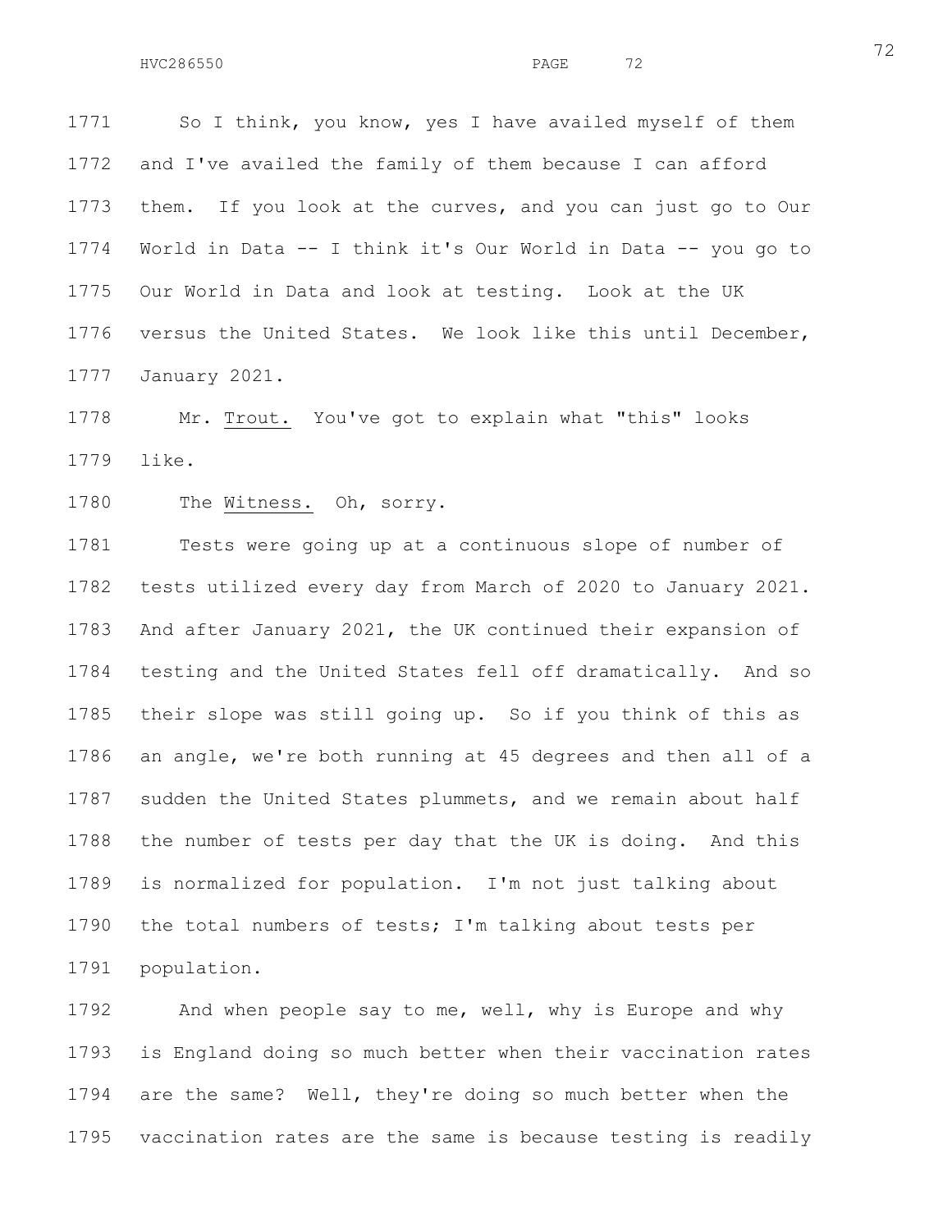So I think, you know, yes I have availed myself of them and I've availed the family of them because I can afford them. If you look at the curves, and you can just go to Our World in Data -- I think it's Our World in Data -- you go to Our World in Data and look at testing. Look at the UK versus the United States. We look like this until December, January 2021.

Mr. Trout. You've got to explain what "this" looks like.

The Witness. Oh, sorry.

Tests were going up at a continuous slope of number of tests utilized every day from March of 2020 to January 2021. And after January 2021, the UK continued their expansion of testing and the United States fell off dramatically. And so their slope was still going up. So if you think of this as an angle, we're both running at 45 degrees and then all of a sudden the United States plummets, and we remain about half the number of tests per day that the UK is doing. And this is normalized for population. I'm not just talking about the total numbers of tests; I'm talking about tests per population.

And when people say to me, well, why is Europe and why is England doing so much better when their vaccination rates are the same? Well, they're doing so much better when the vaccination rates are the same is because testing is readily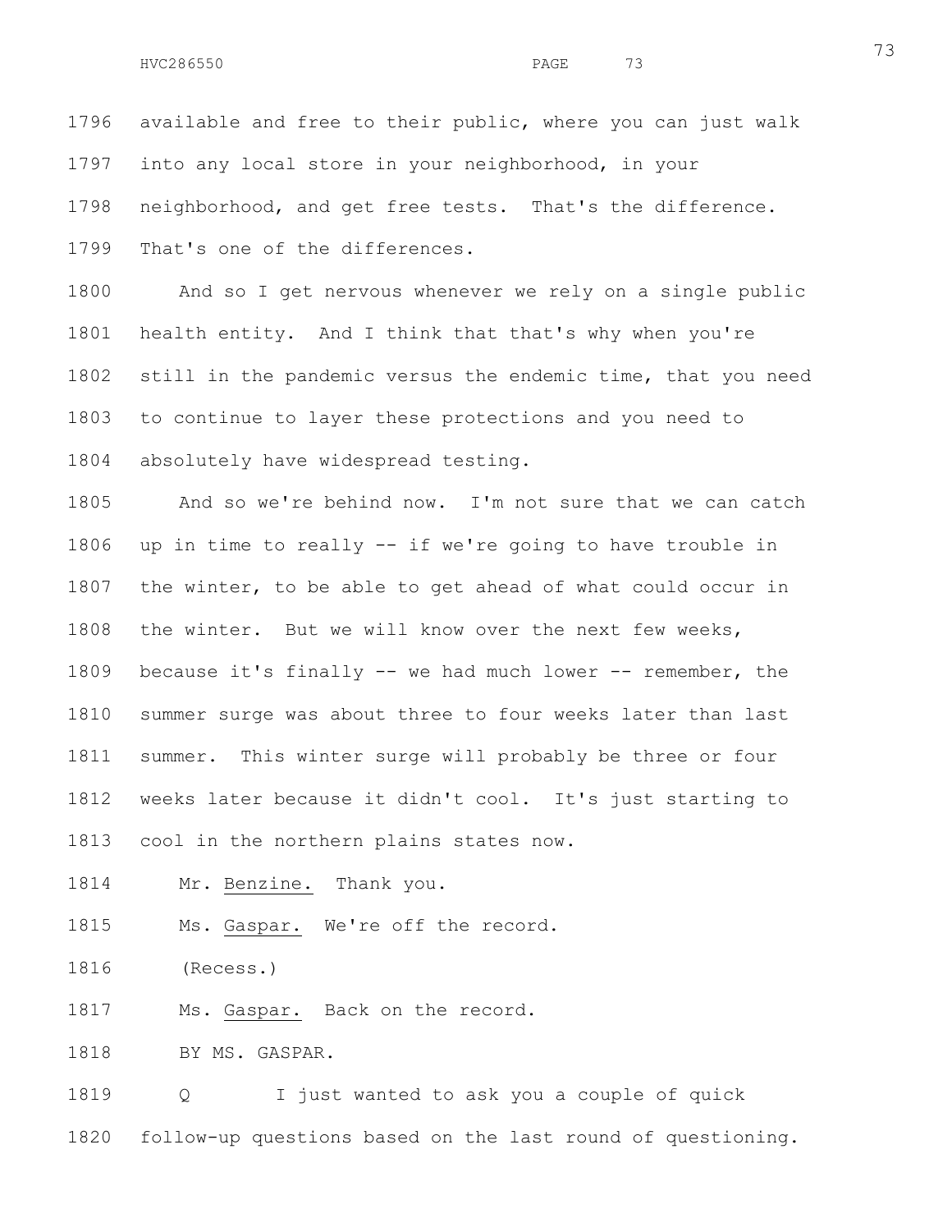available and free to their public, where you can just walk into any local store in your neighborhood, in your neighborhood, and get free tests. That's the difference. That's one of the differences.

And so I get nervous whenever we rely on a single public health entity. And I think that that's why when you're still in the pandemic versus the endemic time, that you need to continue to layer these protections and you need to absolutely have widespread testing.

And so we're behind now. I'm not sure that we can catch up in time to really -- if we're going to have trouble in the winter, to be able to get ahead of what could occur in the winter. But we will know over the next few weeks, because it's finally -- we had much lower -- remember, the summer surge was about three to four weeks later than last summer. This winter surge will probably be three or four weeks later because it didn't cool. It's just starting to cool in the northern plains states now.

Mr. Benzine. Thank you.

Ms. Gaspar. We're off the record.

(Recess.)

Ms. Gaspar. Back on the record.

BY MS. GASPAR.

Q I just wanted to ask you a couple of quick follow-up questions based on the last round of questioning.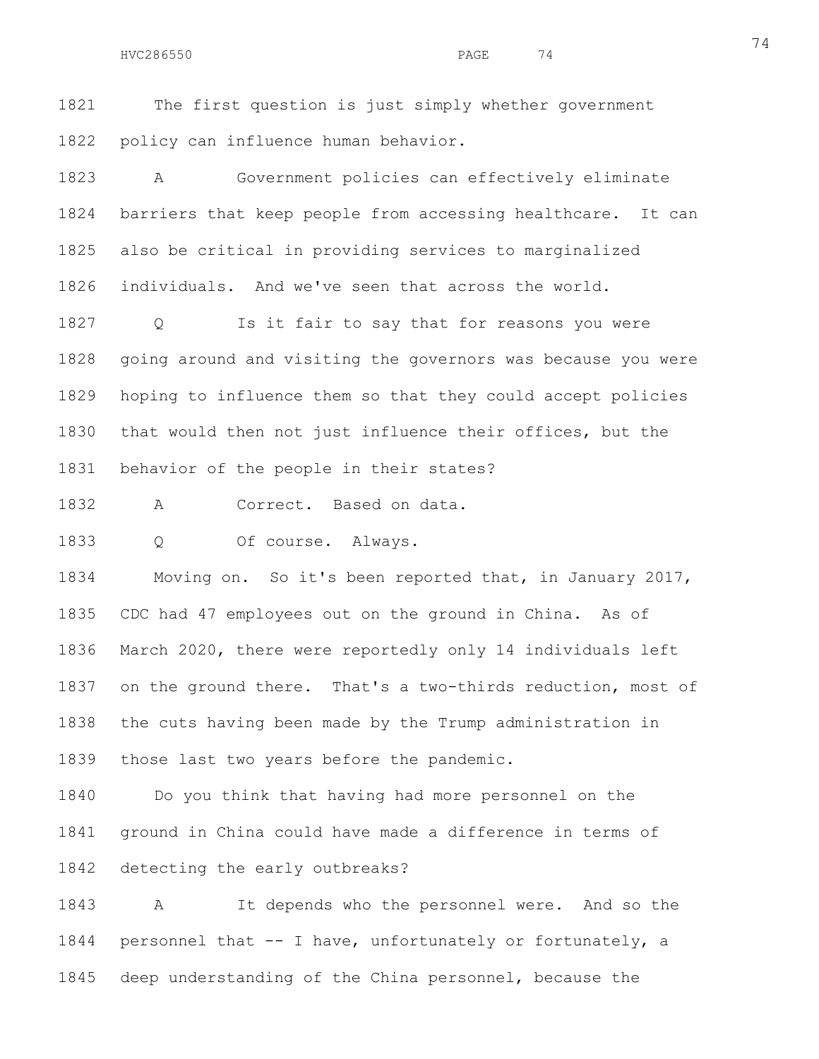1821 The first question is just simply whether government
1822 policy can influence human behavior.

1823 A Government policies can effectively eliminate
1824 barriers that keep people from accessing healthcare. It can
1825 also be critical in providing services to marginalized
1826 individuals. And we've seen that across the world.

1827 Q Is it fair to say that for reasons you were
1828 going around and visiting the governors was because you were
1829 hoping to influence them so that they could accept policies
1830 that would then not just influence their offices, but the
1831 behavior of the people in their states?

1832 A Correct. Based on data.

1833 Q Of course. Always.

1834 Moving on. So it's been reported that, in January 2017,
1835 CDC had 47 employees out on the ground in China. As of
1836 March 2020, there were reportedly only 14 individuals left
1837 on the ground there. That's a two-thirds reduction, most of
1838 the cuts having been made by the Trump administration in
1839 those last two years before the pandemic.

1840 Do you think that having had more personnel on the
1841 ground in China could have made a difference in terms of
1842 detecting the early outbreaks?

1843 A It depends who the personnel were. And so the
1844 personnel that -- I have, unfortunately or fortunately, a
1845 deep understanding of the China personnel, because the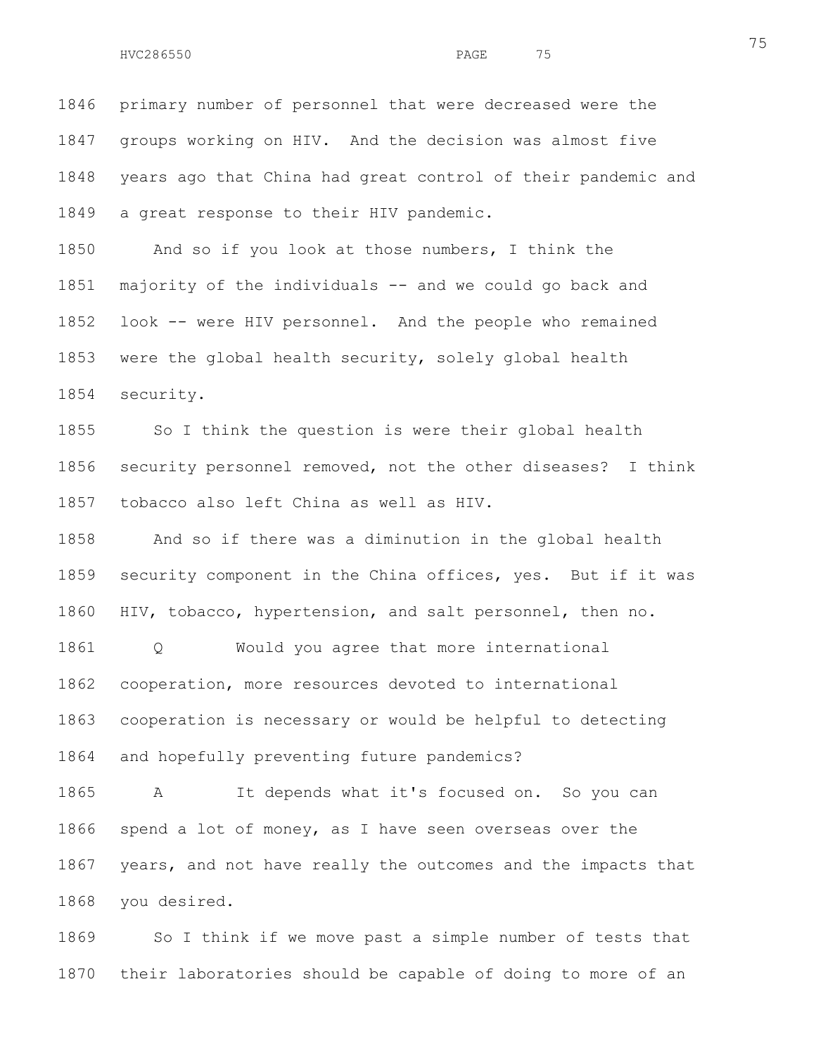primary number of personnel that were decreased were the groups working on HIV. And the decision was almost five years ago that China had great control of their pandemic and a great response to their HIV pandemic.

And so if you look at those numbers, I think the majority of the individuals -- and we could go back and look -- were HIV personnel. And the people who remained were the global health security, solely global health security.

So I think the question is were their global health security personnel removed, not the other diseases? I think tobacco also left China as well as HIV.

And so if there was a diminution in the global health security component in the China offices, yes. But if it was HIV, tobacco, hypertension, and salt personnel, then no.

Q Would you agree that more international cooperation, more resources devoted to international cooperation is necessary or would be helpful to detecting and hopefully preventing future pandemics?

A It depends what it's focused on. So you can spend a lot of money, as I have seen overseas over the years, and not have really the outcomes and the impacts that you desired.

So I think if we move past a simple number of tests that their laboratories should be capable of doing to more of an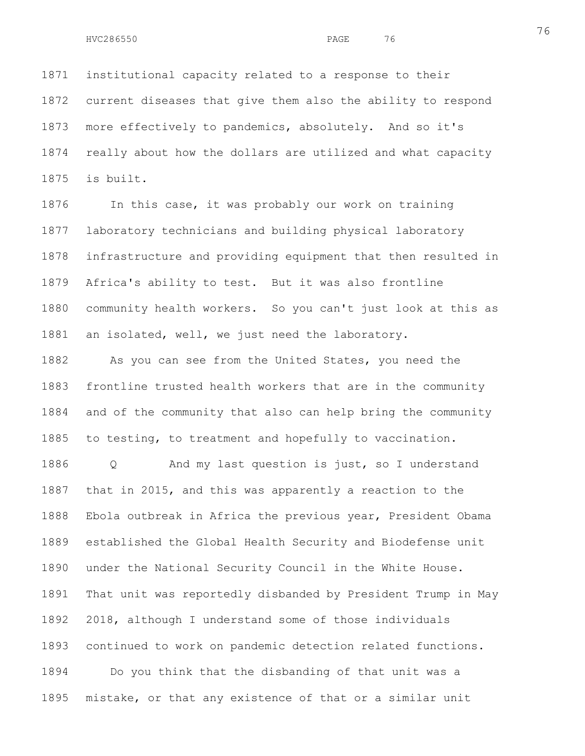institutional capacity related to a response to their current diseases that give them also the ability to respond more effectively to pandemics, absolutely. And so it's really about how the dollars are utilized and what capacity is built.

In this case, it was probably our work on training laboratory technicians and building physical laboratory infrastructure and providing equipment that then resulted in Africa's ability to test. But it was also frontline community health workers. So you can't just look at this as an isolated, well, we just need the laboratory.

As you can see from the United States, you need the frontline trusted health workers that are in the community and of the community that also can help bring the community to testing, to treatment and hopefully to vaccination.

Q And my last question is just, so I understand that in 2015, and this was apparently a reaction to the Ebola outbreak in Africa the previous year, President Obama established the Global Health Security and Biodefense unit under the National Security Council in the White House. That unit was reportedly disbanded by President Trump in May 2018, although I understand some of those individuals continued to work on pandemic detection related functions.

Do you think that the disbanding of that unit was a mistake, or that any existence of that or a similar unit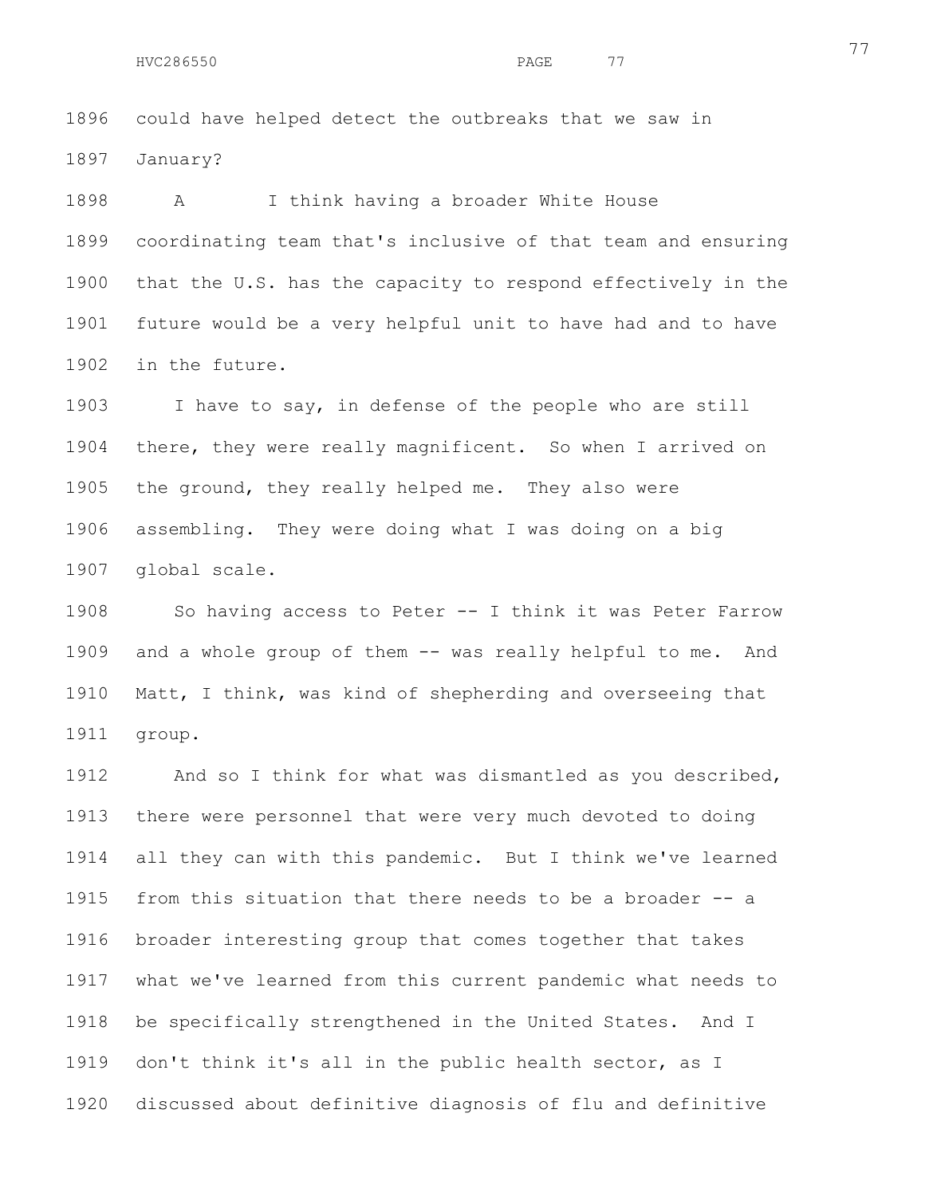1896 could have helped detect the outbreaks that we saw in
1897 January?

1898 A I think having a broader White House
1899 coordinating team that's inclusive of that team and ensuring
1900 that the U.S. has the capacity to respond effectively in the
1901 future would be a very helpful unit to have had and to have
1902 in the future.

1903 I have to say, in defense of the people who are still
1904 there, they were really magnificent. So when I arrived on
1905 the ground, they really helped me. They also were
1906 assembling. They were doing what I was doing on a big
1907 global scale.

1908 So having access to Peter -- I think it was Peter Farrow
1909 and a whole group of them -- was really helpful to me. And
1910 Matt, I think, was kind of shepherding and overseeing that
1911 group.

1912 And so I think for what was dismantled as you described,
1913 there were personnel that were very much devoted to doing
1914 all they can with this pandemic. But I think we've learned
1915 from this situation that there needs to be a broader -- a
1916 broader interesting group that comes together that takes
1917 what we've learned from this current pandemic what needs to
1918 be specifically strengthened in the United States. And I
1919 don't think it's all in the public health sector, as I
1920 discussed about definitive diagnosis of flu and definitive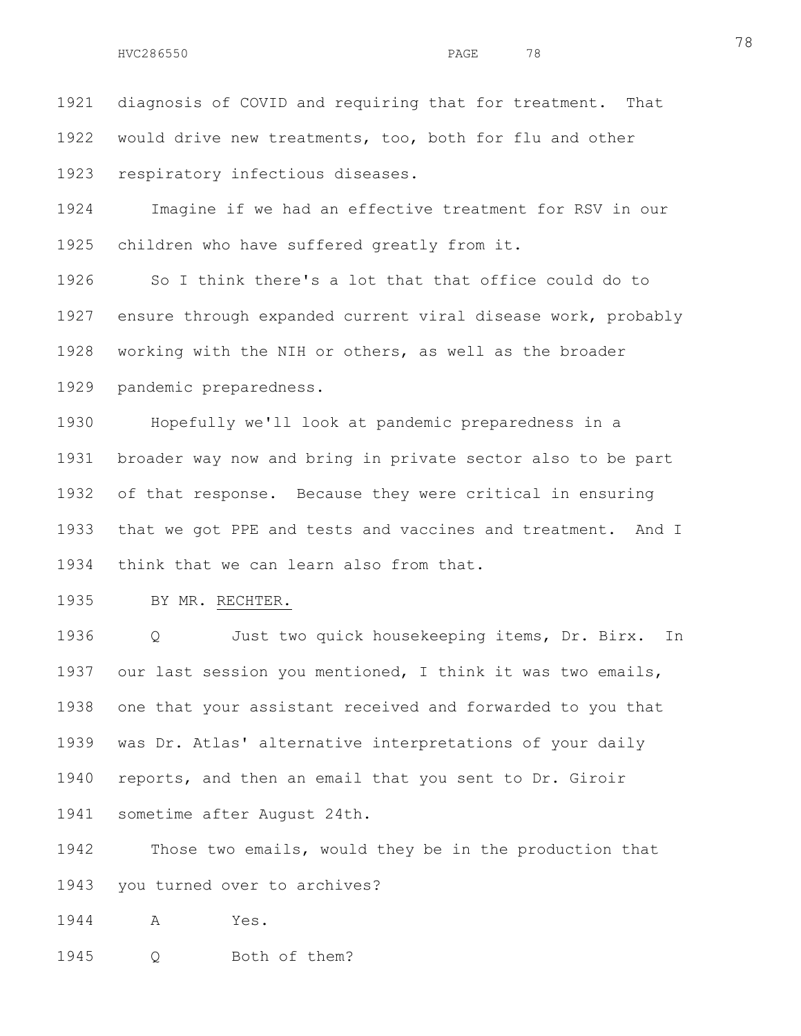1921 diagnosis of COVID and requiring that for treatment. That
1922 would drive new treatments, too, both for flu and other
1923 respiratory infectious diseases.

1924 Imagine if we had an effective treatment for RSV in our
1925 children who have suffered greatly from it.

1926 So I think there's a lot that that office could do to
1927 ensure through expanded current viral disease work, probably
1928 working with the NIH or others, as well as the broader
1929 pandemic preparedness.

1930 Hopefully we'll look at pandemic preparedness in a
1931 broader way now and bring in private sector also to be part
1932 of that response. Because they were critical in ensuring
1933 that we got PPE and tests and vaccines and treatment. And I
1934 think that we can learn also from that.

1935 BY MR. RECHTER.

1936 Q Just two quick housekeeping items, Dr. Birx. In
1937 our last session you mentioned, I think it was two emails,
1938 one that your assistant received and forwarded to you that
1939 was Dr. Atlas' alternative interpretations of your daily
1940 reports, and then an email that you sent to Dr. Giroir
1941 sometime after August 24th.

1942 Those two emails, would they be in the production that
1943 you turned over to archives?

1944 A Yes.

1945 Q Both of them?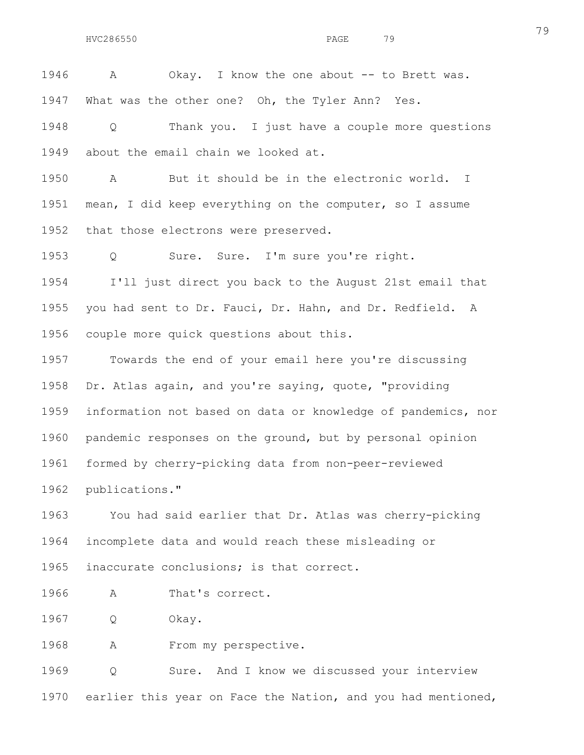1946 A Okay. I know the one about -- to Brett was.
1947 What was the other one? Oh, the Tyler Ann? Yes.
1948 Q Thank you. I just have a couple more questions
1949 about the email chain we looked at.
1950 A But it should be in the electronic world. I
1951 mean, I did keep everything on the computer, so I assume
1952 that those electrons were preserved.
1953 Q Sure. Sure. I'm sure you're right.
1954 I'll just direct you back to the August 21st email that
1955 you had sent to Dr. Fauci, Dr. Hahn, and Dr. Redfield. A
1956 couple more quick questions about this.
1957 Towards the end of your email here you're discussing
1958 Dr. Atlas again, and you're saying, quote, "providing
1959 information not based on data or knowledge of pandemics, nor
1960 pandemic responses on the ground, but by personal opinion
1961 formed by cherry-picking data from non-peer-reviewed
1962 publications."
1963 You had said earlier that Dr. Atlas was cherry-picking
1964 incomplete data and would reach these misleading or
1965 inaccurate conclusions; is that correct.
1966 A That's correct.
1967 Q Okay.
1968 A From my perspective.
1969 Q Sure. And I know we discussed your interview
1970 earlier this year on Face the Nation, and you had mentioned,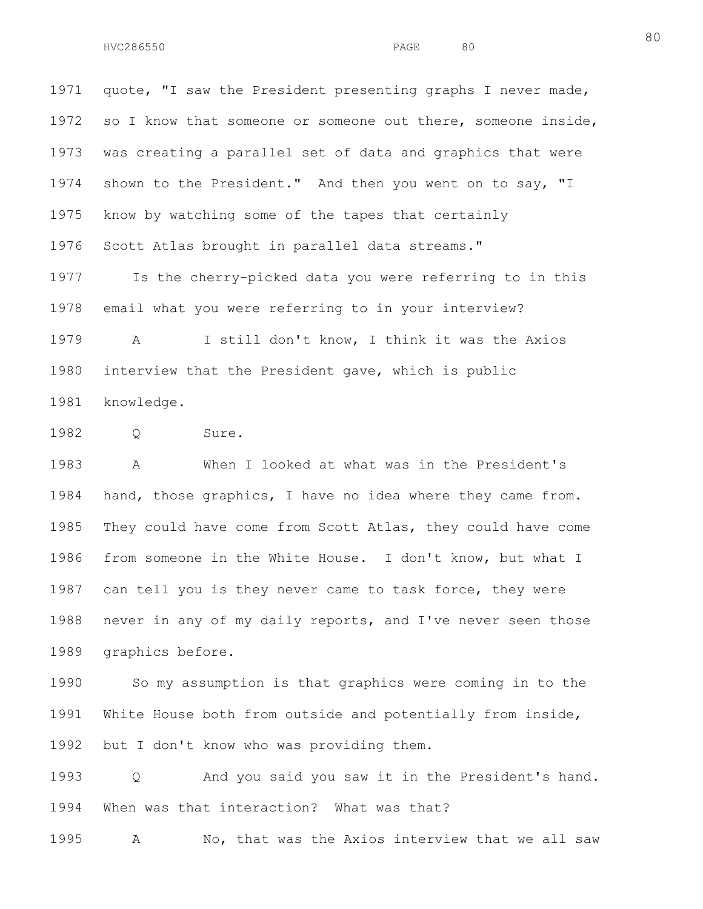quote, "I saw the President presenting graphs I never made, so I know that someone or someone out there, someone inside, was creating a parallel set of data and graphics that were shown to the President." And then you went on to say, "I know by watching some of the tapes that certainly Scott Atlas brought in parallel data streams."

Is the cherry-picked data you were referring to in this email what you were referring to in your interview?

A I still don't know, I think it was the Axios interview that the President gave, which is public knowledge.

Q Sure.

A When I looked at what was in the President's hand, those graphics, I have no idea where they came from. They could have come from Scott Atlas, they could have come from someone in the White House. I don't know, but what I can tell you is they never came to task force, they were never in any of my daily reports, and I've never seen those graphics before.

So my assumption is that graphics were coming in to the White House both from outside and potentially from inside, but I don't know who was providing them.

Q And you said you saw it in the President's hand. When was that interaction? What was that?

A No, that was the Axios interview that we all saw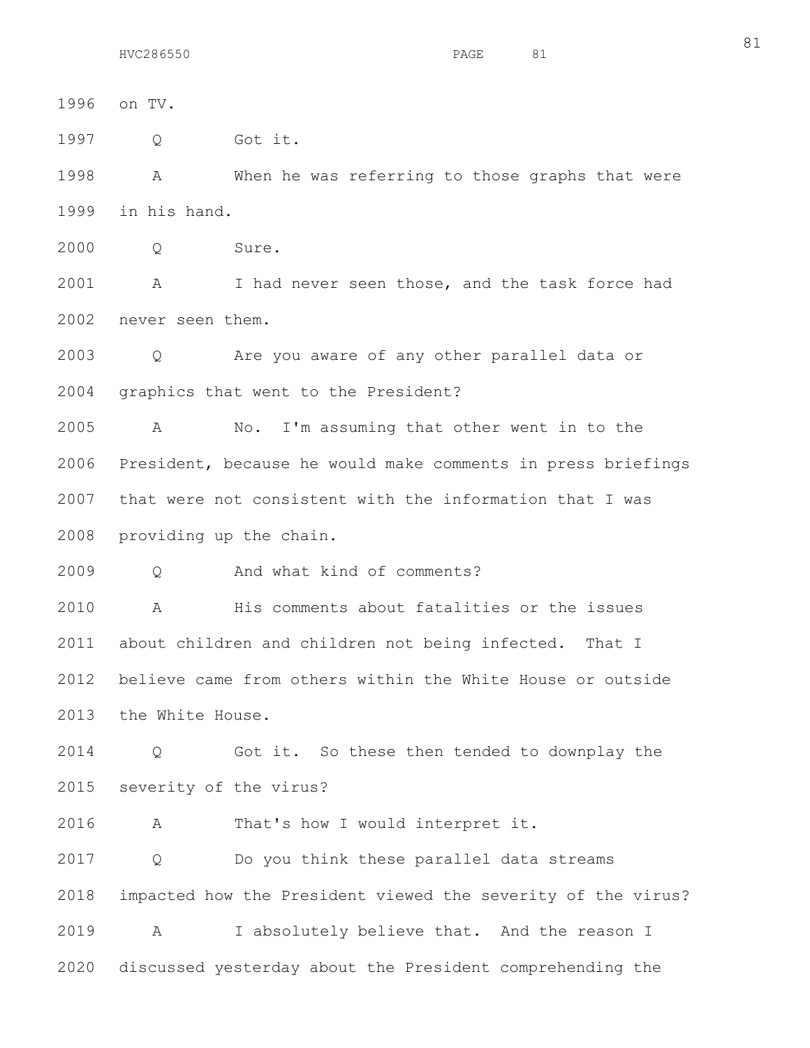on TV.

Q Got it.

A When he was referring to those graphs that were in his hand.

Q Sure.

A I had never seen those, and the task force had never seen them.

Q Are you aware of any other parallel data or graphics that went to the President?

A No. I'm assuming that other went in to the President, because he would make comments in press briefings that were not consistent with the information that I was providing up the chain.

Q And what kind of comments?

A His comments about fatalities or the issues about children and children not being infected. That I believe came from others within the White House or outside the White House.

Q Got it. So these then tended to downplay the severity of the virus?

A That's how I would interpret it.

Q Do you think these parallel data streams impacted how the President viewed the severity of the virus?

A I absolutely believe that. And the reason I discussed yesterday about the President comprehending the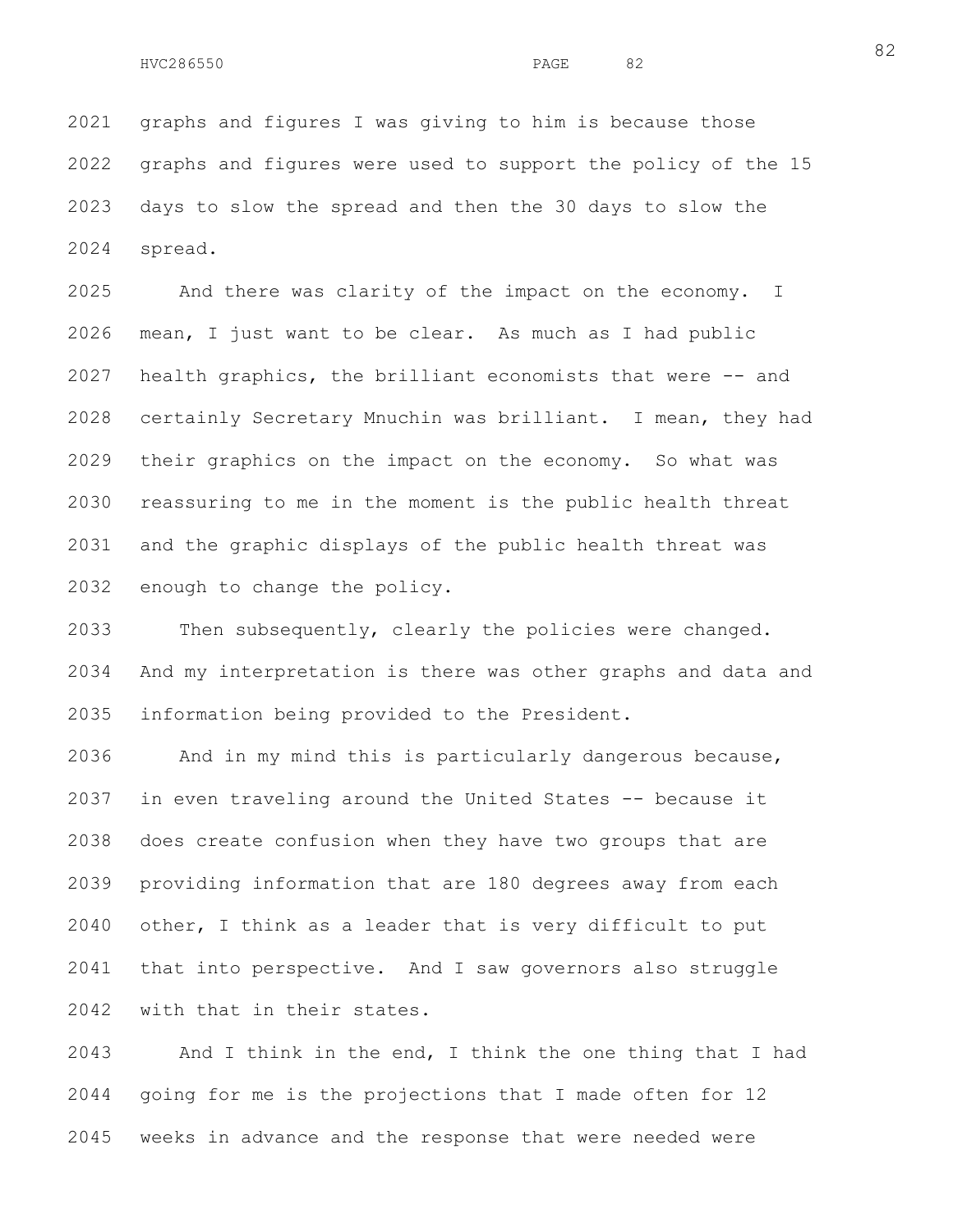graphs and figures I was giving to him is because those graphs and figures were used to support the policy of the 15 days to slow the spread and then the 30 days to slow the spread.

And there was clarity of the impact on the economy. I mean, I just want to be clear. As much as I had public health graphics, the brilliant economists that were -- and certainly Secretary Mnuchin was brilliant. I mean, they had their graphics on the impact on the economy. So what was reassuring to me in the moment is the public health threat and the graphic displays of the public health threat was enough to change the policy.

Then subsequently, clearly the policies were changed. And my interpretation is there was other graphs and data and information being provided to the President.

And in my mind this is particularly dangerous because, in even traveling around the United States -- because it does create confusion when they have two groups that are providing information that are 180 degrees away from each other, I think as a leader that is very difficult to put that into perspective. And I saw governors also struggle with that in their states.

And I think in the end, I think the one thing that I had going for me is the projections that I made often for 12 weeks in advance and the response that were needed were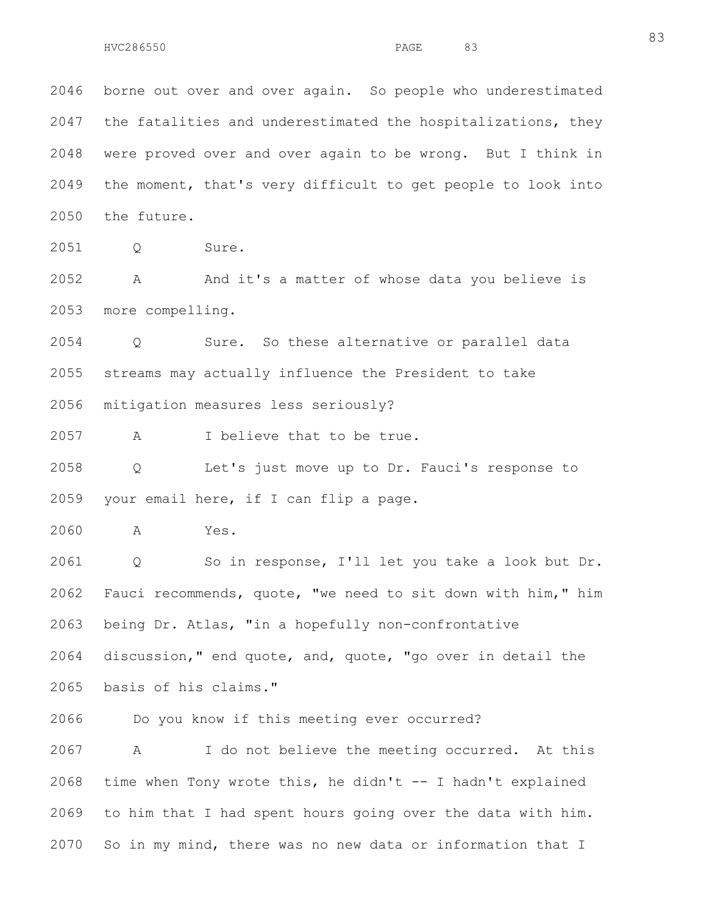2046 borne out over and over again. So people who underestimated
2047 the fatalities and underestimated the hospitalizations, they
2048 were proved over and over again to be wrong. But I think in
2049 the moment, that's very difficult to get people to look into
2050 the future.

2051 Q Sure.

2052 A And it's a matter of whose data you believe is
2053 more compelling.

2054 Q Sure. So these alternative or parallel data
2055 streams may actually influence the President to take
2056 mitigation measures less seriously?

2057 A I believe that to be true.

2058 Q Let's just move up to Dr. Fauci's response to
2059 your email here, if I can flip a page.

2060 A Yes.

2061 Q So in response, I'll let you take a look but Dr.
2062 Fauci recommends, quote, "we need to sit down with him," him
2063 being Dr. Atlas, "in a hopefully non-confrontative
2064 discussion," end quote, and, quote, "go over in detail the
2065 basis of his claims."

2066 Do you know if this meeting ever occurred?

2067 A I do not believe the meeting occurred. At this
2068 time when Tony wrote this, he didn't -- I hadn't explained
2069 to him that I had spent hours going over the data with him.
2070 So in my mind, there was no new data or information that I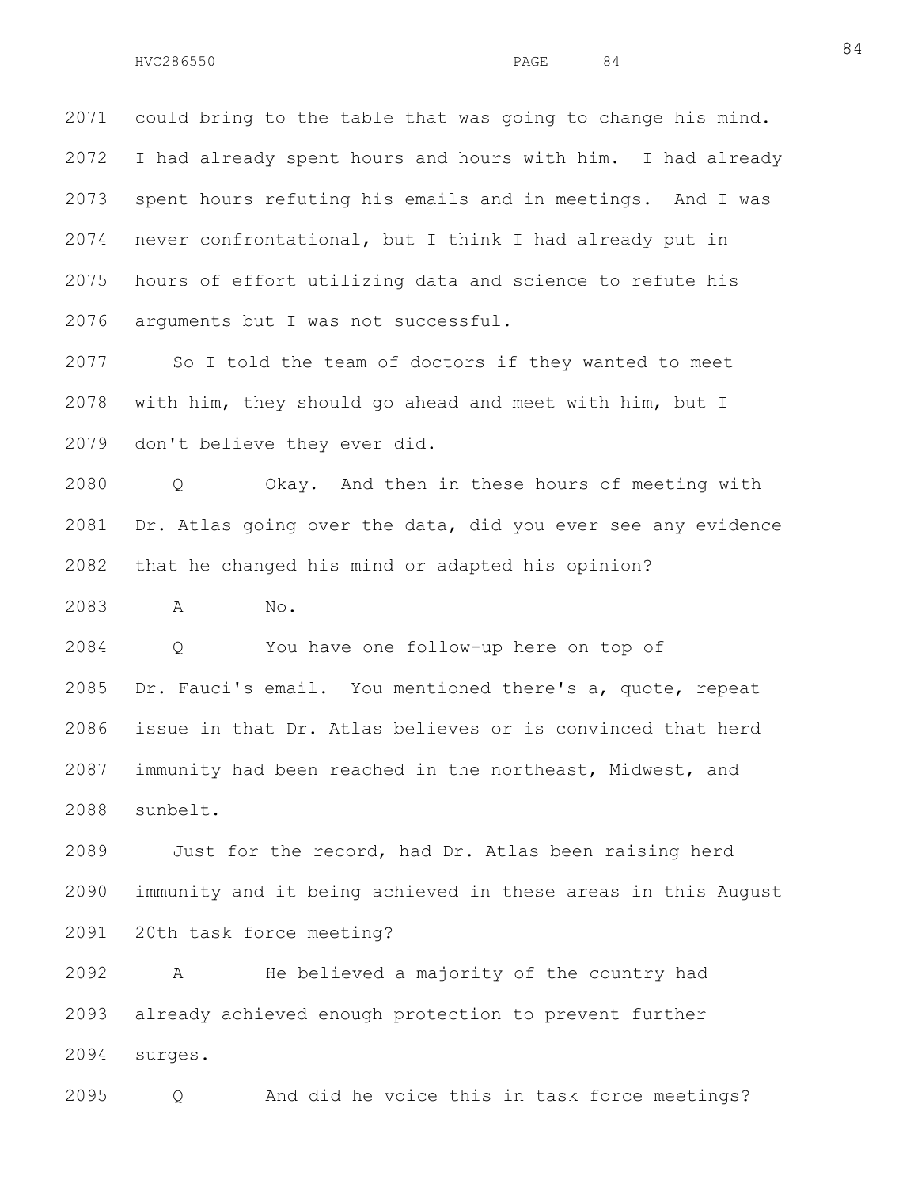2071 could bring to the table that was going to change his mind.
2072 I had already spent hours and hours with him. I had already
2073 spent hours refuting his emails and in meetings. And I was
2074 never confrontational, but I think I had already put in
2075 hours of effort utilizing data and science to refute his
2076 arguments but I was not successful.

2077 So I told the team of doctors if they wanted to meet
2078 with him, they should go ahead and meet with him, but I
2079 don't believe they ever did.

2080 Q Okay. And then in these hours of meeting with
2081 Dr. Atlas going over the data, did you ever see any evidence
2082 that he changed his mind or adapted his opinion?

2083 A No.

2084 Q You have one follow-up here on top of
2085 Dr. Fauci's email. You mentioned there's a, quote, repeat
2086 issue in that Dr. Atlas believes or is convinced that herd
2087 immunity had been reached in the northeast, Midwest, and
2088 sunbelt.

2089 Just for the record, had Dr. Atlas been raising herd
2090 immunity and it being achieved in these areas in this August
2091 20th task force meeting?

2092 A He believed a majority of the country had
2093 already achieved enough protection to prevent further
2094 surges.

2095 Q And did he voice this in task force meetings?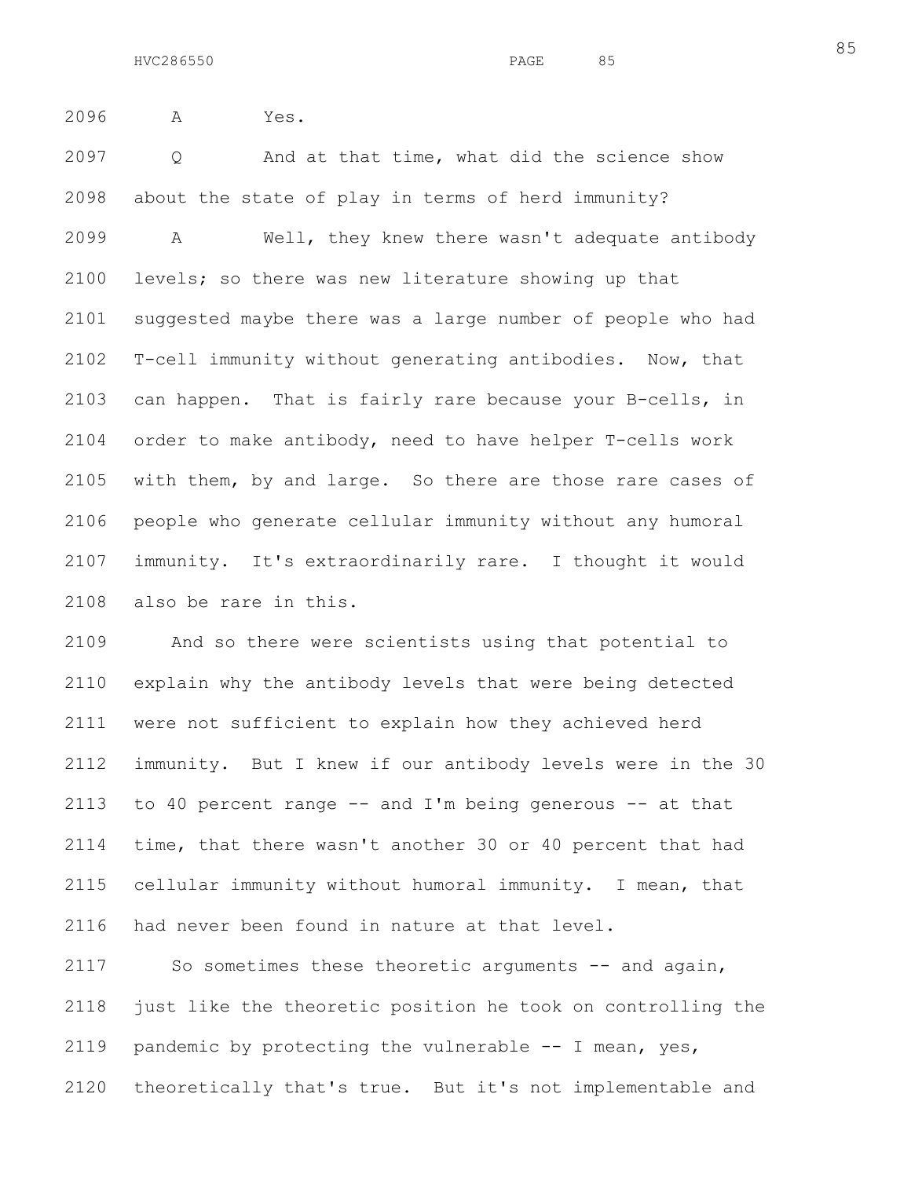A Yes.

Q And at that time, what did the science show about the state of play in terms of herd immunity?

A Well, they knew there wasn't adequate antibody levels; so there was new literature showing up that suggested maybe there was a large number of people who had T-cell immunity without generating antibodies. Now, that can happen. That is fairly rare because your B-cells, in order to make antibody, need to have helper T-cells work with them, by and large. So there are those rare cases of people who generate cellular immunity without any humoral immunity. It's extraordinarily rare. I thought it would also be rare in this.

And so there were scientists using that potential to explain why the antibody levels that were being detected were not sufficient to explain how they achieved herd immunity. But I knew if our antibody levels were in the 30 to 40 percent range -- and I'm being generous -- at that time, that there wasn't another 30 or 40 percent that had cellular immunity without humoral immunity. I mean, that had never been found in nature at that level.

So sometimes these theoretic arguments -- and again, just like the theoretic position he took on controlling the pandemic by protecting the vulnerable -- I mean, yes, theoretically that's true. But it's not implementable and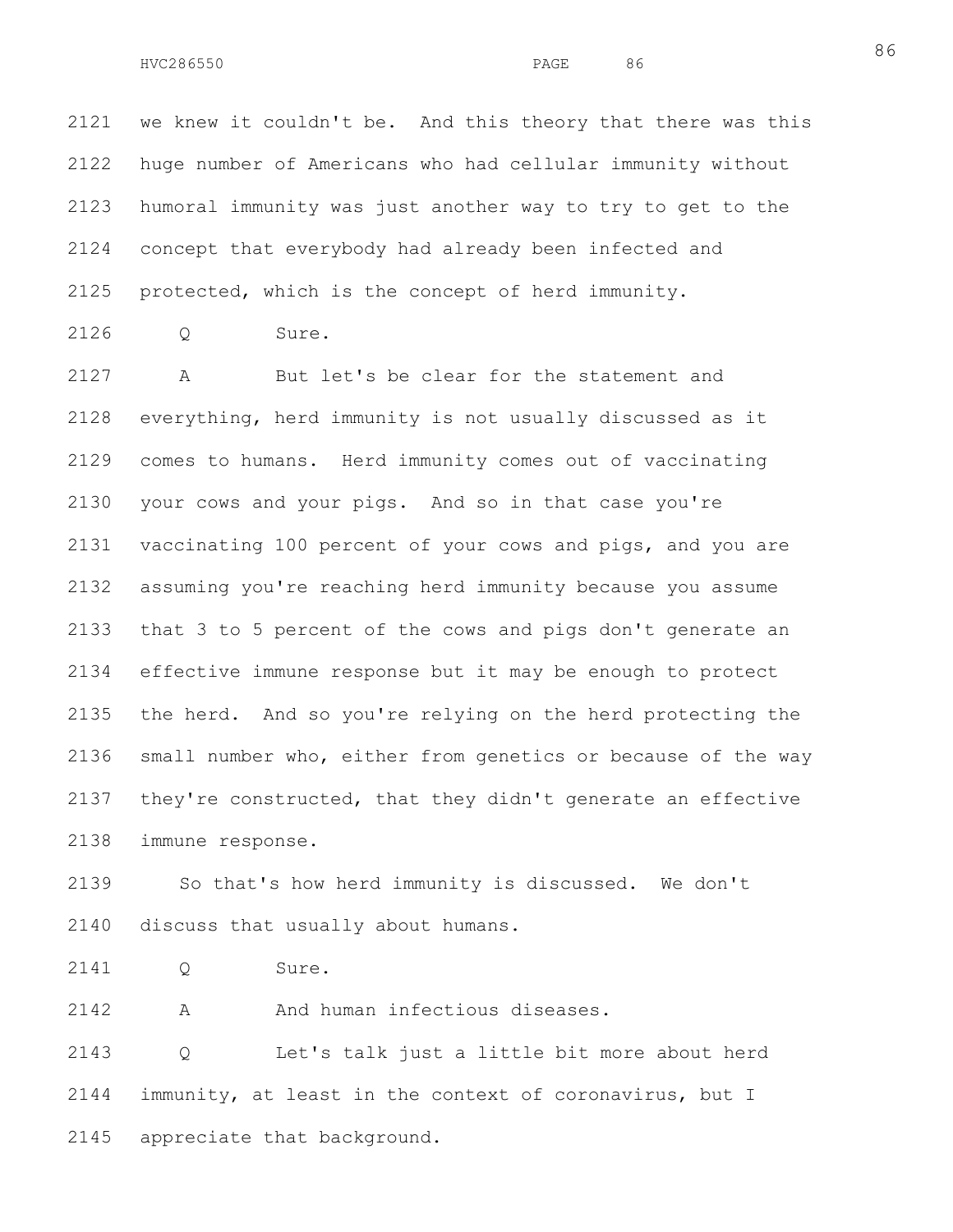2121 we knew it couldn't be. And this theory that there was this
2122 huge number of Americans who had cellular immunity without
2123 humoral immunity was just another way to try to get to the
2124 concept that everybody had already been infected and
2125 protected, which is the concept of herd immunity.

2126 Q Sure.

2127 A But let's be clear for the statement and
2128 everything, herd immunity is not usually discussed as it
2129 comes to humans. Herd immunity comes out of vaccinating
2130 your cows and your pigs. And so in that case you're
2131 vaccinating 100 percent of your cows and pigs, and you are
2132 assuming you're reaching herd immunity because you assume
2133 that 3 to 5 percent of the cows and pigs don't generate an
2134 effective immune response but it may be enough to protect
2135 the herd. And so you're relying on the herd protecting the
2136 small number who, either from genetics or because of the way
2137 they're constructed, that they didn't generate an effective
2138 immune response.

2139 So that's how herd immunity is discussed. We don't
2140 discuss that usually about humans.

2141 Q Sure.

2142 A And human infectious diseases.

2143 Q Let's talk just a little bit more about herd
2144 immunity, at least in the context of coronavirus, but I
2145 appreciate that background.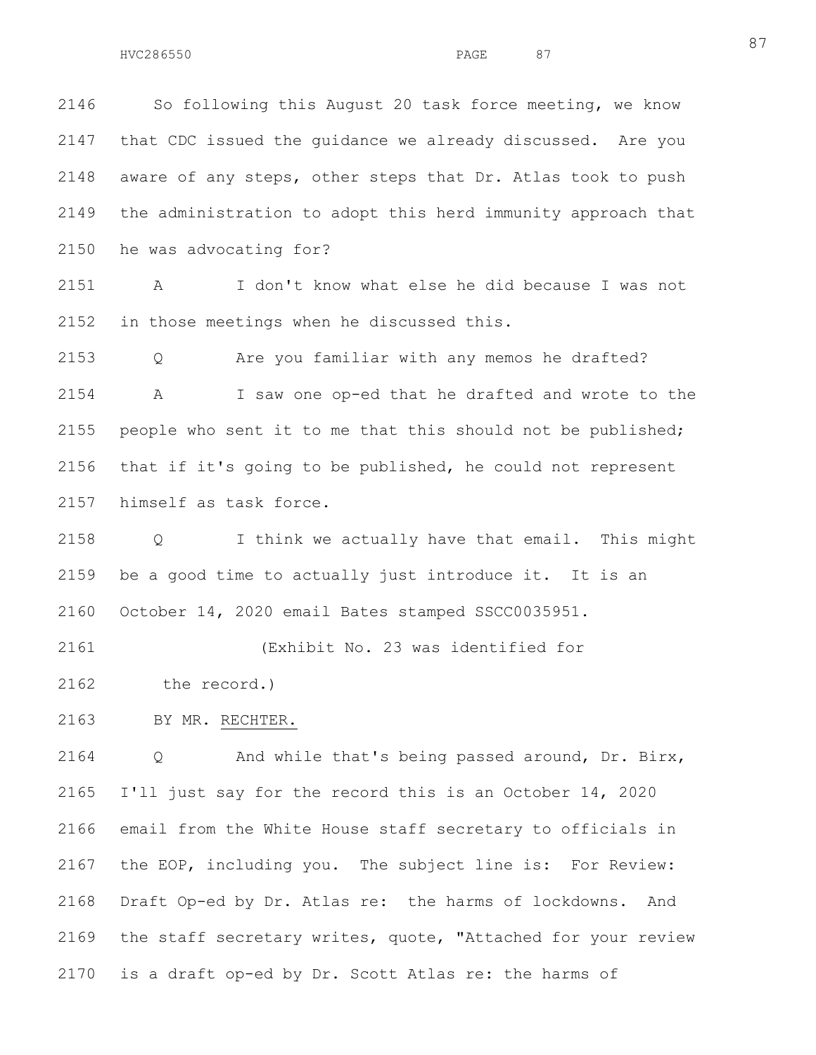2146 So following this August 20 task force meeting, we know

2147 that CDC issued the guidance we already discussed. Are you

2148 aware of any steps, other steps that Dr. Atlas took to push

2149 the administration to adopt this herd immunity approach that

2150 he was advocating for?

2151 A I don't know what else he did because I was not

2152 in those meetings when he discussed this.

2153 Q Are you familiar with any memos he drafted?

2154 A I saw one op-ed that he drafted and wrote to the

2155 people who sent it to me that this should not be published;

2156 that if it's going to be published, he could not represent

2157 himself as task force.

2158 Q I think we actually have that email. This might

2159 be a good time to actually just introduce it. It is an

2160 October 14, 2020 email Bates stamped SSCC0035951.

2161 (Exhibit No. 23 was identified for

2162 the record.)

2163 BY MR. RECHTER.

2164 Q And while that's being passed around, Dr. Birx,

2165 I'll just say for the record this is an October 14, 2020

2166 email from the White House staff secretary to officials in

2167 the EOP, including you. The subject line is: For Review:

2168 Draft Op-ed by Dr. Atlas re: the harms of lockdowns. And

2169 the staff secretary writes, quote, "Attached for your review

2170 is a draft op-ed by Dr. Scott Atlas re: the harms of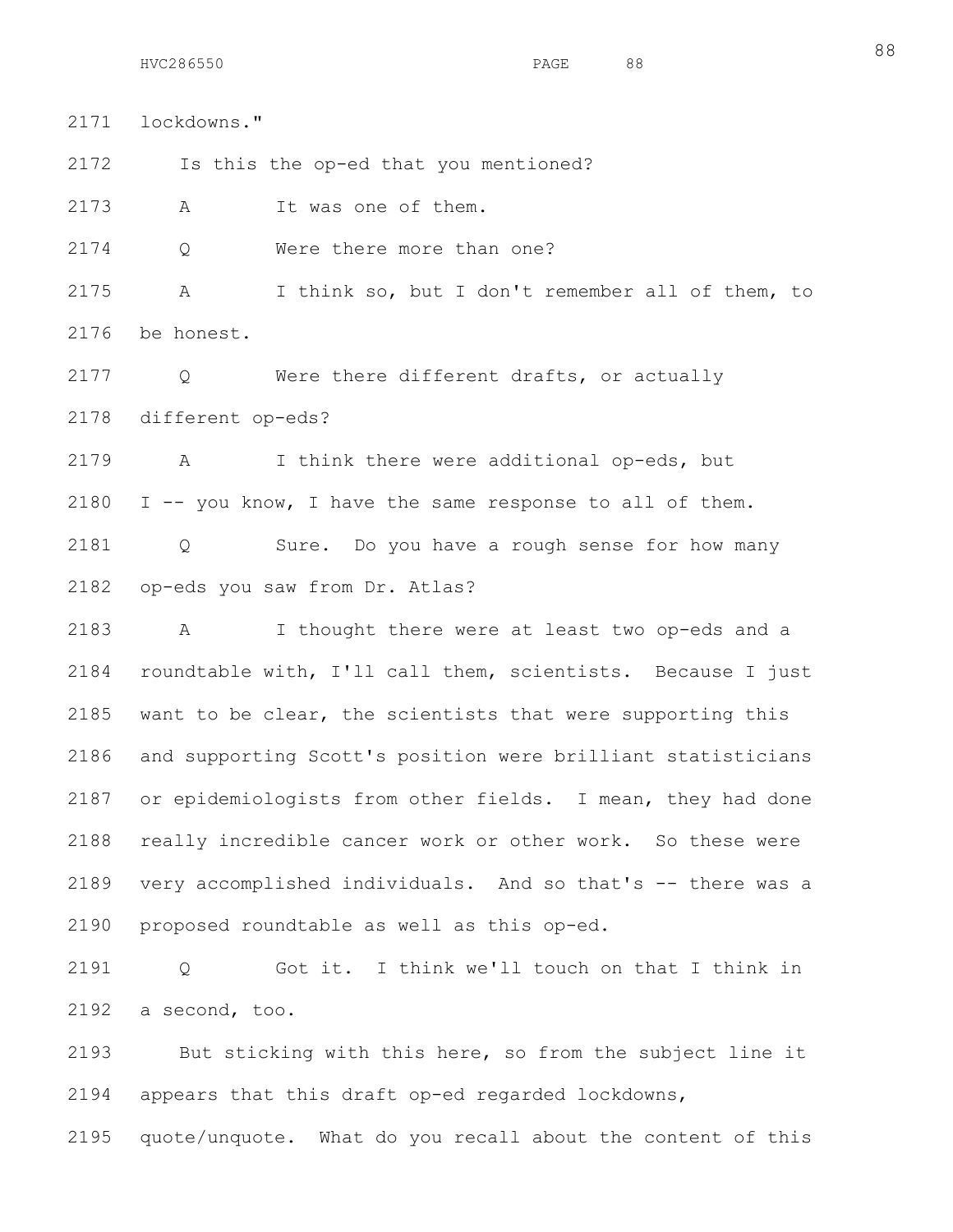2171 lockdowns."

2172 Is this the op-ed that you mentioned?

2173 A It was one of them.

2174 Q Were there more than one?

2175 A I think so, but I don't remember all of them, to

2176 be honest.

2177 Q Were there different drafts, or actually

2178 different op-eds?

2179 A I think there were additional op-eds, but

2180 I -- you know, I have the same response to all of them.

2181 Q Sure. Do you have a rough sense for how many

2182 op-eds you saw from Dr. Atlas?

2183 A I thought there were at least two op-eds and a

2184 roundtable with, I'll call them, scientists. Because I just

2185 want to be clear, the scientists that were supporting this

2186 and supporting Scott's position were brilliant statisticians

2187 or epidemiologists from other fields. I mean, they had done

2188 really incredible cancer work or other work. So these were

2189 very accomplished individuals. And so that's -- there was a

2190 proposed roundtable as well as this op-ed.

2191 Q Got it. I think we'll touch on that I think in

2192 a second, too.

2193 But sticking with this here, so from the subject line it

2194 appears that this draft op-ed regarded lockdowns,

2195 quote/unquote. What do you recall about the content of this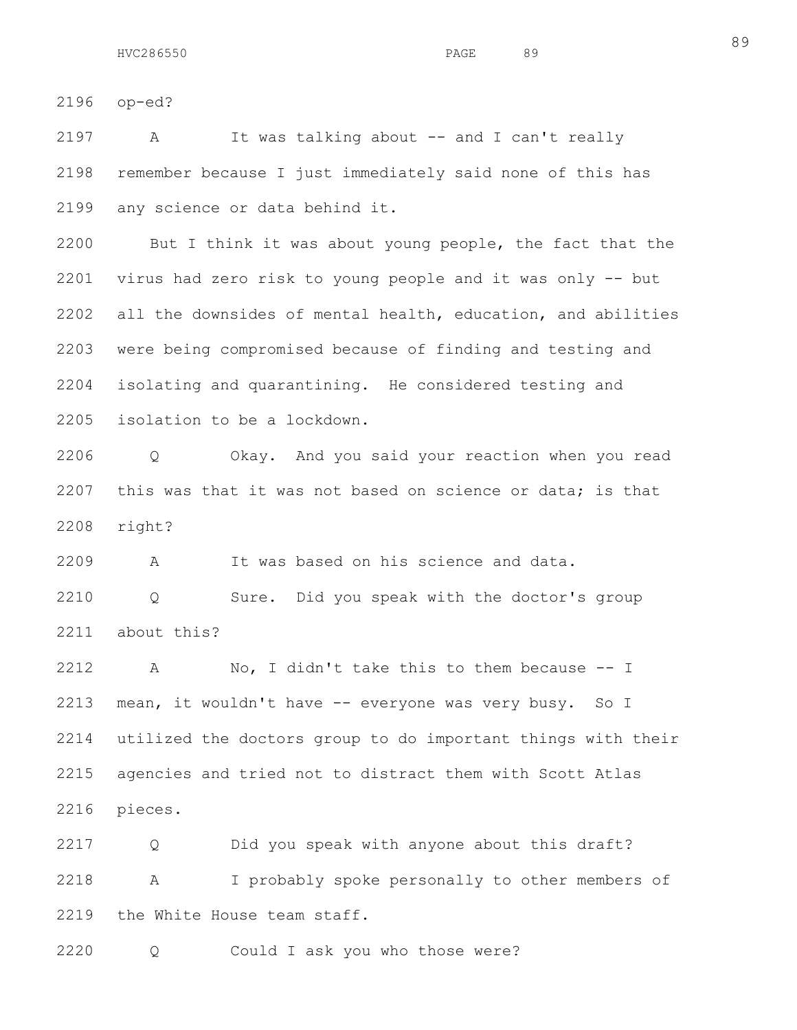op-ed?

A It was talking about -- and I can't really remember because I just immediately said none of this has any science or data behind it.

But I think it was about young people, the fact that the virus had zero risk to young people and it was only -- but all the downsides of mental health, education, and abilities were being compromised because of finding and testing and isolating and quarantining. He considered testing and isolation to be a lockdown.

Q Okay. And you said your reaction when you read this was that it was not based on science or data; is that right?

A It was based on his science and data.

Q Sure. Did you speak with the doctor's group about this?

A No, I didn't take this to them because -- I mean, it wouldn't have -- everyone was very busy. So I utilized the doctors group to do important things with their agencies and tried not to distract them with Scott Atlas pieces.

Q Did you speak with anyone about this draft?

A I probably spoke personally to other members of the White House team staff.

Q Could I ask you who those were?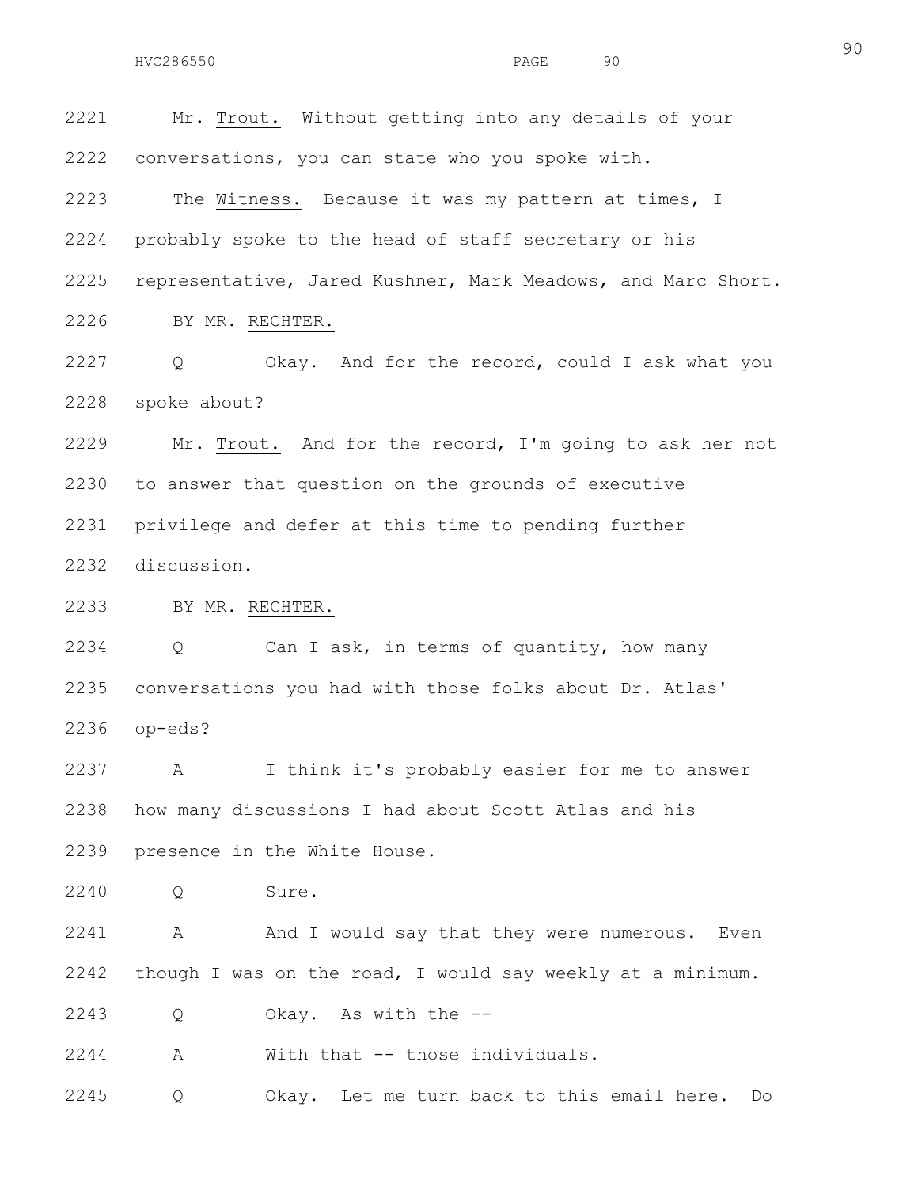2221 Mr. Trout. Without getting into any details of your

2222 conversations, you can state who you spoke with.

2223 The Witness. Because it was my pattern at times, I

2224 probably spoke to the head of staff secretary or his

2225 representative, Jared Kushner, Mark Meadows, and Marc Short.

2226 BY MR. RECHTER.

2227 Q Okay. And for the record, could I ask what you

2228 spoke about?

2229 Mr. Trout. And for the record, I'm going to ask her not

2230 to answer that question on the grounds of executive

2231 privilege and defer at this time to pending further

2232 discussion.

2233 BY MR. RECHTER.

2234 Q Can I ask, in terms of quantity, how many

2235 conversations you had with those folks about Dr. Atlas'

2236 op-eds?

2237 A I think it's probably easier for me to answer

2238 how many discussions I had about Scott Atlas and his

2239 presence in the White House.

2240 Q Sure.

2241 A And I would say that they were numerous. Even

2242 though I was on the road, I would say weekly at a minimum.

2243 Q Okay. As with the --

2244 A With that -- those individuals.

2245 Q Okay. Let me turn back to this email here. Do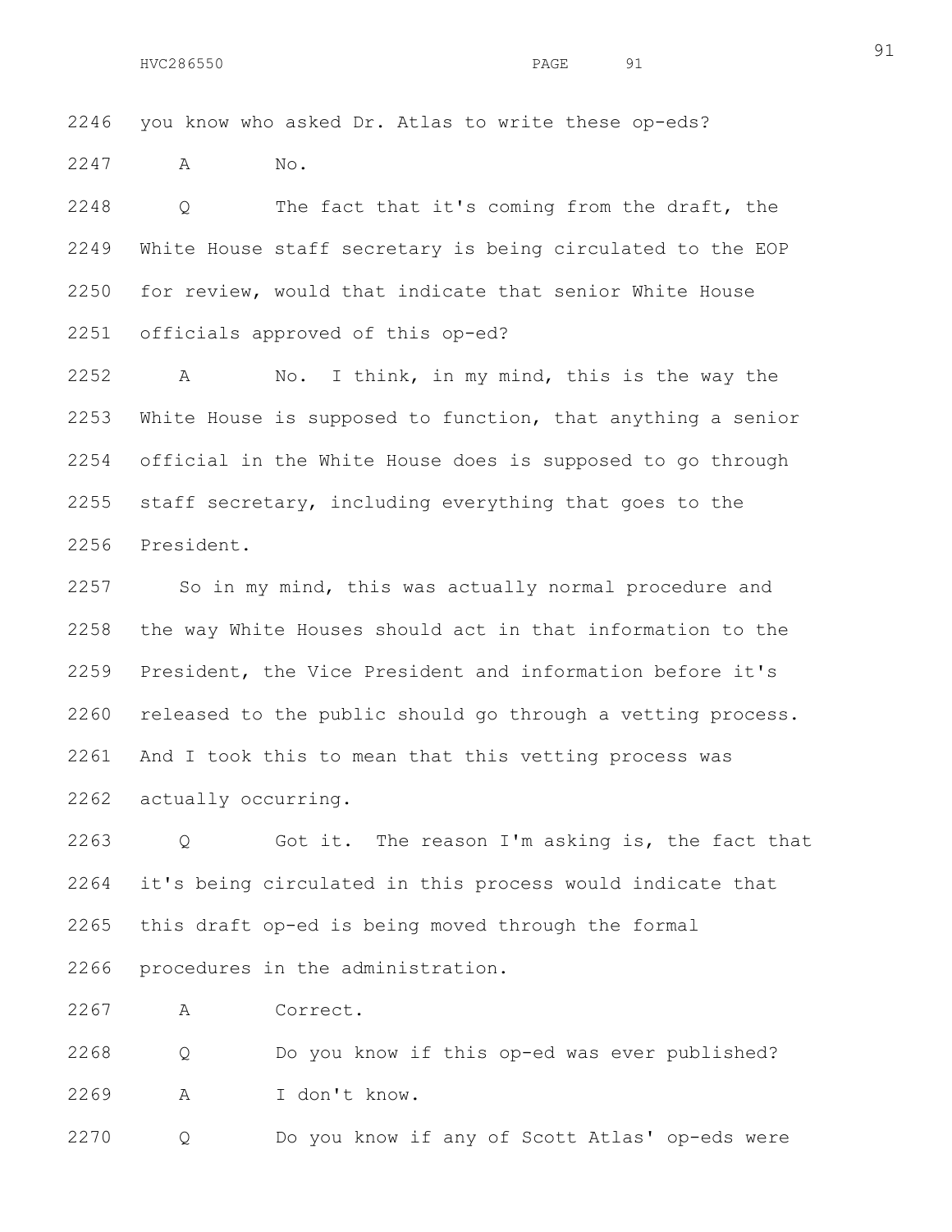2246 you know who asked Dr. Atlas to write these op-eds?

2247 A No.

2248 Q The fact that it's coming from the draft, the

2249 White House staff secretary is being circulated to the EOP

2250 for review, would that indicate that senior White House

2251 officials approved of this op-ed?

2252 A No. I think, in my mind, this is the way the

2253 White House is supposed to function, that anything a senior

2254 official in the White House does is supposed to go through

2255 staff secretary, including everything that goes to the

2256 President.

2257 So in my mind, this was actually normal procedure and

2258 the way White Houses should act in that information to the

2259 President, the Vice President and information before it's

2260 released to the public should go through a vetting process.

2261 And I took this to mean that this vetting process was

2262 actually occurring.

2263 Q Got it. The reason I'm asking is, the fact that

2264 it's being circulated in this process would indicate that

2265 this draft op-ed is being moved through the formal

2266 procedures in the administration.

2267 A Correct.

2268 Q Do you know if this op-ed was ever published?

2269 A I don't know.

2270 Q Do you know if any of Scott Atlas' op-eds were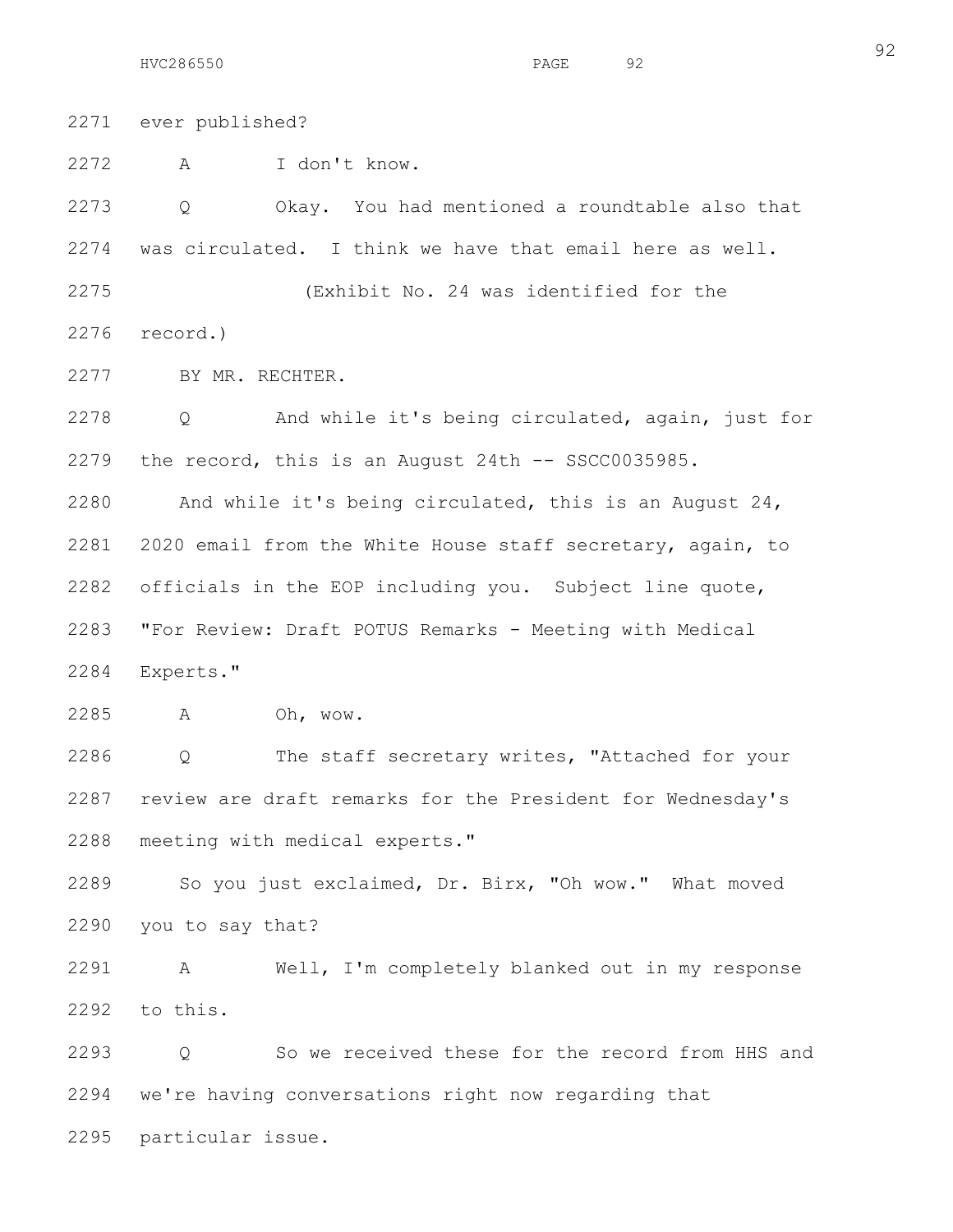2271 ever published?

2272 A I don't know.

2273 Q Okay. You had mentioned a roundtable also that

2274 was circulated. I think we have that email here as well.

2275 (Exhibit No. 24 was identified for the

2276 record.)

2277 BY MR. RECHTER.

2278 Q And while it's being circulated, again, just for

2279 the record, this is an August 24th -- SSCC0035985.

2280 And while it's being circulated, this is an August 24,

2281 2020 email from the White House staff secretary, again, to

2282 officials in the EOP including you. Subject line quote,

2283 "For Review: Draft POTUS Remarks - Meeting with Medical

2284 Experts."

2285 A Oh, wow.

2286 Q The staff secretary writes, "Attached for your

2287 review are draft remarks for the President for Wednesday's

2288 meeting with medical experts."

2289 So you just exclaimed, Dr. Birx, "Oh wow." What moved

2290 you to say that?

2291 A Well, I'm completely blanked out in my response

2292 to this.

2293 Q So we received these for the record from HHS and

2294 we're having conversations right now regarding that

2295 particular issue.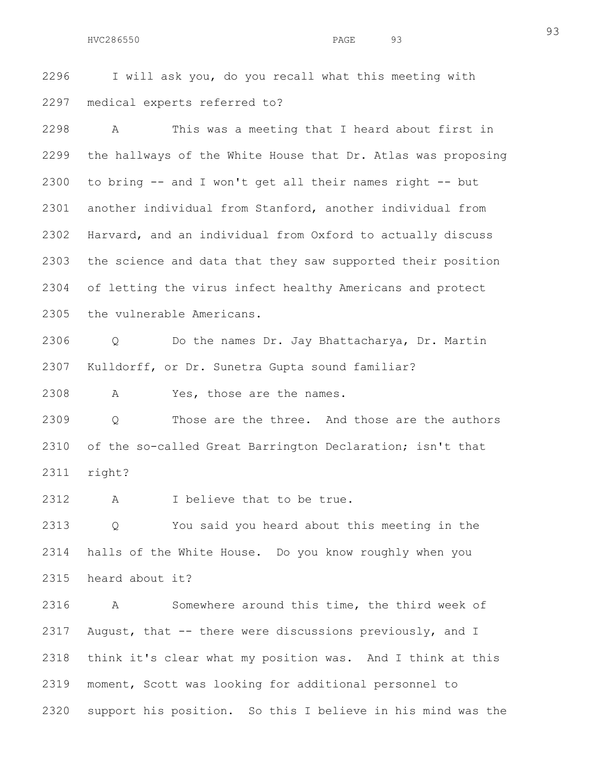2296 I will ask you, do you recall what this meeting with
2297 medical experts referred to?

2298 A This was a meeting that I heard about first in
2299 the hallways of the White House that Dr. Atlas was proposing
2300 to bring -- and I won't get all their names right -- but
2301 another individual from Stanford, another individual from
2302 Harvard, and an individual from Oxford to actually discuss
2303 the science and data that they saw supported their position
2304 of letting the virus infect healthy Americans and protect
2305 the vulnerable Americans.

2306 Q Do the names Dr. Jay Bhattacharya, Dr. Martin
2307 Kulldorff, or Dr. Sunetra Gupta sound familiar?

2308 A Yes, those are the names.

2309 Q Those are the three. And those are the authors
2310 of the so-called Great Barrington Declaration; isn't that
2311 right?

2312 A I believe that to be true.

2313 Q You said you heard about this meeting in the
2314 halls of the White House. Do you know roughly when you
2315 heard about it?

2316 A Somewhere around this time, the third week of
2317 August, that -- there were discussions previously, and I
2318 think it's clear what my position was. And I think at this
2319 moment, Scott was looking for additional personnel to
2320 support his position. So this I believe in his mind was the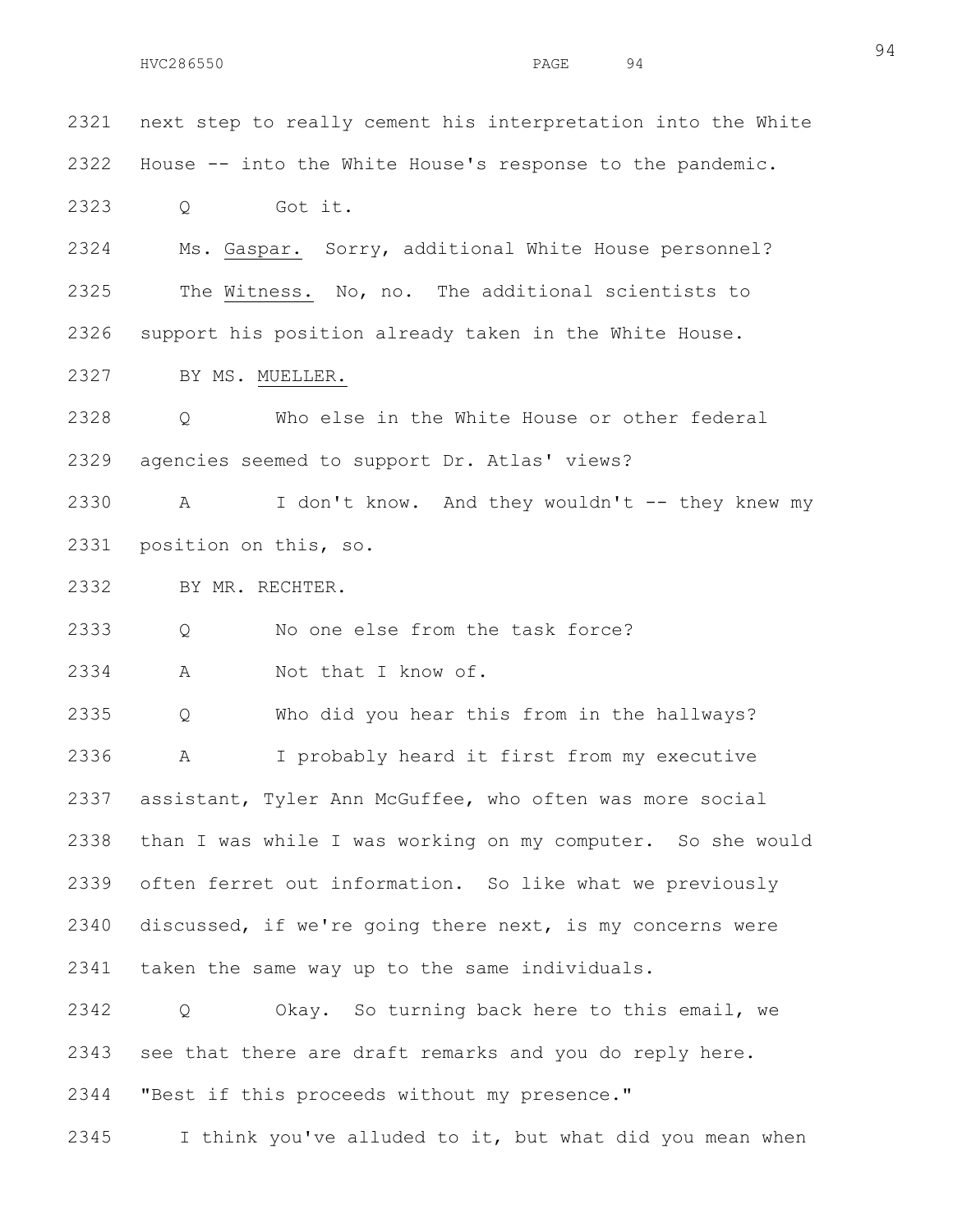2321 next step to really cement his interpretation into the White

2322 House -- into the White House's response to the pandemic.

2323 Q Got it.

2324 Ms. Gaspar. Sorry, additional White House personnel?

2325 The Witness. No, no. The additional scientists to

2326 support his position already taken in the White House.

2327 BY MS. MUELLER.

2328 Q Who else in the White House or other federal

2329 agencies seemed to support Dr. Atlas' views?

2330 A I don't know. And they wouldn't -- they knew my

2331 position on this, so.

2332 BY MR. RECHTER.

2333 Q No one else from the task force?

2334 A Not that I know of.

2335 Q Who did you hear this from in the hallways?

2336 A I probably heard it first from my executive

2337 assistant, Tyler Ann McGuffee, who often was more social

2338 than I was while I was working on my computer. So she would

2339 often ferret out information. So like what we previously

2340 discussed, if we're going there next, is my concerns were

2341 taken the same way up to the same individuals.

2342 Q Okay. So turning back here to this email, we

2343 see that there are draft remarks and you do reply here.

2344 "Best if this proceeds without my presence."

2345 I think you've alluded to it, but what did you mean when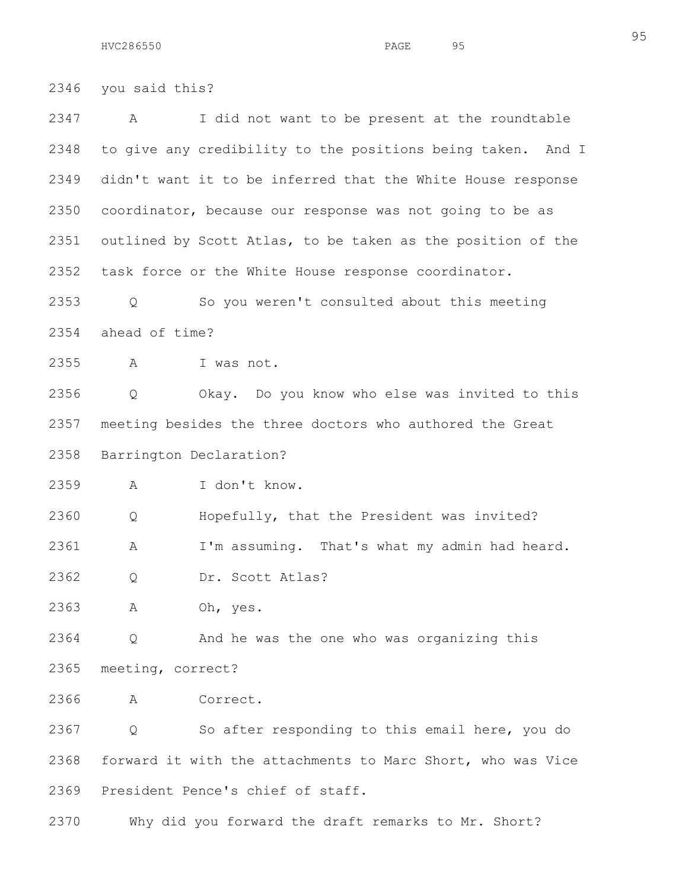you said this?

A I did not want to be present at the roundtable to give any credibility to the positions being taken. And I didn't want it to be inferred that the White House response coordinator, because our response was not going to be as outlined by Scott Atlas, to be taken as the position of the task force or the White House response coordinator.

Q So you weren't consulted about this meeting ahead of time?

A I was not.

Q Okay. Do you know who else was invited to this meeting besides the three doctors who authored the Great Barrington Declaration?

A I don't know.

Q Hopefully, that the President was invited?

A I'm assuming. That's what my admin had heard.

Q Dr. Scott Atlas?

A Oh, yes.

Q And he was the one who was organizing this meeting, correct?

A Correct.

Q So after responding to this email here, you do forward it with the attachments to Marc Short, who was Vice President Pence's chief of staff.

Why did you forward the draft remarks to Mr. Short?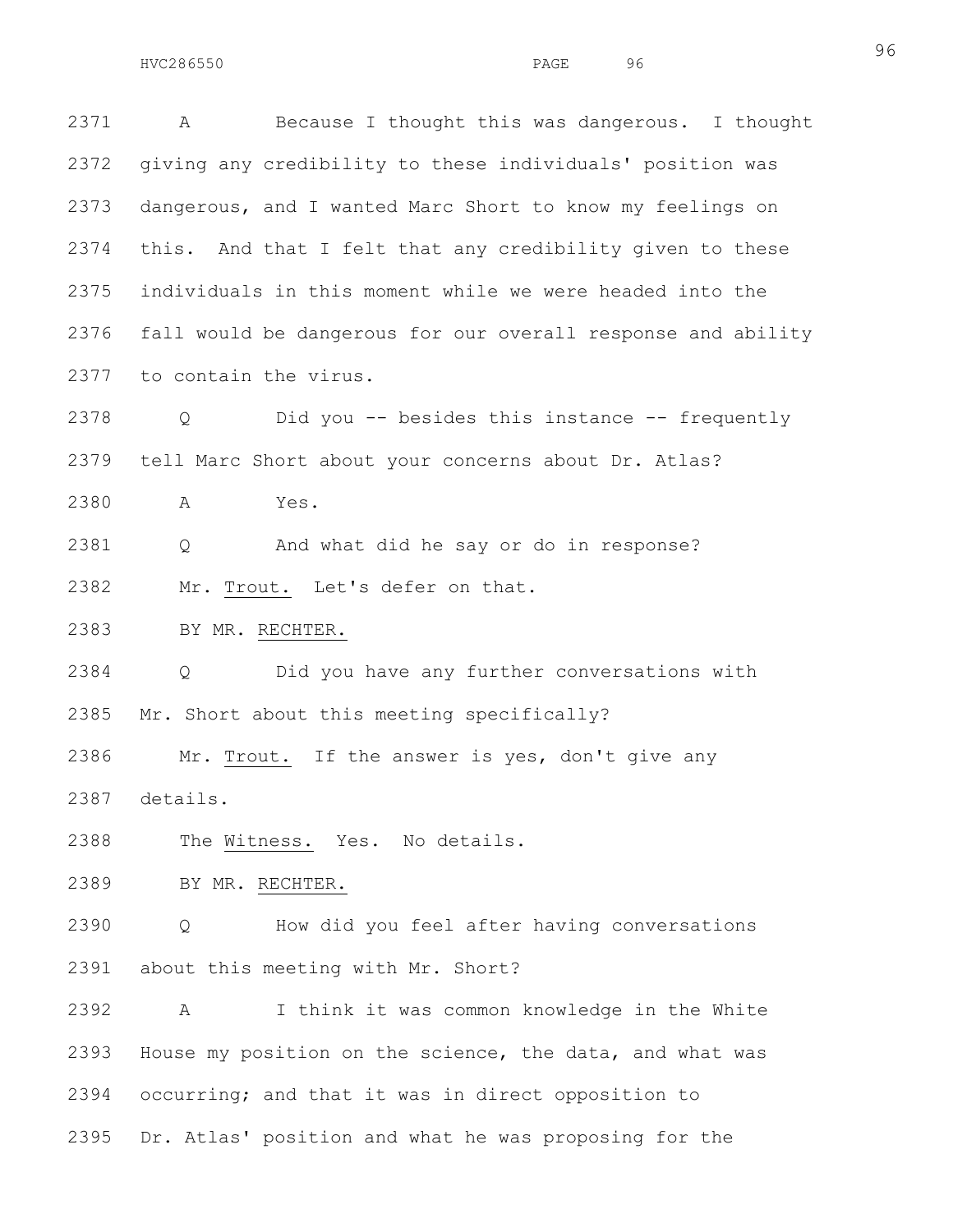2371 A Because I thought this was dangerous. I thought

2372 giving any credibility to these individuals' position was

2373 dangerous, and I wanted Marc Short to know my feelings on

2374 this. And that I felt that any credibility given to these

2375 individuals in this moment while we were headed into the

2376 fall would be dangerous for our overall response and ability

2377 to contain the virus.

2378 Q Did you -- besides this instance -- frequently

2379 tell Marc Short about your concerns about Dr. Atlas?

2380 A Yes.

2381 Q And what did he say or do in response?

2382 Mr. Trout. Let's defer on that.

2383 BY MR. RECHTER.

2384 Q Did you have any further conversations with

2385 Mr. Short about this meeting specifically?

2386 Mr. Trout. If the answer is yes, don't give any

2387 details.

2388 The Witness. Yes. No details.

2389 BY MR. RECHTER.

2390 Q How did you feel after having conversations

2391 about this meeting with Mr. Short?

2392 A I think it was common knowledge in the White

2393 House my position on the science, the data, and what was

2394 occurring; and that it was in direct opposition to

2395 Dr. Atlas' position and what he was proposing for the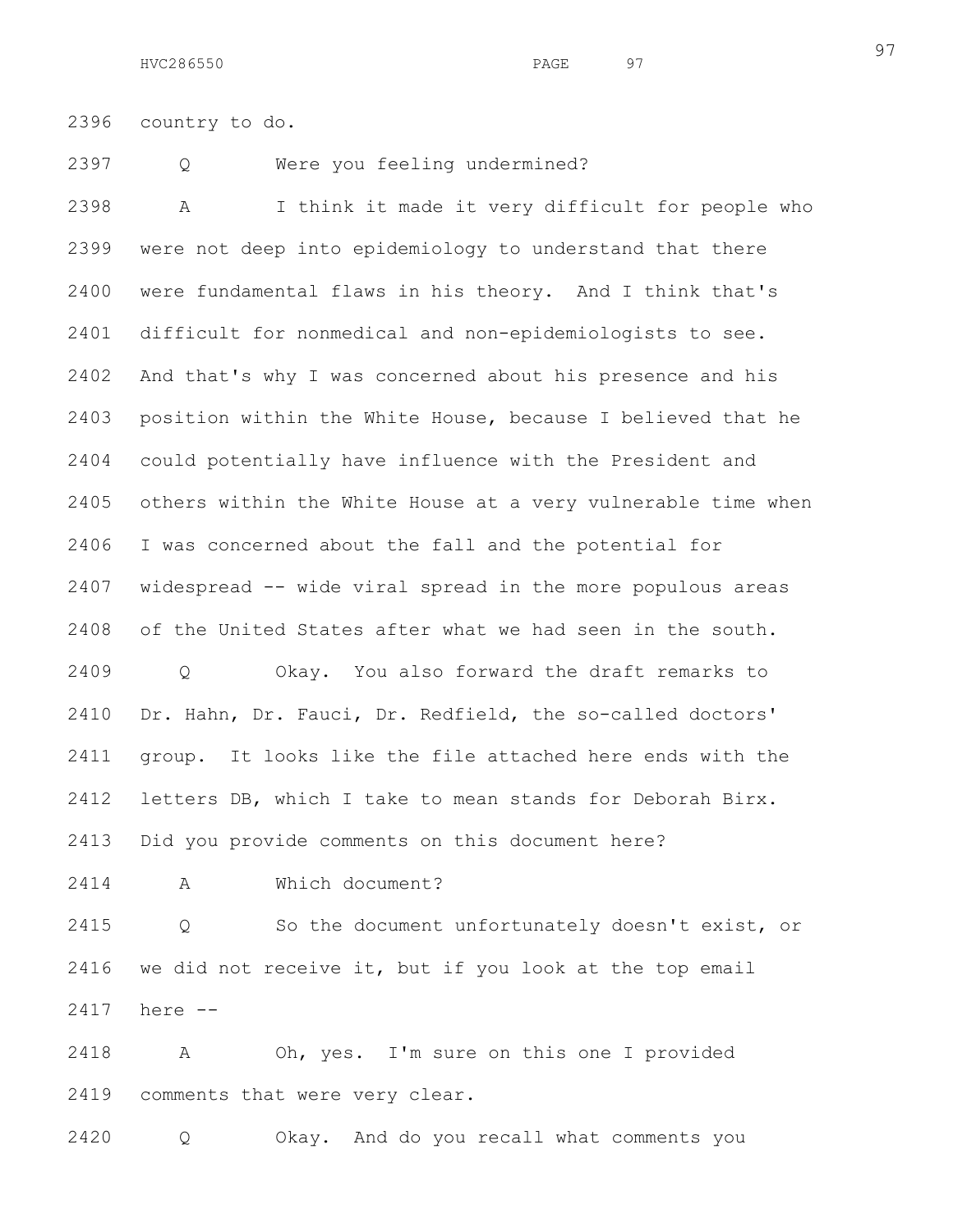2396 country to do.

2397 Q Were you feeling undermined?

2398 A I think it made it very difficult for people who
2399 were not deep into epidemiology to understand that there
2400 were fundamental flaws in his theory. And I think that's
2401 difficult for nonmedical and non-epidemiologists to see.
2402 And that's why I was concerned about his presence and his
2403 position within the White House, because I believed that he
2404 could potentially have influence with the President and
2405 others within the White House at a very vulnerable time when
2406 I was concerned about the fall and the potential for
2407 widespread -- wide viral spread in the more populous areas
2408 of the United States after what we had seen in the south.

2409 Q Okay. You also forward the draft remarks to
2410 Dr. Hahn, Dr. Fauci, Dr. Redfield, the so-called doctors'
2411 group. It looks like the file attached here ends with the
2412 letters DB, which I take to mean stands for Deborah Birx.
2413 Did you provide comments on this document here?

2414 A Which document?

2415 Q So the document unfortunately doesn't exist, or
2416 we did not receive it, but if you look at the top email
2417 here --

2418 A Oh, yes. I'm sure on this one I provided
2419 comments that were very clear.

2420 Q Okay. And do you recall what comments you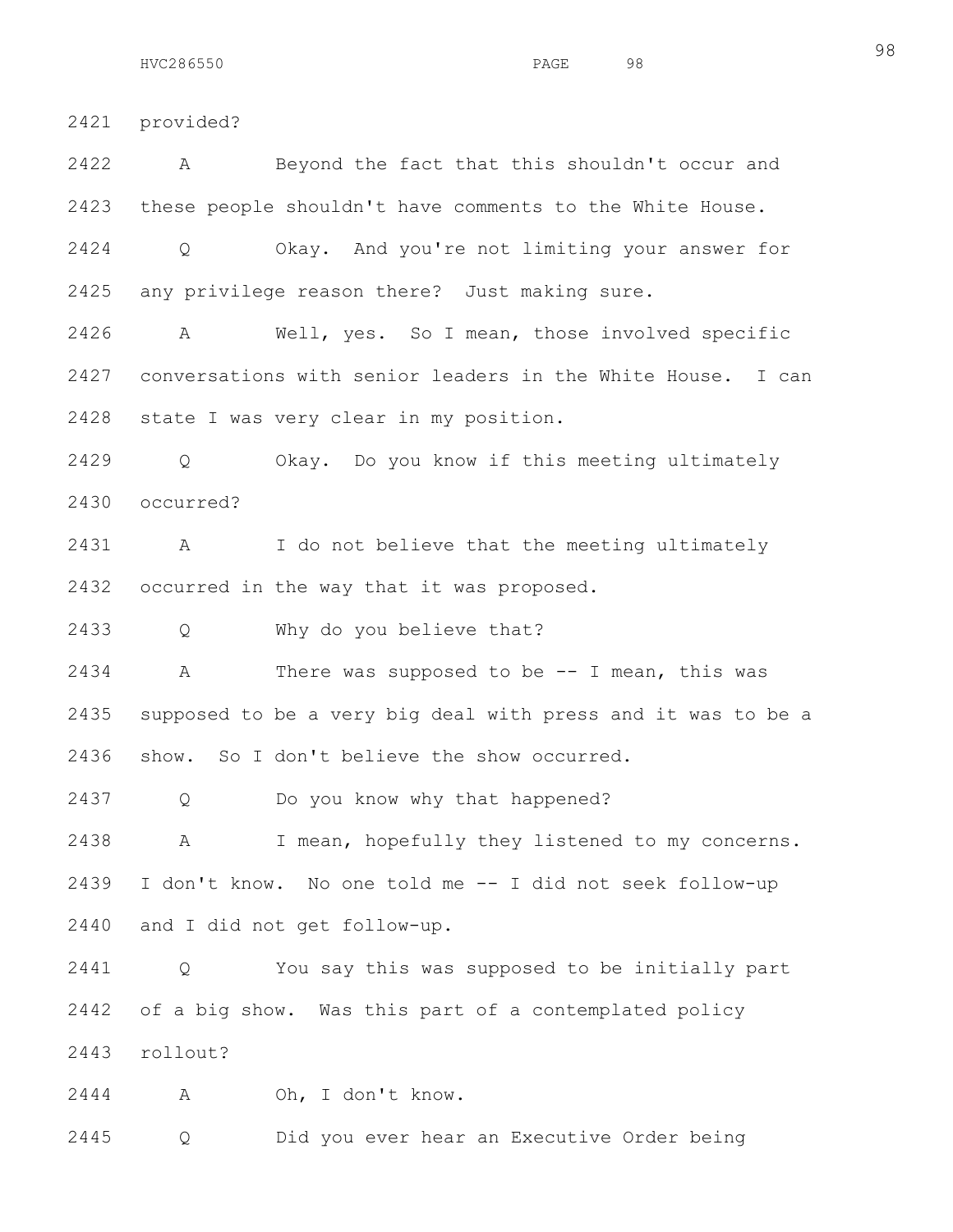2421 provided?

2422 A Beyond the fact that this shouldn't occur and

2423 these people shouldn't have comments to the White House.

2424 Q Okay. And you're not limiting your answer for

2425 any privilege reason there? Just making sure.

2426 A Well, yes. So I mean, those involved specific

2427 conversations with senior leaders in the White House. I can

2428 state I was very clear in my position.

2429 Q Okay. Do you know if this meeting ultimately

2430 occurred?

2431 A I do not believe that the meeting ultimately

2432 occurred in the way that it was proposed.

2433 Q Why do you believe that?

2434 A There was supposed to be -- I mean, this was

2435 supposed to be a very big deal with press and it was to be a

2436 show. So I don't believe the show occurred.

2437 Q Do you know why that happened?

2438 A I mean, hopefully they listened to my concerns.

2439 I don't know. No one told me -- I did not seek follow-up

2440 and I did not get follow-up.

2441 Q You say this was supposed to be initially part

2442 of a big show. Was this part of a contemplated policy

2443 rollout?

2444 A Oh, I don't know.

2445 Q Did you ever hear an Executive Order being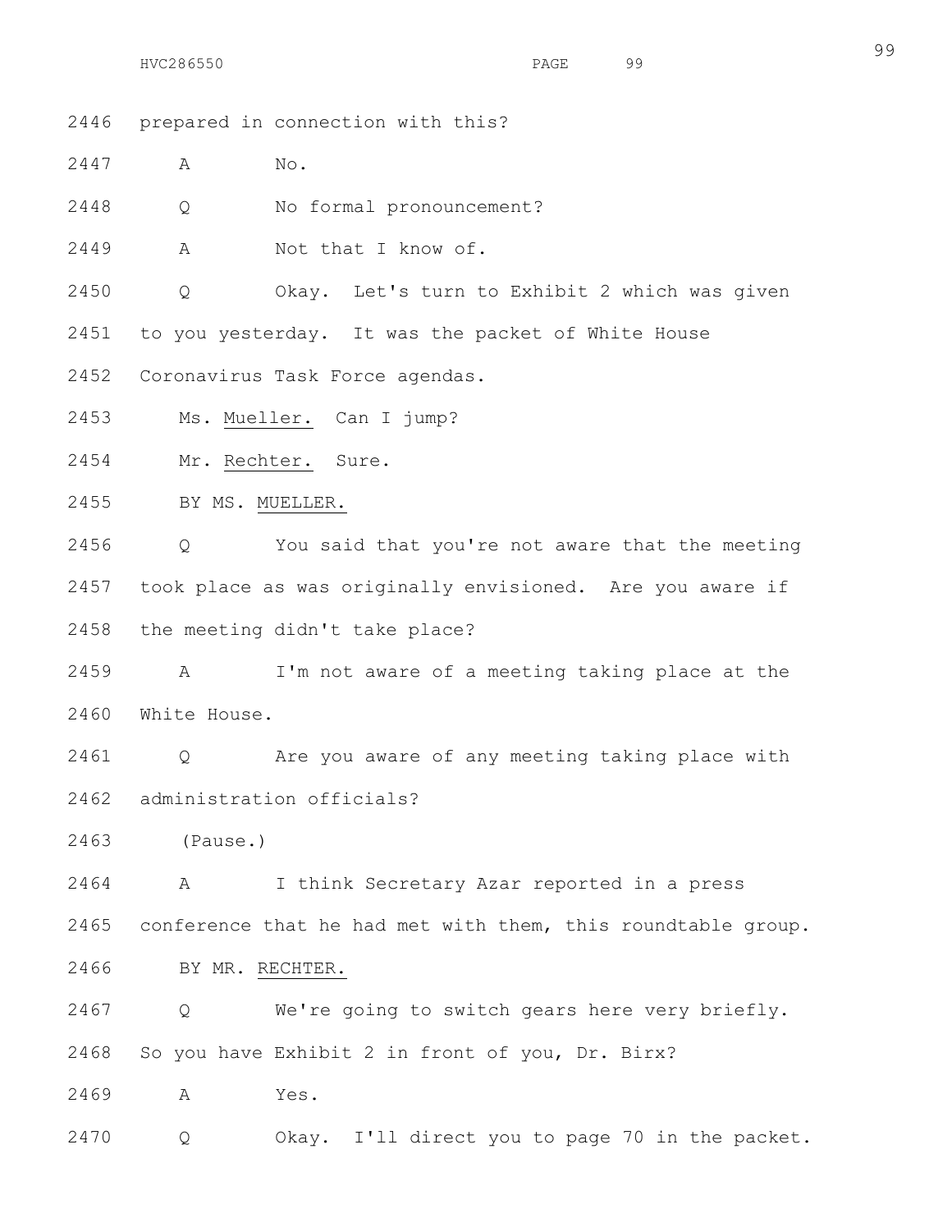2446 prepared in connection with this?

2447 A No.

2448 Q No formal pronouncement?

2449 A Not that I know of.

2450 Q Okay. Let's turn to Exhibit 2 which was given

2451 to you yesterday. It was the packet of White House

2452 Coronavirus Task Force agendas.

2453 Ms. Mueller. Can I jump?

2454 Mr. Rechter. Sure.

2455 BY MS. MUELLER.

2456 Q You said that you're not aware that the meeting

2457 took place as was originally envisioned. Are you aware if

2458 the meeting didn't take place?

2459 A I'm not aware of a meeting taking place at the

2460 White House.

2461 Q Are you aware of any meeting taking place with

2462 administration officials?

2463 (Pause.)

2464 A I think Secretary Azar reported in a press

2465 conference that he had met with them, this roundtable group.

2466 BY MR. RECHTER.

2467 Q We're going to switch gears here very briefly.

2468 So you have Exhibit 2 in front of you, Dr. Birx?

2469 A Yes.

2470 Q Okay. I'll direct you to page 70 in the packet.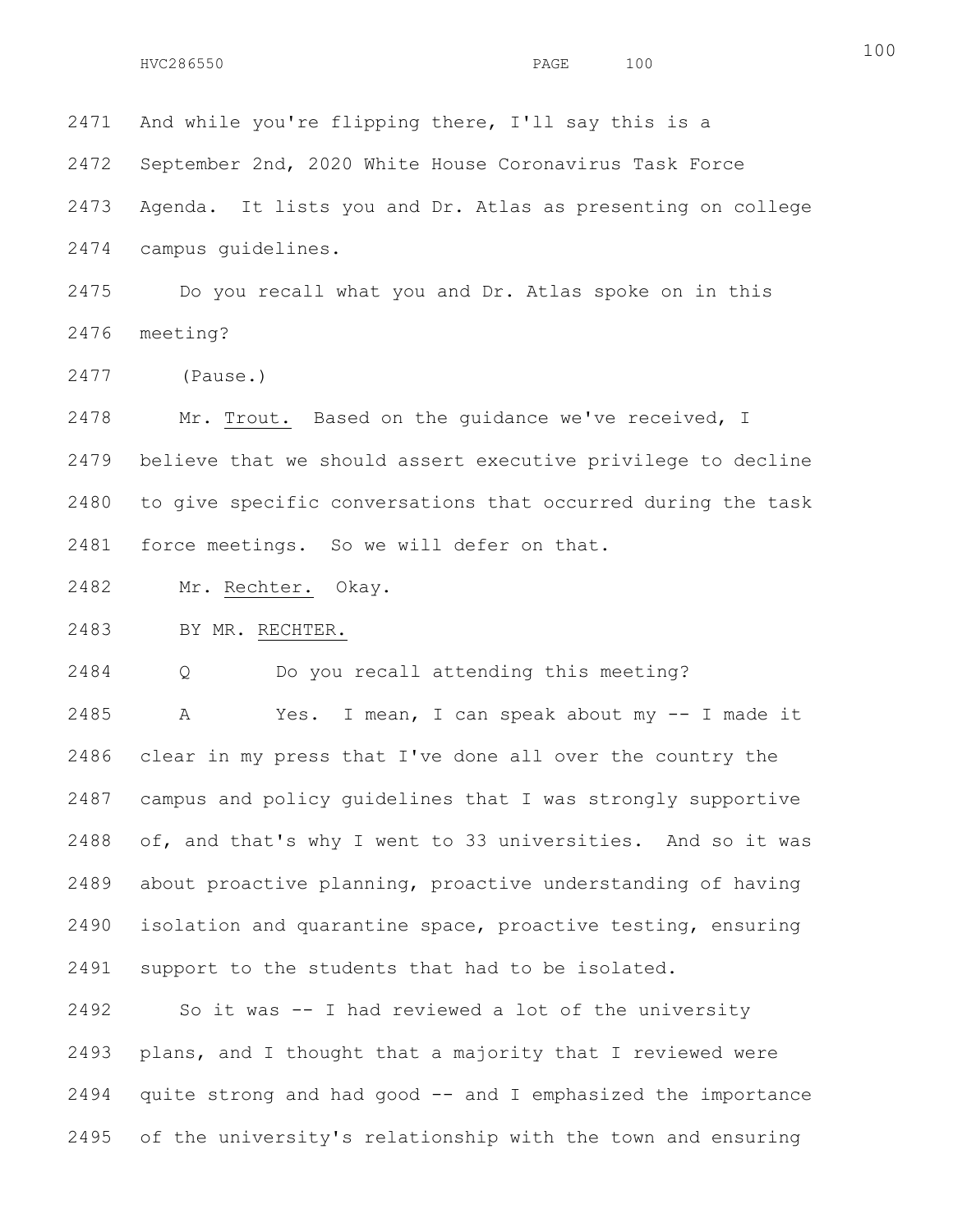And while you're flipping there, I'll say this is a September 2nd, 2020 White House Coronavirus Task Force Agenda. It lists you and Dr. Atlas as presenting on college campus guidelines.

Do you recall what you and Dr. Atlas spoke on in this meeting?

(Pause.)

Mr. Trout. Based on the guidance we've received, I believe that we should assert executive privilege to decline to give specific conversations that occurred during the task force meetings. So we will defer on that.

Mr. Rechter. Okay.

BY MR. RECHTER.

Q Do you recall attending this meeting?

A Yes. I mean, I can speak about my -- I made it clear in my press that I've done all over the country the campus and policy guidelines that I was strongly supportive of, and that's why I went to 33 universities. And so it was about proactive planning, proactive understanding of having isolation and quarantine space, proactive testing, ensuring support to the students that had to be isolated.

So it was -- I had reviewed a lot of the university plans, and I thought that a majority that I reviewed were quite strong and had good -- and I emphasized the importance of the university's relationship with the town and ensuring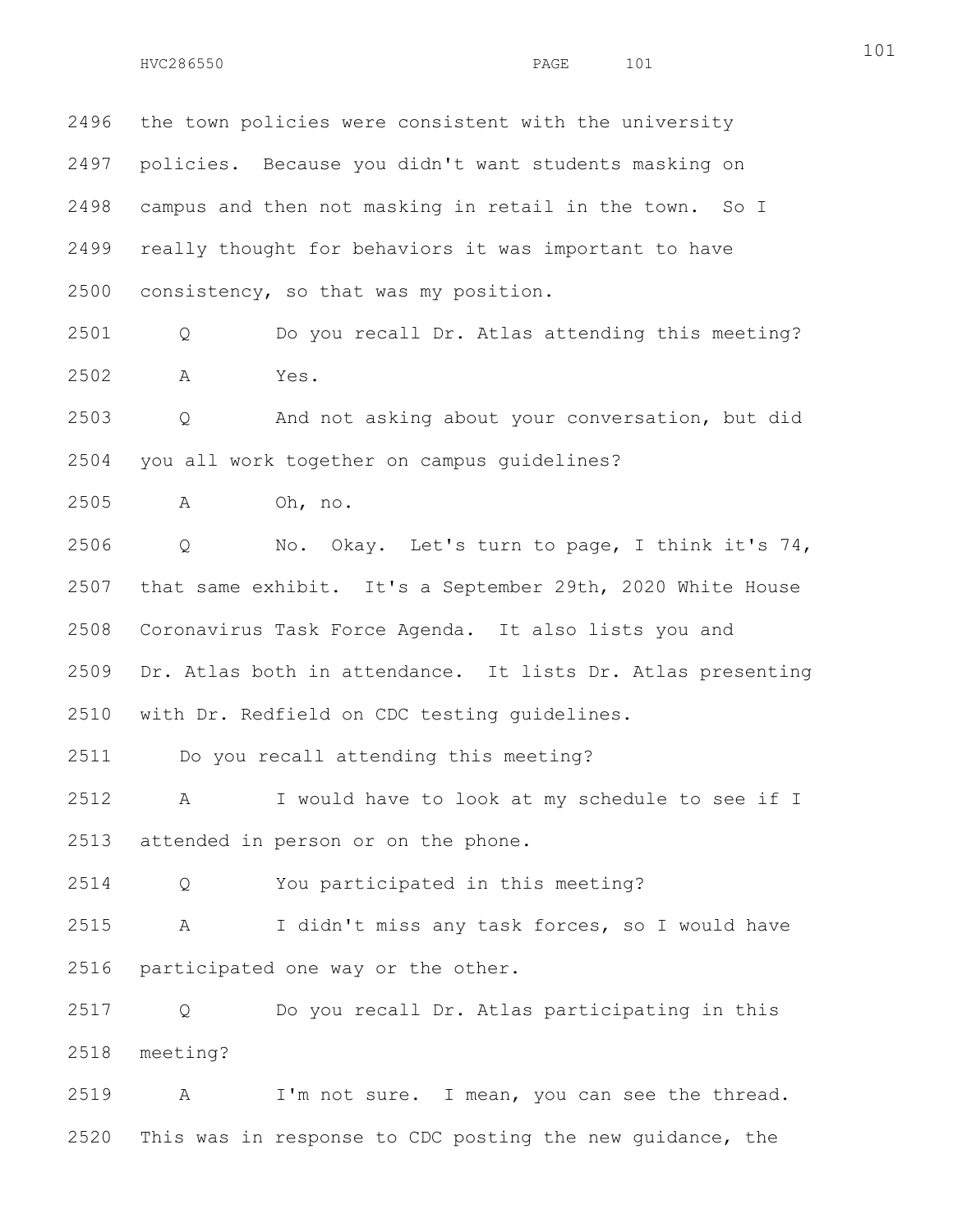the town policies were consistent with the university policies. Because you didn't want students masking on campus and then not masking in retail in the town. So I really thought for behaviors it was important to have consistency, so that was my position.

Q Do you recall Dr. Atlas attending this meeting?

A Yes.

Q And not asking about your conversation, but did you all work together on campus guidelines?

A Oh, no.

Q No. Okay. Let's turn to page, I think it's 74, that same exhibit. It's a September 29th, 2020 White House Coronavirus Task Force Agenda. It also lists you and Dr. Atlas both in attendance. It lists Dr. Atlas presenting with Dr. Redfield on CDC testing guidelines.

Do you recall attending this meeting?

A I would have to look at my schedule to see if I attended in person or on the phone.

Q You participated in this meeting?

A I didn't miss any task forces, so I would have participated one way or the other.

Q Do you recall Dr. Atlas participating in this meeting?

A I'm not sure. I mean, you can see the thread. This was in response to CDC posting the new guidance, the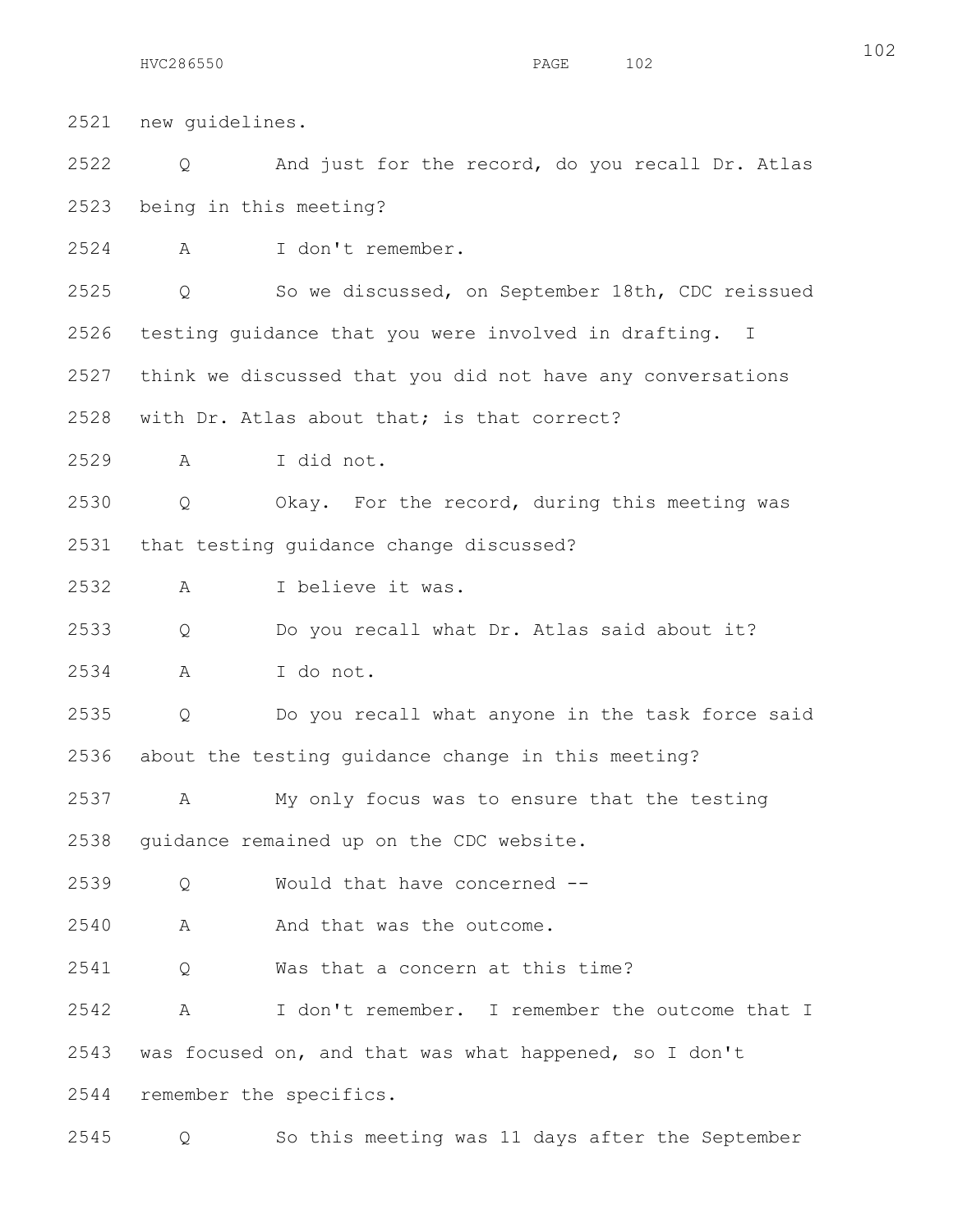2521 new guidelines.

2522 Q And just for the record, do you recall Dr. Atlas

2523 being in this meeting?

2524 A I don't remember.

2525 Q So we discussed, on September 18th, CDC reissued

2526 testing guidance that you were involved in drafting. I

2527 think we discussed that you did not have any conversations

2528 with Dr. Atlas about that; is that correct?

2529 A I did not.

2530 Q Okay. For the record, during this meeting was

2531 that testing guidance change discussed?

2532 A I believe it was.

2533 Q Do you recall what Dr. Atlas said about it?

2534 A I do not.

2535 Q Do you recall what anyone in the task force said

2536 about the testing guidance change in this meeting?

2537 A My only focus was to ensure that the testing

2538 guidance remained up on the CDC website.

2539 Q Would that have concerned --

2540 A And that was the outcome.

2541 Q Was that a concern at this time?

2542 A I don't remember. I remember the outcome that I

2543 was focused on, and that was what happened, so I don't

2544 remember the specifics.

2545 Q So this meeting was 11 days after the September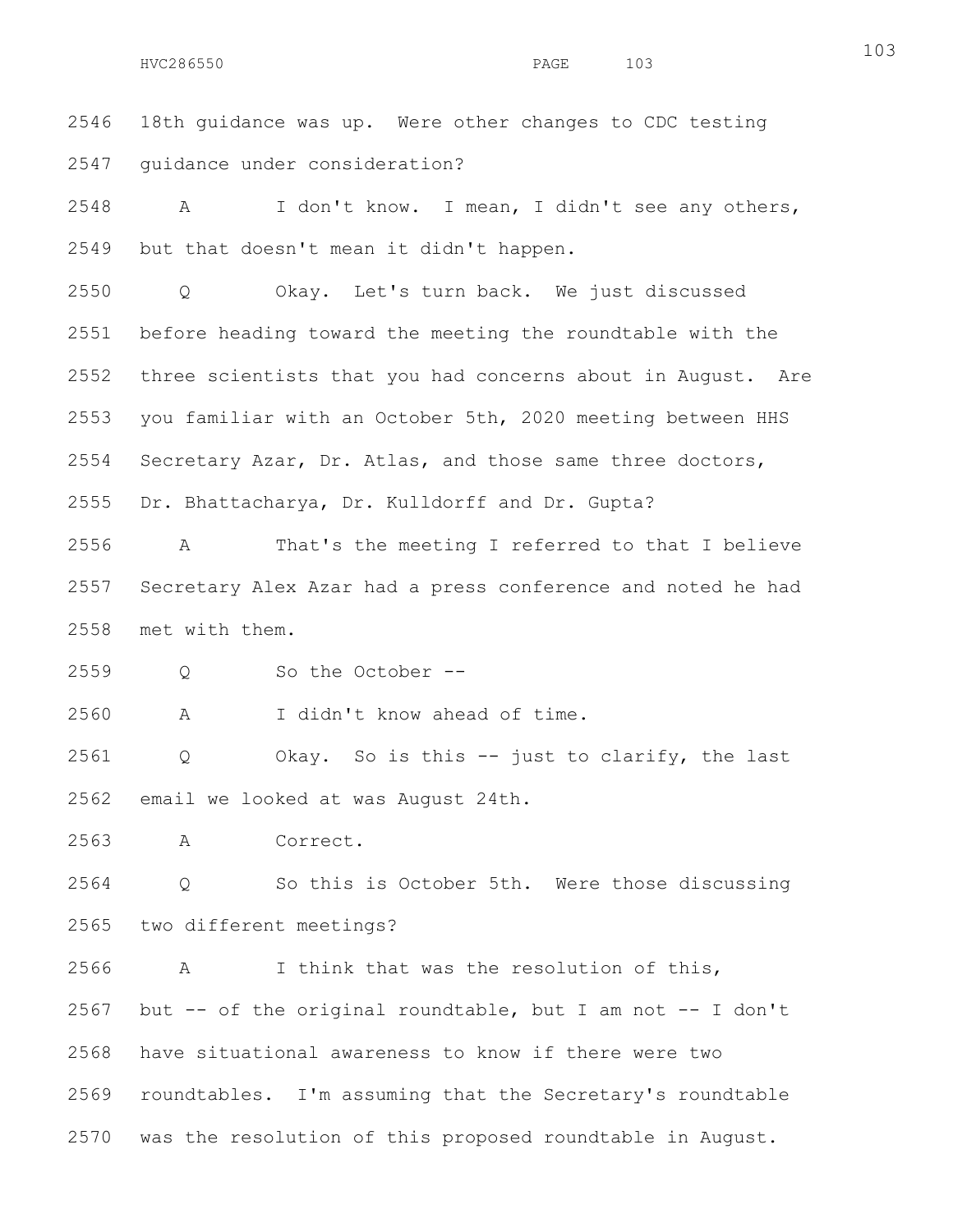2546 18th guidance was up. Were other changes to CDC testing
2547 guidance under consideration?

2548 A I don't know. I mean, I didn't see any others,
2549 but that doesn't mean it didn't happen.

2550 Q Okay. Let's turn back. We just discussed
2551 before heading toward the meeting the roundtable with the
2552 three scientists that you had concerns about in August. Are
2553 you familiar with an October 5th, 2020 meeting between HHS
2554 Secretary Azar, Dr. Atlas, and those same three doctors,
2555 Dr. Bhattacharya, Dr. Kulldorff and Dr. Gupta?

2556 A That's the meeting I referred to that I believe
2557 Secretary Alex Azar had a press conference and noted he had
2558 met with them.

2559 Q So the October --

2560 A I didn't know ahead of time.

2561 Q Okay. So is this -- just to clarify, the last
2562 email we looked at was August 24th.

2563 A Correct.

2564 Q So this is October 5th. Were those discussing
2565 two different meetings?

2566 A I think that was the resolution of this,
2567 but -- of the original roundtable, but I am not -- I don't
2568 have situational awareness to know if there were two
2569 roundtables. I'm assuming that the Secretary's roundtable
2570 was the resolution of this proposed roundtable in August.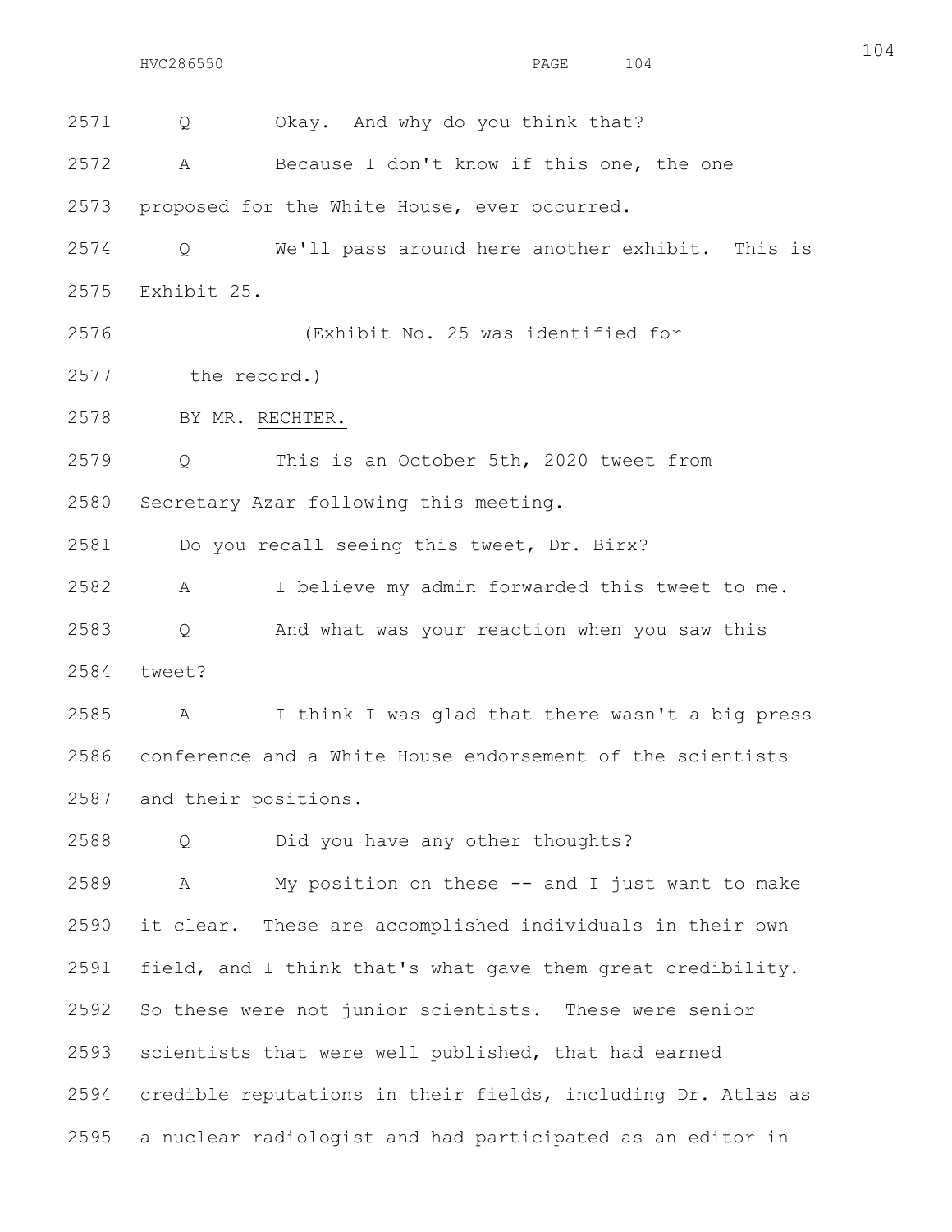2571 Q Okay. And why do you think that?

2572 A Because I don't know if this one, the one

2573 proposed for the White House, ever occurred.

2574 Q We'll pass around here another exhibit. This is

2575 Exhibit 25.

2576 (Exhibit No. 25 was identified for

2577 the record.)

2578 BY MR. RECHTER.

2579 Q This is an October 5th, 2020 tweet from

2580 Secretary Azar following this meeting.

2581 Do you recall seeing this tweet, Dr. Birx?

2582 A I believe my admin forwarded this tweet to me.

2583 Q And what was your reaction when you saw this

2584 tweet?

2585 A I think I was glad that there wasn't a big press

2586 conference and a White House endorsement of the scientists

2587 and their positions.

2588 Q Did you have any other thoughts?

2589 A My position on these -- and I just want to make

2590 it clear. These are accomplished individuals in their own

2591 field, and I think that's what gave them great credibility.

2592 So these were not junior scientists. These were senior

2593 scientists that were well published, that had earned

2594 credible reputations in their fields, including Dr. Atlas as

2595 a nuclear radiologist and had participated as an editor in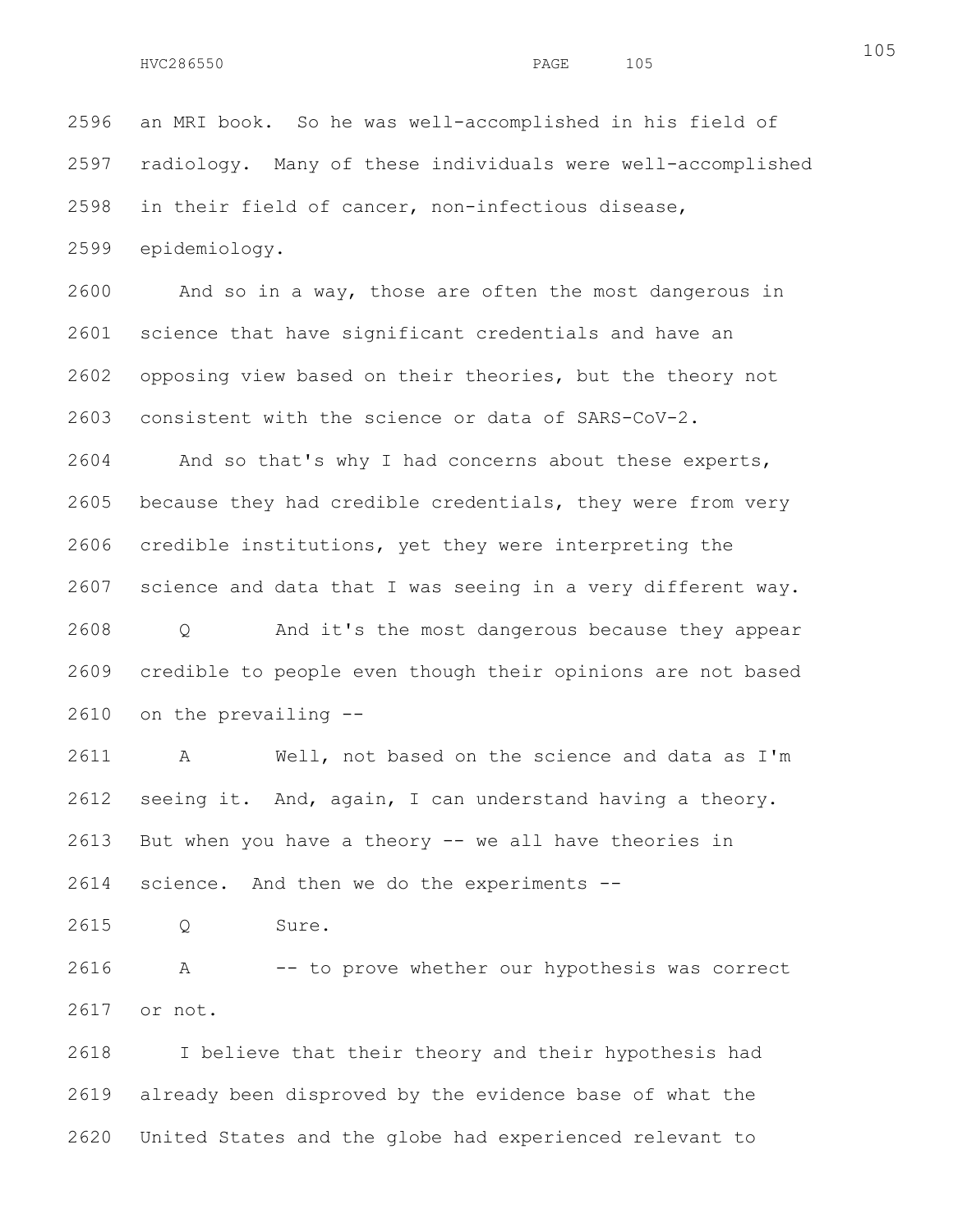an MRI book. So he was well-accomplished in his field of radiology. Many of these individuals were well-accomplished in their field of cancer, non-infectious disease, epidemiology.

And so in a way, those are often the most dangerous in science that have significant credentials and have an opposing view based on their theories, but the theory not consistent with the science or data of SARS-CoV-2.

And so that's why I had concerns about these experts, because they had credible credentials, they were from very credible institutions, yet they were interpreting the science and data that I was seeing in a very different way.

Q And it's the most dangerous because they appear credible to people even though their opinions are not based on the prevailing --

A Well, not based on the science and data as I'm seeing it. And, again, I can understand having a theory. But when you have a theory -- we all have theories in science. And then we do the experiments --

Q Sure.

A -- to prove whether our hypothesis was correct or not.

I believe that their theory and their hypothesis had already been disproved by the evidence base of what the United States and the globe had experienced relevant to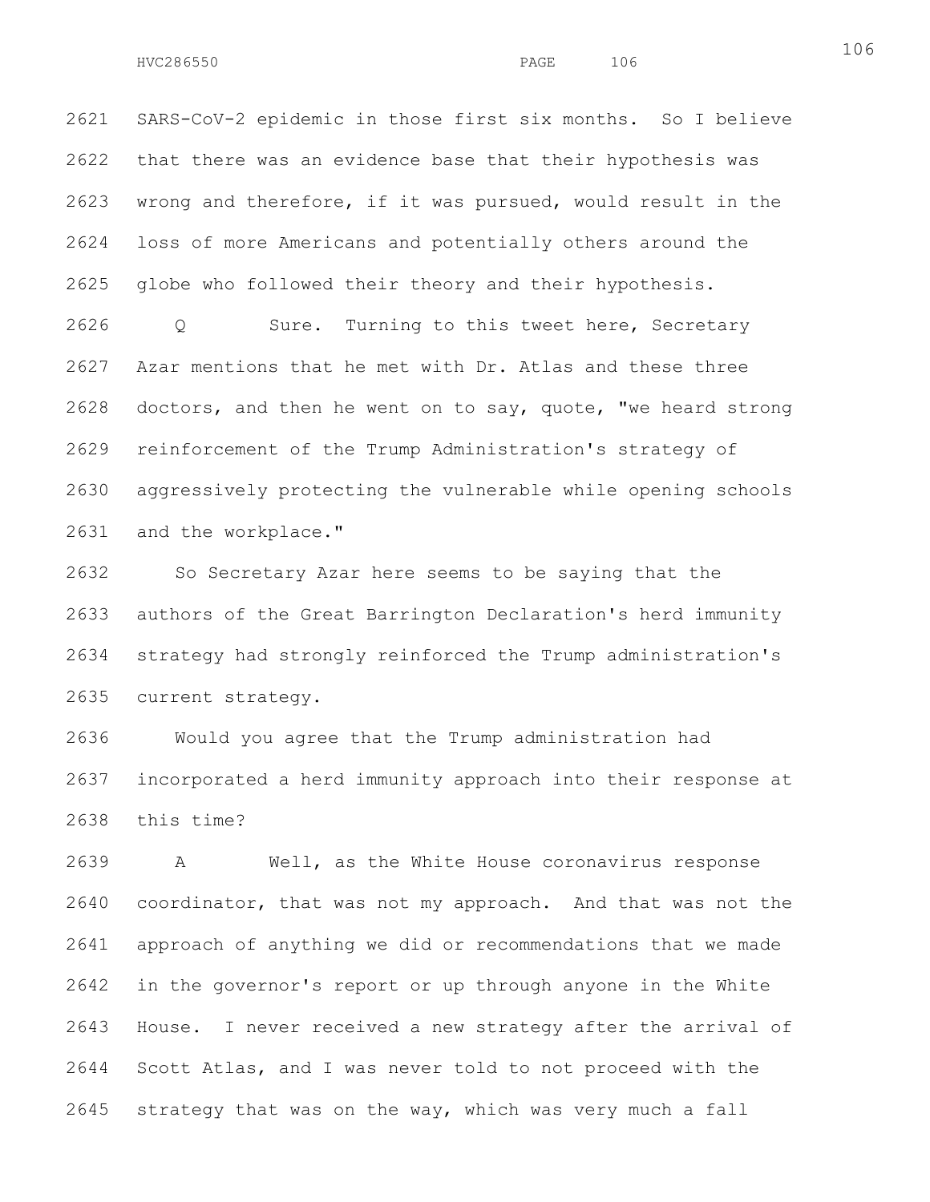SARS-CoV-2 epidemic in those first six months. So I believe that there was an evidence base that their hypothesis was wrong and therefore, if it was pursued, would result in the loss of more Americans and potentially others around the globe who followed their theory and their hypothesis.

Q Sure. Turning to this tweet here, Secretary Azar mentions that he met with Dr. Atlas and these three doctors, and then he went on to say, quote, "we heard strong reinforcement of the Trump Administration's strategy of aggressively protecting the vulnerable while opening schools and the workplace."

So Secretary Azar here seems to be saying that the authors of the Great Barrington Declaration's herd immunity strategy had strongly reinforced the Trump administration's current strategy.

Would you agree that the Trump administration had incorporated a herd immunity approach into their response at this time?

A Well, as the White House coronavirus response coordinator, that was not my approach. And that was not the approach of anything we did or recommendations that we made in the governor's report or up through anyone in the White House. I never received a new strategy after the arrival of Scott Atlas, and I was never told to not proceed with the strategy that was on the way, which was very much a fall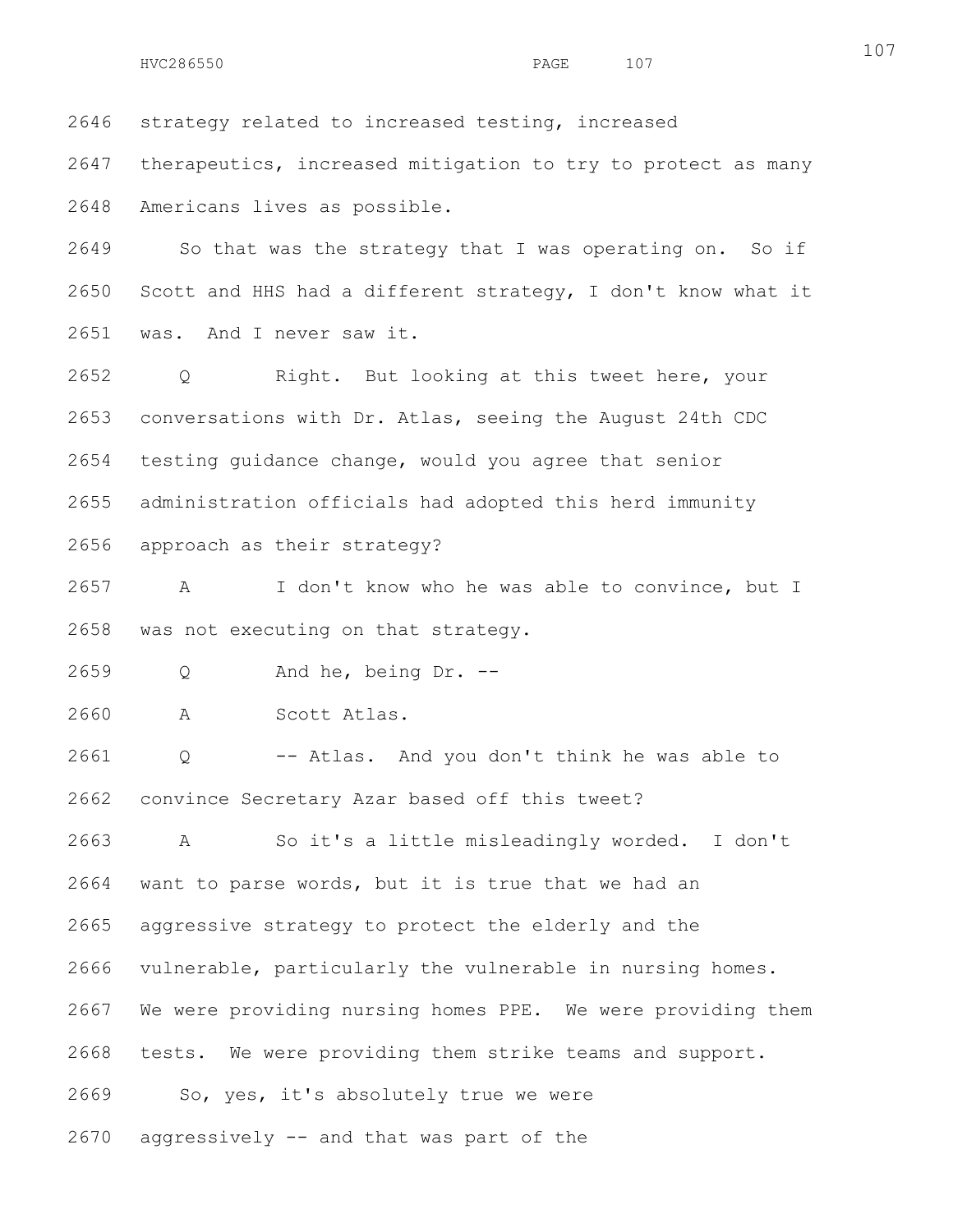2646 strategy related to increased testing, increased

2647 therapeutics, increased mitigation to try to protect as many

2648 Americans lives as possible.

2649 So that was the strategy that I was operating on. So if

2650 Scott and HHS had a different strategy, I don't know what it

2651 was. And I never saw it.

2652 Q Right. But looking at this tweet here, your

2653 conversations with Dr. Atlas, seeing the August 24th CDC

2654 testing guidance change, would you agree that senior

2655 administration officials had adopted this herd immunity

2656 approach as their strategy?

2657 A I don't know who he was able to convince, but I

2658 was not executing on that strategy.

2659 Q And he, being Dr. --

2660 A Scott Atlas.

2661 Q -- Atlas. And you don't think he was able to

2662 convince Secretary Azar based off this tweet?

2663 A So it's a little misleadingly worded. I don't

2664 want to parse words, but it is true that we had an

2665 aggressive strategy to protect the elderly and the

2666 vulnerable, particularly the vulnerable in nursing homes.

2667 We were providing nursing homes PPE. We were providing them

2668 tests. We were providing them strike teams and support.

2669 So, yes, it's absolutely true we were

2670 aggressively -- and that was part of the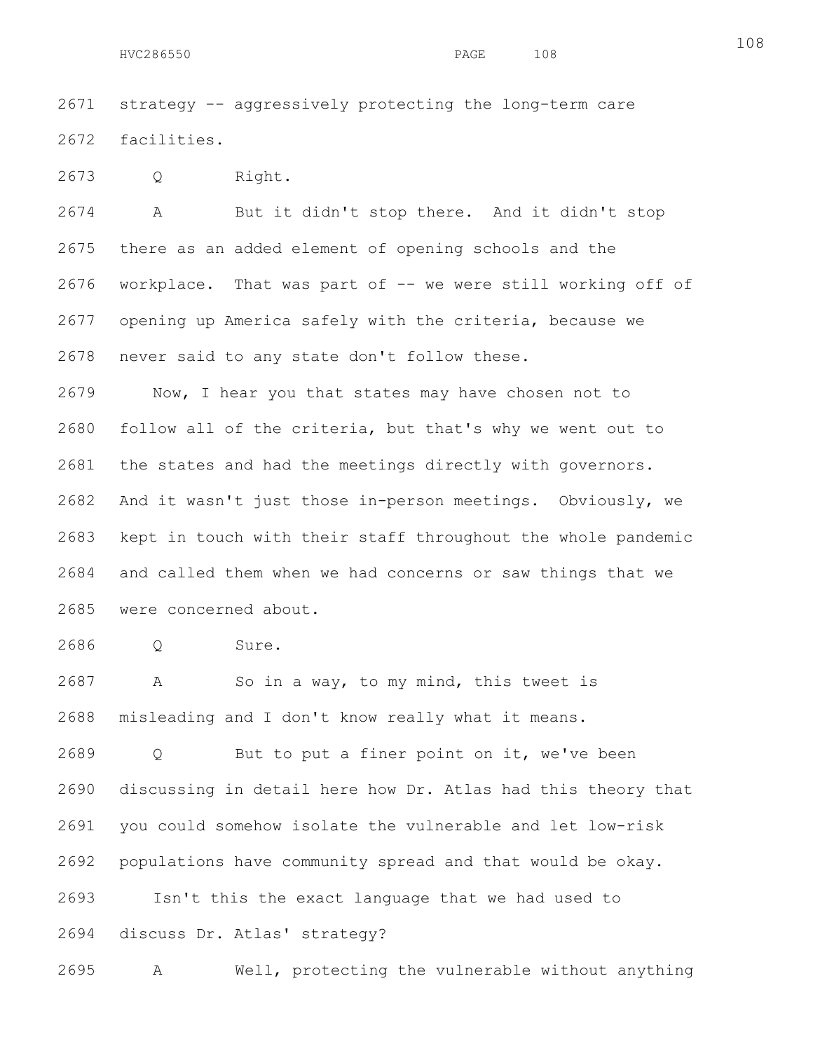2671 strategy -- aggressively protecting the long-term care
2672 facilities.

2673 Q Right.

2674 A But it didn't stop there. And it didn't stop
2675 there as an added element of opening schools and the
2676 workplace. That was part of -- we were still working off of
2677 opening up America safely with the criteria, because we
2678 never said to any state don't follow these.

2679 Now, I hear you that states may have chosen not to
2680 follow all of the criteria, but that's why we went out to
2681 the states and had the meetings directly with governors.
2682 And it wasn't just those in-person meetings. Obviously, we
2683 kept in touch with their staff throughout the whole pandemic
2684 and called them when we had concerns or saw things that we
2685 were concerned about.

2686 Q Sure.

2687 A So in a way, to my mind, this tweet is
2688 misleading and I don't know really what it means.

2689 Q But to put a finer point on it, we've been
2690 discussing in detail here how Dr. Atlas had this theory that
2691 you could somehow isolate the vulnerable and let low-risk
2692 populations have community spread and that would be okay.

2693 Isn't this the exact language that we had used to
2694 discuss Dr. Atlas' strategy?

2695 A Well, protecting the vulnerable without anything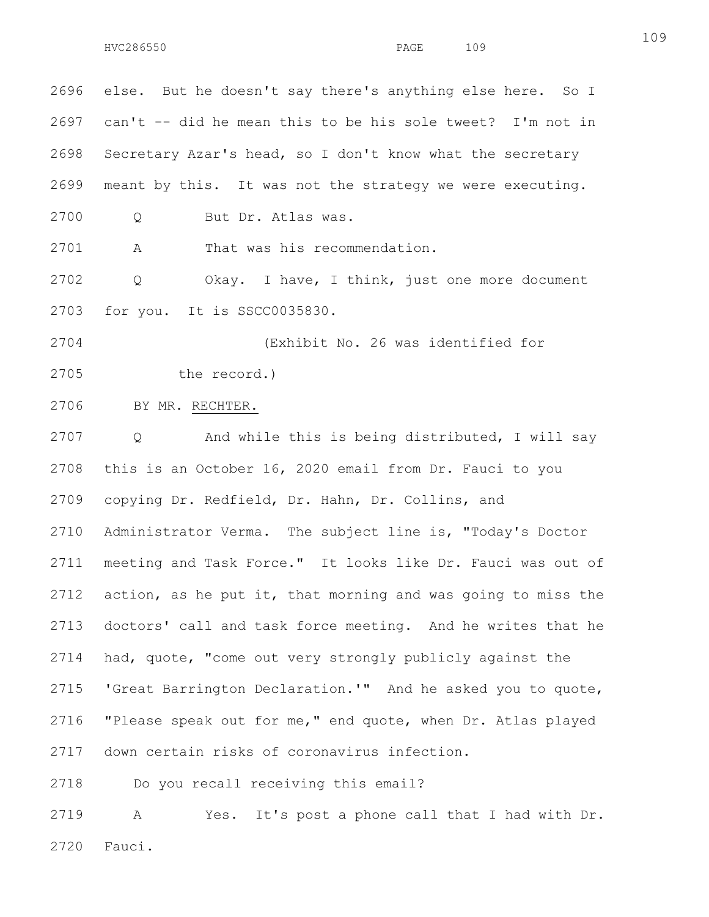else. But he doesn't say there's anything else here. So I can't -- did he mean this to be his sole tweet? I'm not in Secretary Azar's head, so I don't know what the secretary meant by this. It was not the strategy we were executing.

Q But Dr. Atlas was.

A That was his recommendation.

Q Okay. I have, I think, just one more document for you. It is SSCC0035830.

(Exhibit No. 26 was identified for the record.)

BY MR. RECHTER.

Q And while this is being distributed, I will say this is an October 16, 2020 email from Dr. Fauci to you copying Dr. Redfield, Dr. Hahn, Dr. Collins, and Administrator Verma. The subject line is, "Today's Doctor meeting and Task Force." It looks like Dr. Fauci was out of action, as he put it, that morning and was going to miss the doctors' call and task force meeting. And he writes that he had, quote, "come out very strongly publicly against the 'Great Barrington Declaration.'" And he asked you to quote, "Please speak out for me," end quote, when Dr. Atlas played down certain risks of coronavirus infection.

Do you recall receiving this email?

A Yes. It's post a phone call that I had with Dr. Fauci.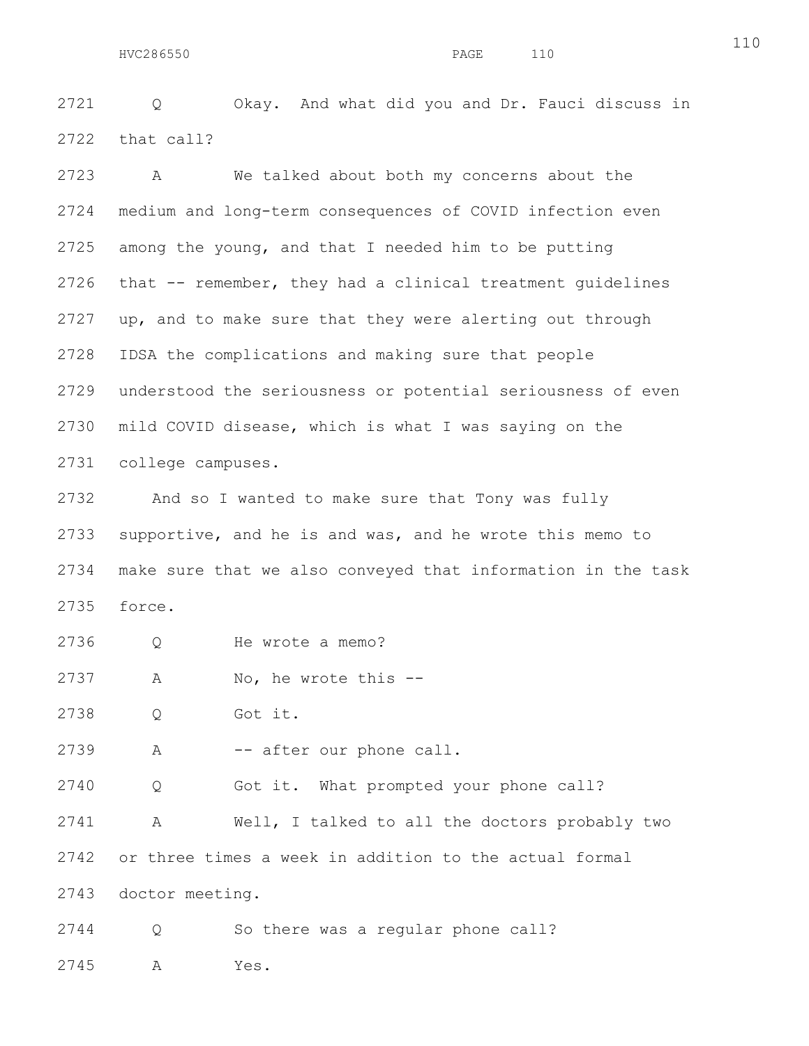2721 Q Okay. And what did you and Dr. Fauci discuss in
2722 that call?

2723 A We talked about both my concerns about the
2724 medium and long-term consequences of COVID infection even
2725 among the young, and that I needed him to be putting
2726 that -- remember, they had a clinical treatment guidelines
2727 up, and to make sure that they were alerting out through
2728 IDSA the complications and making sure that people
2729 understood the seriousness or potential seriousness of even
2730 mild COVID disease, which is what I was saying on the
2731 college campuses.

2732 And so I wanted to make sure that Tony was fully
2733 supportive, and he is and was, and he wrote this memo to
2734 make sure that we also conveyed that information in the task
2735 force.

2736 Q He wrote a memo?

2737 A No, he wrote this --

2738 Q Got it.

2739 A -- after our phone call.

2740 Q Got it. What prompted your phone call?

2741 A Well, I talked to all the doctors probably two
2742 or three times a week in addition to the actual formal
2743 doctor meeting.

2744 Q So there was a regular phone call?

2745 A Yes.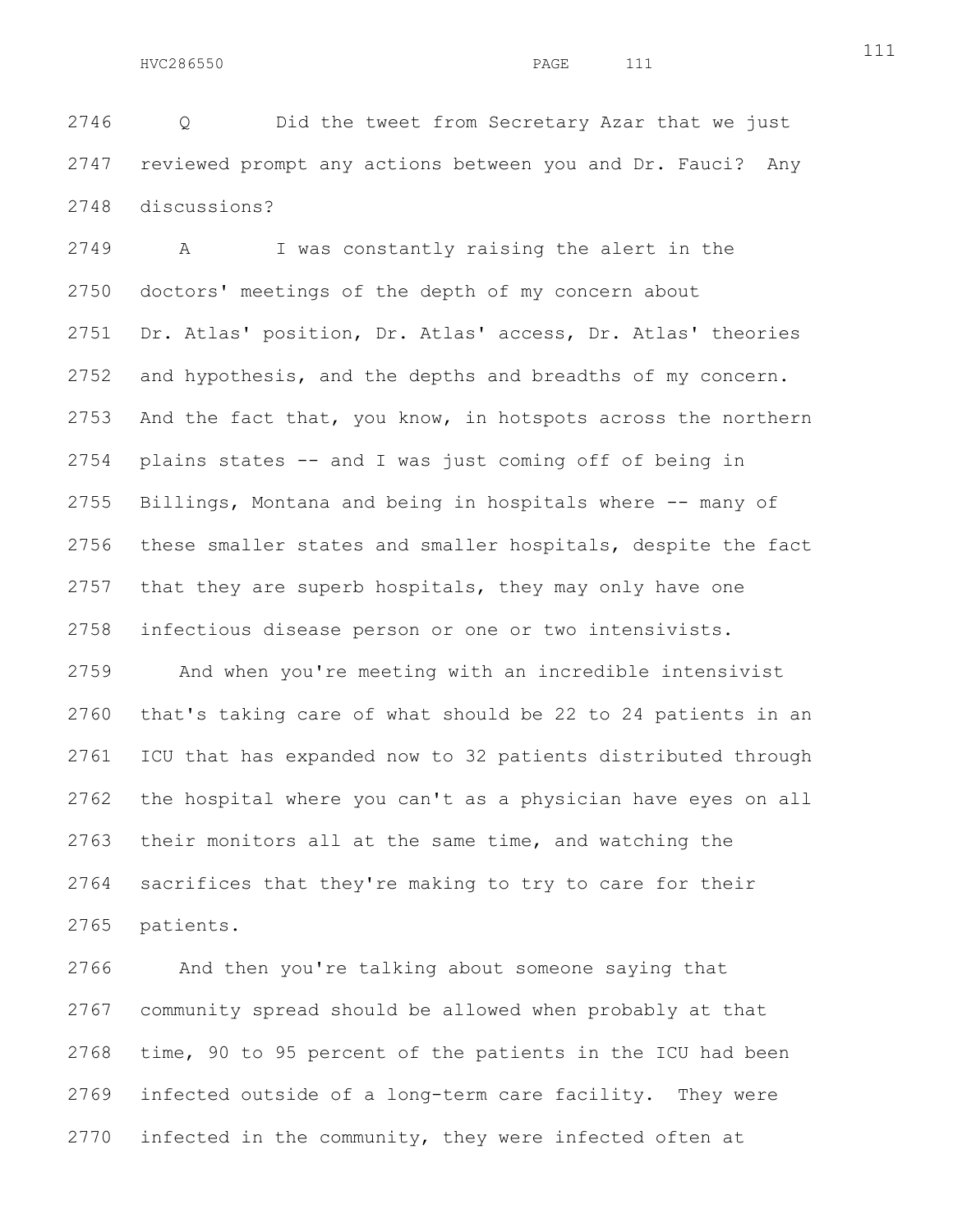Q Did the tweet from Secretary Azar that we just reviewed prompt any actions between you and Dr. Fauci? Any discussions?

A I was constantly raising the alert in the doctors' meetings of the depth of my concern about Dr. Atlas' position, Dr. Atlas' access, Dr. Atlas' theories and hypothesis, and the depths and breadths of my concern. And the fact that, you know, in hotspots across the northern plains states -- and I was just coming off of being in Billings, Montana and being in hospitals where -- many of these smaller states and smaller hospitals, despite the fact that they are superb hospitals, they may only have one infectious disease person or one or two intensivists.

And when you're meeting with an incredible intensivist that's taking care of what should be 22 to 24 patients in an ICU that has expanded now to 32 patients distributed through the hospital where you can't as a physician have eyes on all their monitors all at the same time, and watching the sacrifices that they're making to try to care for their patients.

And then you're talking about someone saying that community spread should be allowed when probably at that time, 90 to 95 percent of the patients in the ICU had been infected outside of a long-term care facility. They were infected in the community, they were infected often at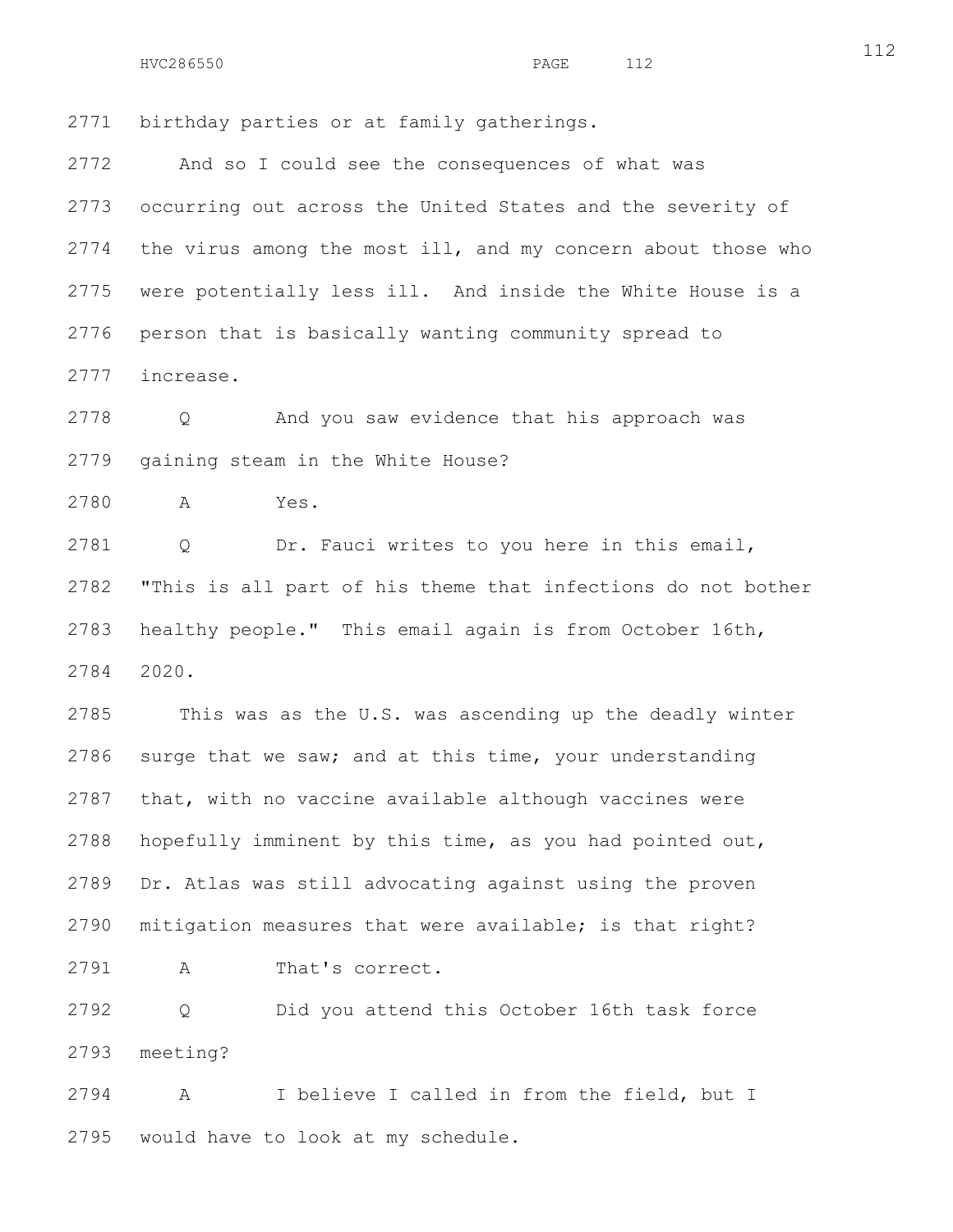birthday parties or at family gatherings.

And so I could see the consequences of what was occurring out across the United States and the severity of the virus among the most ill, and my concern about those who were potentially less ill. And inside the White House is a person that is basically wanting community spread to increase.

Q And you saw evidence that his approach was gaining steam in the White House?

A Yes.

Q Dr. Fauci writes to you here in this email, "This is all part of his theme that infections do not bother healthy people." This email again is from October 16th, 2020.

This was as the U.S. was ascending up the deadly winter surge that we saw; and at this time, your understanding that, with no vaccine available although vaccines were hopefully imminent by this time, as you had pointed out, Dr. Atlas was still advocating against using the proven mitigation measures that were available; is that right?

A That's correct.

Q Did you attend this October 16th task force meeting?

A I believe I called in from the field, but I would have to look at my schedule.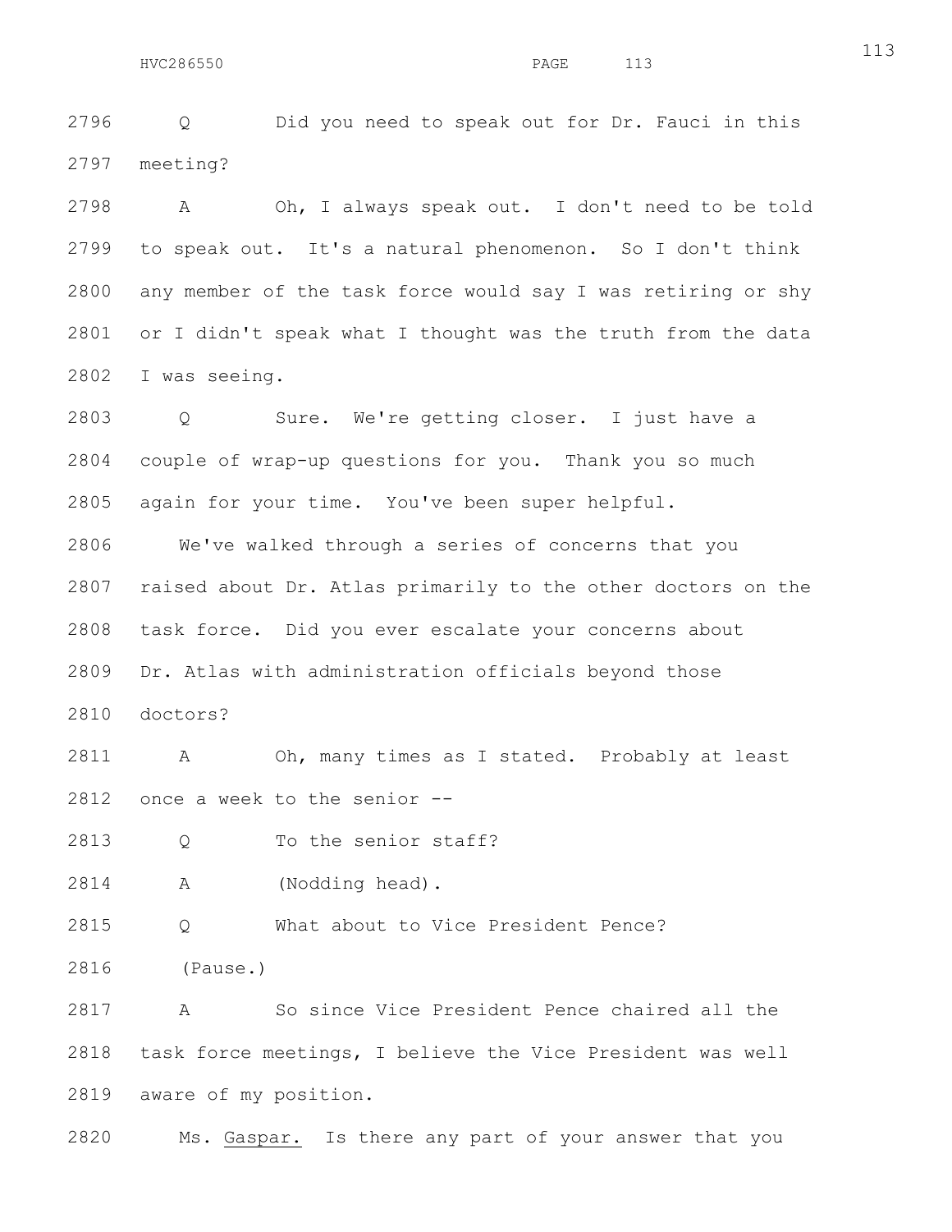2796 Q Did you need to speak out for Dr. Fauci in this
2797 meeting?

2798 A Oh, I always speak out. I don't need to be told
2799 to speak out. It's a natural phenomenon. So I don't think
2800 any member of the task force would say I was retiring or shy
2801 or I didn't speak what I thought was the truth from the data
2802 I was seeing.

2803 Q Sure. We're getting closer. I just have a
2804 couple of wrap-up questions for you. Thank you so much
2805 again for your time. You've been super helpful.

2806 We've walked through a series of concerns that you
2807 raised about Dr. Atlas primarily to the other doctors on the
2808 task force. Did you ever escalate your concerns about
2809 Dr. Atlas with administration officials beyond those
2810 doctors?

2811 A Oh, many times as I stated. Probably at least
2812 once a week to the senior --

2813 Q To the senior staff?

2814 A (Nodding head).

2815 Q What about to Vice President Pence?

2816 (Pause.)

2817 A So since Vice President Pence chaired all the
2818 task force meetings, I believe the Vice President was well
2819 aware of my position.

2820 Ms. Gaspar. Is there any part of your answer that you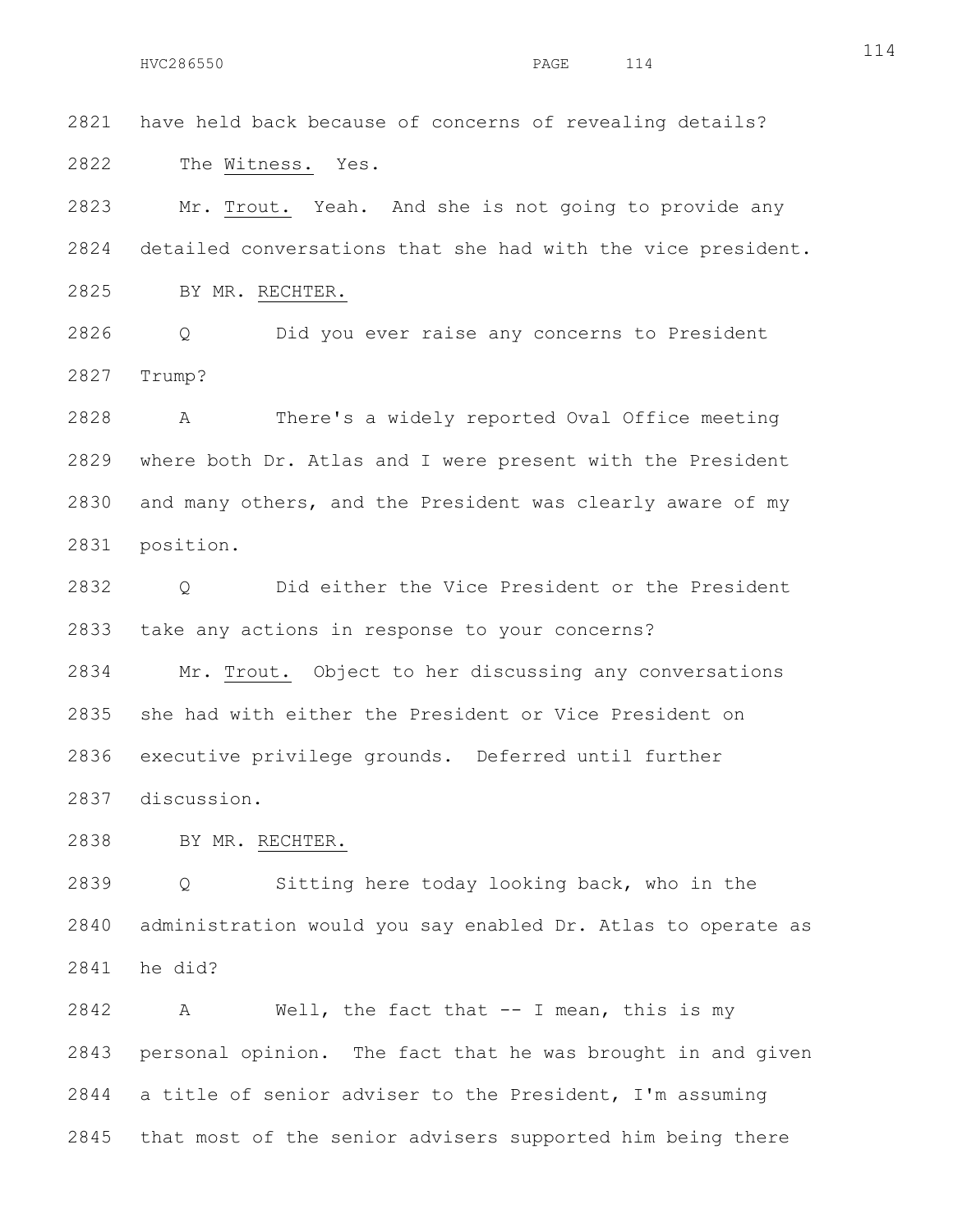2821 have held back because of concerns of revealing details?

2822 The Witness. Yes.

2823 Mr. Trout. Yeah. And she is not going to provide any

2824 detailed conversations that she had with the vice president.

2825 BY MR. RECHTER.

2826 Q Did you ever raise any concerns to President

2827 Trump?

2828 A There's a widely reported Oval Office meeting

2829 where both Dr. Atlas and I were present with the President

2830 and many others, and the President was clearly aware of my

2831 position.

2832 Q Did either the Vice President or the President

2833 take any actions in response to your concerns?

2834 Mr. Trout. Object to her discussing any conversations

2835 she had with either the President or Vice President on

2836 executive privilege grounds. Deferred until further

2837 discussion.

2838 BY MR. RECHTER.

2839 Q Sitting here today looking back, who in the

2840 administration would you say enabled Dr. Atlas to operate as

2841 he did?

2842 A Well, the fact that -- I mean, this is my

2843 personal opinion. The fact that he was brought in and given

2844 a title of senior adviser to the President, I'm assuming

2845 that most of the senior advisers supported him being there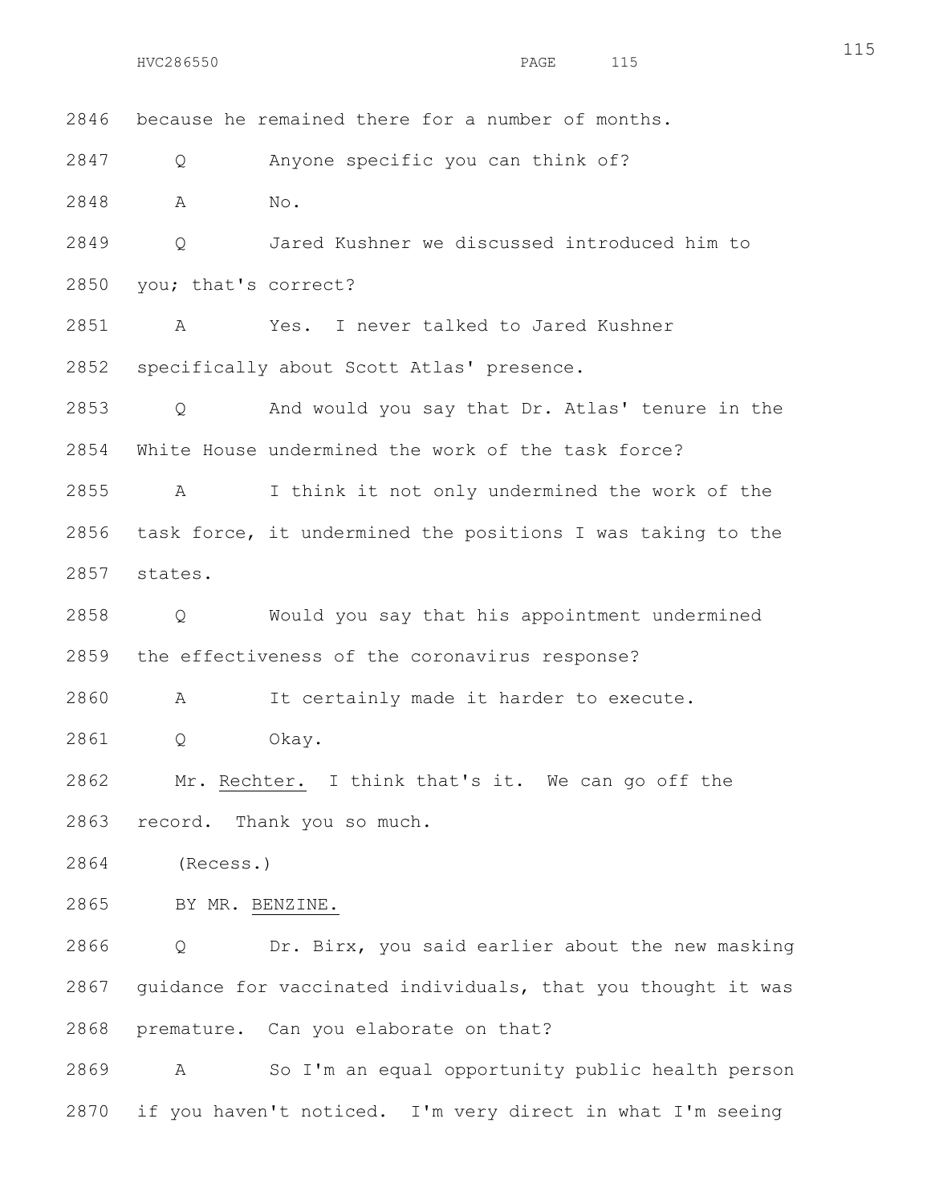2846 because he remained there for a number of months.

2847 Q Anyone specific you can think of?

2848 A No.

2849 Q Jared Kushner we discussed introduced him to

2850 you; that's correct?

2851 A Yes. I never talked to Jared Kushner

2852 specifically about Scott Atlas' presence.

2853 Q And would you say that Dr. Atlas' tenure in the

2854 White House undermined the work of the task force?

2855 A I think it not only undermined the work of the

2856 task force, it undermined the positions I was taking to the

2857 states.

2858 Q Would you say that his appointment undermined

2859 the effectiveness of the coronavirus response?

2860 A It certainly made it harder to execute.

2861 Q Okay.

2862 Mr. Rechter. I think that's it. We can go off the

2863 record. Thank you so much.

2864 (Recess.)

2865 BY MR. BENZINE.

2866 Q Dr. Birx, you said earlier about the new masking

2867 guidance for vaccinated individuals, that you thought it was

2868 premature. Can you elaborate on that?

2869 A So I'm an equal opportunity public health person

2870 if you haven't noticed. I'm very direct in what I'm seeing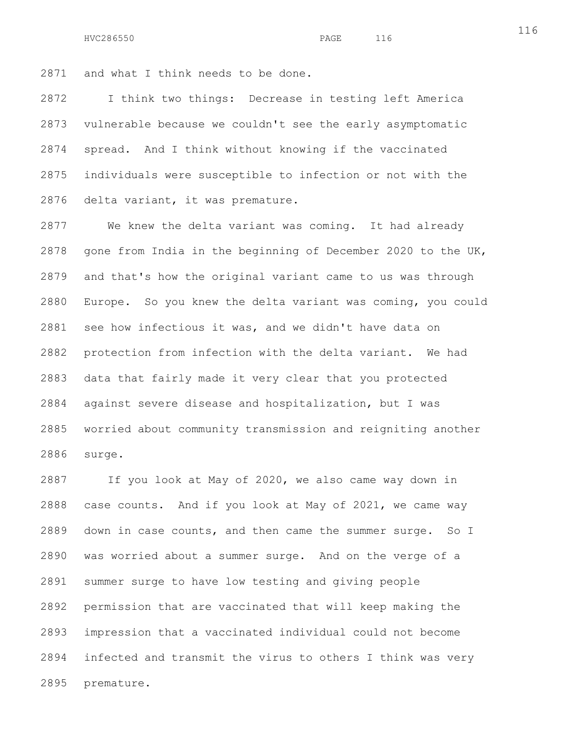and what I think needs to be done.

I think two things: Decrease in testing left America vulnerable because we couldn't see the early asymptomatic spread. And I think without knowing if the vaccinated individuals were susceptible to infection or not with the delta variant, it was premature.

We knew the delta variant was coming. It had already gone from India in the beginning of December 2020 to the UK, and that's how the original variant came to us was through Europe. So you knew the delta variant was coming, you could see how infectious it was, and we didn't have data on protection from infection with the delta variant. We had data that fairly made it very clear that you protected against severe disease and hospitalization, but I was worried about community transmission and reigniting another surge.

If you look at May of 2020, we also came way down in case counts. And if you look at May of 2021, we came way down in case counts, and then came the summer surge. So I was worried about a summer surge. And on the verge of a summer surge to have low testing and giving people permission that are vaccinated that will keep making the impression that a vaccinated individual could not become infected and transmit the virus to others I think was very premature.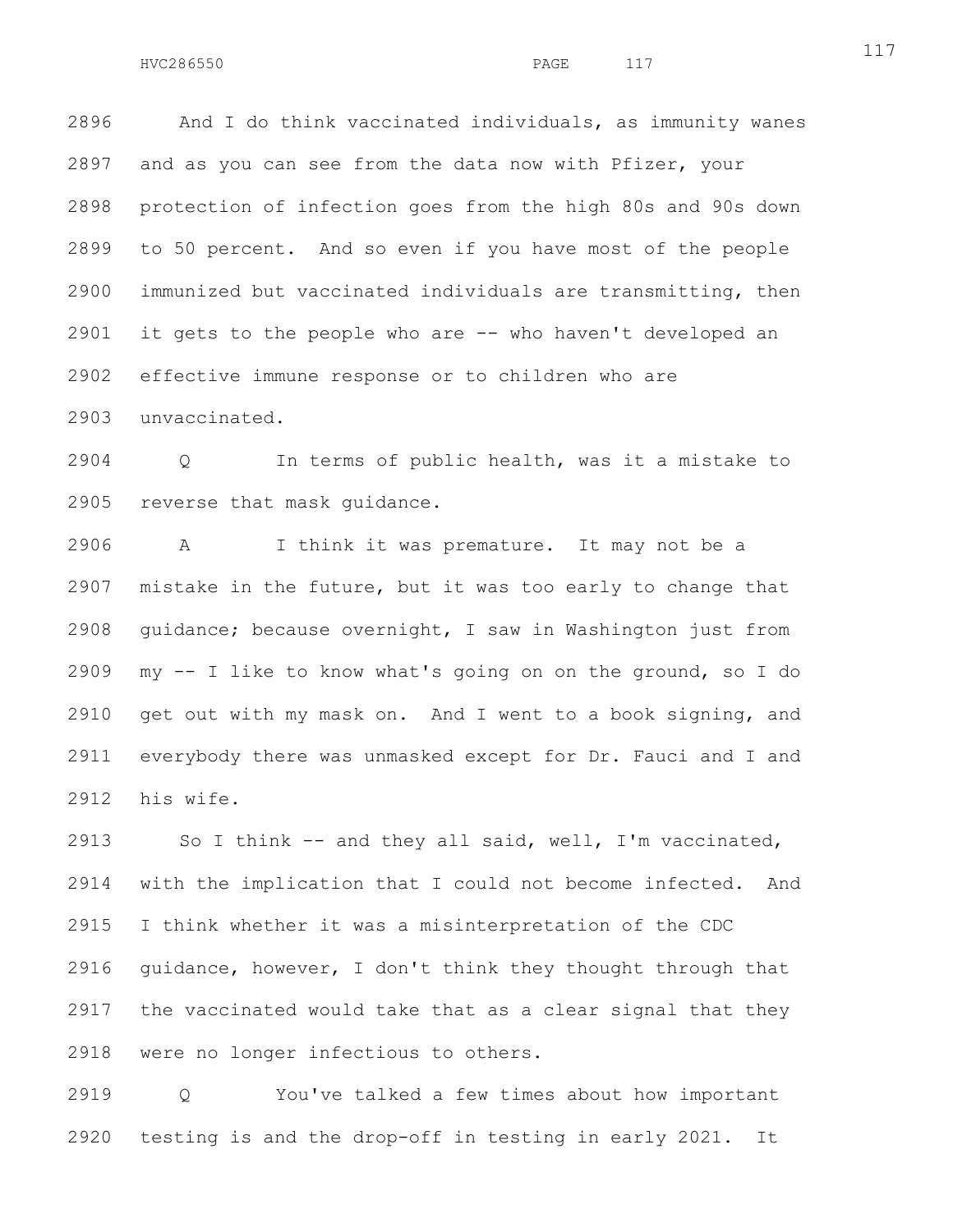And I do think vaccinated individuals, as immunity wanes and as you can see from the data now with Pfizer, your protection of infection goes from the high 80s and 90s down to 50 percent. And so even if you have most of the people immunized but vaccinated individuals are transmitting, then it gets to the people who are -- who haven't developed an effective immune response or to children who are unvaccinated.

Q In terms of public health, was it a mistake to reverse that mask guidance.

A I think it was premature. It may not be a mistake in the future, but it was too early to change that guidance; because overnight, I saw in Washington just from my -- I like to know what's going on on the ground, so I do get out with my mask on. And I went to a book signing, and everybody there was unmasked except for Dr. Fauci and I and his wife.

So I think -- and they all said, well, I'm vaccinated, with the implication that I could not become infected. And I think whether it was a misinterpretation of the CDC guidance, however, I don't think they thought through that the vaccinated would take that as a clear signal that they were no longer infectious to others.

Q You've talked a few times about how important testing is and the drop-off in testing in early 2021. It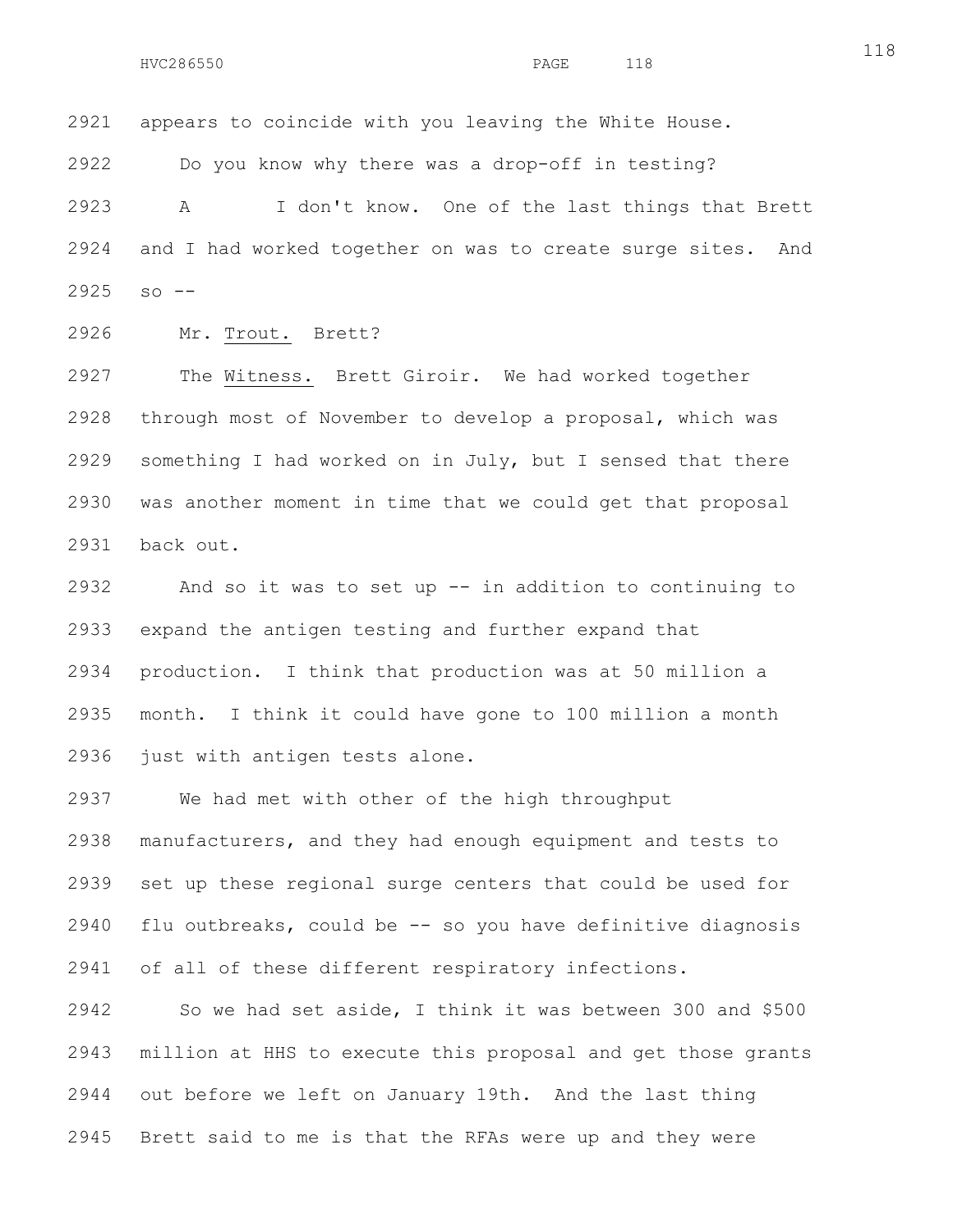2921 appears to coincide with you leaving the White House.

2922 Do you know why there was a drop-off in testing?

2923 A I don't know. One of the last things that Brett

2924 and I had worked together on was to create surge sites. And

2925 so --

2926 Mr. Trout. Brett?

2927 The Witness. Brett Giroir. We had worked together

2928 through most of November to develop a proposal, which was

2929 something I had worked on in July, but I sensed that there

2930 was another moment in time that we could get that proposal

2931 back out.

2932 And so it was to set up -- in addition to continuing to

2933 expand the antigen testing and further expand that

2934 production. I think that production was at 50 million a

2935 month. I think it could have gone to 100 million a month

2936 just with antigen tests alone.

2937 We had met with other of the high throughput

2938 manufacturers, and they had enough equipment and tests to

2939 set up these regional surge centers that could be used for

2940 flu outbreaks, could be -- so you have definitive diagnosis

2941 of all of these different respiratory infections.

2942 So we had set aside, I think it was between 300 and $500

2943 million at HHS to execute this proposal and get those grants

2944 out before we left on January 19th. And the last thing

2945 Brett said to me is that the RFAs were up and they were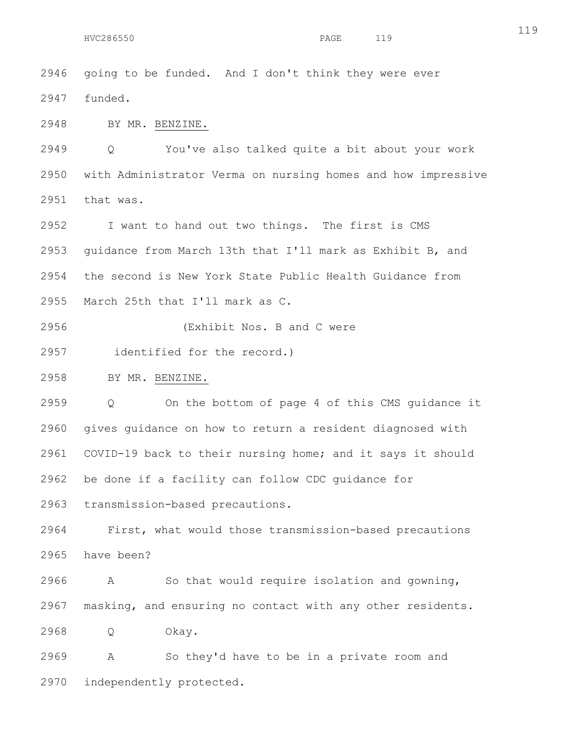2946 going to be funded. And I don't think they were ever

2947 funded.

2948 BY MR. BENZINE.

2949 Q You've also talked quite a bit about your work

2950 with Administrator Verma on nursing homes and how impressive

2951 that was.

2952 I want to hand out two things. The first is CMS

2953 guidance from March 13th that I'll mark as Exhibit B, and

2954 the second is New York State Public Health Guidance from

2955 March 25th that I'll mark as C.

2956 (Exhibit Nos. B and C were

2957 identified for the record.)

2958 BY MR. BENZINE.

2959 Q On the bottom of page 4 of this CMS guidance it

2960 gives guidance on how to return a resident diagnosed with

2961 COVID-19 back to their nursing home; and it says it should

2962 be done if a facility can follow CDC guidance for

2963 transmission-based precautions.

2964 First, what would those transmission-based precautions

2965 have been?

2966 A So that would require isolation and gowning,

2967 masking, and ensuring no contact with any other residents.

2968 Q Okay.

2969 A So they'd have to be in a private room and

2970 independently protected.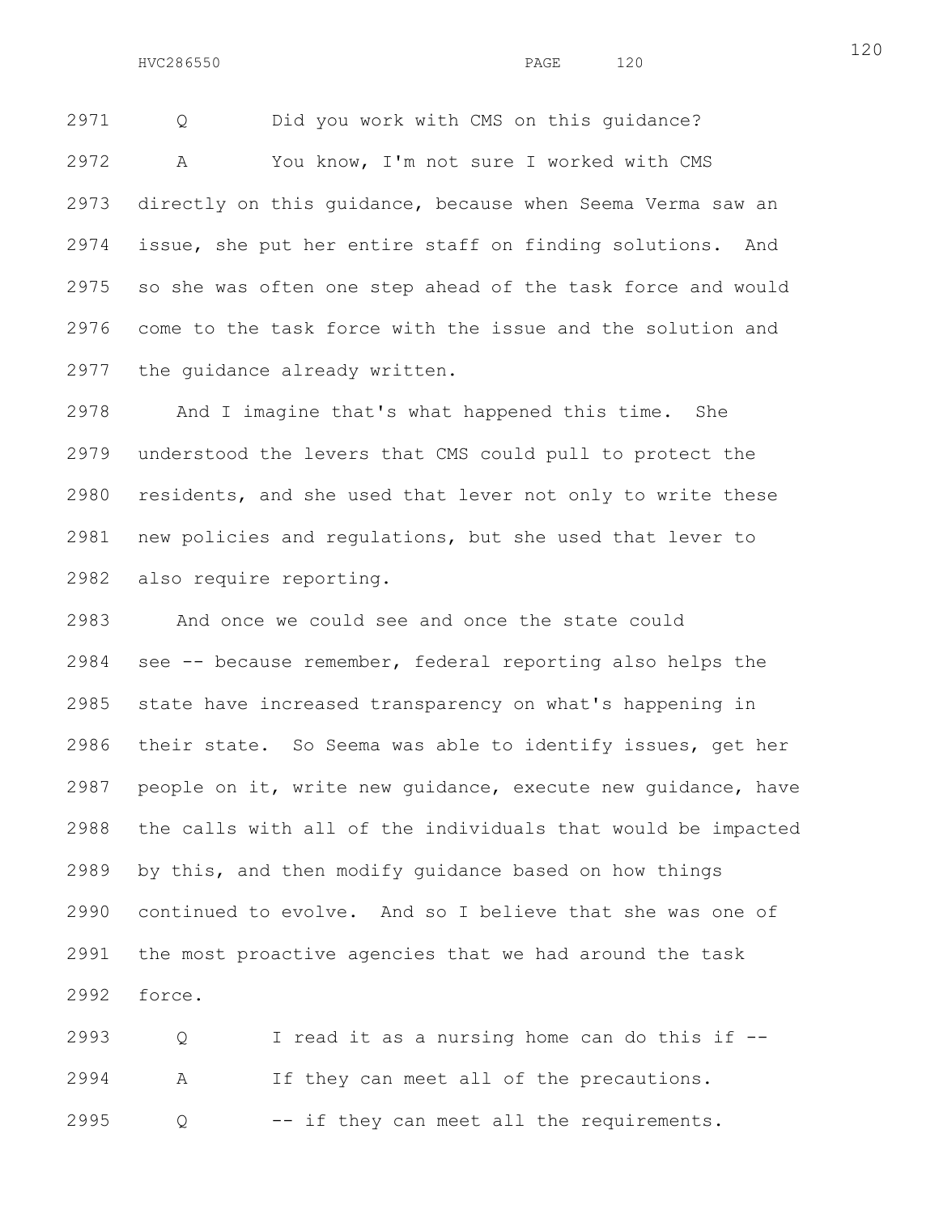2971 Q Did you work with CMS on this guidance?

2972 A You know, I'm not sure I worked with CMS

2973 directly on this guidance, because when Seema Verma saw an

2974 issue, she put her entire staff on finding solutions. And

2975 so she was often one step ahead of the task force and would

2976 come to the task force with the issue and the solution and

2977 the guidance already written.

2978 And I imagine that's what happened this time. She

2979 understood the levers that CMS could pull to protect the

2980 residents, and she used that lever not only to write these

2981 new policies and regulations, but she used that lever to

2982 also require reporting.

2983 And once we could see and once the state could

2984 see -- because remember, federal reporting also helps the

2985 state have increased transparency on what's happening in

2986 their state. So Seema was able to identify issues, get her

2987 people on it, write new guidance, execute new guidance, have

2988 the calls with all of the individuals that would be impacted

2989 by this, and then modify guidance based on how things

2990 continued to evolve. And so I believe that she was one of

2991 the most proactive agencies that we had around the task

2992 force.

2993 Q I read it as a nursing home can do this if --

2994 A If they can meet all of the precautions.

2995 Q -- if they can meet all the requirements.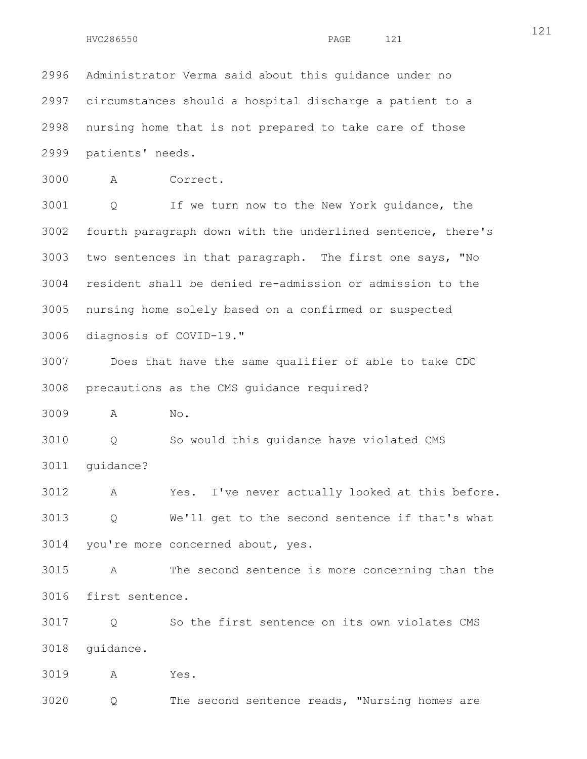2996 Administrator Verma said about this guidance under no
2997 circumstances should a hospital discharge a patient to a
2998 nursing home that is not prepared to take care of those
2999 patients' needs.

3000 A Correct.

3001 Q If we turn now to the New York guidance, the
3002 fourth paragraph down with the underlined sentence, there's
3003 two sentences in that paragraph. The first one says, "No
3004 resident shall be denied re-admission or admission to the
3005 nursing home solely based on a confirmed or suspected
3006 diagnosis of COVID-19."

3007 Does that have the same qualifier of able to take CDC
3008 precautions as the CMS guidance required?

3009 A No.

3010 Q So would this guidance have violated CMS
3011 guidance?

3012 A Yes. I've never actually looked at this before.

3013 Q We'll get to the second sentence if that's what
3014 you're more concerned about, yes.

3015 A The second sentence is more concerning than the
3016 first sentence.

3017 Q So the first sentence on its own violates CMS
3018 guidance.

3019 A Yes.

3020 Q The second sentence reads, "Nursing homes are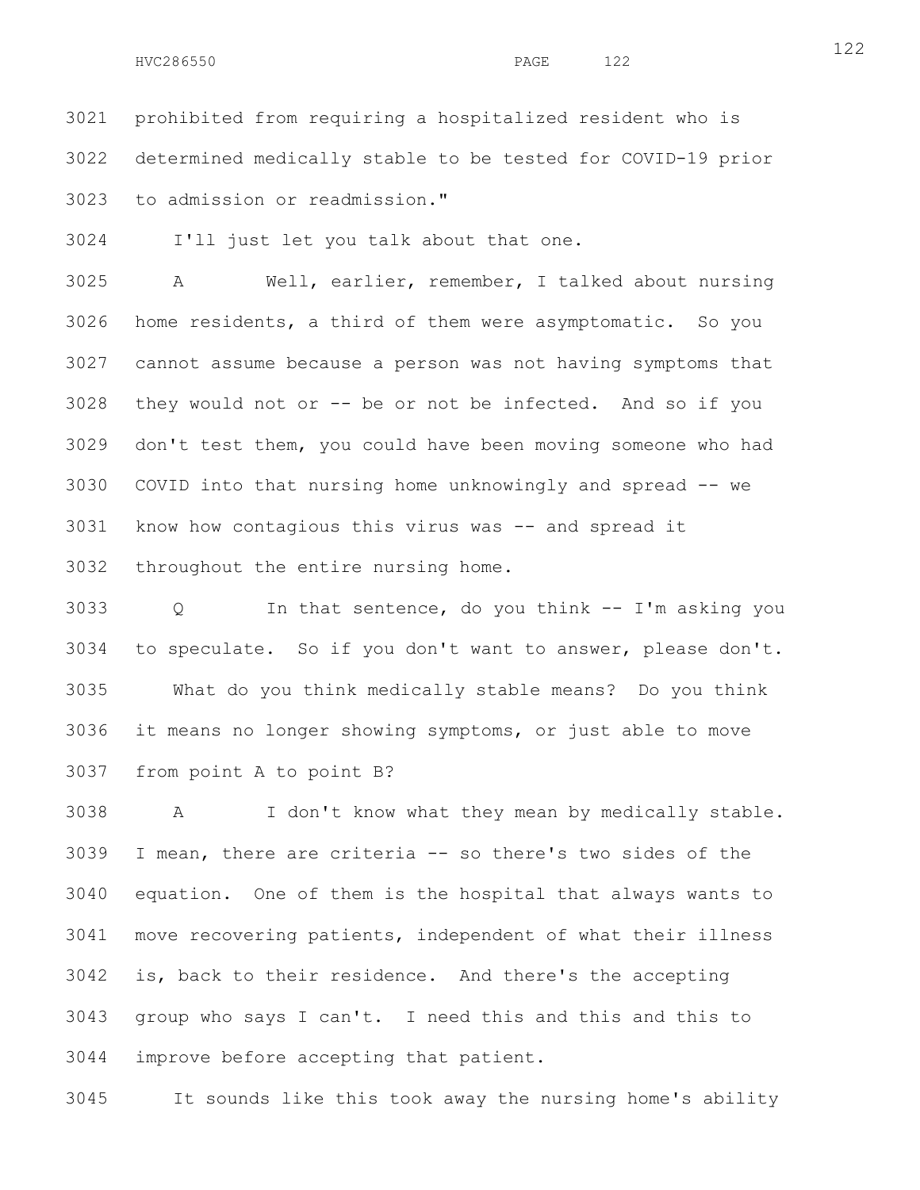prohibited from requiring a hospitalized resident who is determined medically stable to be tested for COVID-19 prior to admission or readmission."

I'll just let you talk about that one.

A Well, earlier, remember, I talked about nursing home residents, a third of them were asymptomatic. So you cannot assume because a person was not having symptoms that they would not or -- be or not be infected. And so if you don't test them, you could have been moving someone who had COVID into that nursing home unknowingly and spread -- we know how contagious this virus was -- and spread it throughout the entire nursing home.

Q In that sentence, do you think -- I'm asking you to speculate. So if you don't want to answer, please don't.

What do you think medically stable means? Do you think it means no longer showing symptoms, or just able to move from point A to point B?

A I don't know what they mean by medically stable. I mean, there are criteria -- so there's two sides of the equation. One of them is the hospital that always wants to move recovering patients, independent of what their illness is, back to their residence. And there's the accepting group who says I can't. I need this and this and this to improve before accepting that patient.

It sounds like this took away the nursing home's ability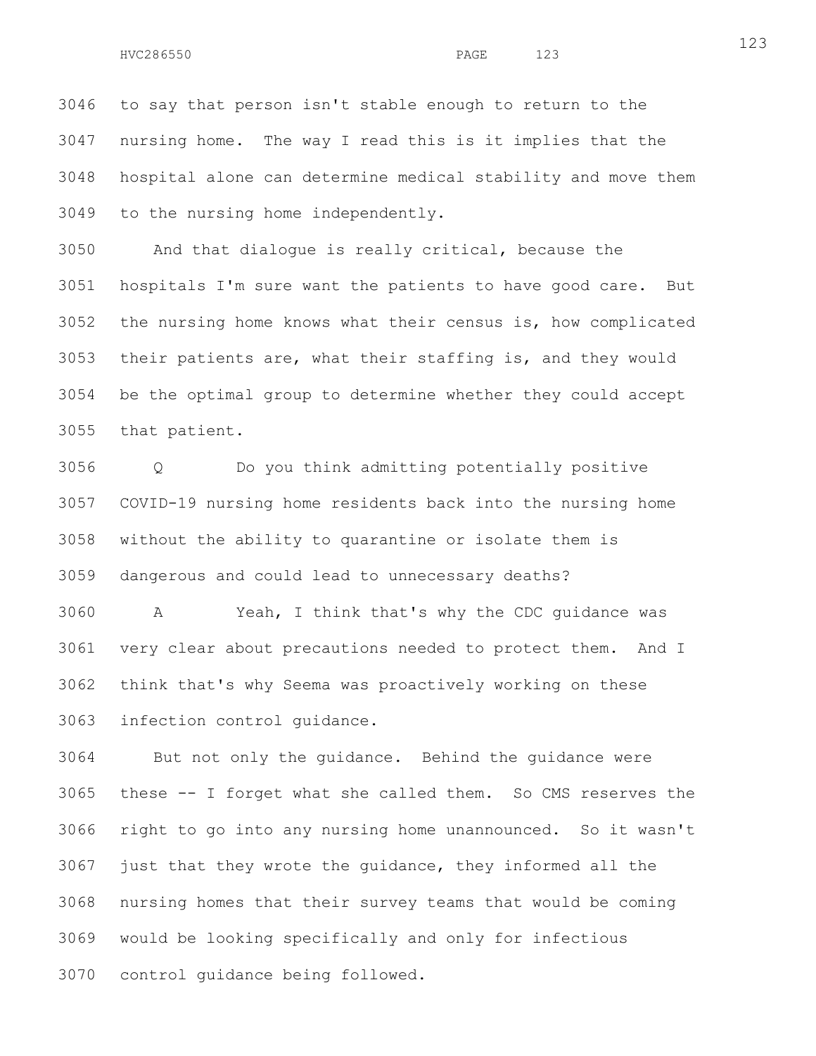to say that person isn't stable enough to return to the nursing home. The way I read this is it implies that the hospital alone can determine medical stability and move them to the nursing home independently.

And that dialogue is really critical, because the hospitals I'm sure want the patients to have good care. But the nursing home knows what their census is, how complicated their patients are, what their staffing is, and they would be the optimal group to determine whether they could accept that patient.

Q Do you think admitting potentially positive COVID-19 nursing home residents back into the nursing home without the ability to quarantine or isolate them is dangerous and could lead to unnecessary deaths?

A Yeah, I think that's why the CDC guidance was very clear about precautions needed to protect them. And I think that's why Seema was proactively working on these infection control guidance.

But not only the guidance. Behind the guidance were these -- I forget what she called them. So CMS reserves the right to go into any nursing home unannounced. So it wasn't just that they wrote the guidance, they informed all the nursing homes that their survey teams that would be coming would be looking specifically and only for infectious control guidance being followed.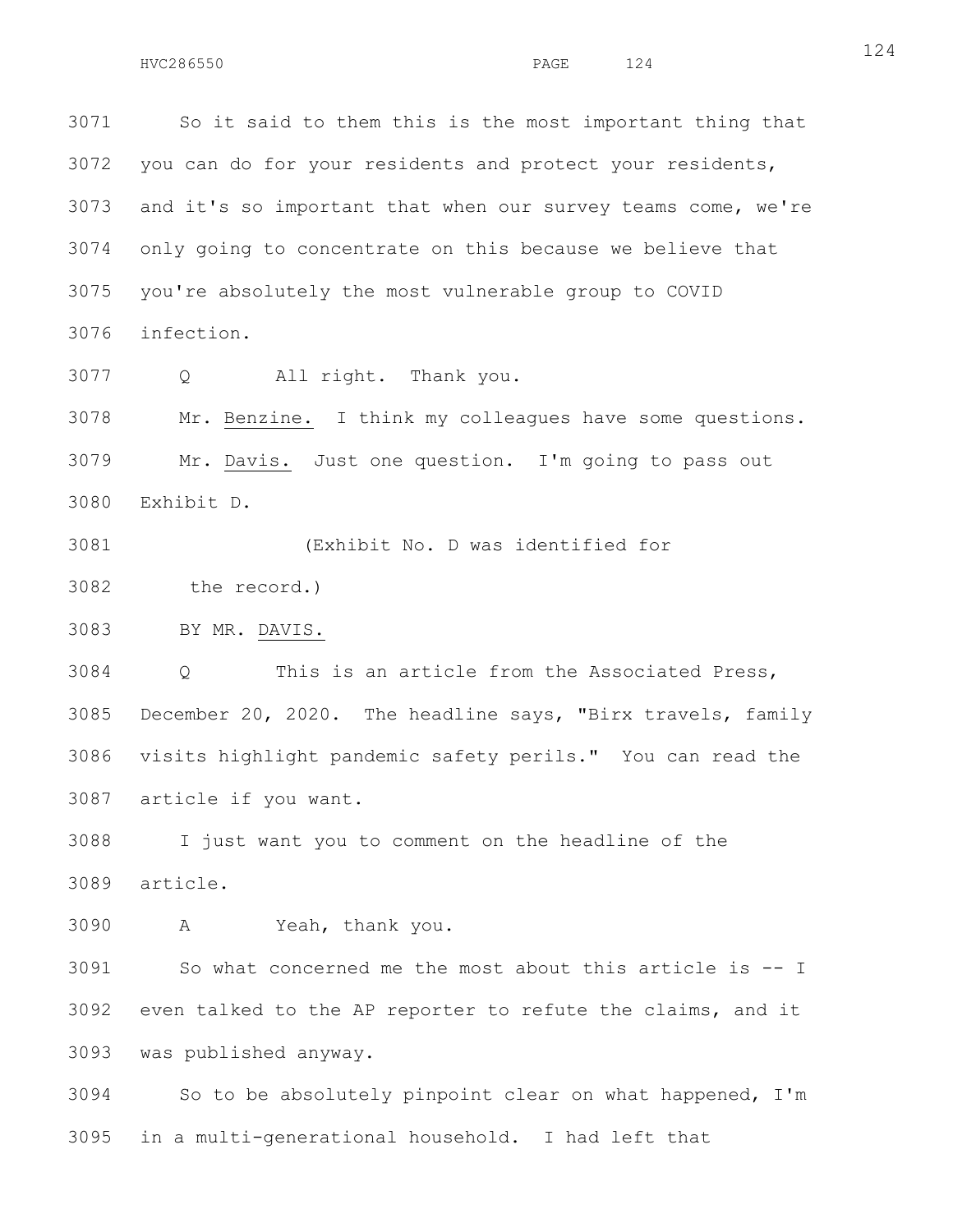So it said to them this is the most important thing that you can do for your residents and protect your residents, and it's so important that when our survey teams come, we're only going to concentrate on this because we believe that you're absolutely the most vulnerable group to COVID infection.

Q All right. Thank you.

Mr. Benzine. I think my colleagues have some questions.

Mr. Davis. Just one question. I'm going to pass out Exhibit D.

(Exhibit No. D was identified for the record.)

BY MR. DAVIS.

Q This is an article from the Associated Press, December 20, 2020. The headline says, "Birx travels, family visits highlight pandemic safety perils." You can read the article if you want.

I just want you to comment on the headline of the article.

A Yeah, thank you.

So what concerned me the most about this article is -- I even talked to the AP reporter to refute the claims, and it was published anyway.

So to be absolutely pinpoint clear on what happened, I'm in a multi-generational household. I had left that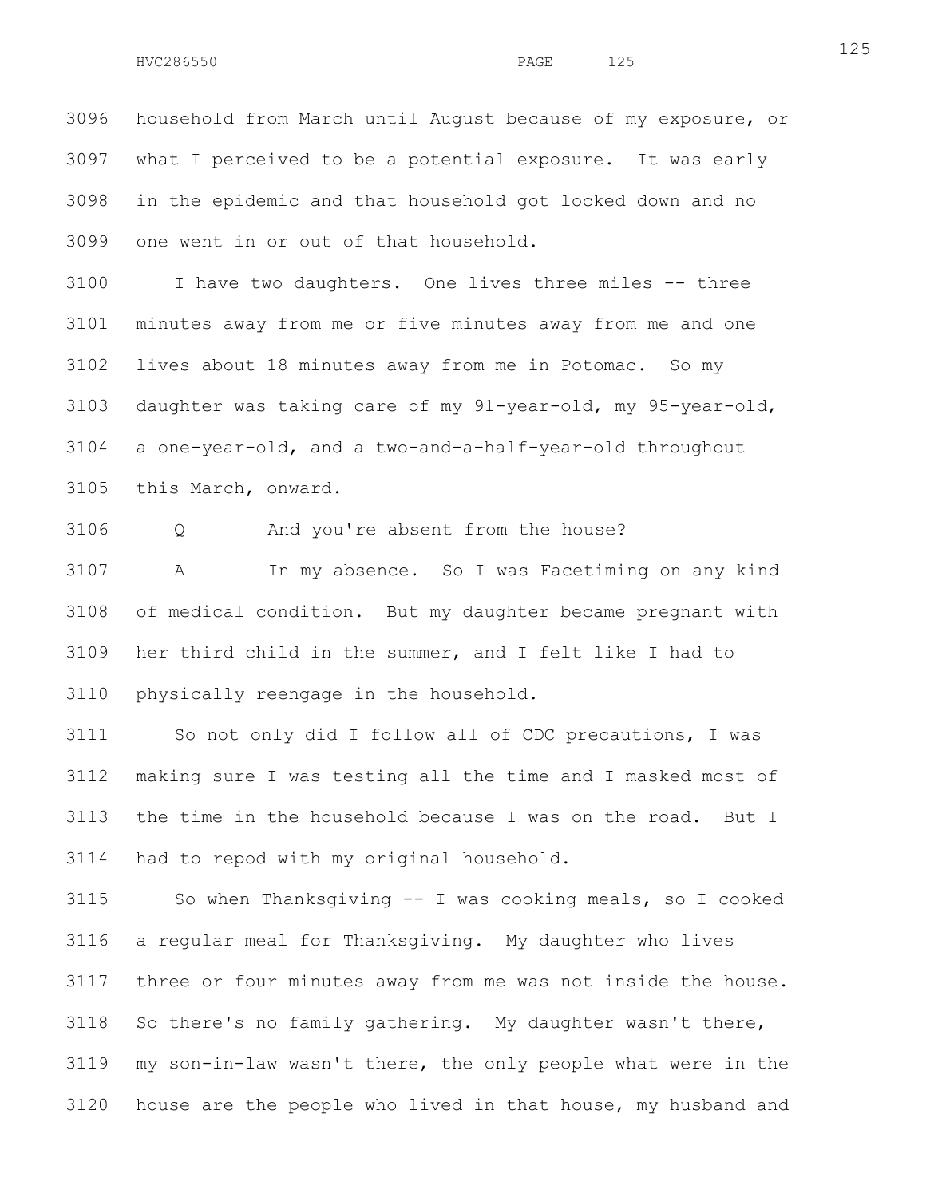household from March until August because of my exposure, or what I perceived to be a potential exposure. It was early in the epidemic and that household got locked down and no one went in or out of that household.

I have two daughters. One lives three miles -- three minutes away from me or five minutes away from me and one lives about 18 minutes away from me in Potomac. So my daughter was taking care of my 91-year-old, my 95-year-old, a one-year-old, and a two-and-a-half-year-old throughout this March, onward.

Q And you're absent from the house?

A In my absence. So I was Facetiming on any kind of medical condition. But my daughter became pregnant with her third child in the summer, and I felt like I had to physically reengage in the household.

So not only did I follow all of CDC precautions, I was making sure I was testing all the time and I masked most of the time in the household because I was on the road. But I had to repod with my original household.

So when Thanksgiving -- I was cooking meals, so I cooked a regular meal for Thanksgiving. My daughter who lives three or four minutes away from me was not inside the house. So there's no family gathering. My daughter wasn't there, my son-in-law wasn't there, the only people what were in the house are the people who lived in that house, my husband and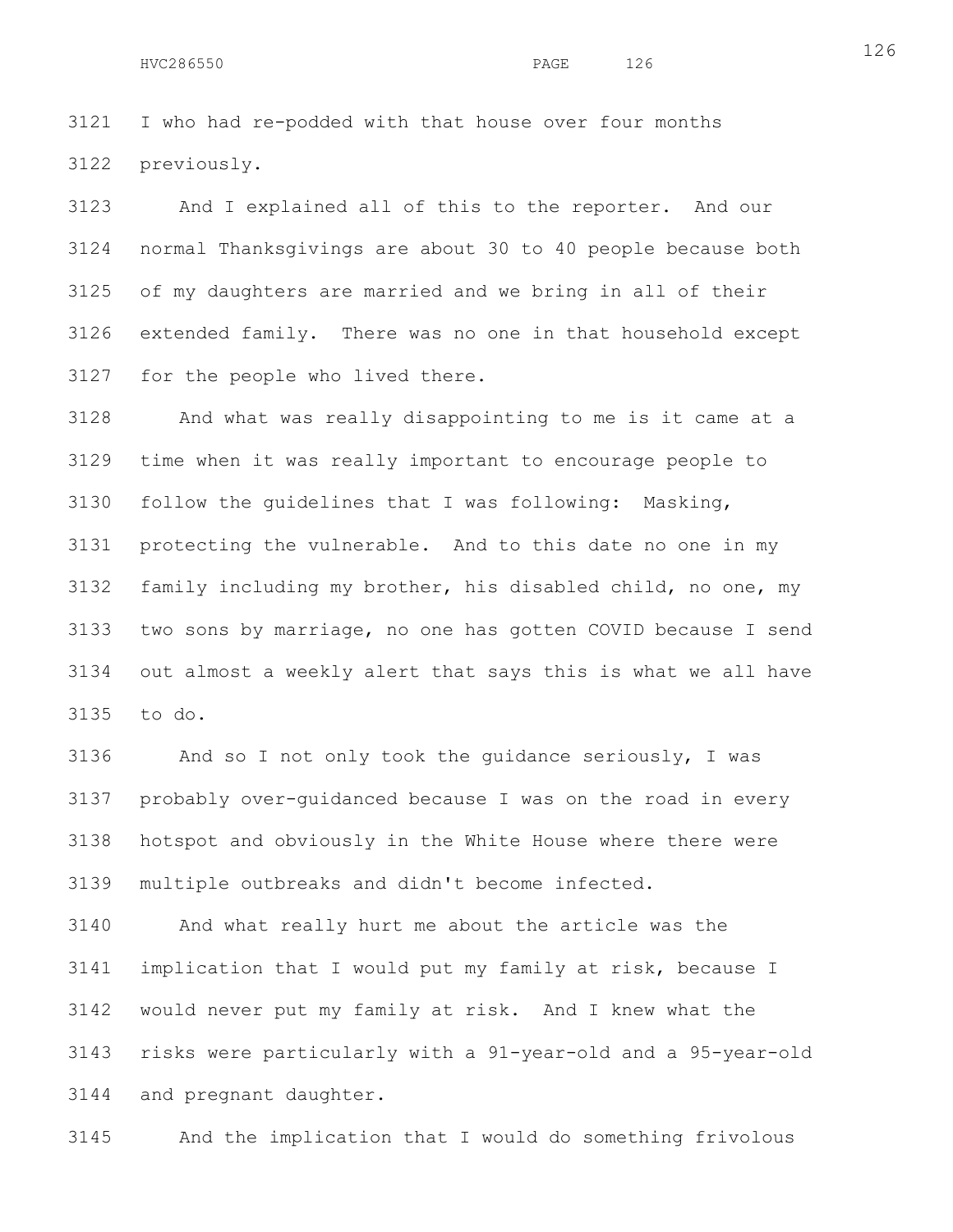I who had re-podded with that house over four months previously.

And I explained all of this to the reporter. And our normal Thanksgivings are about 30 to 40 people because both of my daughters are married and we bring in all of their extended family. There was no one in that household except for the people who lived there.

And what was really disappointing to me is it came at a time when it was really important to encourage people to follow the guidelines that I was following: Masking, protecting the vulnerable. And to this date no one in my family including my brother, his disabled child, no one, my two sons by marriage, no one has gotten COVID because I send out almost a weekly alert that says this is what we all have to do.

And so I not only took the guidance seriously, I was probably over-guidanced because I was on the road in every hotspot and obviously in the White House where there were multiple outbreaks and didn't become infected.

And what really hurt me about the article was the implication that I would put my family at risk, because I would never put my family at risk. And I knew what the risks were particularly with a 91-year-old and a 95-year-old and pregnant daughter.

And the implication that I would do something frivolous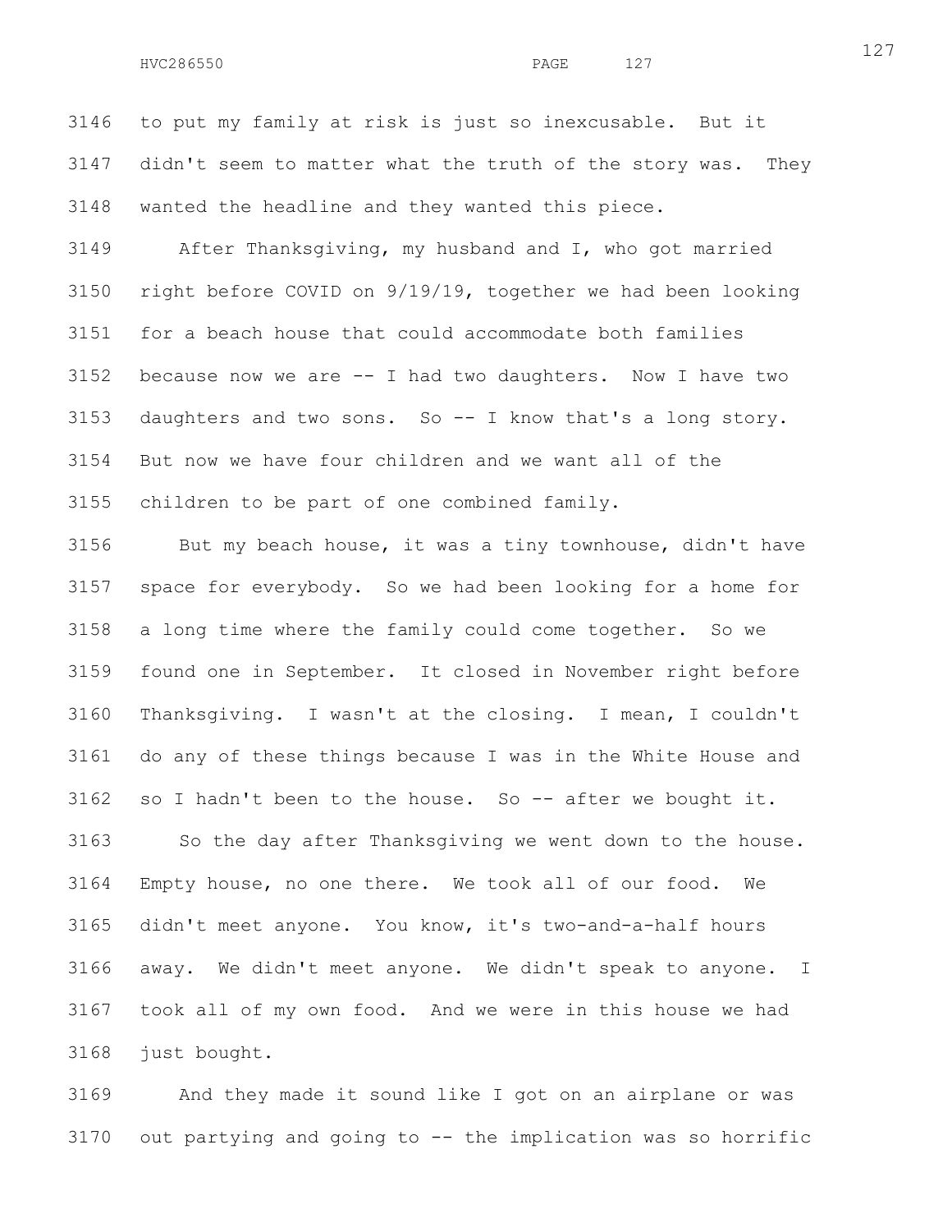to put my family at risk is just so inexcusable. But it didn't seem to matter what the truth of the story was. They wanted the headline and they wanted this piece.

After Thanksgiving, my husband and I, who got married right before COVID on 9/19/19, together we had been looking for a beach house that could accommodate both families because now we are -- I had two daughters. Now I have two daughters and two sons. So -- I know that's a long story. But now we have four children and we want all of the children to be part of one combined family.

But my beach house, it was a tiny townhouse, didn't have space for everybody. So we had been looking for a home for a long time where the family could come together. So we found one in September. It closed in November right before Thanksgiving. I wasn't at the closing. I mean, I couldn't do any of these things because I was in the White House and so I hadn't been to the house. So -- after we bought it.

So the day after Thanksgiving we went down to the house. Empty house, no one there. We took all of our food. We didn't meet anyone. You know, it's two-and-a-half hours away. We didn't meet anyone. We didn't speak to anyone. I took all of my own food. And we were in this house we had just bought.

And they made it sound like I got on an airplane or was out partying and going to -- the implication was so horrific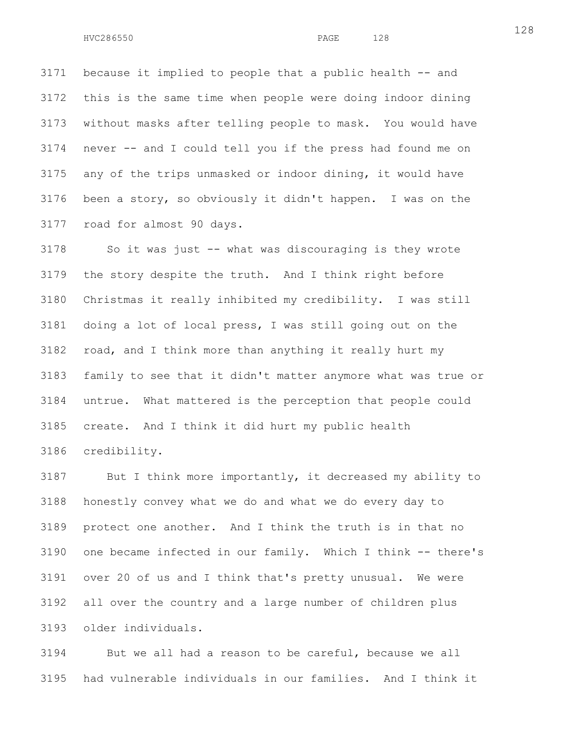because it implied to people that a public health -- and this is the same time when people were doing indoor dining without masks after telling people to mask. You would have never -- and I could tell you if the press had found me on any of the trips unmasked or indoor dining, it would have been a story, so obviously it didn't happen. I was on the road for almost 90 days.

So it was just -- what was discouraging is they wrote the story despite the truth. And I think right before Christmas it really inhibited my credibility. I was still doing a lot of local press, I was still going out on the road, and I think more than anything it really hurt my family to see that it didn't matter anymore what was true or untrue. What mattered is the perception that people could create. And I think it did hurt my public health credibility.

But I think more importantly, it decreased my ability to honestly convey what we do and what we do every day to protect one another. And I think the truth is in that no one became infected in our family. Which I think -- there's over 20 of us and I think that's pretty unusual. We were all over the country and a large number of children plus older individuals.

But we all had a reason to be careful, because we all had vulnerable individuals in our families. And I think it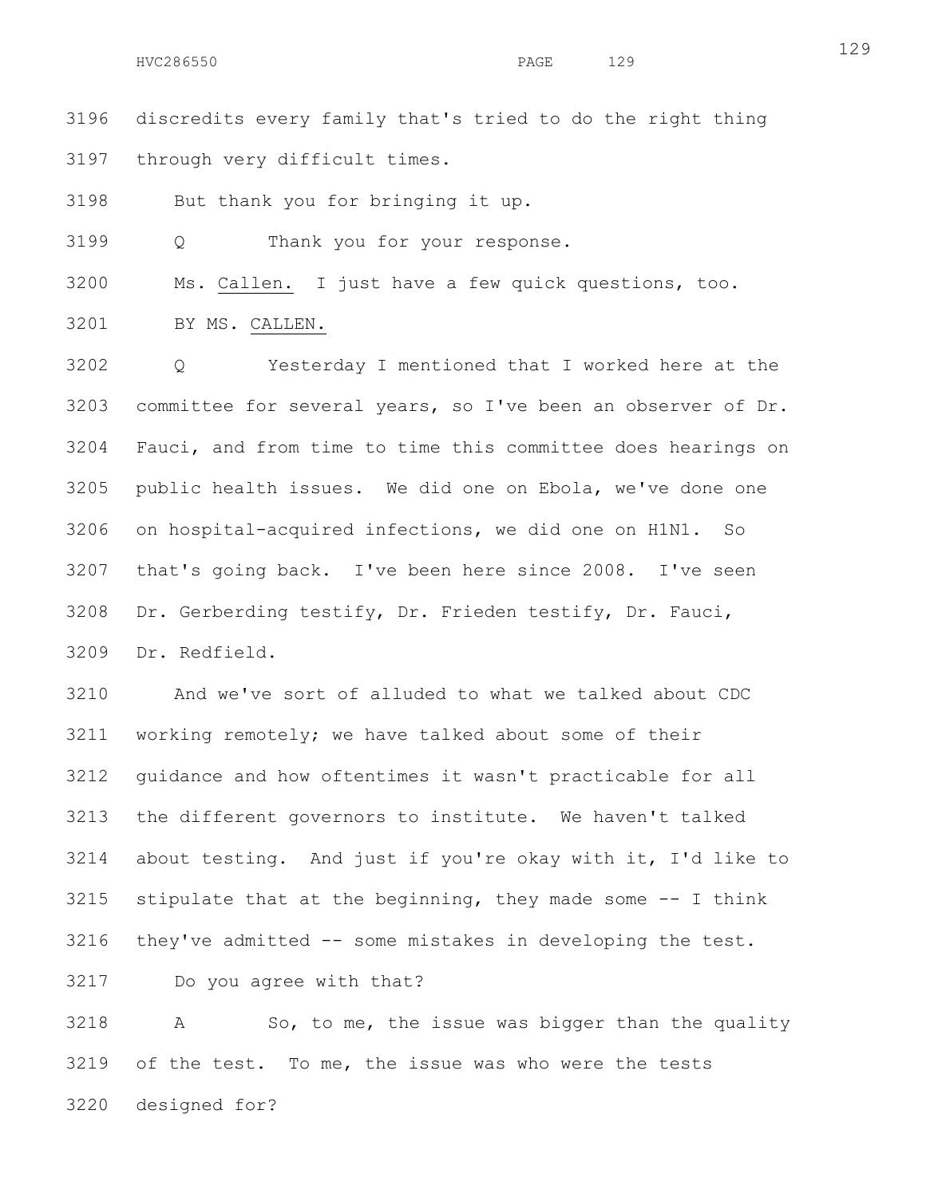discredits every family that's tried to do the right thing through very difficult times.

But thank you for bringing it up.

Q Thank you for your response.

Ms. Callen. I just have a few quick questions, too.

BY MS. CALLEN.

Q Yesterday I mentioned that I worked here at the committee for several years, so I've been an observer of Dr. Fauci, and from time to time this committee does hearings on public health issues. We did one on Ebola, we've done one on hospital-acquired infections, we did one on H1N1. So that's going back. I've been here since 2008. I've seen Dr. Gerberding testify, Dr. Frieden testify, Dr. Fauci, Dr. Redfield.

And we've sort of alluded to what we talked about CDC working remotely; we have talked about some of their guidance and how oftentimes it wasn't practicable for all the different governors to institute. We haven't talked about testing. And just if you're okay with it, I'd like to stipulate that at the beginning, they made some -- I think they've admitted -- some mistakes in developing the test.

Do you agree with that?

A So, to me, the issue was bigger than the quality of the test. To me, the issue was who were the tests designed for?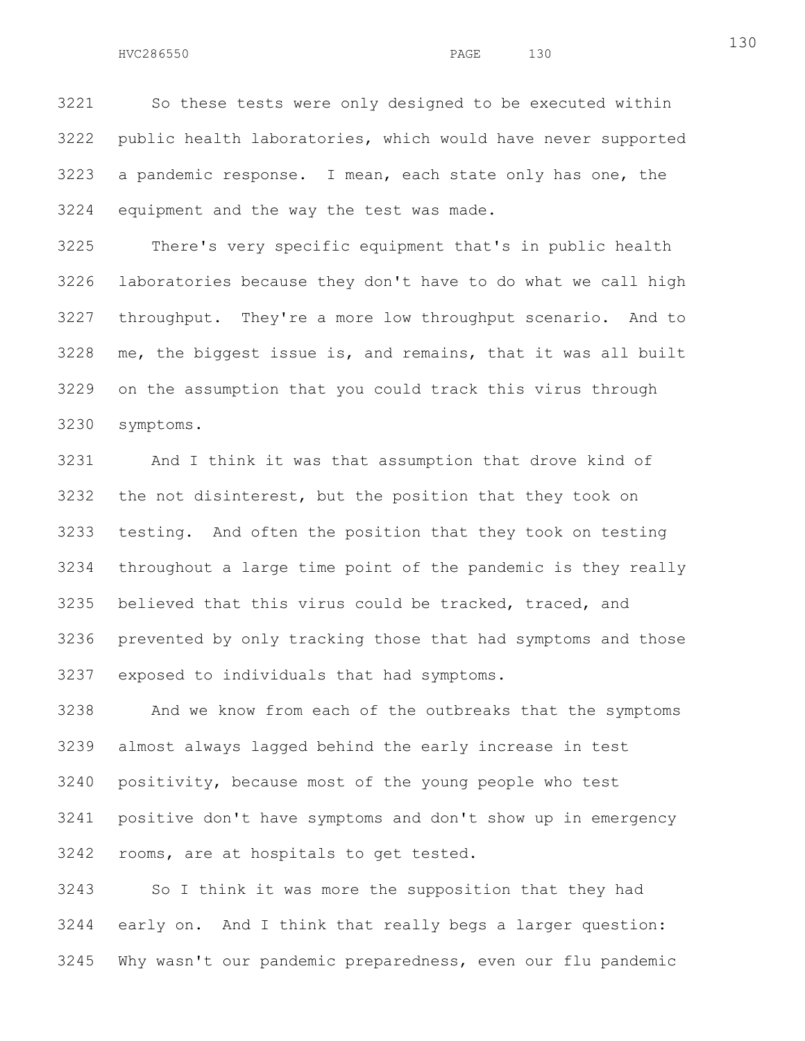So these tests were only designed to be executed within public health laboratories, which would have never supported a pandemic response. I mean, each state only has one, the equipment and the way the test was made.

There's very specific equipment that's in public health laboratories because they don't have to do what we call high throughput. They're a more low throughput scenario. And to me, the biggest issue is, and remains, that it was all built on the assumption that you could track this virus through symptoms.

And I think it was that assumption that drove kind of the not disinterest, but the position that they took on testing. And often the position that they took on testing throughout a large time point of the pandemic is they really believed that this virus could be tracked, traced, and prevented by only tracking those that had symptoms and those exposed to individuals that had symptoms.

And we know from each of the outbreaks that the symptoms almost always lagged behind the early increase in test positivity, because most of the young people who test positive don't have symptoms and don't show up in emergency rooms, are at hospitals to get tested.

So I think it was more the supposition that they had early on. And I think that really begs a larger question: Why wasn't our pandemic preparedness, even our flu pandemic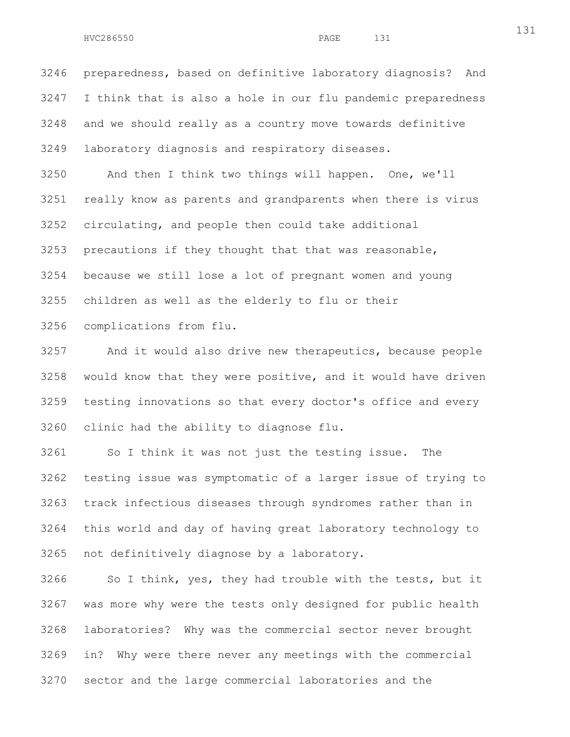preparedness, based on definitive laboratory diagnosis? And I think that is also a hole in our flu pandemic preparedness and we should really as a country move towards definitive laboratory diagnosis and respiratory diseases.

And then I think two things will happen. One, we'll really know as parents and grandparents when there is virus circulating, and people then could take additional precautions if they thought that that was reasonable, because we still lose a lot of pregnant women and young children as well as the elderly to flu or their complications from flu.

And it would also drive new therapeutics, because people would know that they were positive, and it would have driven testing innovations so that every doctor's office and every clinic had the ability to diagnose flu.

So I think it was not just the testing issue. The testing issue was symptomatic of a larger issue of trying to track infectious diseases through syndromes rather than in this world and day of having great laboratory technology to not definitively diagnose by a laboratory.

So I think, yes, they had trouble with the tests, but it was more why were the tests only designed for public health laboratories? Why was the commercial sector never brought in? Why were there never any meetings with the commercial sector and the large commercial laboratories and the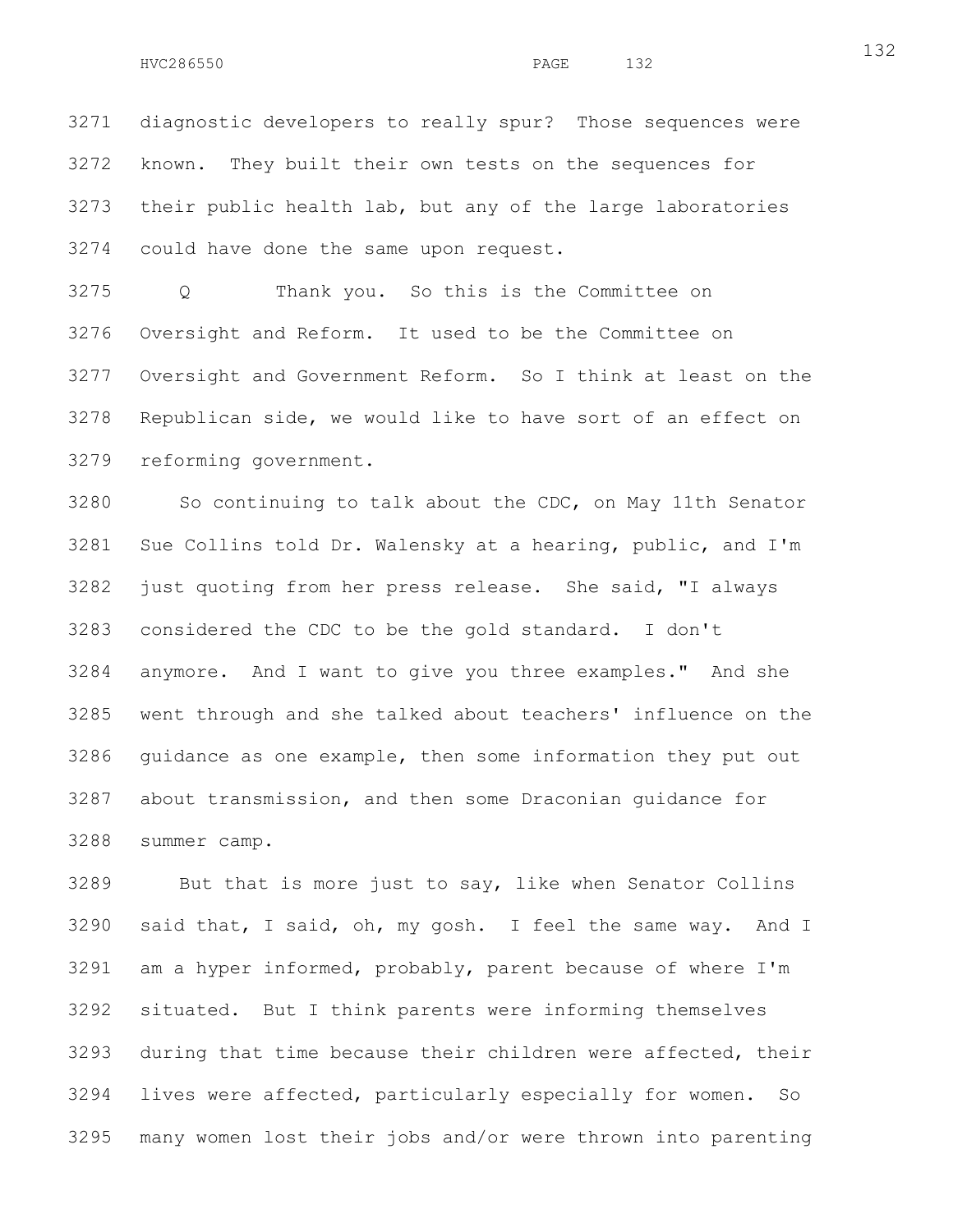diagnostic developers to really spur? Those sequences were known. They built their own tests on the sequences for their public health lab, but any of the large laboratories could have done the same upon request.

Q Thank you. So this is the Committee on Oversight and Reform. It used to be the Committee on Oversight and Government Reform. So I think at least on the Republican side, we would like to have sort of an effect on reforming government.

So continuing to talk about the CDC, on May 11th Senator Sue Collins told Dr. Walensky at a hearing, public, and I'm just quoting from her press release. She said, "I always considered the CDC to be the gold standard. I don't anymore. And I want to give you three examples." And she went through and she talked about teachers' influence on the guidance as one example, then some information they put out about transmission, and then some Draconian guidance for summer camp.

But that is more just to say, like when Senator Collins said that, I said, oh, my gosh. I feel the same way. And I am a hyper informed, probably, parent because of where I'm situated. But I think parents were informing themselves during that time because their children were affected, their lives were affected, particularly especially for women. So many women lost their jobs and/or were thrown into parenting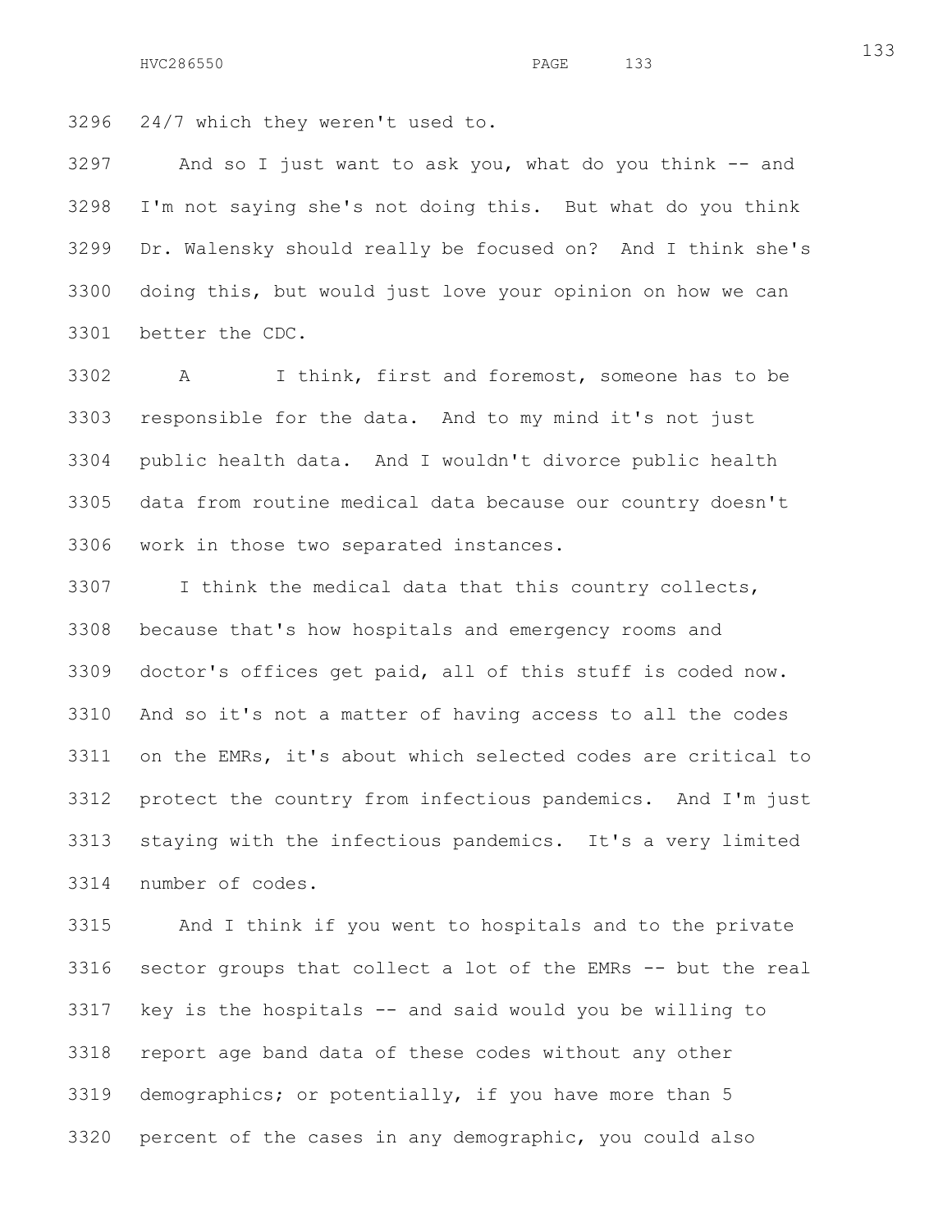24/7 which they weren't used to.

And so I just want to ask you, what do you think -- and I'm not saying she's not doing this. But what do you think Dr. Walensky should really be focused on? And I think she's doing this, but would just love your opinion on how we can better the CDC.

A I think, first and foremost, someone has to be responsible for the data. And to my mind it's not just public health data. And I wouldn't divorce public health data from routine medical data because our country doesn't work in those two separated instances.

I think the medical data that this country collects, because that's how hospitals and emergency rooms and doctor's offices get paid, all of this stuff is coded now. And so it's not a matter of having access to all the codes on the EMRs, it's about which selected codes are critical to protect the country from infectious pandemics. And I'm just staying with the infectious pandemics. It's a very limited number of codes.

And I think if you went to hospitals and to the private sector groups that collect a lot of the EMRs -- but the real key is the hospitals -- and said would you be willing to report age band data of these codes without any other demographics; or potentially, if you have more than 5 percent of the cases in any demographic, you could also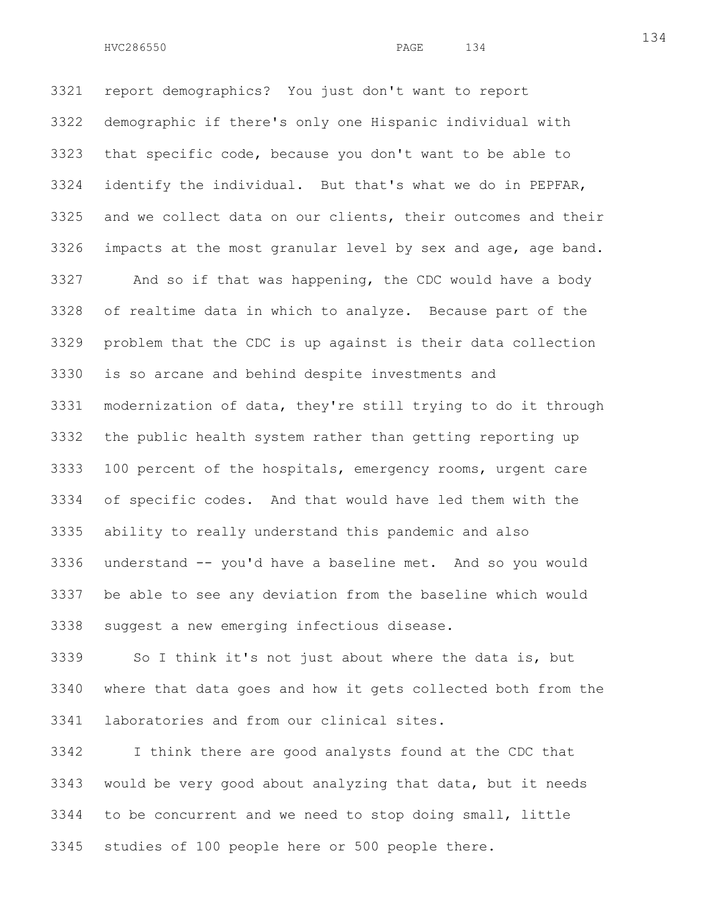report demographics? You just don't want to report demographic if there's only one Hispanic individual with that specific code, because you don't want to be able to identify the individual. But that's what we do in PEPFAR, and we collect data on our clients, their outcomes and their impacts at the most granular level by sex and age, age band.

And so if that was happening, the CDC would have a body of realtime data in which to analyze. Because part of the problem that the CDC is up against is their data collection is so arcane and behind despite investments and modernization of data, they're still trying to do it through the public health system rather than getting reporting up 100 percent of the hospitals, emergency rooms, urgent care of specific codes. And that would have led them with the ability to really understand this pandemic and also understand -- you'd have a baseline met. And so you would be able to see any deviation from the baseline which would suggest a new emerging infectious disease.

So I think it's not just about where the data is, but where that data goes and how it gets collected both from the laboratories and from our clinical sites.

I think there are good analysts found at the CDC that would be very good about analyzing that data, but it needs to be concurrent and we need to stop doing small, little studies of 100 people here or 500 people there.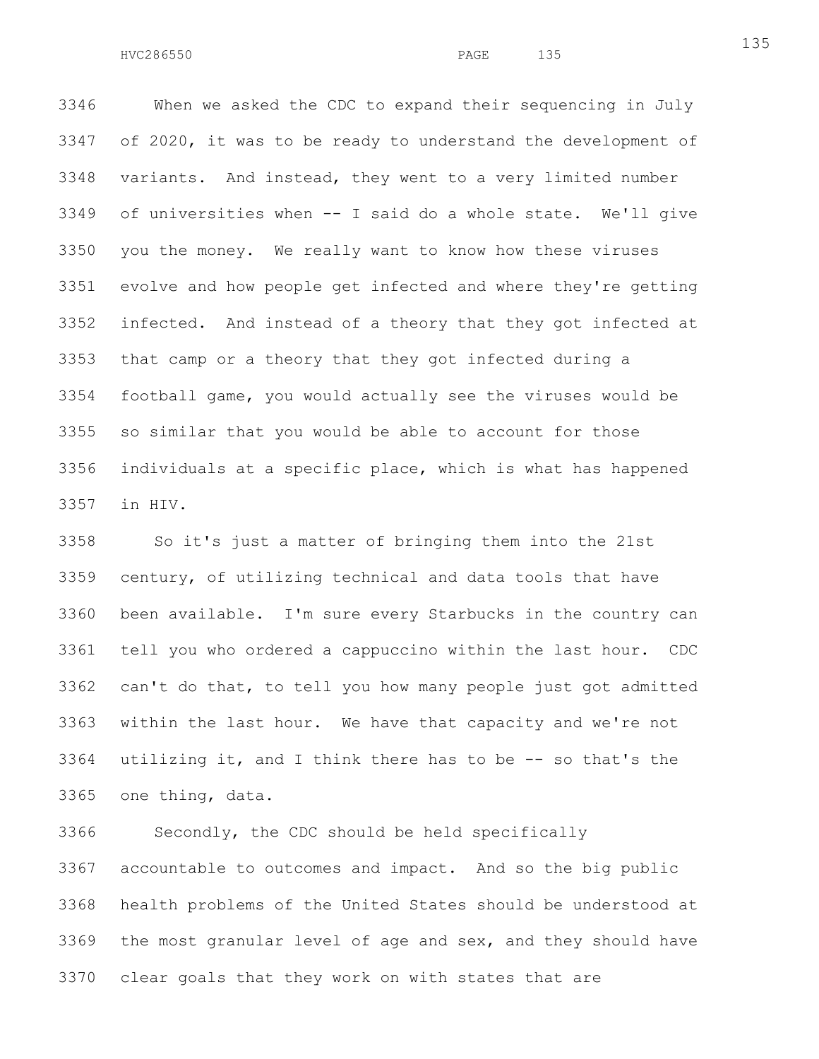When we asked the CDC to expand their sequencing in July of 2020, it was to be ready to understand the development of variants. And instead, they went to a very limited number of universities when -- I said do a whole state. We'll give you the money. We really want to know how these viruses evolve and how people get infected and where they're getting infected. And instead of a theory that they got infected at that camp or a theory that they got infected during a football game, you would actually see the viruses would be so similar that you would be able to account for those individuals at a specific place, which is what has happened in HIV.

So it's just a matter of bringing them into the 21st century, of utilizing technical and data tools that have been available. I'm sure every Starbucks in the country can tell you who ordered a cappuccino within the last hour. CDC can't do that, to tell you how many people just got admitted within the last hour. We have that capacity and we're not utilizing it, and I think there has to be -- so that's the one thing, data.

Secondly, the CDC should be held specifically accountable to outcomes and impact. And so the big public health problems of the United States should be understood at the most granular level of age and sex, and they should have clear goals that they work on with states that are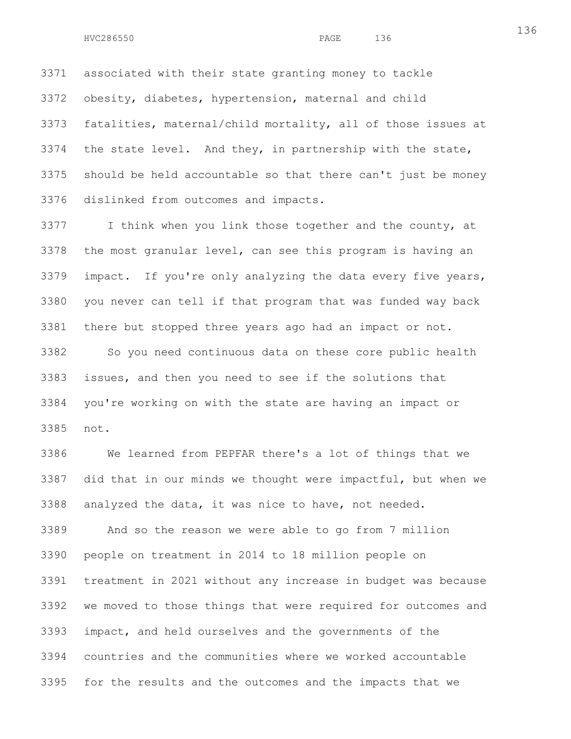associated with their state granting money to tackle obesity, diabetes, hypertension, maternal and child fatalities, maternal/child mortality, all of those issues at the state level. And they, in partnership with the state, should be held accountable so that there can't just be money dislinked from outcomes and impacts.

I think when you link those together and the county, at the most granular level, can see this program is having an impact. If you're only analyzing the data every five years, you never can tell if that program that was funded way back there but stopped three years ago had an impact or not.

So you need continuous data on these core public health issues, and then you need to see if the solutions that you're working on with the state are having an impact or not.

We learned from PEPFAR there's a lot of things that we did that in our minds we thought were impactful, but when we analyzed the data, it was nice to have, not needed.

And so the reason we were able to go from 7 million people on treatment in 2014 to 18 million people on treatment in 2021 without any increase in budget was because we moved to those things that were required for outcomes and impact, and held ourselves and the governments of the countries and the communities where we worked accountable for the results and the outcomes and the impacts that we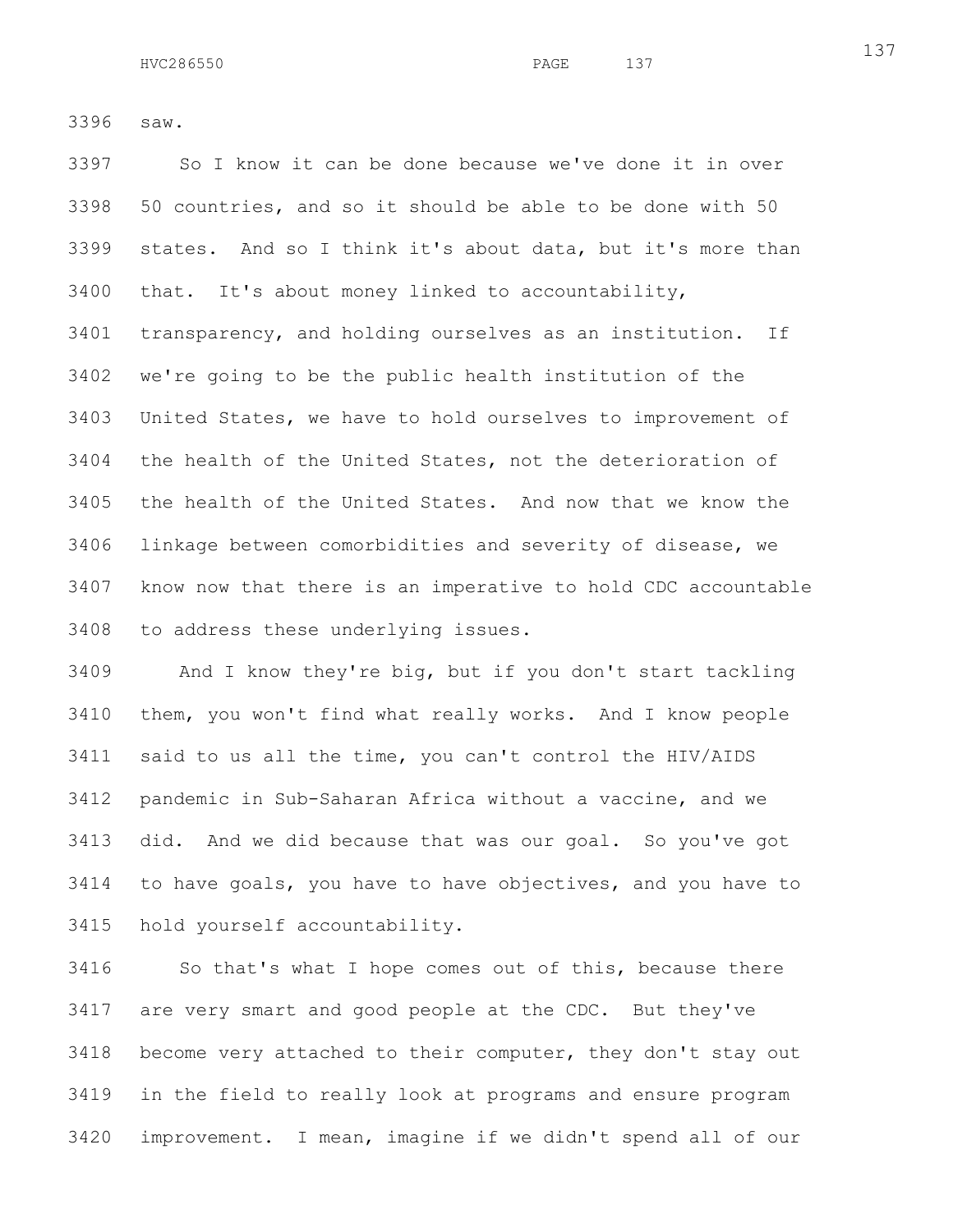saw.

So I know it can be done because we've done it in over 50 countries, and so it should be able to be done with 50 states. And so I think it's about data, but it's more than that. It's about money linked to accountability, transparency, and holding ourselves as an institution. If we're going to be the public health institution of the United States, we have to hold ourselves to improvement of the health of the United States, not the deterioration of the health of the United States. And now that we know the linkage between comorbidities and severity of disease, we know now that there is an imperative to hold CDC accountable to address these underlying issues.

And I know they're big, but if you don't start tackling them, you won't find what really works. And I know people said to us all the time, you can't control the HIV/AIDS pandemic in Sub-Saharan Africa without a vaccine, and we did. And we did because that was our goal. So you've got to have goals, you have to have objectives, and you have to hold yourself accountability.

So that's what I hope comes out of this, because there are very smart and good people at the CDC. But they've become very attached to their computer, they don't stay out in the field to really look at programs and ensure program improvement. I mean, imagine if we didn't spend all of our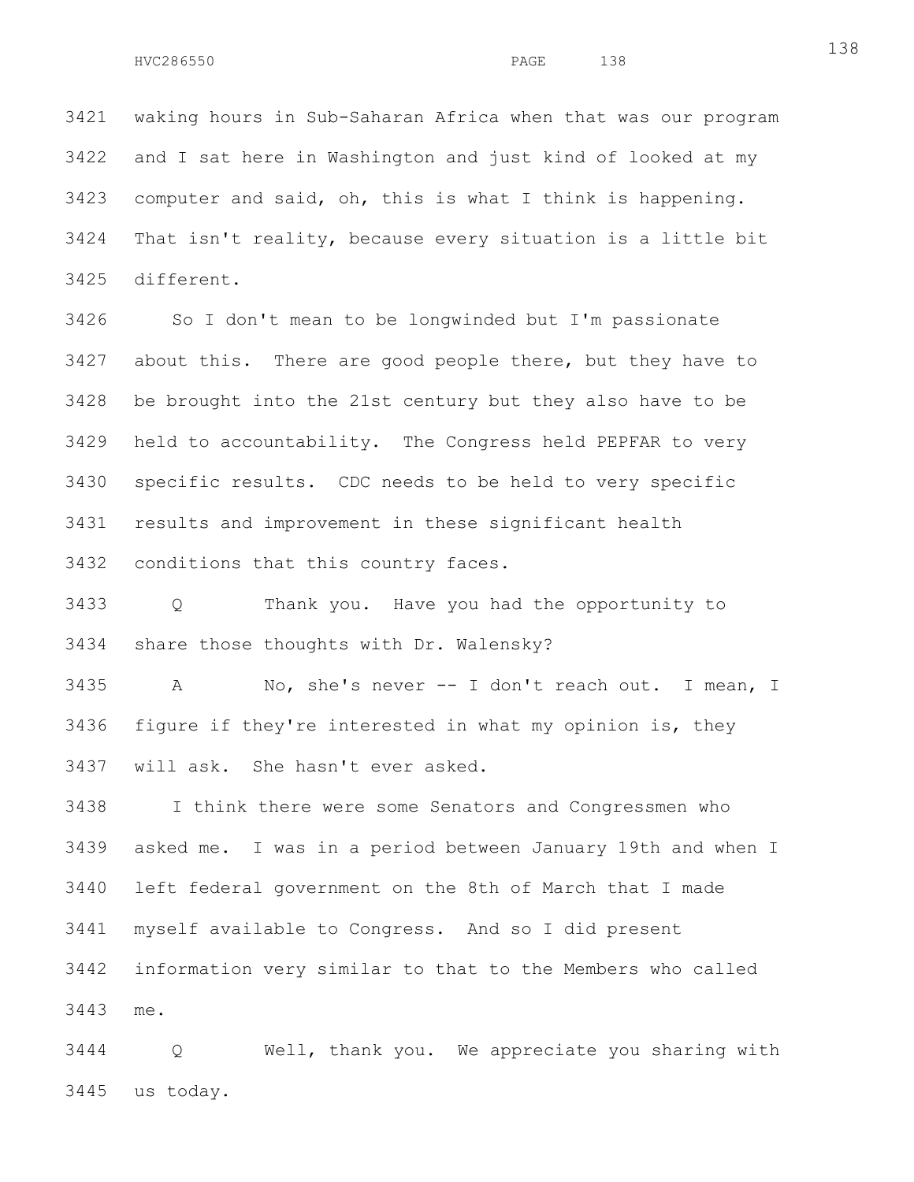waking hours in Sub-Saharan Africa when that was our program and I sat here in Washington and just kind of looked at my computer and said, oh, this is what I think is happening. That isn't reality, because every situation is a little bit different.

So I don't mean to be longwinded but I'm passionate about this. There are good people there, but they have to be brought into the 21st century but they also have to be held to accountability. The Congress held PEPFAR to very specific results. CDC needs to be held to very specific results and improvement in these significant health conditions that this country faces.

Q Thank you. Have you had the opportunity to share those thoughts with Dr. Walensky?

A No, she's never -- I don't reach out. I mean, I figure if they're interested in what my opinion is, they will ask. She hasn't ever asked.

I think there were some Senators and Congressmen who asked me. I was in a period between January 19th and when I left federal government on the 8th of March that I made myself available to Congress. And so I did present information very similar to that to the Members who called me.

Q Well, thank you. We appreciate you sharing with us today.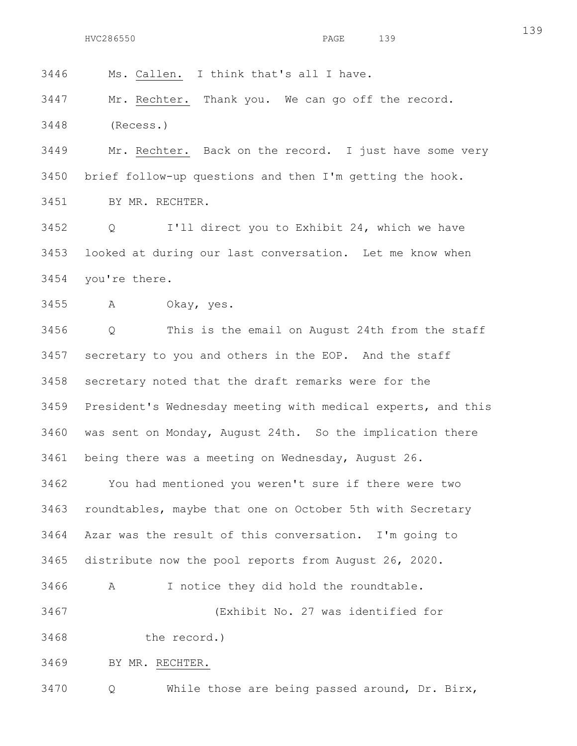Ms. Callen. I think that's all I have.

Mr. Rechter. Thank you. We can go off the record.

(Recess.)

Mr. Rechter. Back on the record. I just have some very brief follow-up questions and then I'm getting the hook.

BY MR. RECHTER.

Q I'll direct you to Exhibit 24, which we have looked at during our last conversation. Let me know when you're there.

A Okay, yes.

Q This is the email on August 24th from the staff secretary to you and others in the EOP. And the staff secretary noted that the draft remarks were for the President's Wednesday meeting with medical experts, and this was sent on Monday, August 24th. So the implication there being there was a meeting on Wednesday, August 26.

You had mentioned you weren't sure if there were two roundtables, maybe that one on October 5th with Secretary Azar was the result of this conversation. I'm going to distribute now the pool reports from August 26, 2020.

A I notice they did hold the roundtable.

(Exhibit No. 27 was identified for the record.)

BY MR. RECHTER.

Q While those are being passed around, Dr. Birx,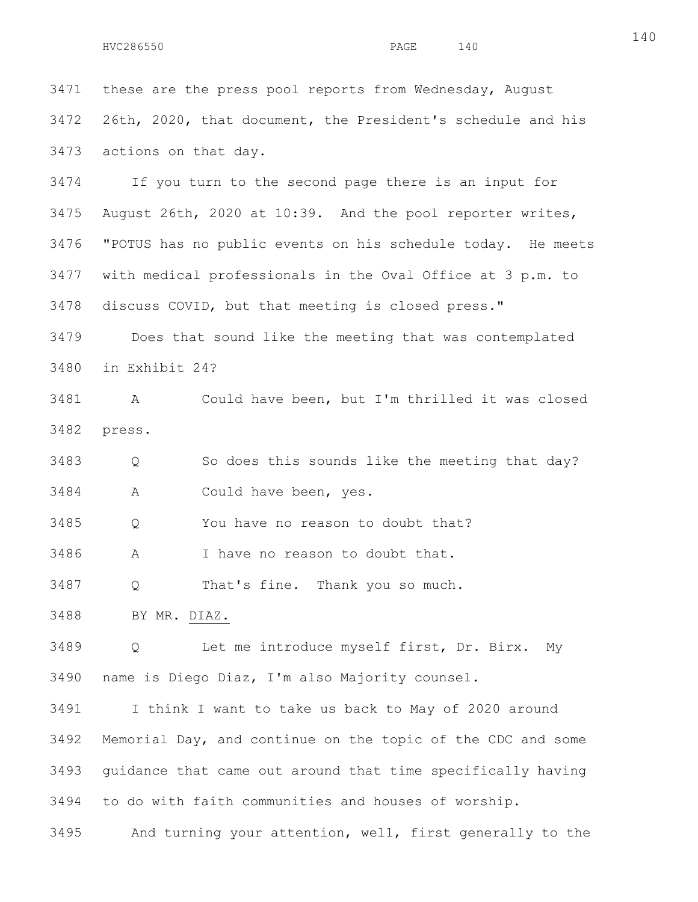these are the press pool reports from Wednesday, August 26th, 2020, that document, the President's schedule and his actions on that day.

If you turn to the second page there is an input for August 26th, 2020 at 10:39. And the pool reporter writes, "POTUS has no public events on his schedule today. He meets with medical professionals in the Oval Office at 3 p.m. to discuss COVID, but that meeting is closed press."

Does that sound like the meeting that was contemplated in Exhibit 24?

A Could have been, but I'm thrilled it was closed press.

Q So does this sounds like the meeting that day?

A Could have been, yes.

Q You have no reason to doubt that?

A I have no reason to doubt that.

Q That's fine. Thank you so much.

BY MR. DIAZ.

Q Let me introduce myself first, Dr. Birx. My name is Diego Diaz, I'm also Majority counsel.

I think I want to take us back to May of 2020 around Memorial Day, and continue on the topic of the CDC and some guidance that came out around that time specifically having to do with faith communities and houses of worship.

And turning your attention, well, first generally to the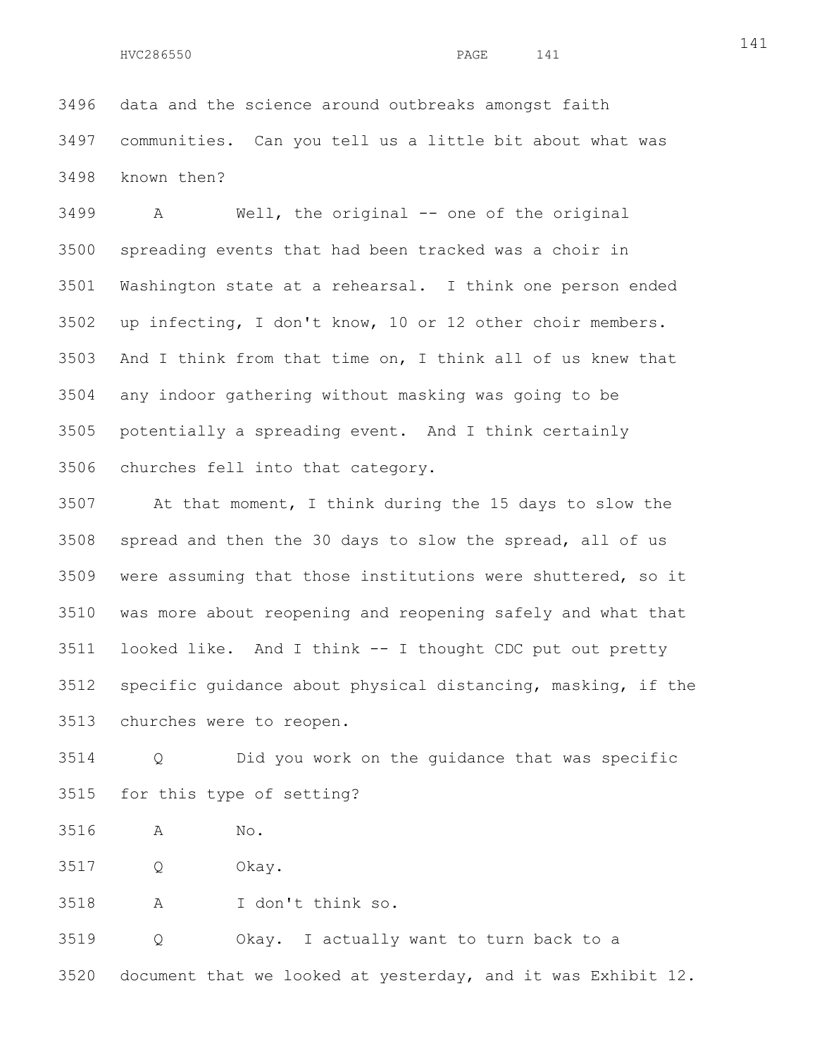3496 data and the science around outbreaks amongst faith
3497 communities. Can you tell us a little bit about what was
3498 known then?

3499 A Well, the original -- one of the original
3500 spreading events that had been tracked was a choir in
3501 Washington state at a rehearsal. I think one person ended
3502 up infecting, I don't know, 10 or 12 other choir members.
3503 And I think from that time on, I think all of us knew that
3504 any indoor gathering without masking was going to be
3505 potentially a spreading event. And I think certainly
3506 churches fell into that category.

3507 At that moment, I think during the 15 days to slow the
3508 spread and then the 30 days to slow the spread, all of us
3509 were assuming that those institutions were shuttered, so it
3510 was more about reopening and reopening safely and what that
3511 looked like. And I think -- I thought CDC put out pretty
3512 specific guidance about physical distancing, masking, if the
3513 churches were to reopen.

3514 Q Did you work on the guidance that was specific
3515 for this type of setting?

3516 A No.

3517 Q Okay.

3518 A I don't think so.

3519 Q Okay. I actually want to turn back to a
3520 document that we looked at yesterday, and it was Exhibit 12.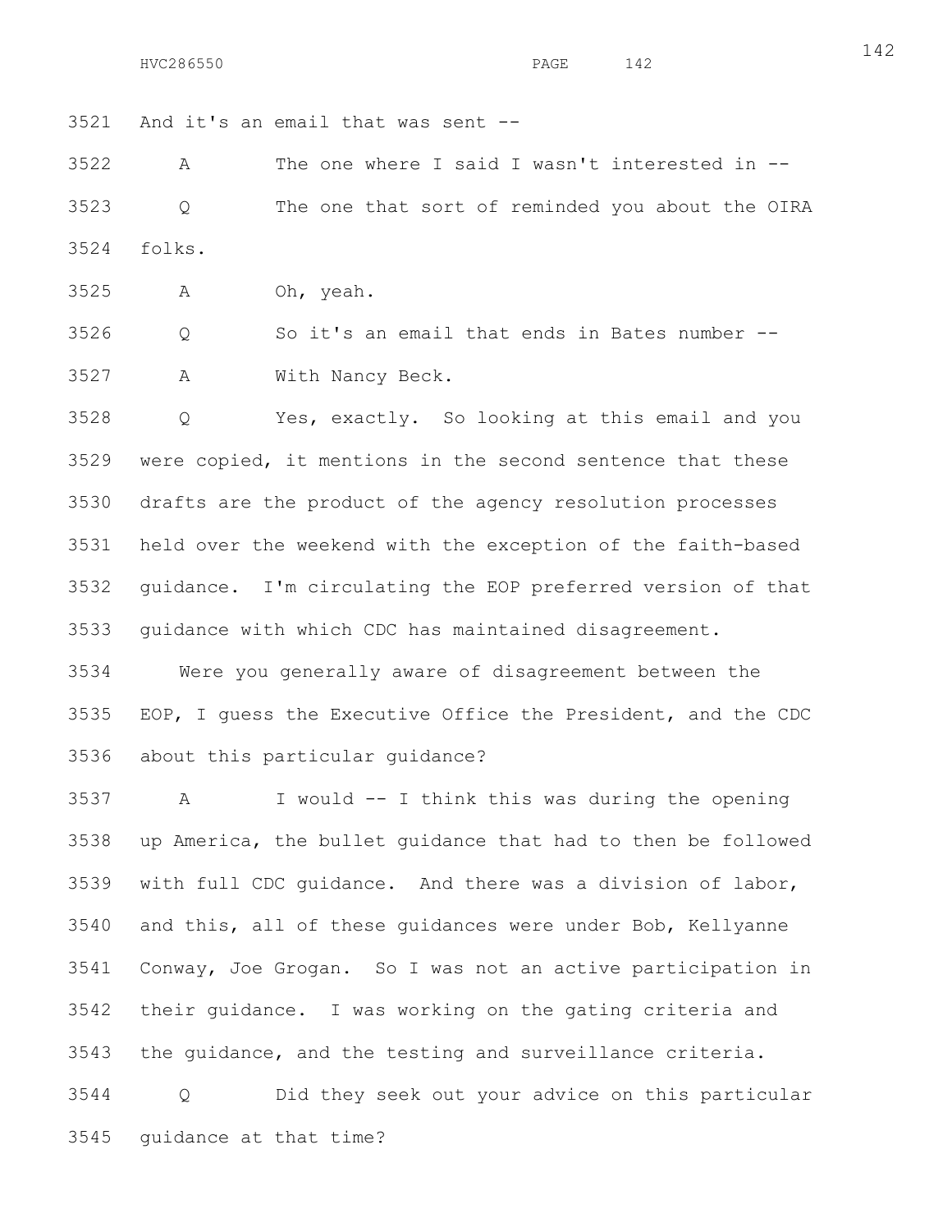3521 And it's an email that was sent --

3522 A The one where I said I wasn't interested in --

3523 Q The one that sort of reminded you about the OIRA

3524 folks.

3525 A Oh, yeah.

3526 Q So it's an email that ends in Bates number --

3527 A With Nancy Beck.

3528 Q Yes, exactly. So looking at this email and you

3529 were copied, it mentions in the second sentence that these

3530 drafts are the product of the agency resolution processes

3531 held over the weekend with the exception of the faith-based

3532 guidance. I'm circulating the EOP preferred version of that

3533 guidance with which CDC has maintained disagreement.

3534 Were you generally aware of disagreement between the

3535 EOP, I guess the Executive Office the President, and the CDC

3536 about this particular guidance?

3537 A I would -- I think this was during the opening

3538 up America, the bullet guidance that had to then be followed

3539 with full CDC guidance. And there was a division of labor,

3540 and this, all of these guidances were under Bob, Kellyanne

3541 Conway, Joe Grogan. So I was not an active participation in

3542 their guidance. I was working on the gating criteria and

3543 the guidance, and the testing and surveillance criteria.

3544 Q Did they seek out your advice on this particular

3545 guidance at that time?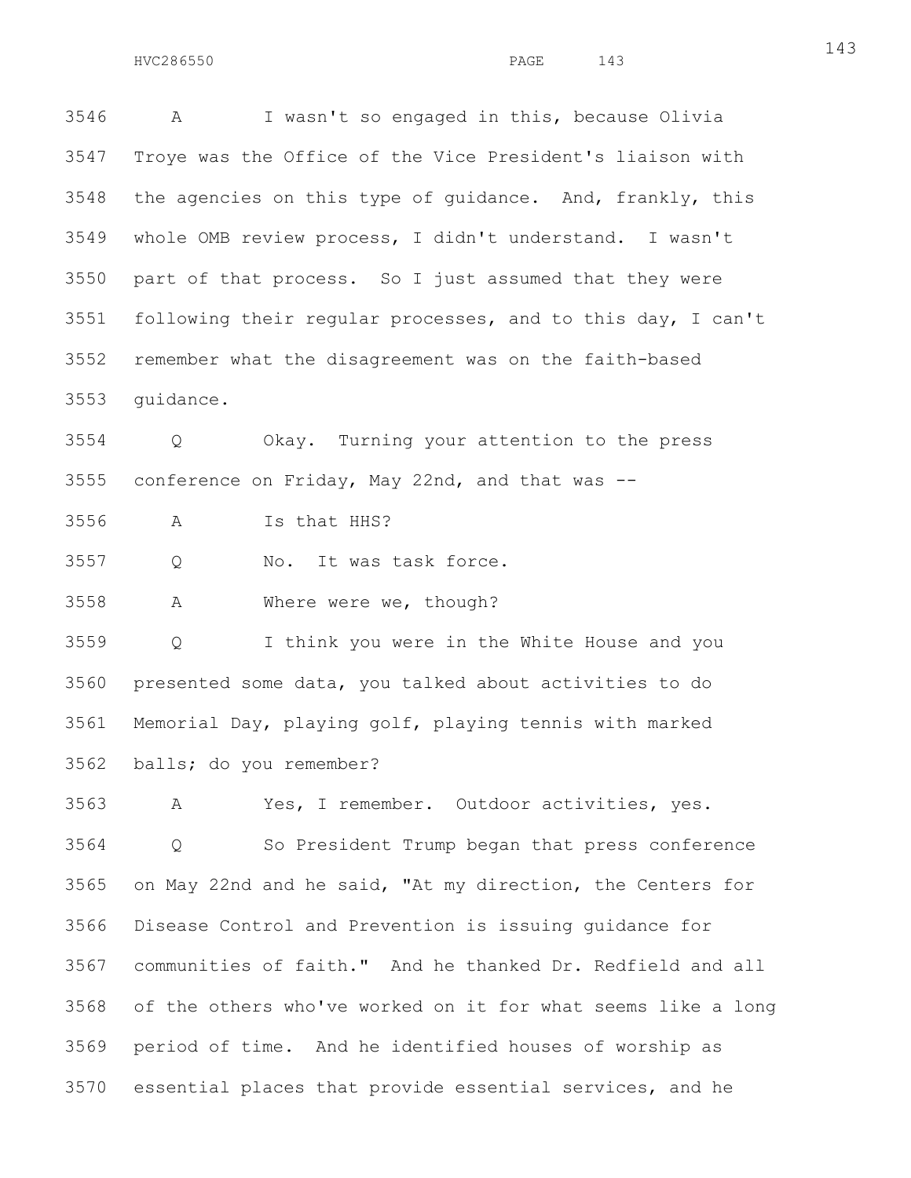3546 A I wasn't so engaged in this, because Olivia

3547 Troye was the Office of the Vice President's liaison with

3548 the agencies on this type of guidance. And, frankly, this

3549 whole OMB review process, I didn't understand. I wasn't

3550 part of that process. So I just assumed that they were

3551 following their regular processes, and to this day, I can't

3552 remember what the disagreement was on the faith-based

3553 guidance.

3554 Q Okay. Turning your attention to the press

3555 conference on Friday, May 22nd, and that was --

3556 A Is that HHS?

3557 Q No. It was task force.

3558 A Where were we, though?

3559 Q I think you were in the White House and you

3560 presented some data, you talked about activities to do

3561 Memorial Day, playing golf, playing tennis with marked

3562 balls; do you remember?

3563 A Yes, I remember. Outdoor activities, yes.

3564 Q So President Trump began that press conference

3565 on May 22nd and he said, "At my direction, the Centers for

3566 Disease Control and Prevention is issuing guidance for

3567 communities of faith." And he thanked Dr. Redfield and all

3568 of the others who've worked on it for what seems like a long

3569 period of time. And he identified houses of worship as

3570 essential places that provide essential services, and he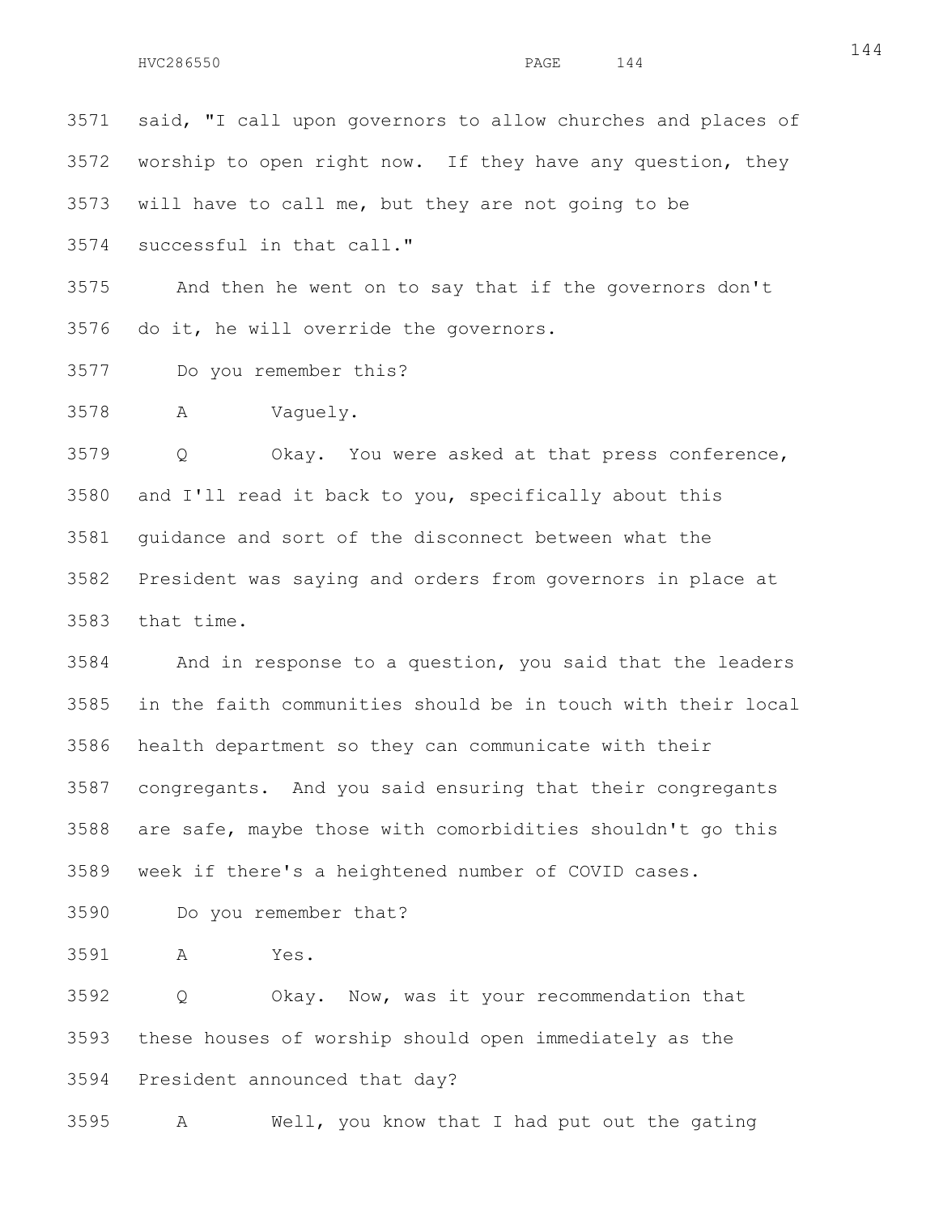said, "I call upon governors to allow churches and places of worship to open right now. If they have any question, they will have to call me, but they are not going to be successful in that call."

And then he went on to say that if the governors don't do it, he will override the governors.

Do you remember this?

A Vaguely.

Q Okay. You were asked at that press conference, and I'll read it back to you, specifically about this guidance and sort of the disconnect between what the President was saying and orders from governors in place at that time.

And in response to a question, you said that the leaders in the faith communities should be in touch with their local health department so they can communicate with their congregants. And you said ensuring that their congregants are safe, maybe those with comorbidities shouldn't go this week if there's a heightened number of COVID cases.

Do you remember that?

A Yes.

Q Okay. Now, was it your recommendation that these houses of worship should open immediately as the President announced that day?

A Well, you know that I had put out the gating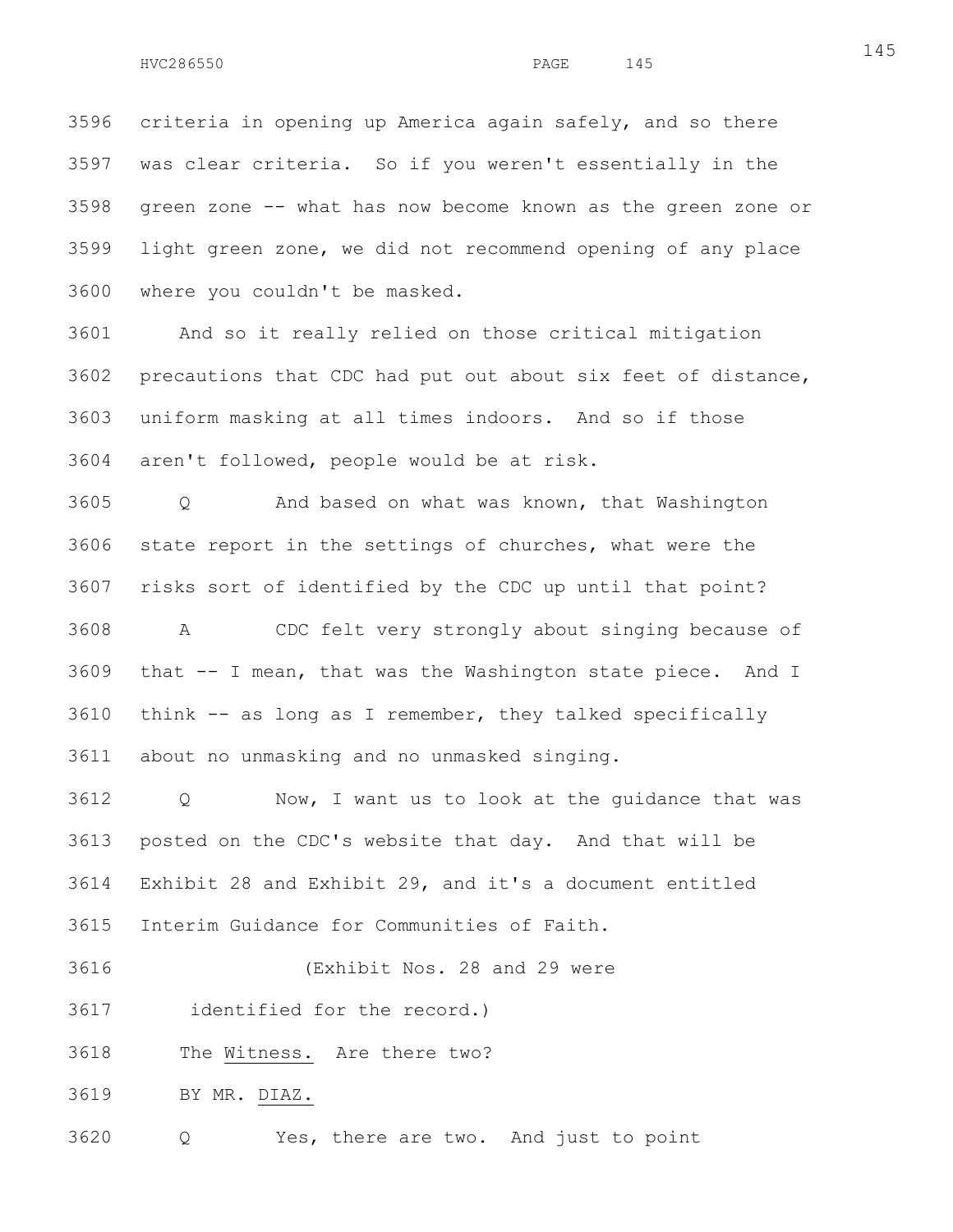criteria in opening up America again safely, and so there was clear criteria. So if you weren't essentially in the green zone -- what has now become known as the green zone or light green zone, we did not recommend opening of any place where you couldn't be masked.

And so it really relied on those critical mitigation precautions that CDC had put out about six feet of distance, uniform masking at all times indoors. And so if those aren't followed, people would be at risk.

Q And based on what was known, that Washington state report in the settings of churches, what were the risks sort of identified by the CDC up until that point?

A CDC felt very strongly about singing because of that -- I mean, that was the Washington state piece. And I think -- as long as I remember, they talked specifically about no unmasking and no unmasked singing.

Q Now, I want us to look at the guidance that was posted on the CDC's website that day. And that will be Exhibit 28 and Exhibit 29, and it's a document entitled Interim Guidance for Communities of Faith.

(Exhibit Nos. 28 and 29 were identified for the record.)

The Witness. Are there two?

BY MR. DIAZ.

Q Yes, there are two. And just to point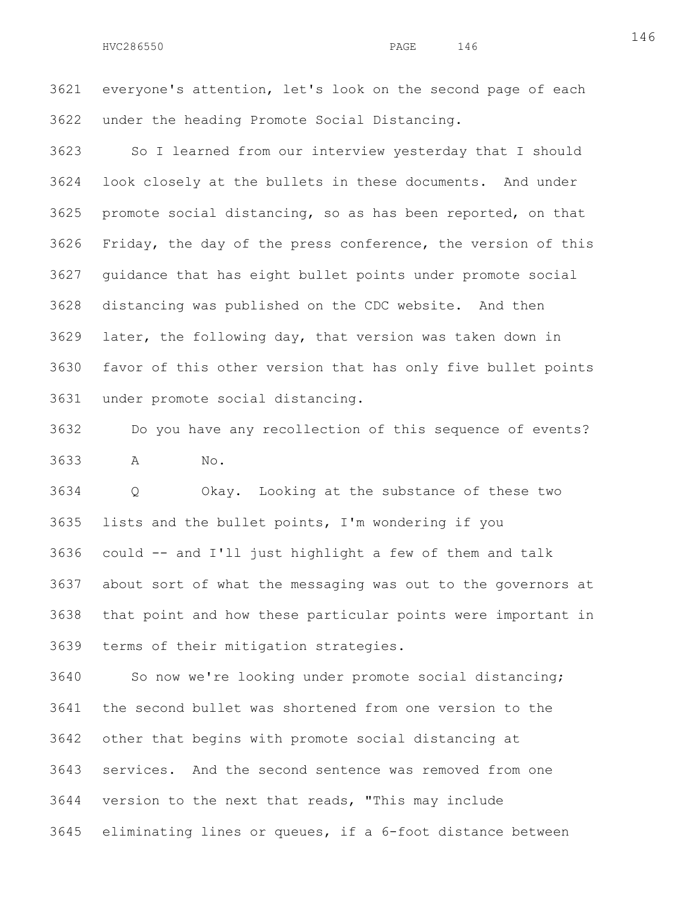3621 everyone's attention, let's look on the second page of each
3622 under the heading Promote Social Distancing.

3623 So I learned from our interview yesterday that I should
3624 look closely at the bullets in these documents. And under
3625 promote social distancing, so as has been reported, on that
3626 Friday, the day of the press conference, the version of this
3627 guidance that has eight bullet points under promote social
3628 distancing was published on the CDC website. And then
3629 later, the following day, that version was taken down in
3630 favor of this other version that has only five bullet points
3631 under promote social distancing.

3632 Do you have any recollection of this sequence of events?

3633 A No.

3634 Q Okay. Looking at the substance of these two
3635 lists and the bullet points, I'm wondering if you
3636 could -- and I'll just highlight a few of them and talk
3637 about sort of what the messaging was out to the governors at
3638 that point and how these particular points were important in
3639 terms of their mitigation strategies.

3640 So now we're looking under promote social distancing;
3641 the second bullet was shortened from one version to the
3642 other that begins with promote social distancing at
3643 services. And the second sentence was removed from one
3644 version to the next that reads, "This may include
3645 eliminating lines or queues, if a 6-foot distance between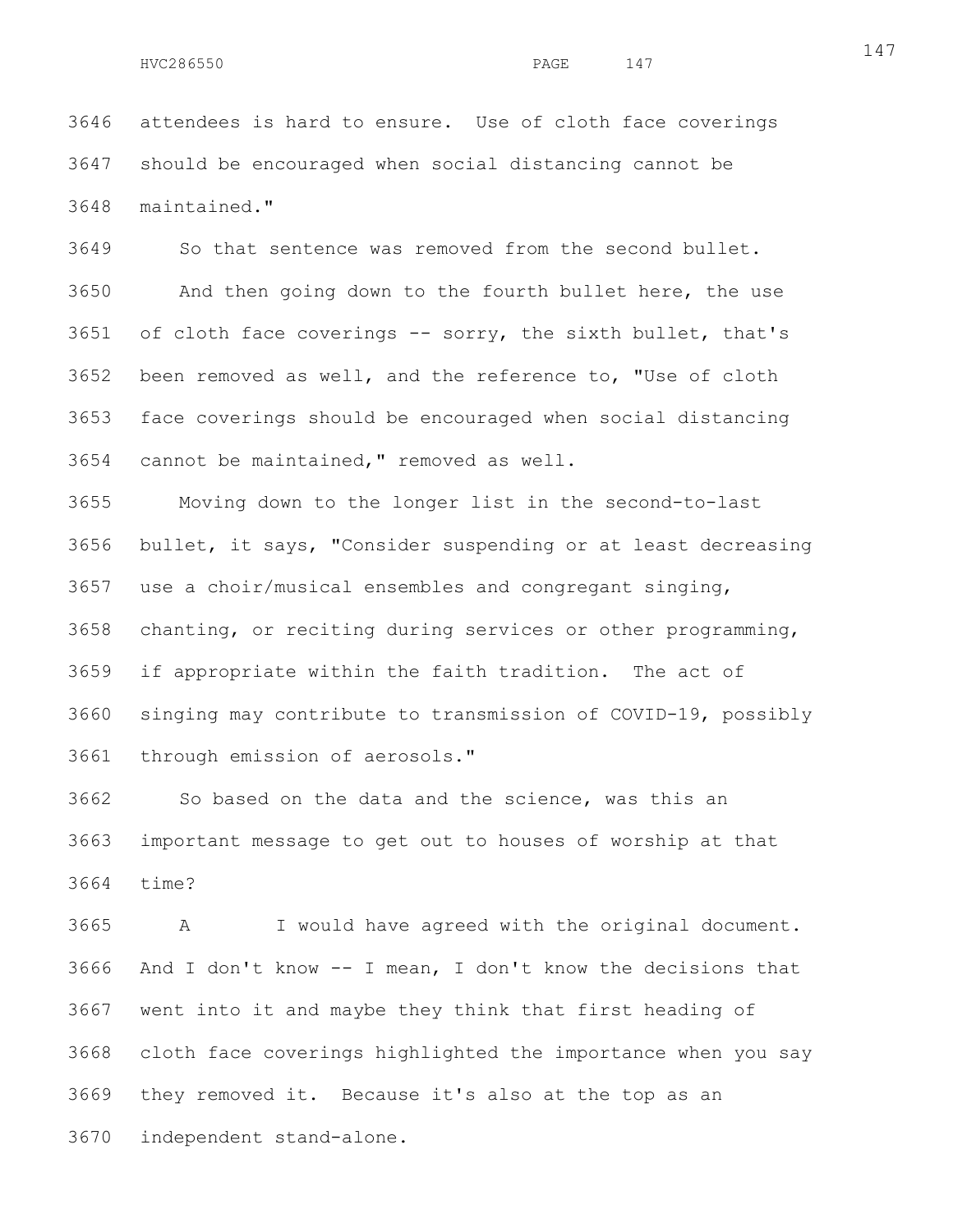3646 attendees is hard to ensure. Use of cloth face coverings
3647 should be encouraged when social distancing cannot be
3648 maintained."

3649 So that sentence was removed from the second bullet.

3650 And then going down to the fourth bullet here, the use
3651 of cloth face coverings -- sorry, the sixth bullet, that's
3652 been removed as well, and the reference to, "Use of cloth
3653 face coverings should be encouraged when social distancing
3654 cannot be maintained," removed as well.

3655 Moving down to the longer list in the second-to-last
3656 bullet, it says, "Consider suspending or at least decreasing
3657 use a choir/musical ensembles and congregant singing,
3658 chanting, or reciting during services or other programming,
3659 if appropriate within the faith tradition. The act of
3660 singing may contribute to transmission of COVID-19, possibly
3661 through emission of aerosols."

3662 So based on the data and the science, was this an
3663 important message to get out to houses of worship at that
3664 time?

3665 A I would have agreed with the original document.
3666 And I don't know -- I mean, I don't know the decisions that
3667 went into it and maybe they think that first heading of
3668 cloth face coverings highlighted the importance when you say
3669 they removed it. Because it's also at the top as an
3670 independent stand-alone.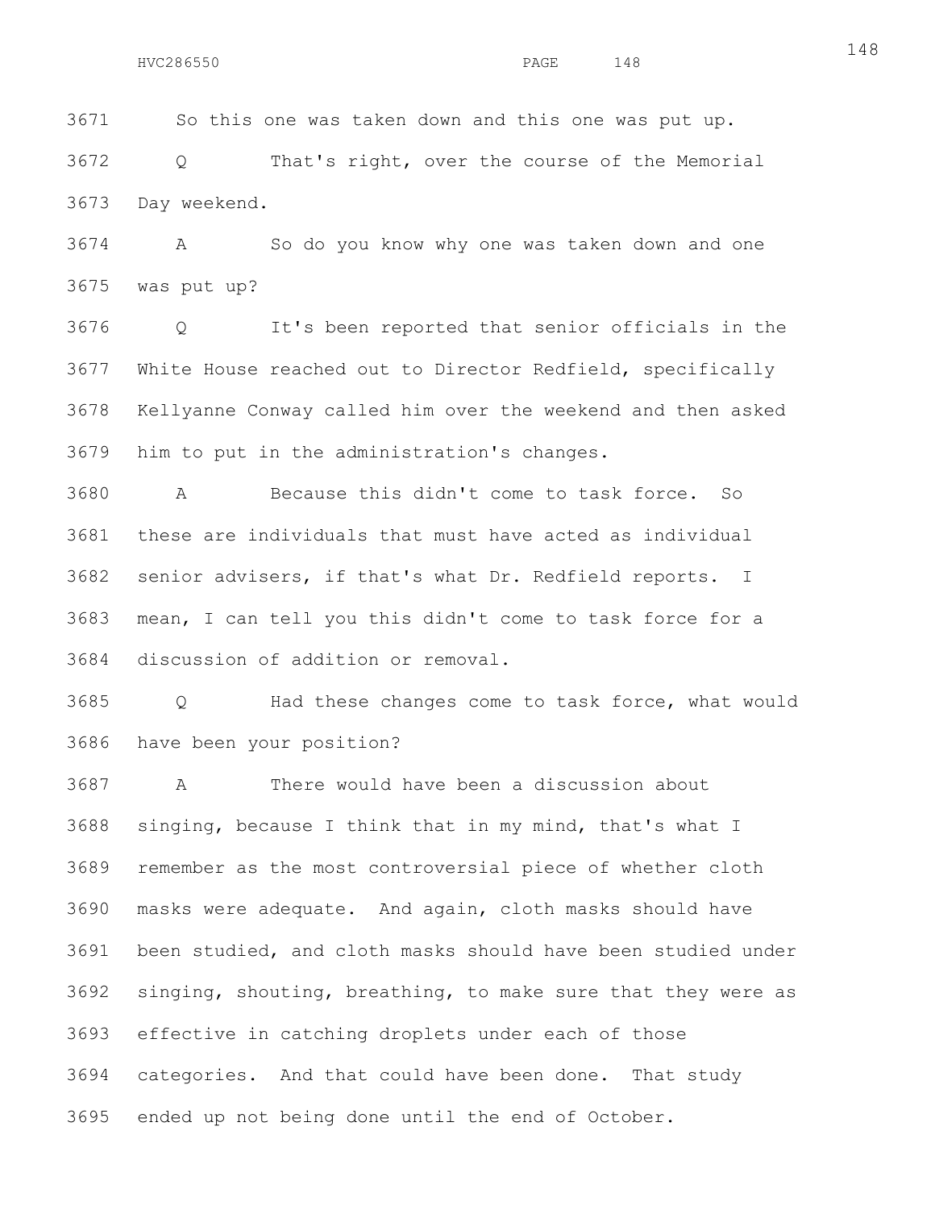So this one was taken down and this one was put up.

Q That's right, over the course of the Memorial Day weekend.

A So do you know why one was taken down and one was put up?

Q It's been reported that senior officials in the White House reached out to Director Redfield, specifically Kellyanne Conway called him over the weekend and then asked him to put in the administration's changes.

A Because this didn't come to task force. So these are individuals that must have acted as individual senior advisers, if that's what Dr. Redfield reports. I mean, I can tell you this didn't come to task force for a discussion of addition or removal.

Q Had these changes come to task force, what would have been your position?

A There would have been a discussion about singing, because I think that in my mind, that's what I remember as the most controversial piece of whether cloth masks were adequate. And again, cloth masks should have been studied, and cloth masks should have been studied under singing, shouting, breathing, to make sure that they were as effective in catching droplets under each of those categories. And that could have been done. That study ended up not being done until the end of October.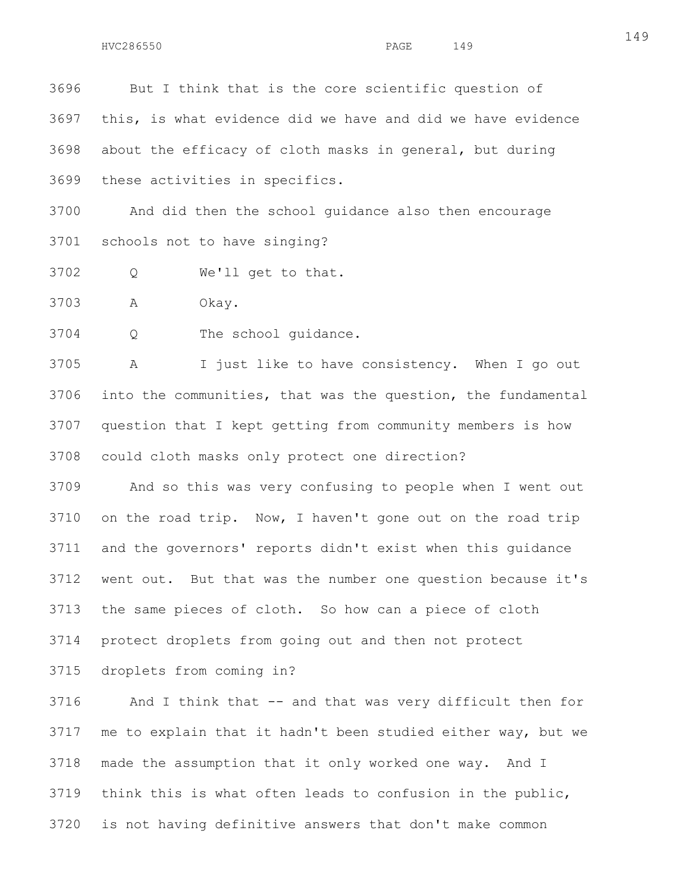But I think that is the core scientific question of this, is what evidence did we have and did we have evidence about the efficacy of cloth masks in general, but during these activities in specifics.

And did then the school guidance also then encourage schools not to have singing?

Q We'll get to that.

A Okay.

Q The school guidance.

A I just like to have consistency. When I go out into the communities, that was the question, the fundamental question that I kept getting from community members is how could cloth masks only protect one direction?

And so this was very confusing to people when I went out on the road trip. Now, I haven't gone out on the road trip and the governors' reports didn't exist when this guidance went out. But that was the number one question because it's the same pieces of cloth. So how can a piece of cloth protect droplets from going out and then not protect droplets from coming in?

And I think that -- and that was very difficult then for me to explain that it hadn't been studied either way, but we made the assumption that it only worked one way. And I think this is what often leads to confusion in the public, is not having definitive answers that don't make common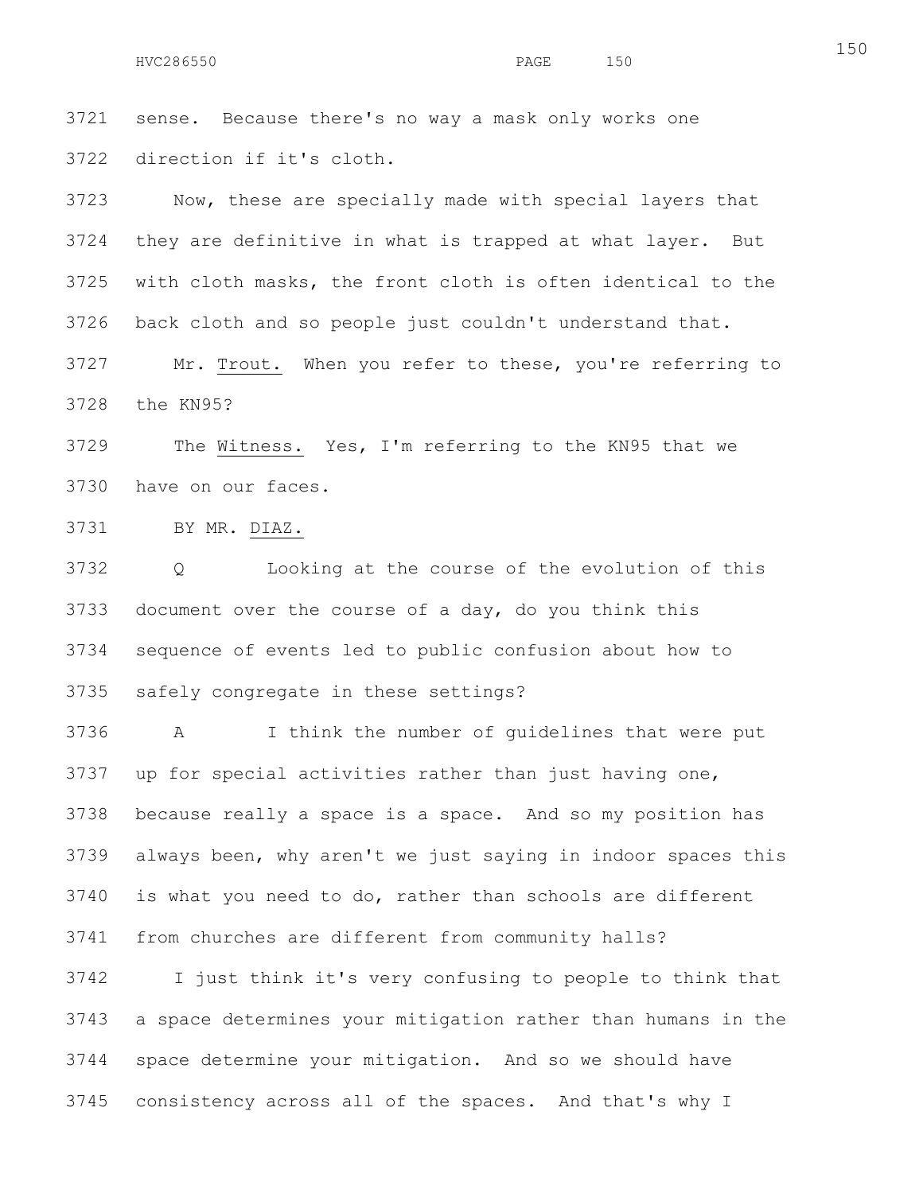sense. Because there's no way a mask only works one direction if it's cloth.

Now, these are specially made with special layers that they are definitive in what is trapped at what layer. But with cloth masks, the front cloth is often identical to the back cloth and so people just couldn't understand that.

Mr. Trout. When you refer to these, you're referring to the KN95?

The Witness. Yes, I'm referring to the KN95 that we have on our faces.

BY MR. DIAZ.

Q Looking at the course of the evolution of this document over the course of a day, do you think this sequence of events led to public confusion about how to safely congregate in these settings?

A I think the number of guidelines that were put up for special activities rather than just having one, because really a space is a space. And so my position has always been, why aren't we just saying in indoor spaces this is what you need to do, rather than schools are different from churches are different from community halls?

I just think it's very confusing to people to think that a space determines your mitigation rather than humans in the space determine your mitigation. And so we should have consistency across all of the spaces. And that's why I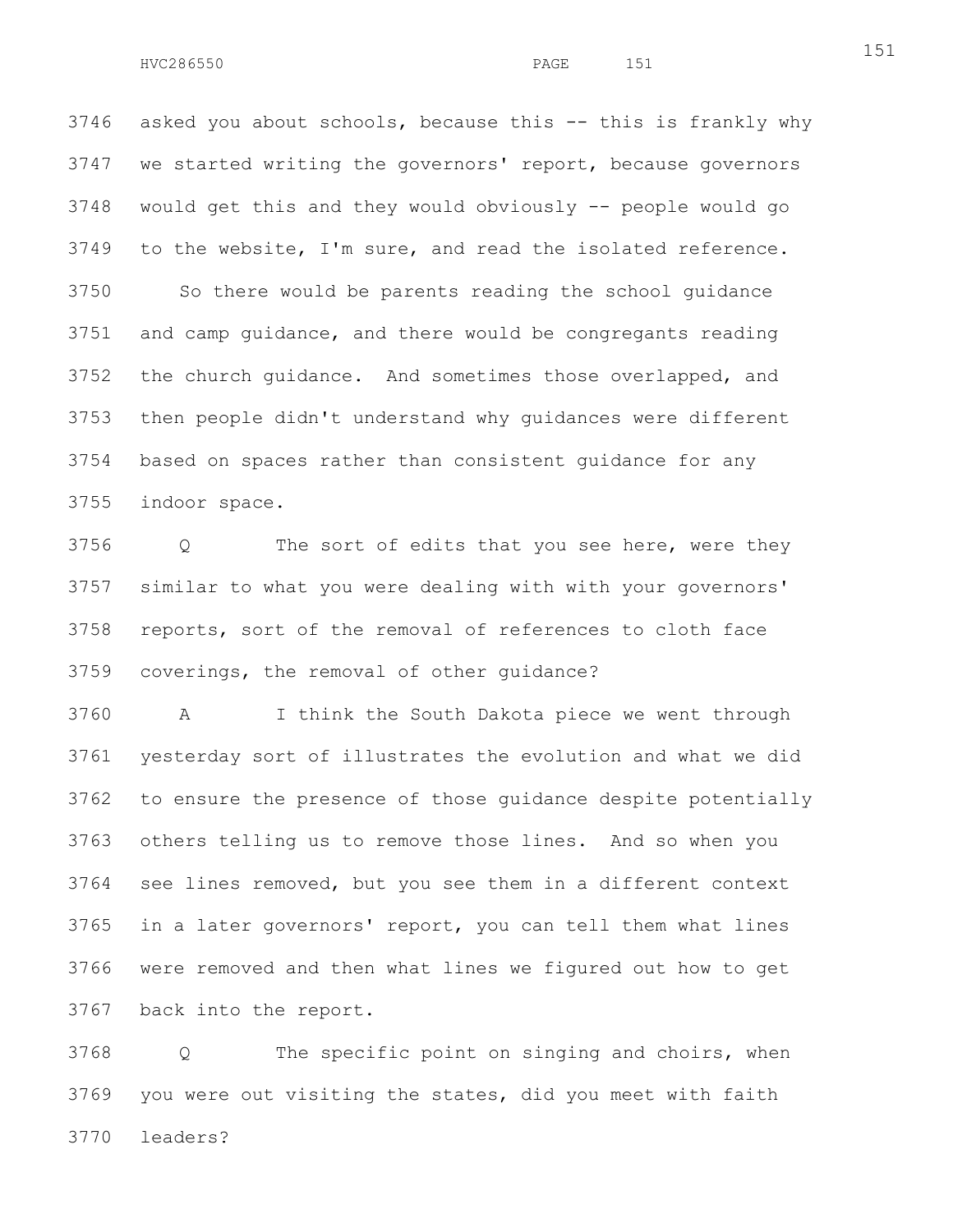3746 asked you about schools, because this -- this is frankly why
3747 we started writing the governors' report, because governors
3748 would get this and they would obviously -- people would go
3749 to the website, I'm sure, and read the isolated reference.
3750 So there would be parents reading the school guidance
3751 and camp guidance, and there would be congregants reading
3752 the church guidance. And sometimes those overlapped, and
3753 then people didn't understand why guidances were different
3754 based on spaces rather than consistent guidance for any
3755 indoor space.
3756 Q The sort of edits that you see here, were they
3757 similar to what you were dealing with with your governors'
3758 reports, sort of the removal of references to cloth face
3759 coverings, the removal of other guidance?
3760 A I think the South Dakota piece we went through
3761 yesterday sort of illustrates the evolution and what we did
3762 to ensure the presence of those guidance despite potentially
3763 others telling us to remove those lines. And so when you
3764 see lines removed, but you see them in a different context
3765 in a later governors' report, you can tell them what lines
3766 were removed and then what lines we figured out how to get
3767 back into the report.
3768 Q The specific point on singing and choirs, when
3769 you were out visiting the states, did you meet with faith
3770 leaders?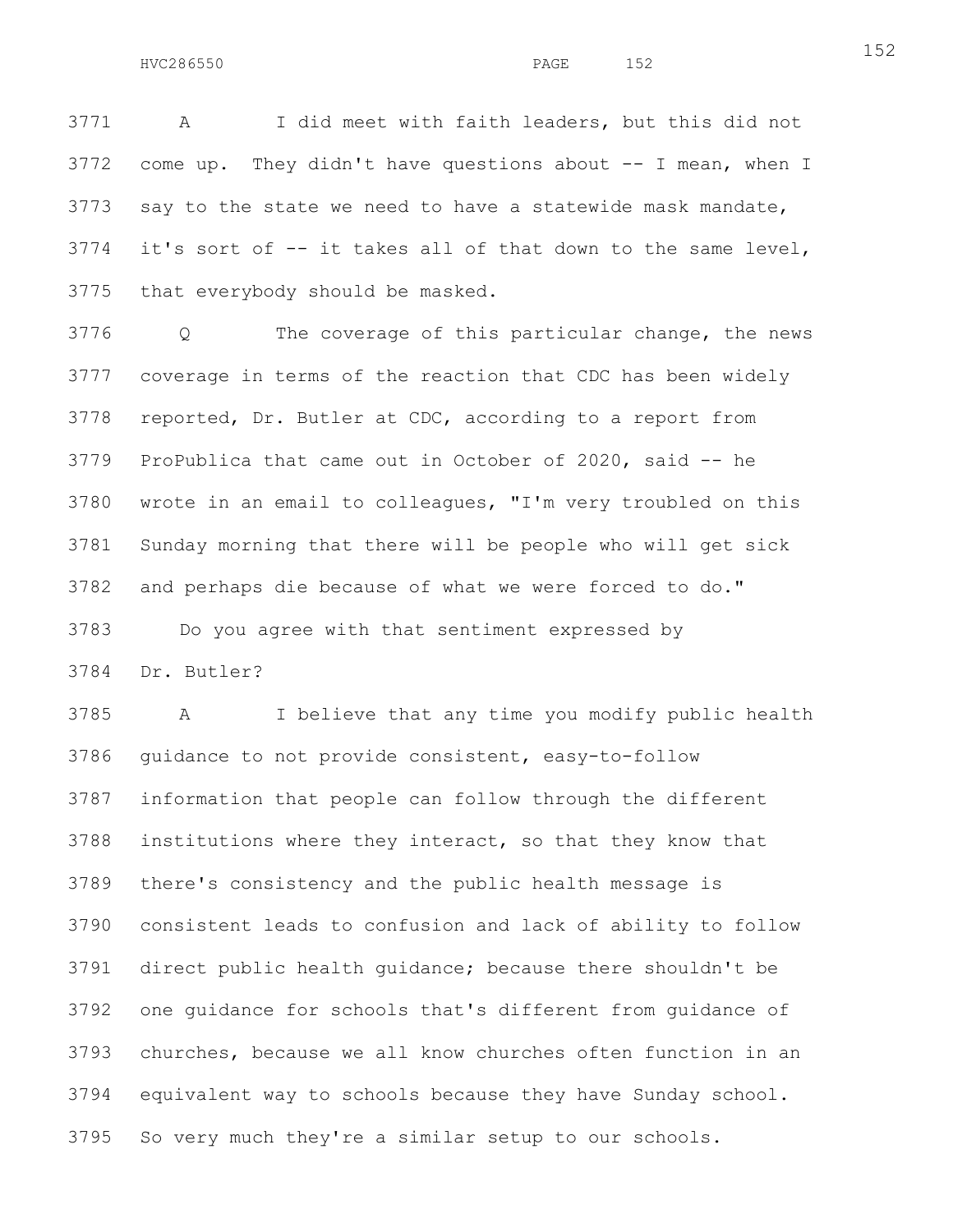A I did meet with faith leaders, but this did not come up. They didn't have questions about -- I mean, when I say to the state we need to have a statewide mask mandate, it's sort of -- it takes all of that down to the same level, that everybody should be masked.

Q The coverage of this particular change, the news coverage in terms of the reaction that CDC has been widely reported, Dr. Butler at CDC, according to a report from ProPublica that came out in October of 2020, said -- he wrote in an email to colleagues, "I'm very troubled on this Sunday morning that there will be people who will get sick and perhaps die because of what we were forced to do."

Do you agree with that sentiment expressed by Dr. Butler?

A I believe that any time you modify public health guidance to not provide consistent, easy-to-follow information that people can follow through the different institutions where they interact, so that they know that there's consistency and the public health message is consistent leads to confusion and lack of ability to follow direct public health guidance; because there shouldn't be one guidance for schools that's different from guidance of churches, because we all know churches often function in an equivalent way to schools because they have Sunday school. So very much they're a similar setup to our schools.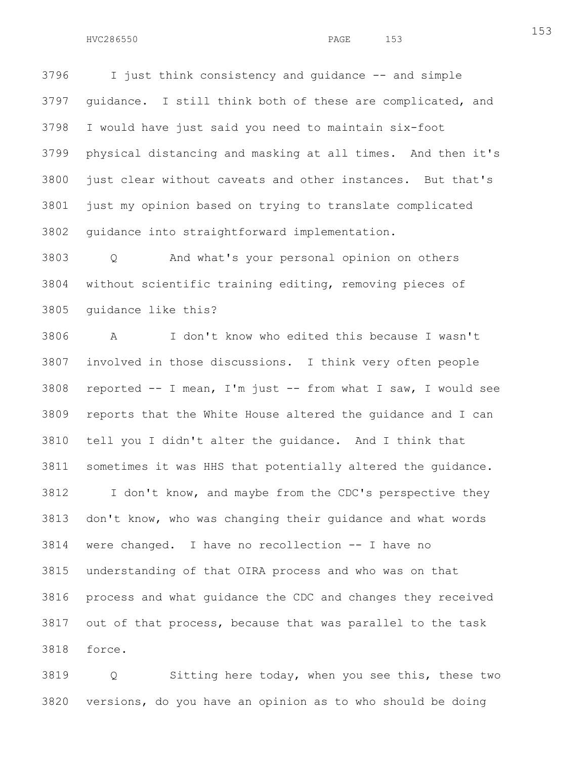I just think consistency and guidance -- and simple guidance. I still think both of these are complicated, and I would have just said you need to maintain six-foot physical distancing and masking at all times. And then it's just clear without caveats and other instances. But that's just my opinion based on trying to translate complicated guidance into straightforward implementation.

Q And what's your personal opinion on others without scientific training editing, removing pieces of guidance like this?

A I don't know who edited this because I wasn't involved in those discussions. I think very often people reported -- I mean, I'm just -- from what I saw, I would see reports that the White House altered the guidance and I can tell you I didn't alter the guidance. And I think that sometimes it was HHS that potentially altered the guidance.

I don't know, and maybe from the CDC's perspective they don't know, who was changing their guidance and what words were changed. I have no recollection -- I have no understanding of that OIRA process and who was on that process and what guidance the CDC and changes they received out of that process, because that was parallel to the task force.

Q Sitting here today, when you see this, these two versions, do you have an opinion as to who should be doing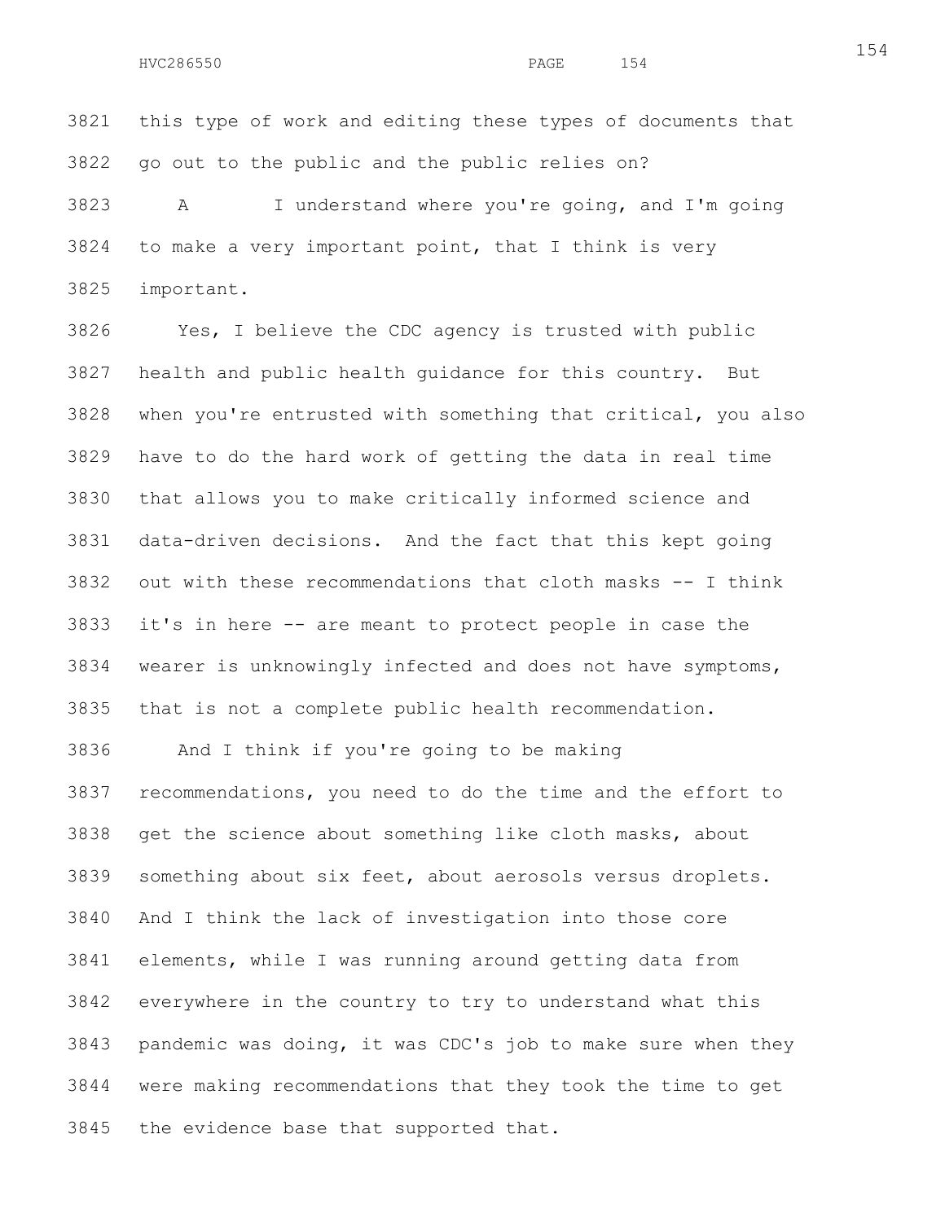this type of work and editing these types of documents that go out to the public and the public relies on?

A I understand where you're going, and I'm going to make a very important point, that I think is very important.

Yes, I believe the CDC agency is trusted with public health and public health guidance for this country. But when you're entrusted with something that critical, you also have to do the hard work of getting the data in real time that allows you to make critically informed science and data-driven decisions. And the fact that this kept going out with these recommendations that cloth masks -- I think it's in here -- are meant to protect people in case the wearer is unknowingly infected and does not have symptoms, that is not a complete public health recommendation.

And I think if you're going to be making recommendations, you need to do the time and the effort to get the science about something like cloth masks, about something about six feet, about aerosols versus droplets. And I think the lack of investigation into those core elements, while I was running around getting data from everywhere in the country to try to understand what this pandemic was doing, it was CDC's job to make sure when they were making recommendations that they took the time to get the evidence base that supported that.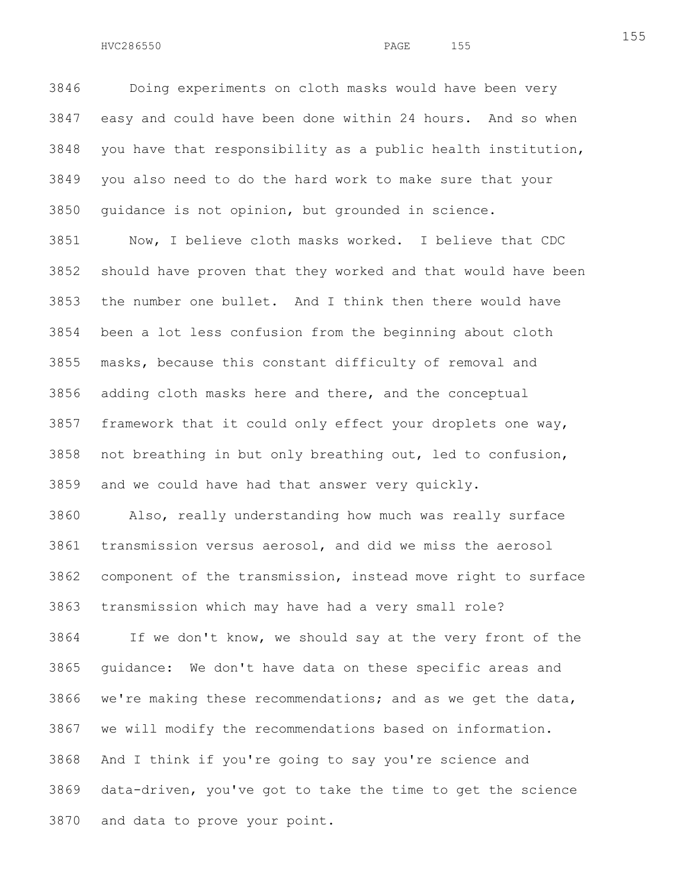Doing experiments on cloth masks would have been very easy and could have been done within 24 hours. And so when you have that responsibility as a public health institution, you also need to do the hard work to make sure that your guidance is not opinion, but grounded in science.

Now, I believe cloth masks worked. I believe that CDC should have proven that they worked and that would have been the number one bullet. And I think then there would have been a lot less confusion from the beginning about cloth masks, because this constant difficulty of removal and adding cloth masks here and there, and the conceptual framework that it could only effect your droplets one way, not breathing in but only breathing out, led to confusion, and we could have had that answer very quickly.

Also, really understanding how much was really surface transmission versus aerosol, and did we miss the aerosol component of the transmission, instead move right to surface transmission which may have had a very small role?

If we don't know, we should say at the very front of the guidance: We don't have data on these specific areas and we're making these recommendations; and as we get the data, we will modify the recommendations based on information. And I think if you're going to say you're science and data-driven, you've got to take the time to get the science and data to prove your point.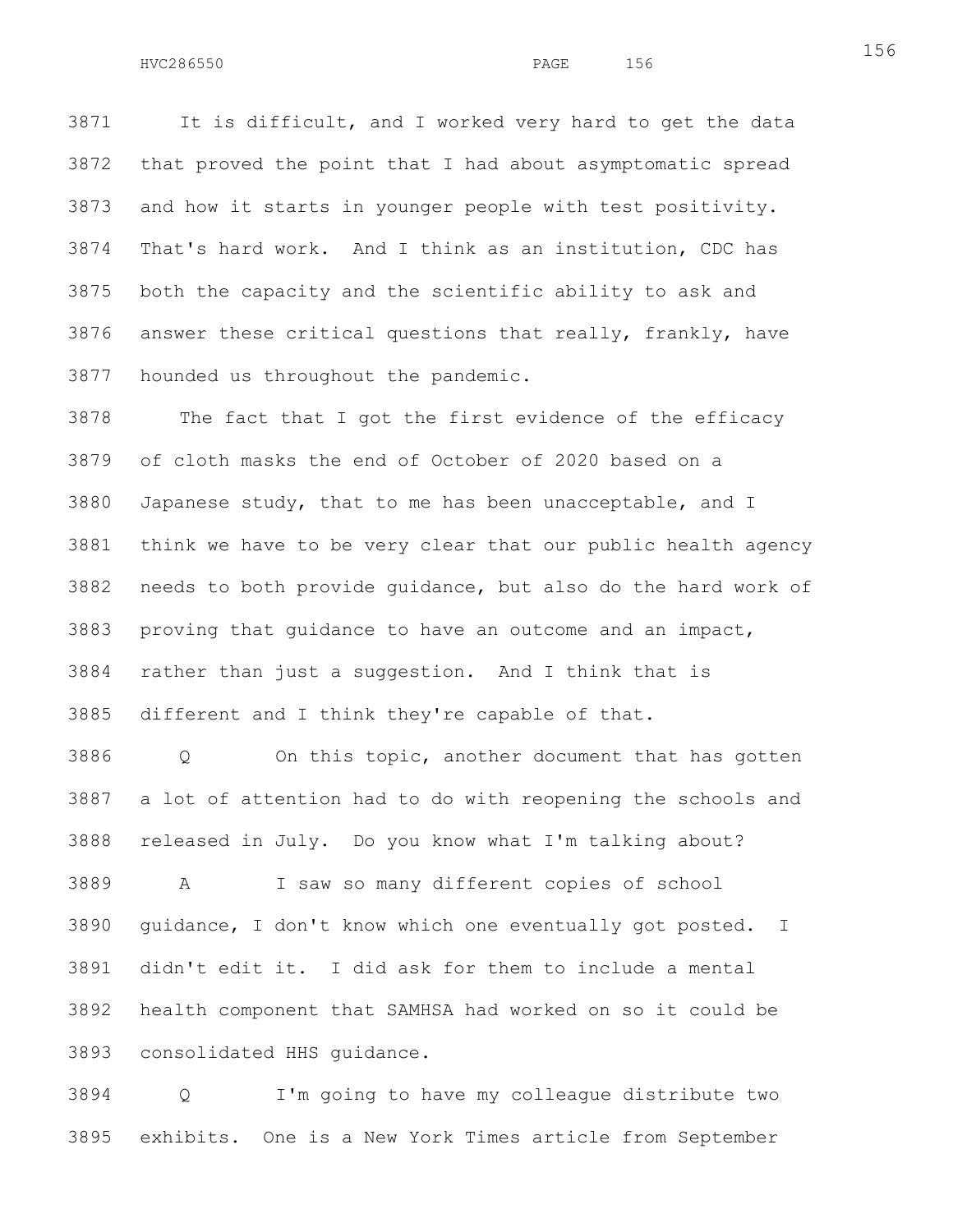3871 It is difficult, and I worked very hard to get the data
3872 that proved the point that I had about asymptomatic spread
3873 and how it starts in younger people with test positivity.
3874 That's hard work. And I think as an institution, CDC has
3875 both the capacity and the scientific ability to ask and
3876 answer these critical questions that really, frankly, have
3877 hounded us throughout the pandemic.

3878 The fact that I got the first evidence of the efficacy
3879 of cloth masks the end of October of 2020 based on a
3880 Japanese study, that to me has been unacceptable, and I
3881 think we have to be very clear that our public health agency
3882 needs to both provide guidance, but also do the hard work of
3883 proving that guidance to have an outcome and an impact,
3884 rather than just a suggestion. And I think that is
3885 different and I think they're capable of that.

3886 Q On this topic, another document that has gotten
3887 a lot of attention had to do with reopening the schools and
3888 released in July. Do you know what I'm talking about?

3889 A I saw so many different copies of school
3890 guidance, I don't know which one eventually got posted. I
3891 didn't edit it. I did ask for them to include a mental
3892 health component that SAMHSA had worked on so it could be
3893 consolidated HHS guidance.

3894 Q I'm going to have my colleague distribute two
3895 exhibits. One is a New York Times article from September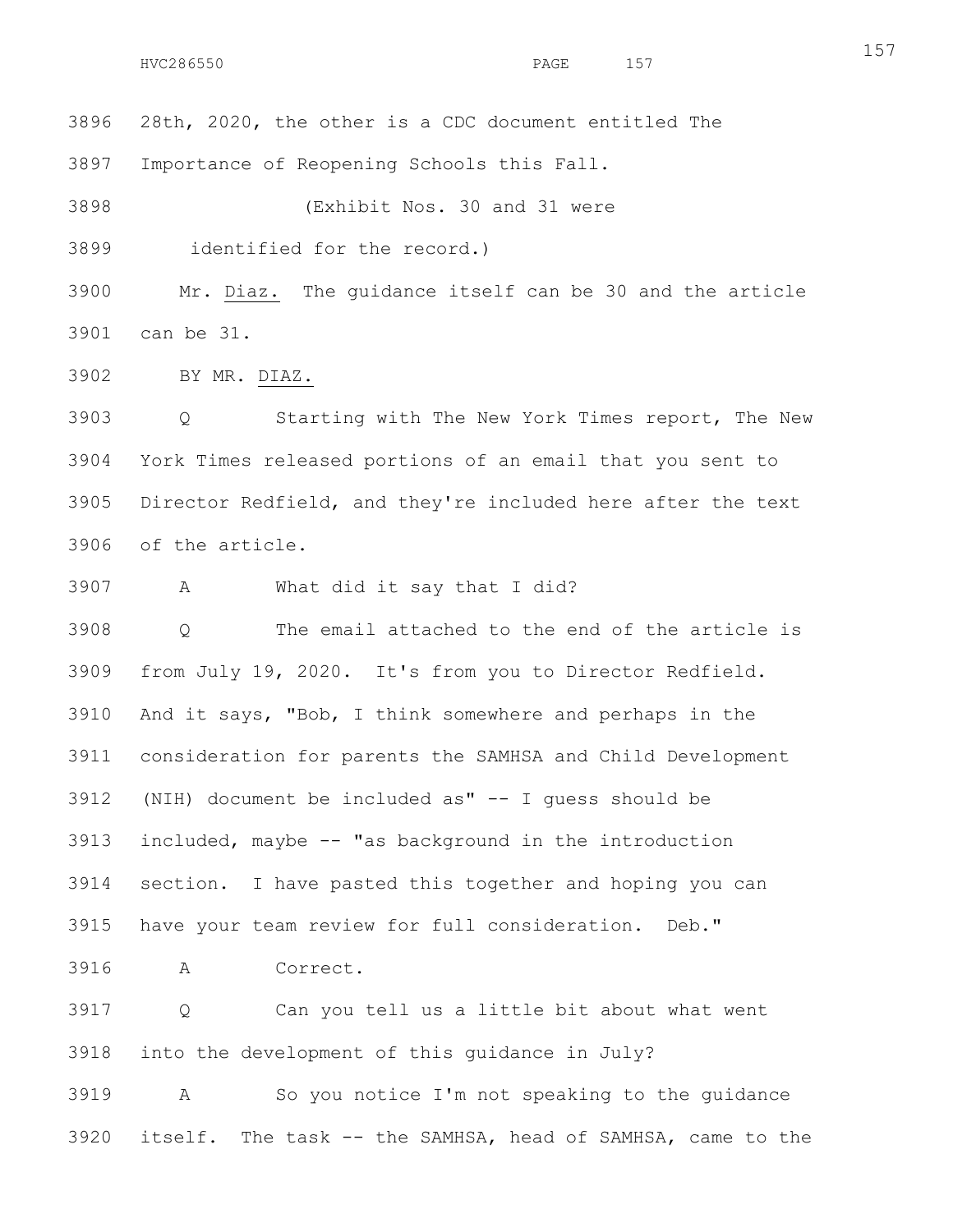3896 28th, 2020, the other is a CDC document entitled The

3897 Importance of Reopening Schools this Fall.

3898 (Exhibit Nos. 30 and 31 were

3899 identified for the record.)

3900 Mr. Diaz. The guidance itself can be 30 and the article

3901 can be 31.

3902 BY MR. DIAZ.

3903 Q Starting with The New York Times report, The New

3904 York Times released portions of an email that you sent to

3905 Director Redfield, and they're included here after the text

3906 of the article.

3907 A What did it say that I did?

3908 Q The email attached to the end of the article is

3909 from July 19, 2020. It's from you to Director Redfield.

3910 And it says, "Bob, I think somewhere and perhaps in the

3911 consideration for parents the SAMHSA and Child Development

3912 (NIH) document be included as" -- I guess should be

3913 included, maybe -- "as background in the introduction

3914 section. I have pasted this together and hoping you can

3915 have your team review for full consideration. Deb."

3916 A Correct.

3917 Q Can you tell us a little bit about what went

3918 into the development of this guidance in July?

3919 A So you notice I'm not speaking to the guidance

3920 itself. The task -- the SAMHSA, head of SAMHSA, came to the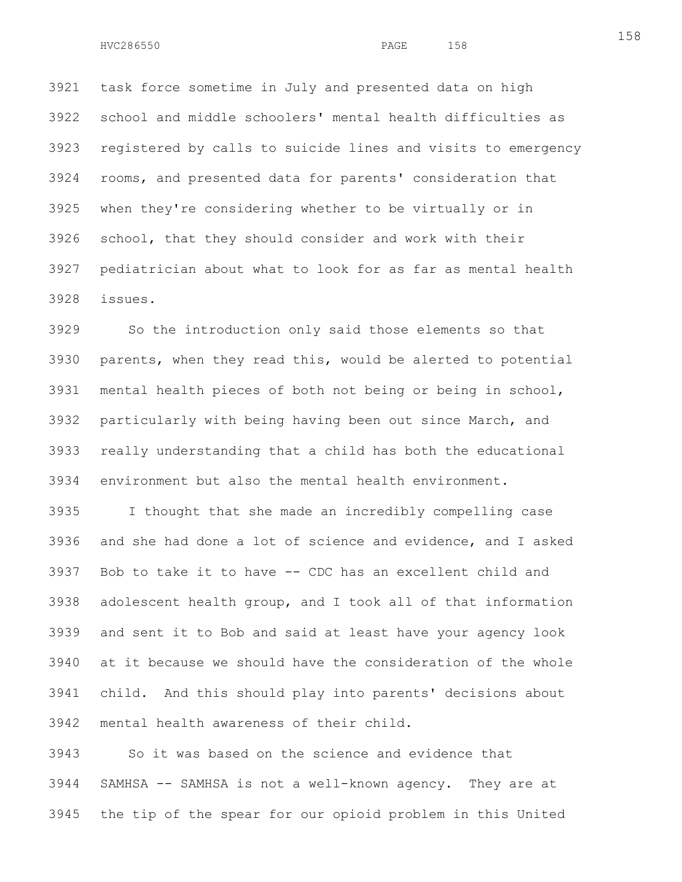task force sometime in July and presented data on high school and middle schoolers' mental health difficulties as registered by calls to suicide lines and visits to emergency rooms, and presented data for parents' consideration that when they're considering whether to be virtually or in school, that they should consider and work with their pediatrician about what to look for as far as mental health issues.

So the introduction only said those elements so that parents, when they read this, would be alerted to potential mental health pieces of both not being or being in school, particularly with being having been out since March, and really understanding that a child has both the educational environment but also the mental health environment.

I thought that she made an incredibly compelling case and she had done a lot of science and evidence, and I asked Bob to take it to have -- CDC has an excellent child and adolescent health group, and I took all of that information and sent it to Bob and said at least have your agency look at it because we should have the consideration of the whole child. And this should play into parents' decisions about mental health awareness of their child.

So it was based on the science and evidence that SAMHSA -- SAMHSA is not a well-known agency. They are at the tip of the spear for our opioid problem in this United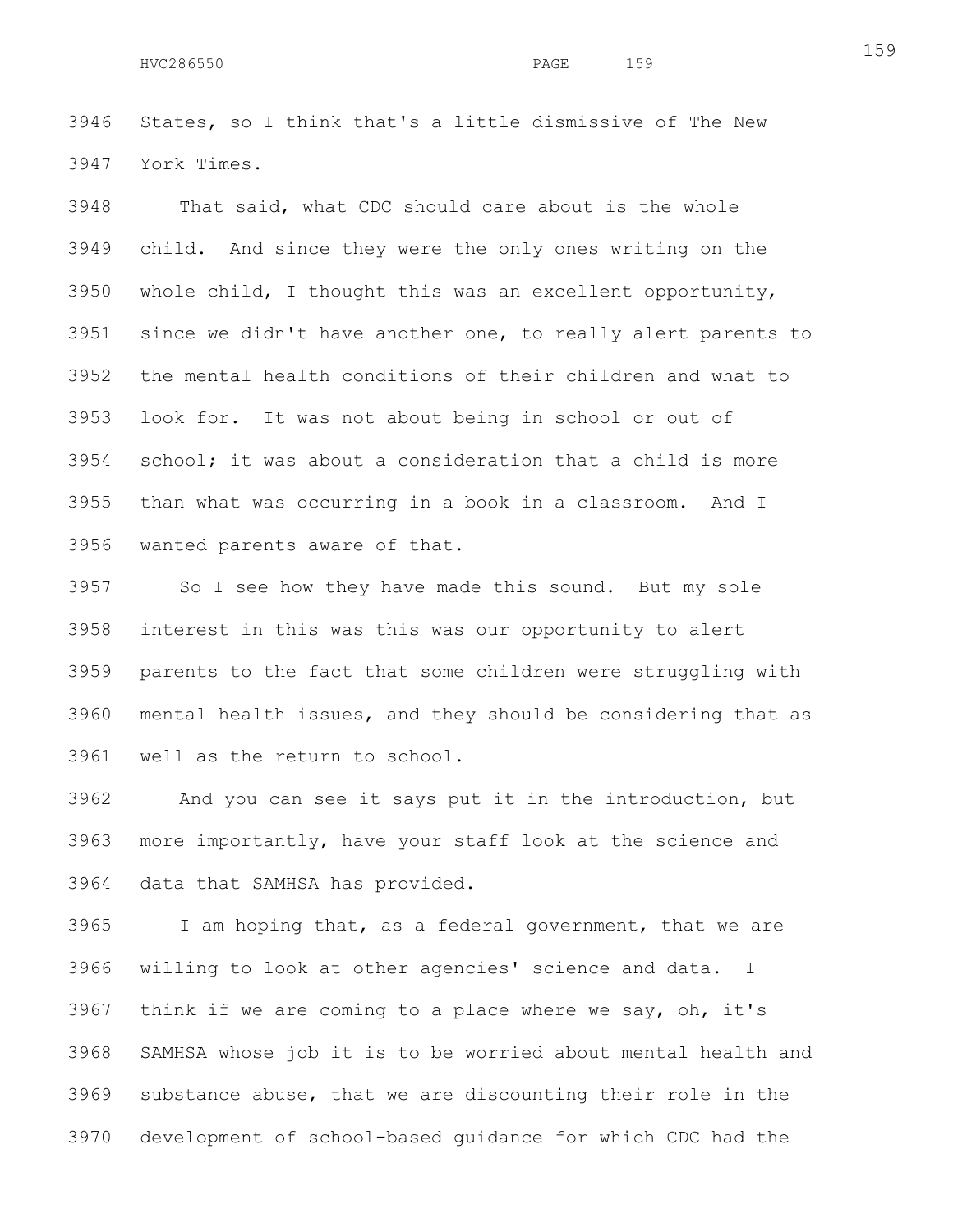States, so I think that's a little dismissive of The New York Times.

That said, what CDC should care about is the whole child. And since they were the only ones writing on the whole child, I thought this was an excellent opportunity, since we didn't have another one, to really alert parents to the mental health conditions of their children and what to look for. It was not about being in school or out of school; it was about a consideration that a child is more than what was occurring in a book in a classroom. And I wanted parents aware of that.

So I see how they have made this sound. But my sole interest in this was this was our opportunity to alert parents to the fact that some children were struggling with mental health issues, and they should be considering that as well as the return to school.

And you can see it says put it in the introduction, but more importantly, have your staff look at the science and data that SAMHSA has provided.

I am hoping that, as a federal government, that we are willing to look at other agencies' science and data. I think if we are coming to a place where we say, oh, it's SAMHSA whose job it is to be worried about mental health and substance abuse, that we are discounting their role in the development of school-based guidance for which CDC had the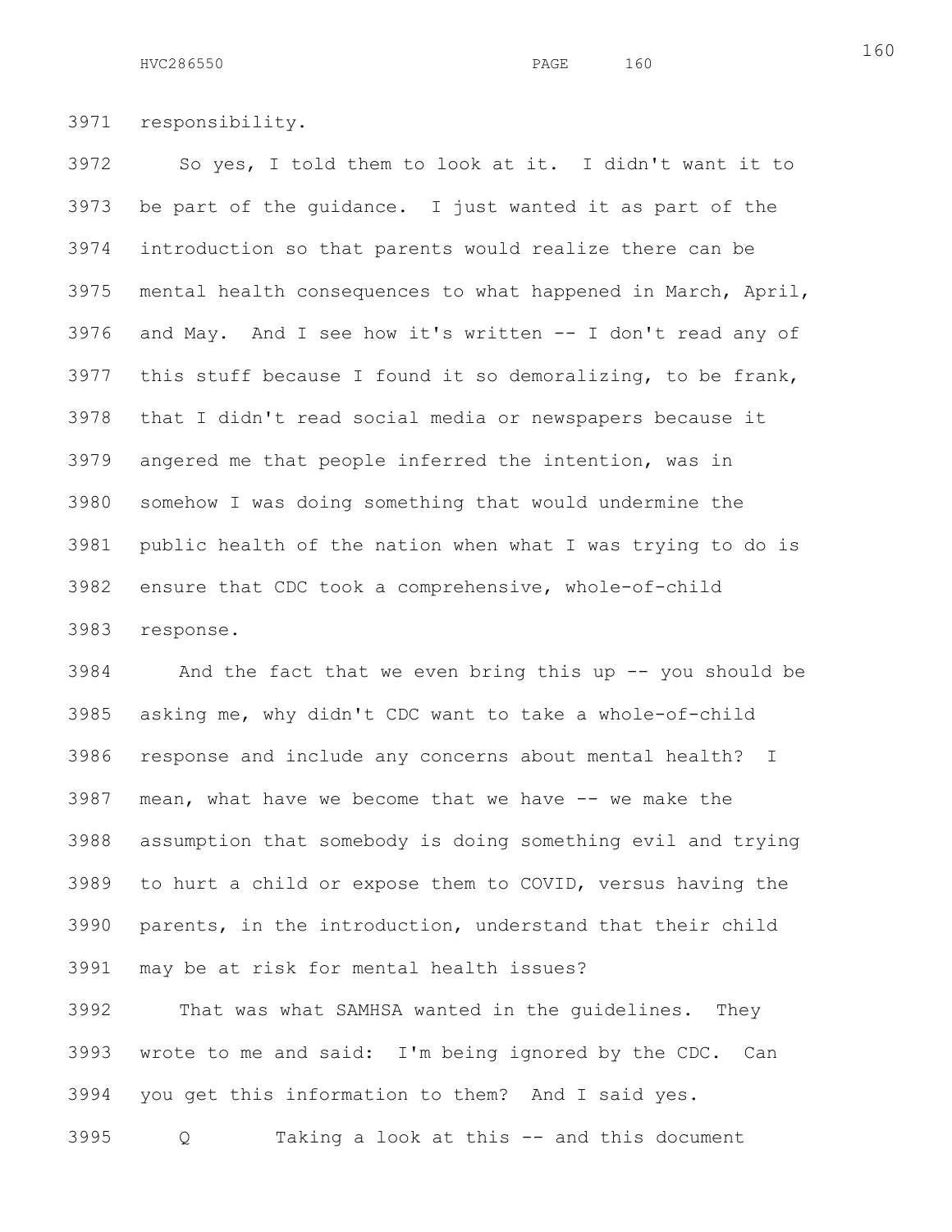responsibility.

So yes, I told them to look at it. I didn't want it to be part of the guidance. I just wanted it as part of the introduction so that parents would realize there can be mental health consequences to what happened in March, April, and May. And I see how it's written -- I don't read any of this stuff because I found it so demoralizing, to be frank, that I didn't read social media or newspapers because it angered me that people inferred the intention, was in somehow I was doing something that would undermine the public health of the nation when what I was trying to do is ensure that CDC took a comprehensive, whole-of-child response.

And the fact that we even bring this up -- you should be asking me, why didn't CDC want to take a whole-of-child response and include any concerns about mental health? I mean, what have we become that we have -- we make the assumption that somebody is doing something evil and trying to hurt a child or expose them to COVID, versus having the parents, in the introduction, understand that their child may be at risk for mental health issues?

That was what SAMHSA wanted in the guidelines. They wrote to me and said: I'm being ignored by the CDC. Can you get this information to them? And I said yes.

Q Taking a look at this -- and this document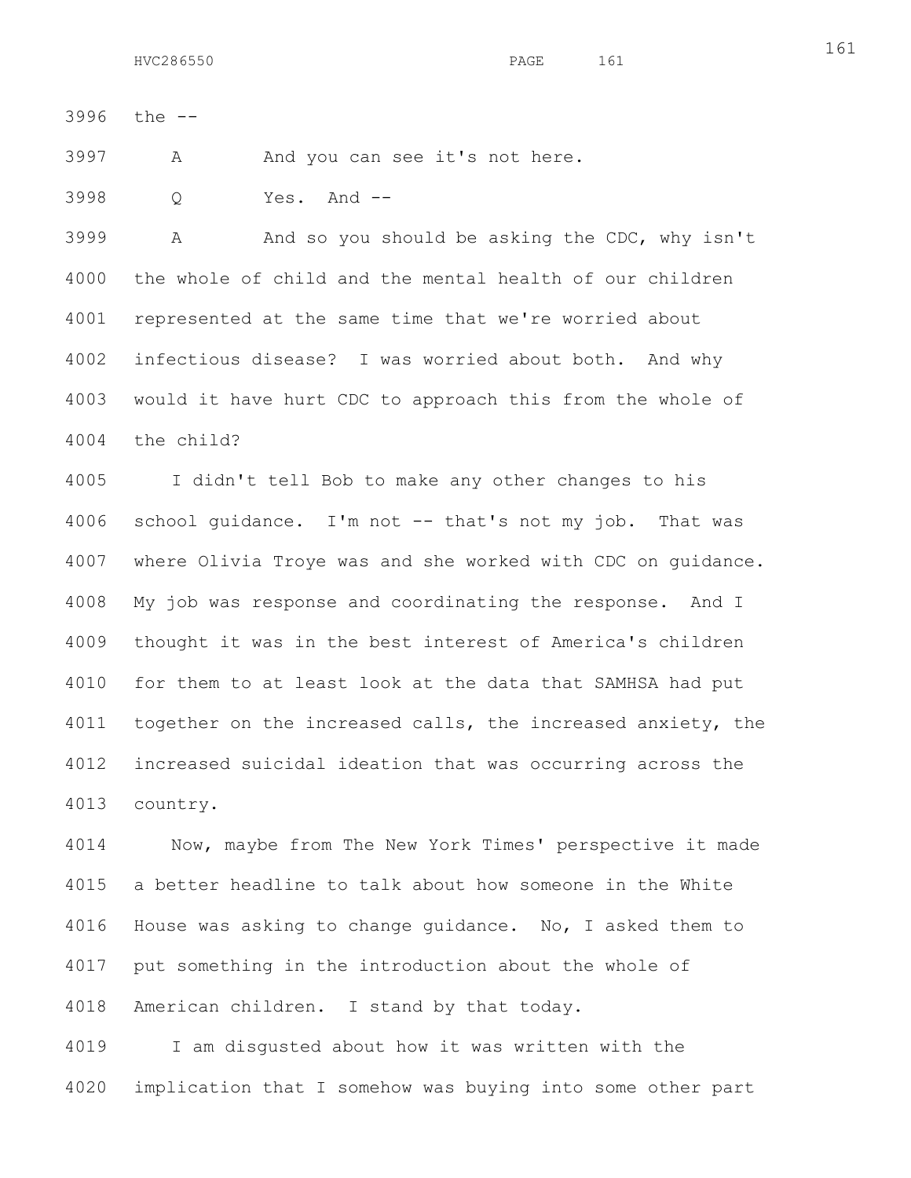the --

A And you can see it's not here.

Q Yes. And --

A And so you should be asking the CDC, why isn't the whole of child and the mental health of our children represented at the same time that we're worried about infectious disease? I was worried about both. And why would it have hurt CDC to approach this from the whole of the child?

I didn't tell Bob to make any other changes to his school guidance. I'm not -- that's not my job. That was where Olivia Troye was and she worked with CDC on guidance. My job was response and coordinating the response. And I thought it was in the best interest of America's children for them to at least look at the data that SAMHSA had put together on the increased calls, the increased anxiety, the increased suicidal ideation that was occurring across the country.

Now, maybe from The New York Times' perspective it made a better headline to talk about how someone in the White House was asking to change guidance. No, I asked them to put something in the introduction about the whole of American children. I stand by that today.

I am disgusted about how it was written with the implication that I somehow was buying into some other part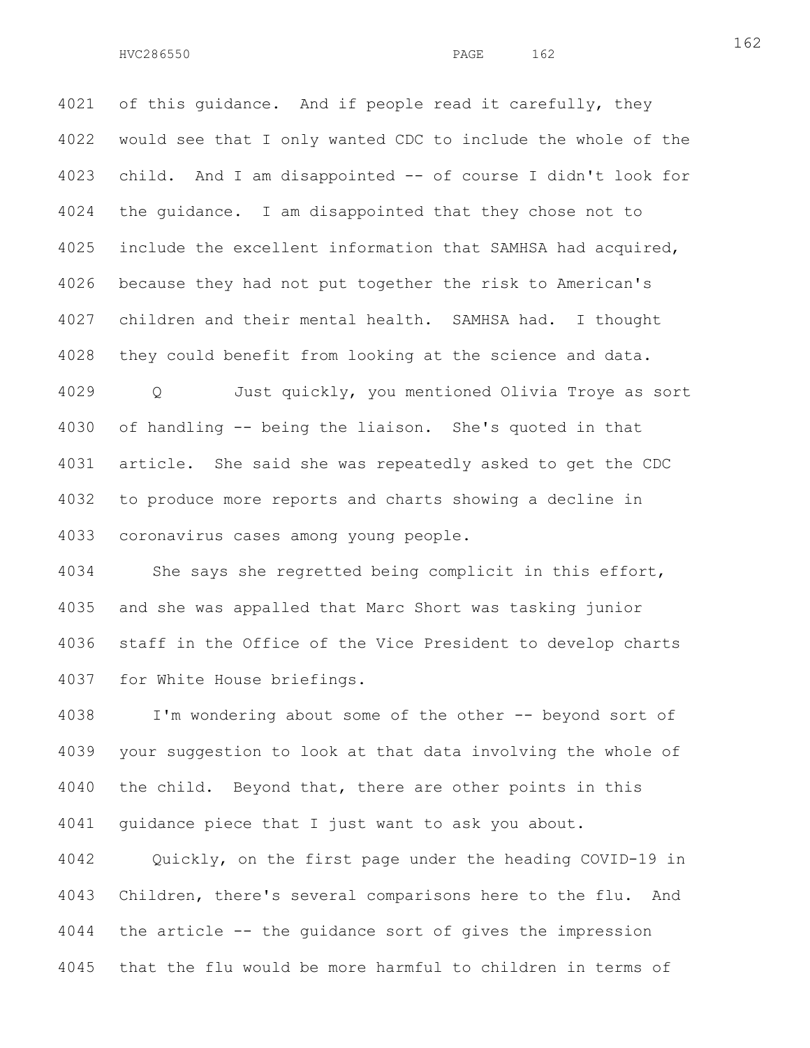of this guidance. And if people read it carefully, they would see that I only wanted CDC to include the whole of the child. And I am disappointed -- of course I didn't look for the guidance. I am disappointed that they chose not to include the excellent information that SAMHSA had acquired, because they had not put together the risk to American's children and their mental health. SAMHSA had. I thought they could benefit from looking at the science and data.

Q Just quickly, you mentioned Olivia Troye as sort of handling -- being the liaison. She's quoted in that article. She said she was repeatedly asked to get the CDC to produce more reports and charts showing a decline in coronavirus cases among young people.

She says she regretted being complicit in this effort, and she was appalled that Marc Short was tasking junior staff in the Office of the Vice President to develop charts for White House briefings.

I'm wondering about some of the other -- beyond sort of your suggestion to look at that data involving the whole of the child. Beyond that, there are other points in this guidance piece that I just want to ask you about.

Quickly, on the first page under the heading COVID-19 in Children, there's several comparisons here to the flu. And the article -- the guidance sort of gives the impression that the flu would be more harmful to children in terms of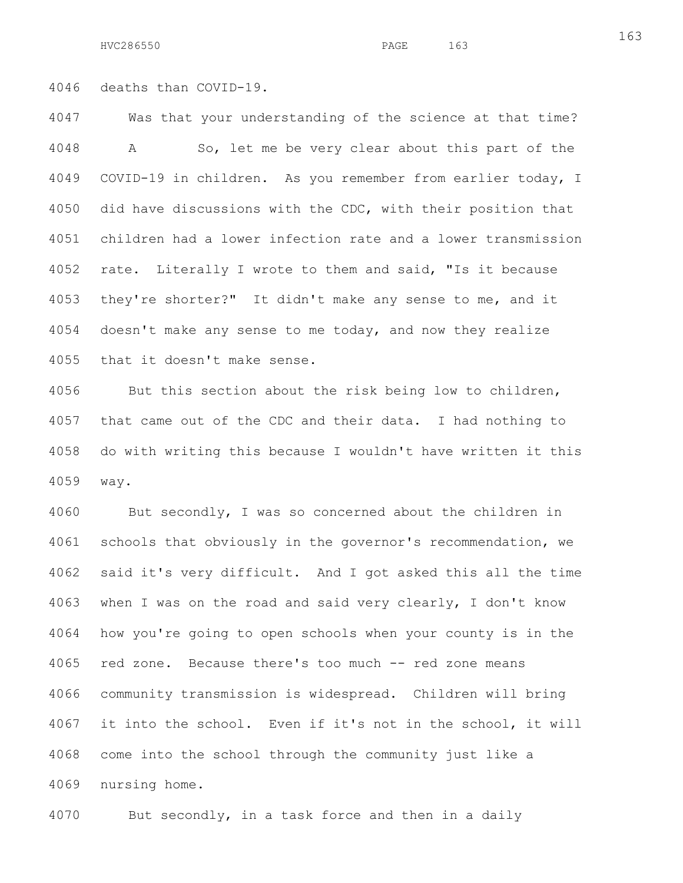deaths than COVID-19.

Was that your understanding of the science at that time?

A So, let me be very clear about this part of the COVID-19 in children. As you remember from earlier today, I did have discussions with the CDC, with their position that children had a lower infection rate and a lower transmission rate. Literally I wrote to them and said, "Is it because they're shorter?" It didn't make any sense to me, and it doesn't make any sense to me today, and now they realize that it doesn't make sense.

But this section about the risk being low to children, that came out of the CDC and their data. I had nothing to do with writing this because I wouldn't have written it this way.

But secondly, I was so concerned about the children in schools that obviously in the governor's recommendation, we said it's very difficult. And I got asked this all the time when I was on the road and said very clearly, I don't know how you're going to open schools when your county is in the red zone. Because there's too much -- red zone means community transmission is widespread. Children will bring it into the school. Even if it's not in the school, it will come into the school through the community just like a nursing home.

But secondly, in a task force and then in a daily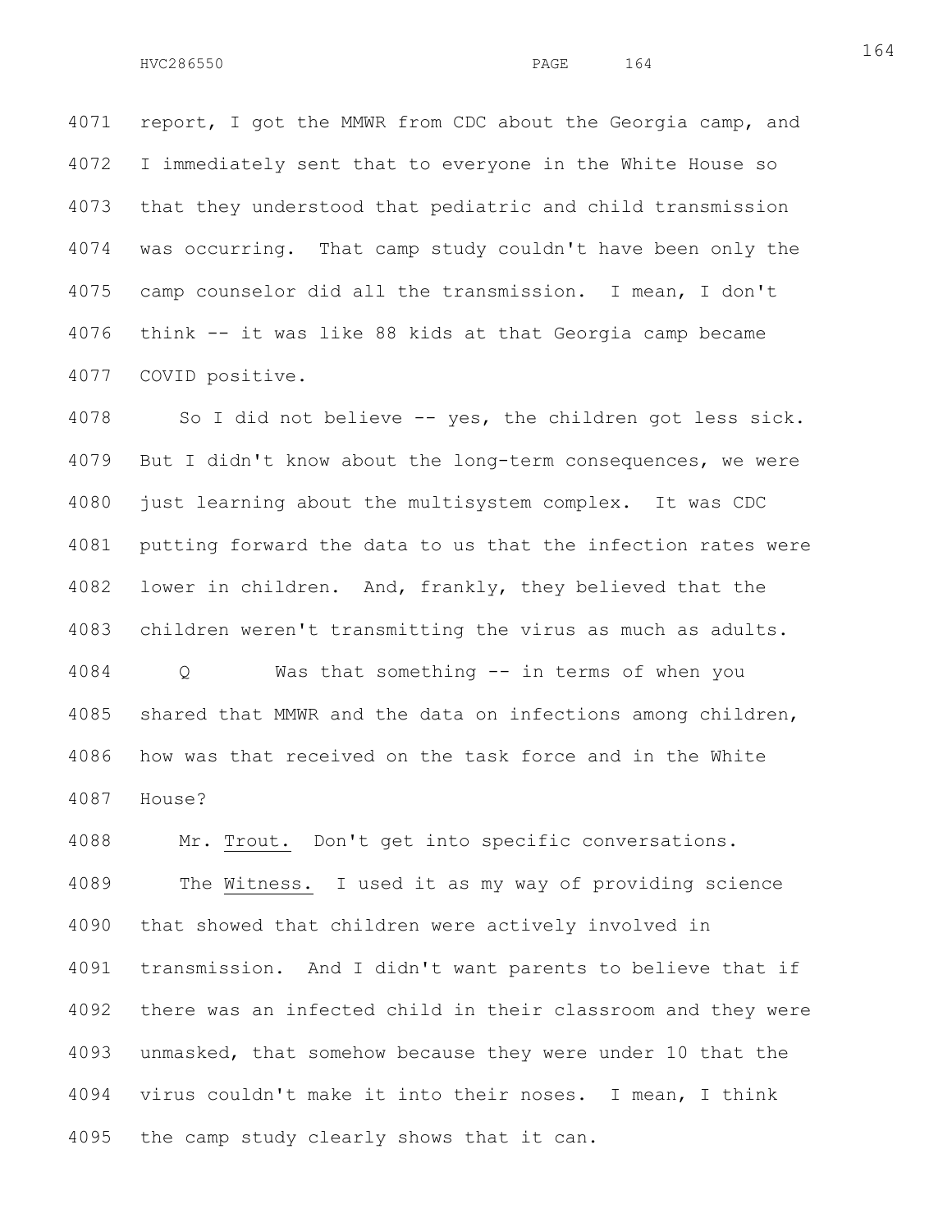report, I got the MMWR from CDC about the Georgia camp, and I immediately sent that to everyone in the White House so that they understood that pediatric and child transmission was occurring. That camp study couldn't have been only the camp counselor did all the transmission. I mean, I don't think -- it was like 88 kids at that Georgia camp became COVID positive.

So I did not believe -- yes, the children got less sick. But I didn't know about the long-term consequences, we were just learning about the multisystem complex. It was CDC putting forward the data to us that the infection rates were lower in children. And, frankly, they believed that the children weren't transmitting the virus as much as adults.

Q Was that something -- in terms of when you shared that MMWR and the data on infections among children, how was that received on the task force and in the White House?

Mr. Trout. Don't get into specific conversations.

The Witness. I used it as my way of providing science that showed that children were actively involved in transmission. And I didn't want parents to believe that if there was an infected child in their classroom and they were unmasked, that somehow because they were under 10 that the virus couldn't make it into their noses. I mean, I think the camp study clearly shows that it can.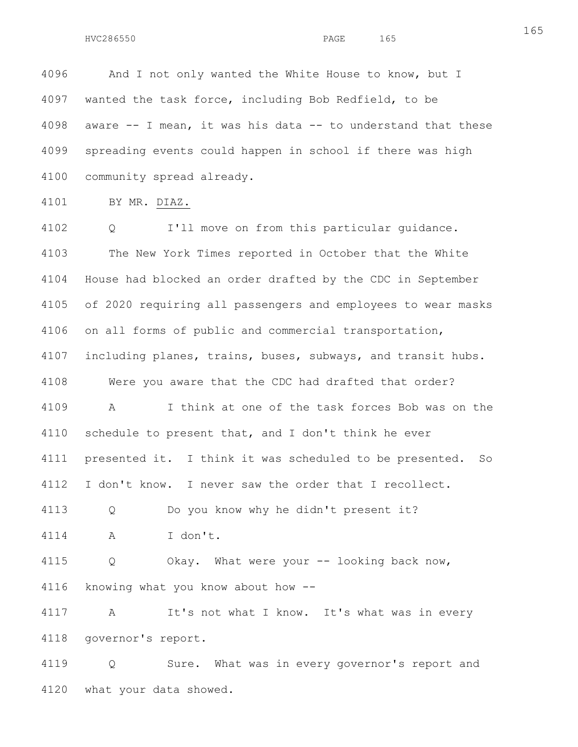And I not only wanted the White House to know, but I wanted the task force, including Bob Redfield, to be aware -- I mean, it was his data -- to understand that these spreading events could happen in school if there was high community spread already.

BY MR. DIAZ.

Q I'll move on from this particular guidance.

The New York Times reported in October that the White House had blocked an order drafted by the CDC in September of 2020 requiring all passengers and employees to wear masks on all forms of public and commercial transportation, including planes, trains, buses, subways, and transit hubs.

Were you aware that the CDC had drafted that order?

A I think at one of the task forces Bob was on the schedule to present that, and I don't think he ever presented it. I think it was scheduled to be presented. So I don't know. I never saw the order that I recollect.

Q Do you know why he didn't present it?

A I don't.

Q Okay. What were your -- looking back now, knowing what you know about how --

A It's not what I know. It's what was in every governor's report.

Q Sure. What was in every governor's report and what your data showed.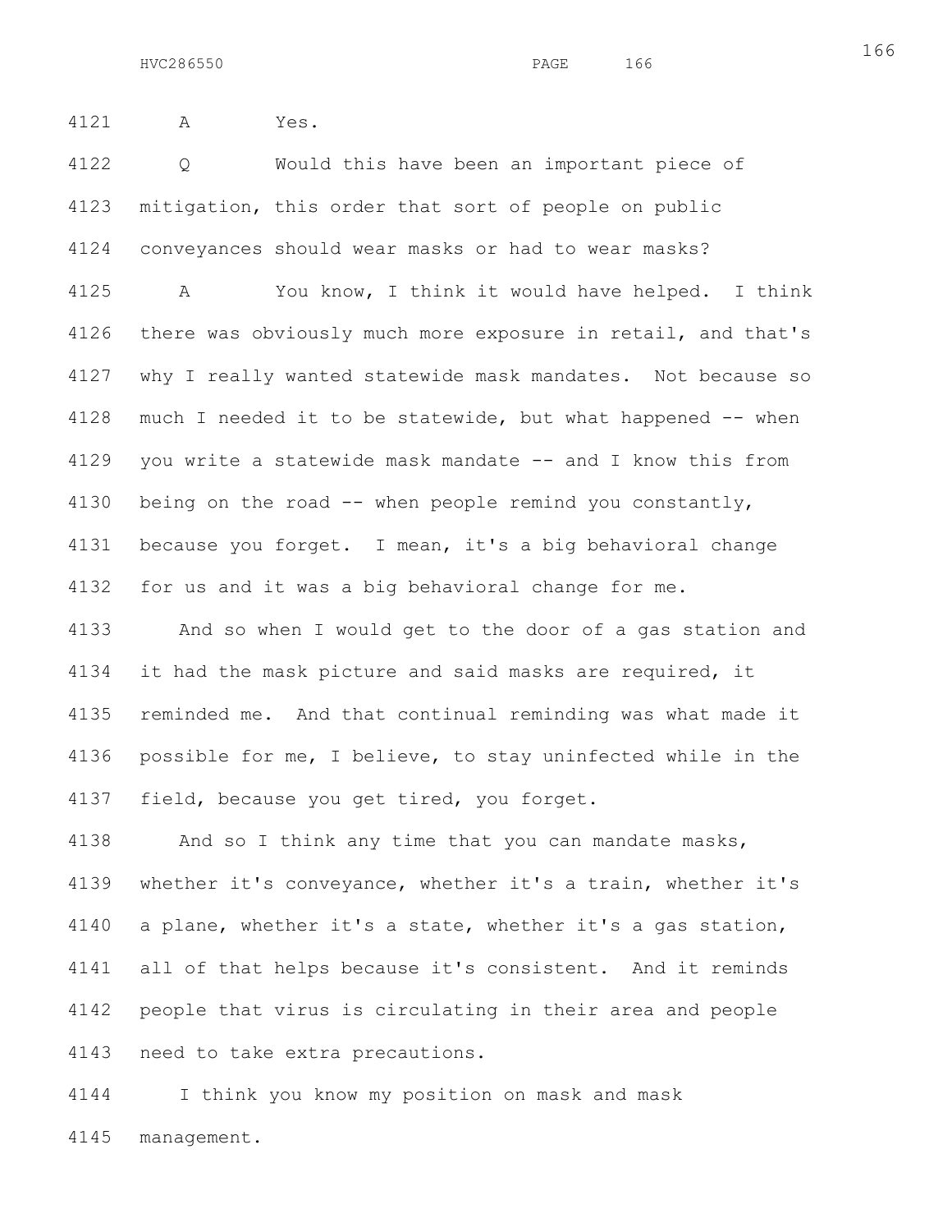A Yes.

Q Would this have been an important piece of mitigation, this order that sort of people on public conveyances should wear masks or had to wear masks?

A You know, I think it would have helped. I think there was obviously much more exposure in retail, and that's why I really wanted statewide mask mandates. Not because so much I needed it to be statewide, but what happened -- when you write a statewide mask mandate -- and I know this from being on the road -- when people remind you constantly, because you forget. I mean, it's a big behavioral change for us and it was a big behavioral change for me.

And so when I would get to the door of a gas station and it had the mask picture and said masks are required, it reminded me. And that continual reminding was what made it possible for me, I believe, to stay uninfected while in the field, because you get tired, you forget.

And so I think any time that you can mandate masks, whether it's conveyance, whether it's a train, whether it's a plane, whether it's a state, whether it's a gas station, all of that helps because it's consistent. And it reminds people that virus is circulating in their area and people need to take extra precautions.

I think you know my position on mask and mask management.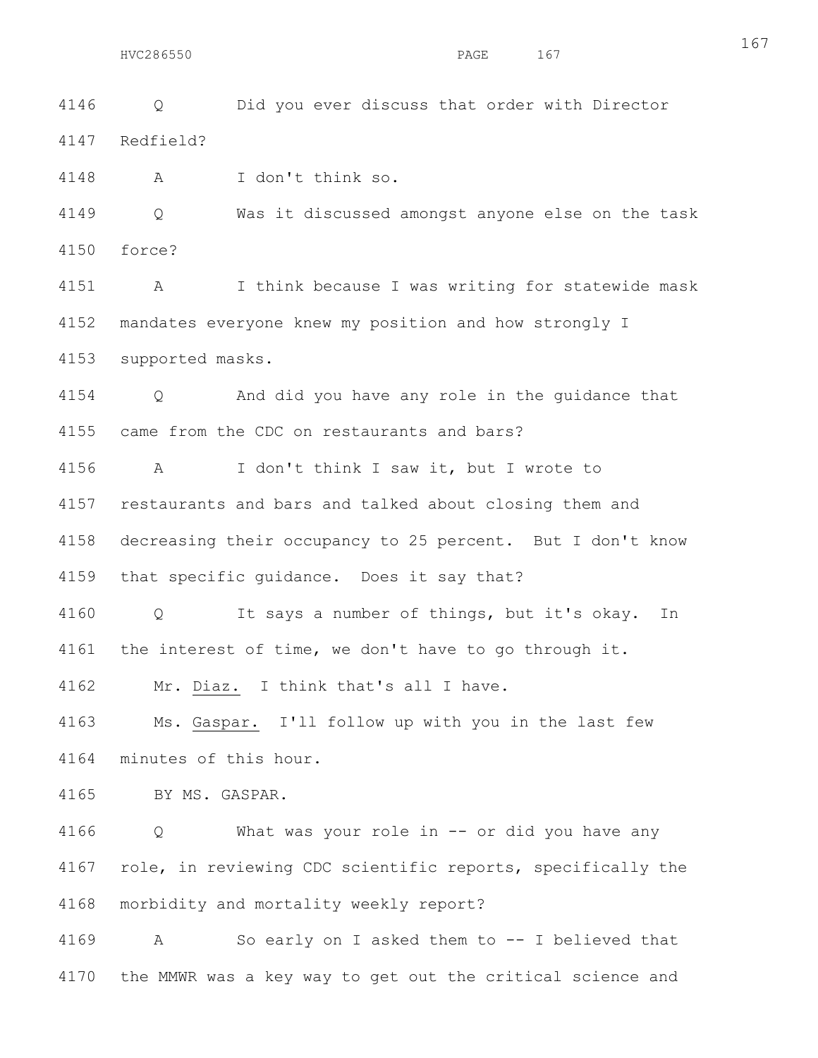4146 Q Did you ever discuss that order with Director
4147 Redfield?

4148 A I don't think so.

4149 Q Was it discussed amongst anyone else on the task
4150 force?

4151 A I think because I was writing for statewide mask
4152 mandates everyone knew my position and how strongly I
4153 supported masks.

4154 Q And did you have any role in the guidance that
4155 came from the CDC on restaurants and bars?

4156 A I don't think I saw it, but I wrote to
4157 restaurants and bars and talked about closing them and
4158 decreasing their occupancy to 25 percent. But I don't know
4159 that specific guidance. Does it say that?

4160 Q It says a number of things, but it's okay. In
4161 the interest of time, we don't have to go through it.

4162 Mr. Diaz. I think that's all I have.

4163 Ms. Gaspar. I'll follow up with you in the last few
4164 minutes of this hour.

4165 BY MS. GASPAR.

4166 Q What was your role in -- or did you have any
4167 role, in reviewing CDC scientific reports, specifically the
4168 morbidity and mortality weekly report?

4169 A So early on I asked them to -- I believed that
4170 the MMWR was a key way to get out the critical science and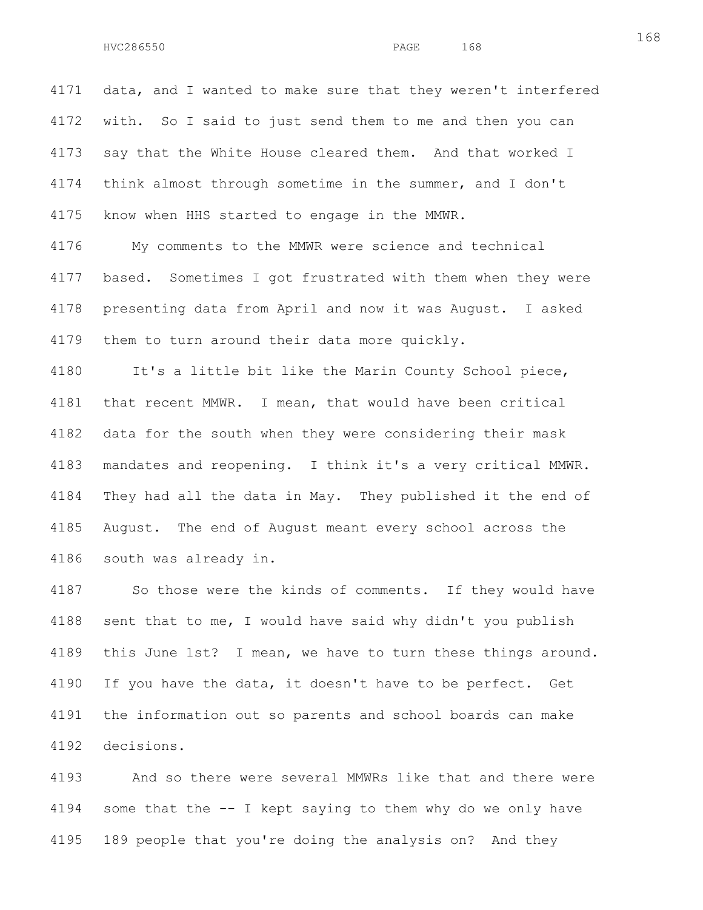data, and I wanted to make sure that they weren't interfered with. So I said to just send them to me and then you can say that the White House cleared them. And that worked I think almost through sometime in the summer, and I don't know when HHS started to engage in the MMWR.

My comments to the MMWR were science and technical based. Sometimes I got frustrated with them when they were presenting data from April and now it was August. I asked them to turn around their data more quickly.

It's a little bit like the Marin County School piece, that recent MMWR. I mean, that would have been critical data for the south when they were considering their mask mandates and reopening. I think it's a very critical MMWR. They had all the data in May. They published it the end of August. The end of August meant every school across the south was already in.

So those were the kinds of comments. If they would have sent that to me, I would have said why didn't you publish this June 1st? I mean, we have to turn these things around. If you have the data, it doesn't have to be perfect. Get the information out so parents and school boards can make decisions.

And so there were several MMWRs like that and there were some that the -- I kept saying to them why do we only have 189 people that you're doing the analysis on? And they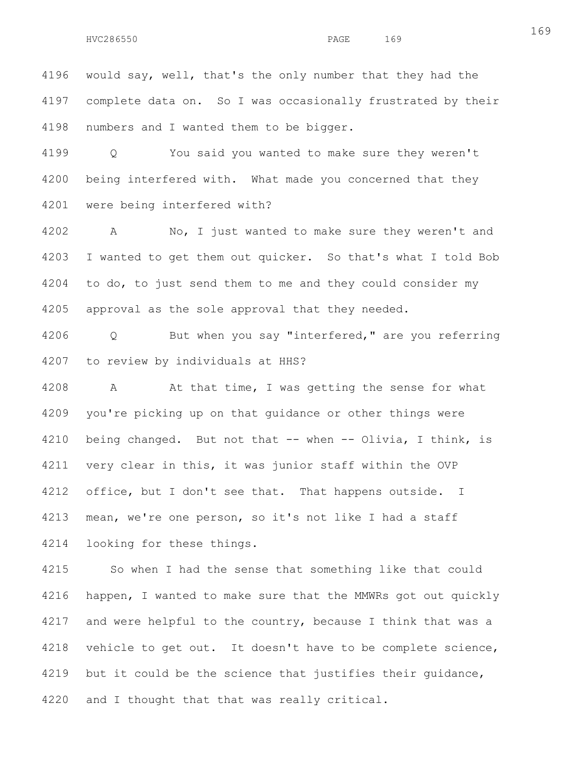4196 would say, well, that's the only number that they had the

4197 complete data on. So I was occasionally frustrated by their

4198 numbers and I wanted them to be bigger.

4199 Q You said you wanted to make sure they weren't

4200 being interfered with. What made you concerned that they

4201 were being interfered with?

4202 A No, I just wanted to make sure they weren't and

4203 I wanted to get them out quicker. So that's what I told Bob

4204 to do, to just send them to me and they could consider my

4205 approval as the sole approval that they needed.

4206 Q But when you say "interfered," are you referring

4207 to review by individuals at HHS?

4208 A At that time, I was getting the sense for what

4209 you're picking up on that guidance or other things were

4210 being changed. But not that -- when -- Olivia, I think, is

4211 very clear in this, it was junior staff within the OVP

4212 office, but I don't see that. That happens outside. I

4213 mean, we're one person, so it's not like I had a staff

4214 looking for these things.

4215 So when I had the sense that something like that could

4216 happen, I wanted to make sure that the MMWRs got out quickly

4217 and were helpful to the country, because I think that was a

4218 vehicle to get out. It doesn't have to be complete science,

4219 but it could be the science that justifies their guidance,

4220 and I thought that that was really critical.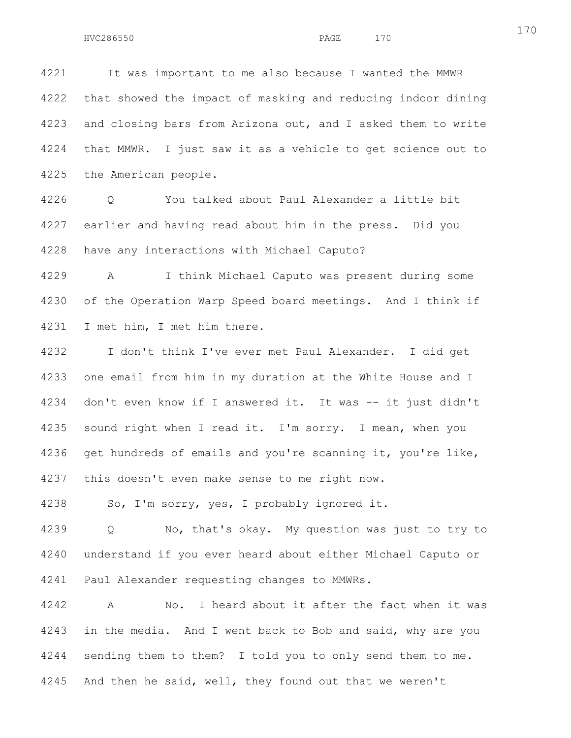4221 It was important to me also because I wanted the MMWR
4222 that showed the impact of masking and reducing indoor dining
4223 and closing bars from Arizona out, and I asked them to write
4224 that MMWR. I just saw it as a vehicle to get science out to
4225 the American people.

4226 Q You talked about Paul Alexander a little bit
4227 earlier and having read about him in the press. Did you
4228 have any interactions with Michael Caputo?

4229 A I think Michael Caputo was present during some
4230 of the Operation Warp Speed board meetings. And I think if
4231 I met him, I met him there.

4232 I don't think I've ever met Paul Alexander. I did get
4233 one email from him in my duration at the White House and I
4234 don't even know if I answered it. It was -- it just didn't
4235 sound right when I read it. I'm sorry. I mean, when you
4236 get hundreds of emails and you're scanning it, you're like,
4237 this doesn't even make sense to me right now.

4238 So, I'm sorry, yes, I probably ignored it.

4239 Q No, that's okay. My question was just to try to
4240 understand if you ever heard about either Michael Caputo or
4241 Paul Alexander requesting changes to MMWRs.

4242 A No. I heard about it after the fact when it was
4243 in the media. And I went back to Bob and said, why are you
4244 sending them to them? I told you to only send them to me.
4245 And then he said, well, they found out that we weren't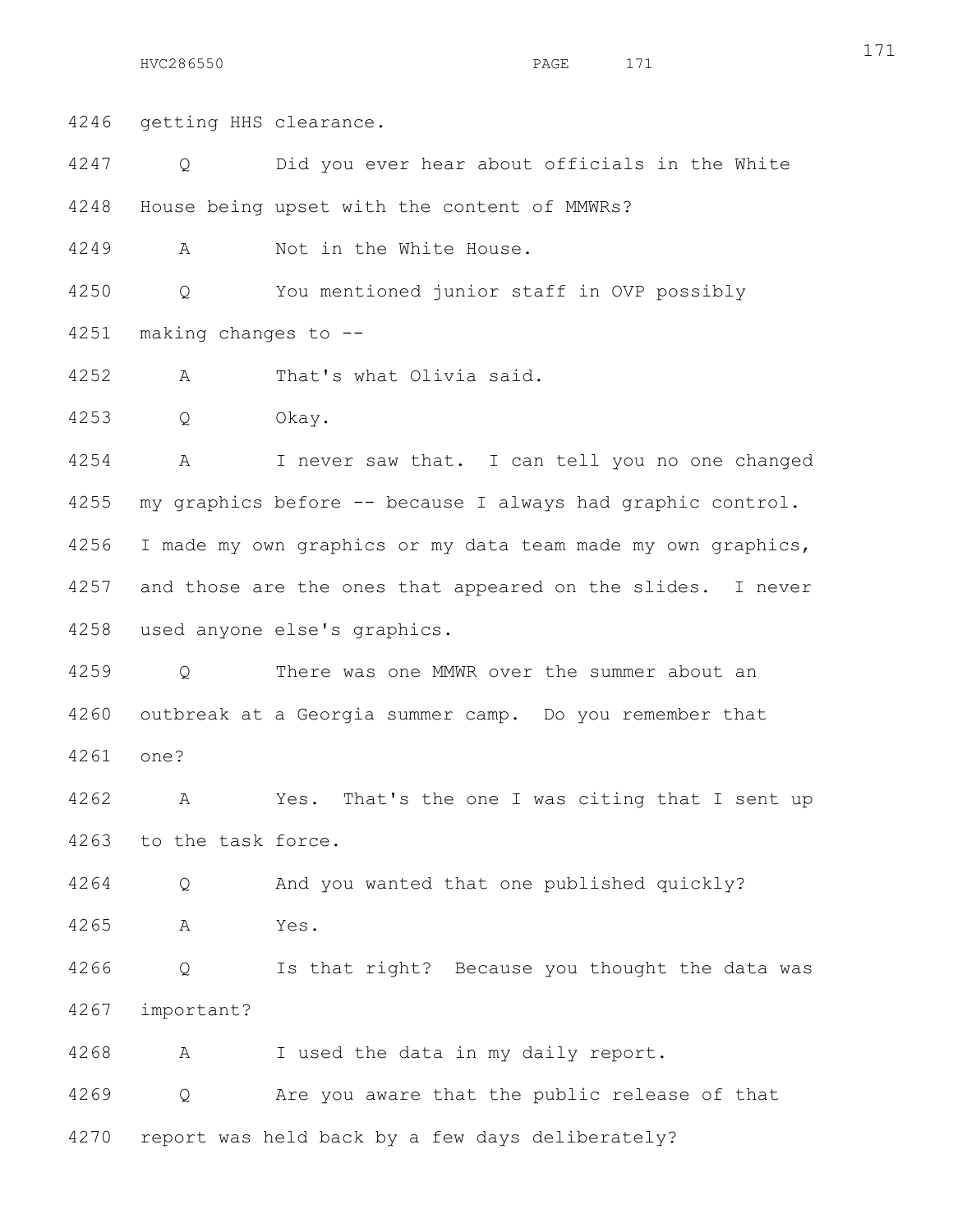4246 getting HHS clearance.

4247 Q Did you ever hear about officials in the White

4248 House being upset with the content of MMWRs?

4249 A Not in the White House.

4250 Q You mentioned junior staff in OVP possibly

4251 making changes to --

4252 A That's what Olivia said.

4253 Q Okay.

4254 A I never saw that. I can tell you no one changed

4255 my graphics before -- because I always had graphic control.

4256 I made my own graphics or my data team made my own graphics,

4257 and those are the ones that appeared on the slides. I never

4258 used anyone else's graphics.

4259 Q There was one MMWR over the summer about an

4260 outbreak at a Georgia summer camp. Do you remember that

4261 one?

4262 A Yes. That's the one I was citing that I sent up

4263 to the task force.

4264 Q And you wanted that one published quickly?

4265 A Yes.

4266 Q Is that right? Because you thought the data was

4267 important?

4268 A I used the data in my daily report.

4269 Q Are you aware that the public release of that

4270 report was held back by a few days deliberately?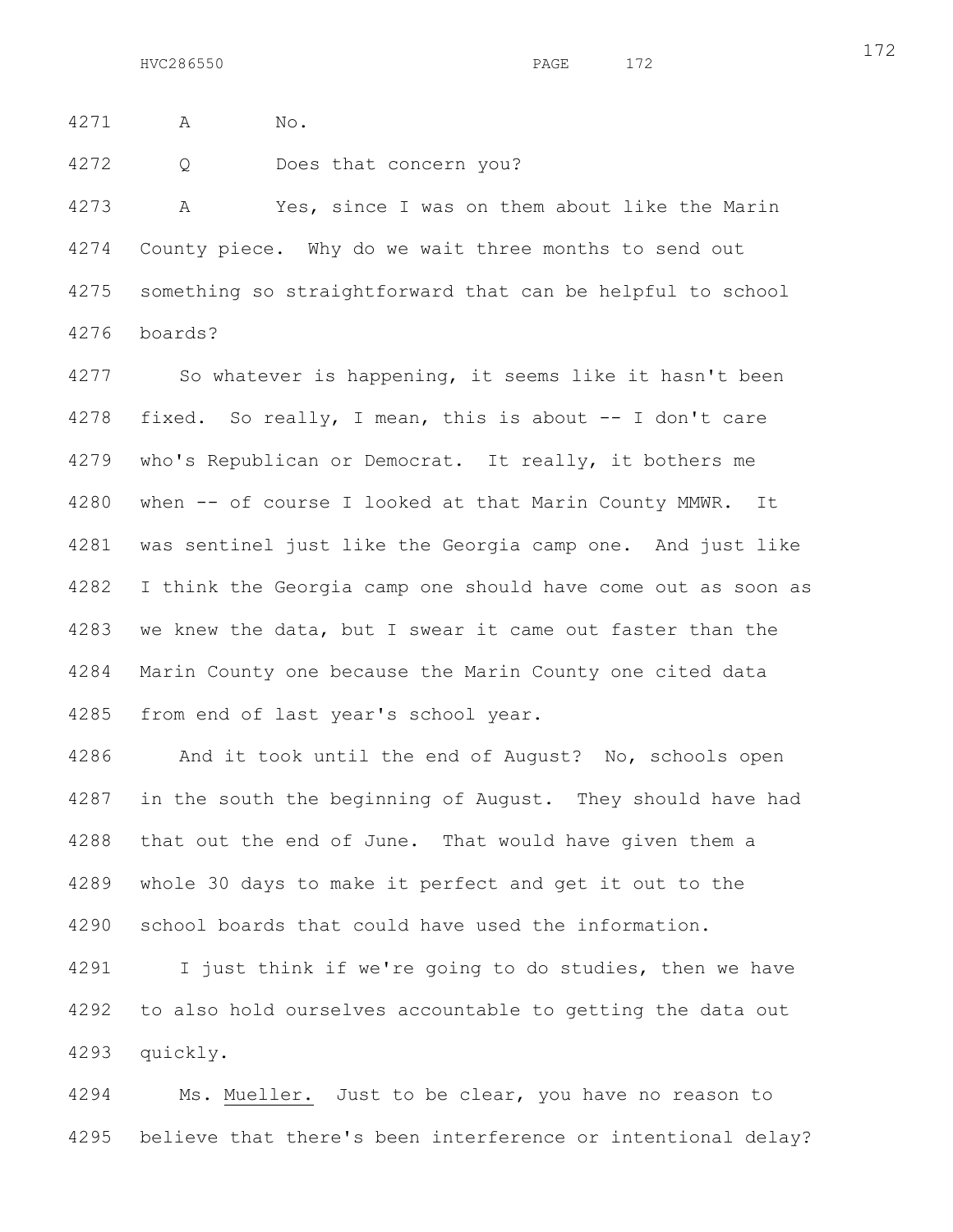A No.

Q Does that concern you?

A Yes, since I was on them about like the Marin County piece. Why do we wait three months to send out something so straightforward that can be helpful to school boards?

So whatever is happening, it seems like it hasn't been fixed. So really, I mean, this is about -- I don't care who's Republican or Democrat. It really, it bothers me when -- of course I looked at that Marin County MMWR. It was sentinel just like the Georgia camp one. And just like I think the Georgia camp one should have come out as soon as we knew the data, but I swear it came out faster than the Marin County one because the Marin County one cited data from end of last year's school year.

And it took until the end of August? No, schools open in the south the beginning of August. They should have had that out the end of June. That would have given them a whole 30 days to make it perfect and get it out to the school boards that could have used the information.

I just think if we're going to do studies, then we have to also hold ourselves accountable to getting the data out quickly.

Ms. Mueller. Just to be clear, you have no reason to believe that there's been interference or intentional delay?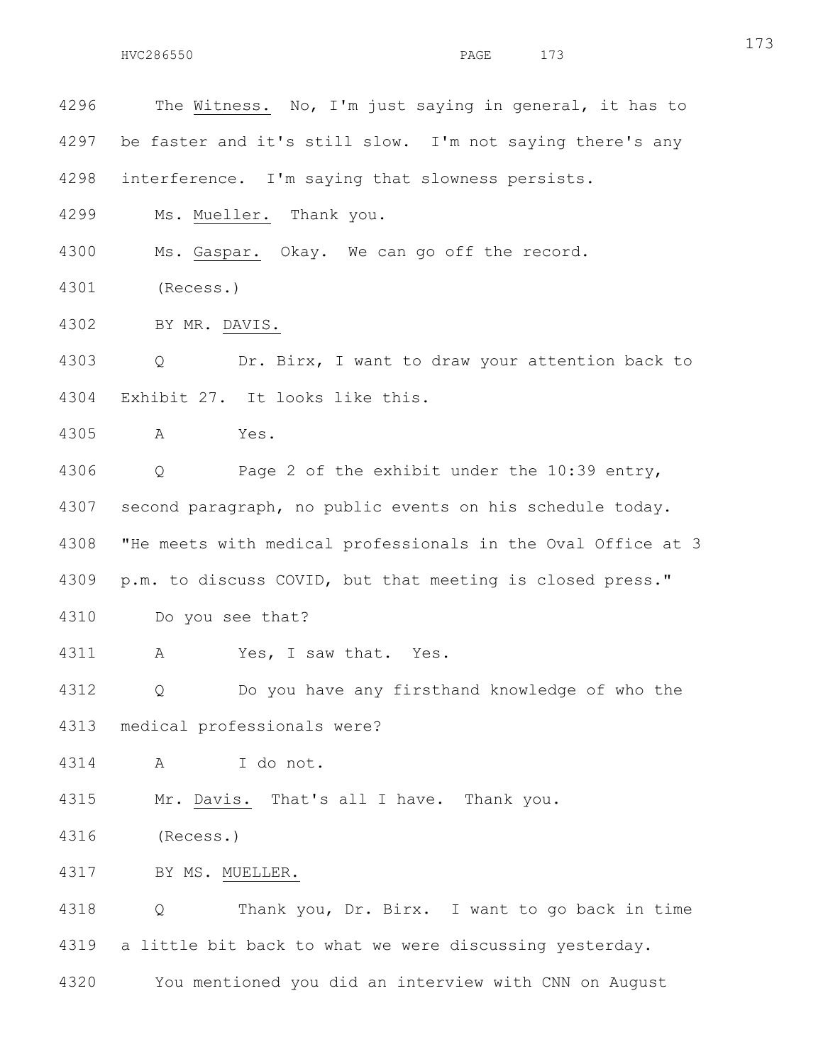4296 The Witness. No, I'm just saying in general, it has to

4297 be faster and it's still slow. I'm not saying there's any

4298 interference. I'm saying that slowness persists.

4299 Ms. Mueller. Thank you.

4300 Ms. Gaspar. Okay. We can go off the record.

4301 (Recess.)

4302 BY MR. DAVIS.

4303 Q Dr. Birx, I want to draw your attention back to

4304 Exhibit 27. It looks like this.

4305 A Yes.

4306 Q Page 2 of the exhibit under the 10:39 entry,

4307 second paragraph, no public events on his schedule today.

4308 "He meets with medical professionals in the Oval Office at 3

4309 p.m. to discuss COVID, but that meeting is closed press."

4310 Do you see that?

4311 A Yes, I saw that. Yes.

4312 Q Do you have any firsthand knowledge of who the

4313 medical professionals were?

4314 A I do not.

4315 Mr. Davis. That's all I have. Thank you.

4316 (Recess.)

4317 BY MS. MUELLER.

4318 Q Thank you, Dr. Birx. I want to go back in time

4319 a little bit back to what we were discussing yesterday.

4320 You mentioned you did an interview with CNN on August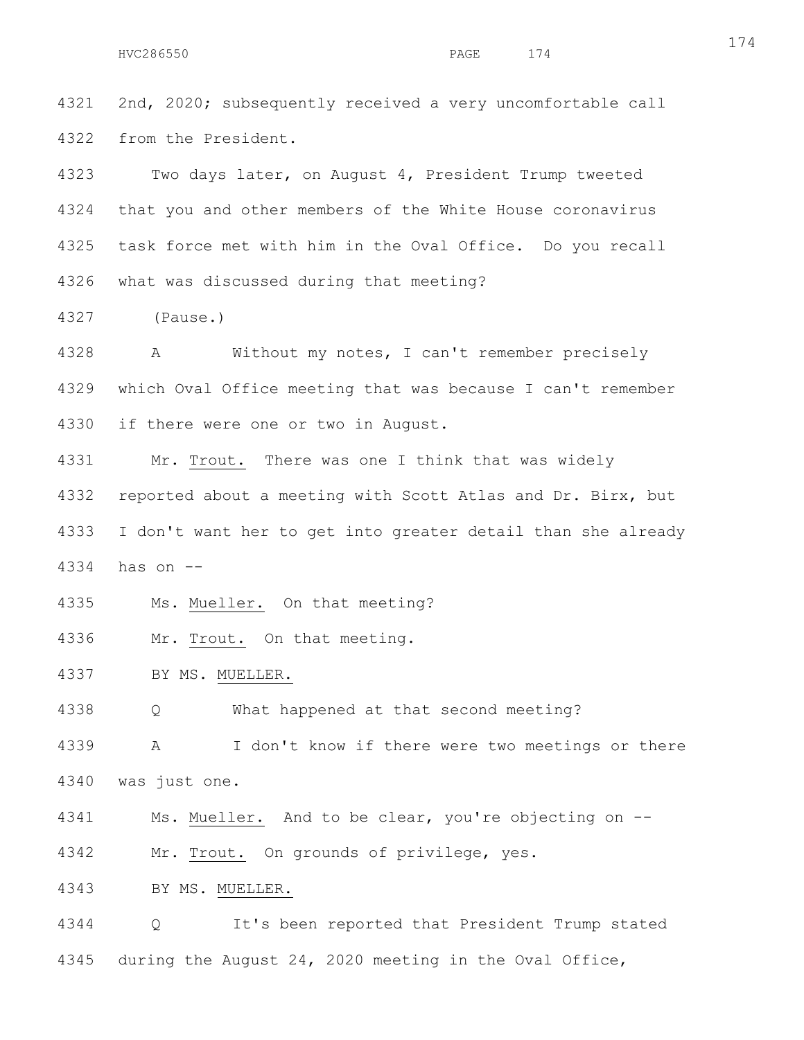4321 2nd, 2020; subsequently received a very uncomfortable call

4322 from the President.

4323 Two days later, on August 4, President Trump tweeted

4324 that you and other members of the White House coronavirus

4325 task force met with him in the Oval Office. Do you recall

4326 what was discussed during that meeting?

4327 (Pause.)

4328 A Without my notes, I can't remember precisely

4329 which Oval Office meeting that was because I can't remember

4330 if there were one or two in August.

4331 Mr. Trout. There was one I think that was widely

4332 reported about a meeting with Scott Atlas and Dr. Birx, but

4333 I don't want her to get into greater detail than she already

4334 has on --

4335 Ms. Mueller. On that meeting?

4336 Mr. Trout. On that meeting.

4337 BY MS. MUELLER.

4338 Q What happened at that second meeting?

4339 A I don't know if there were two meetings or there

4340 was just one.

4341 Ms. Mueller. And to be clear, you're objecting on --

4342 Mr. Trout. On grounds of privilege, yes.

4343 BY MS. MUELLER.

4344 Q It's been reported that President Trump stated

4345 during the August 24, 2020 meeting in the Oval Office,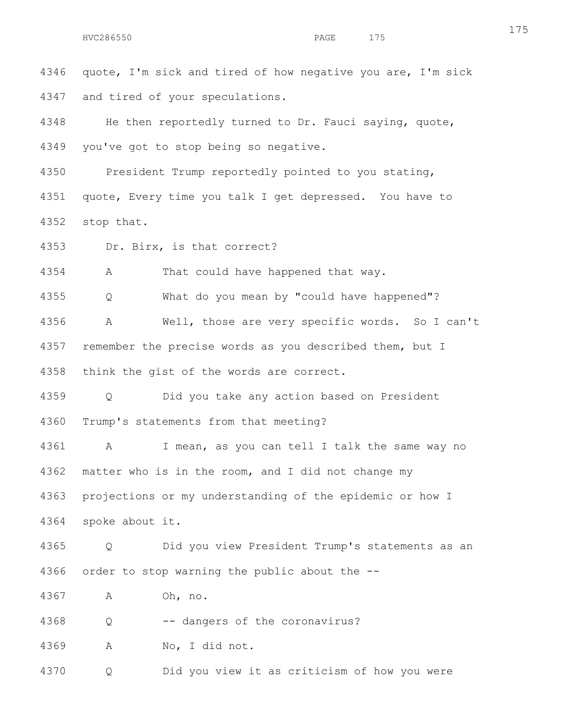quote, I'm sick and tired of how negative you are, I'm sick and tired of your speculations.

He then reportedly turned to Dr. Fauci saying, quote, you've got to stop being so negative.

President Trump reportedly pointed to you stating, quote, Every time you talk I get depressed. You have to stop that.

Dr. Birx, is that correct?

A That could have happened that way.

Q What do you mean by "could have happened"?

A Well, those are very specific words. So I can't remember the precise words as you described them, but I think the gist of the words are correct.

Q Did you take any action based on President Trump's statements from that meeting?

A I mean, as you can tell I talk the same way no matter who is in the room, and I did not change my projections or my understanding of the epidemic or how I spoke about it.

Q Did you view President Trump's statements as an order to stop warning the public about the --

A Oh, no.

Q -- dangers of the coronavirus?

A No, I did not.

Q Did you view it as criticism of how you were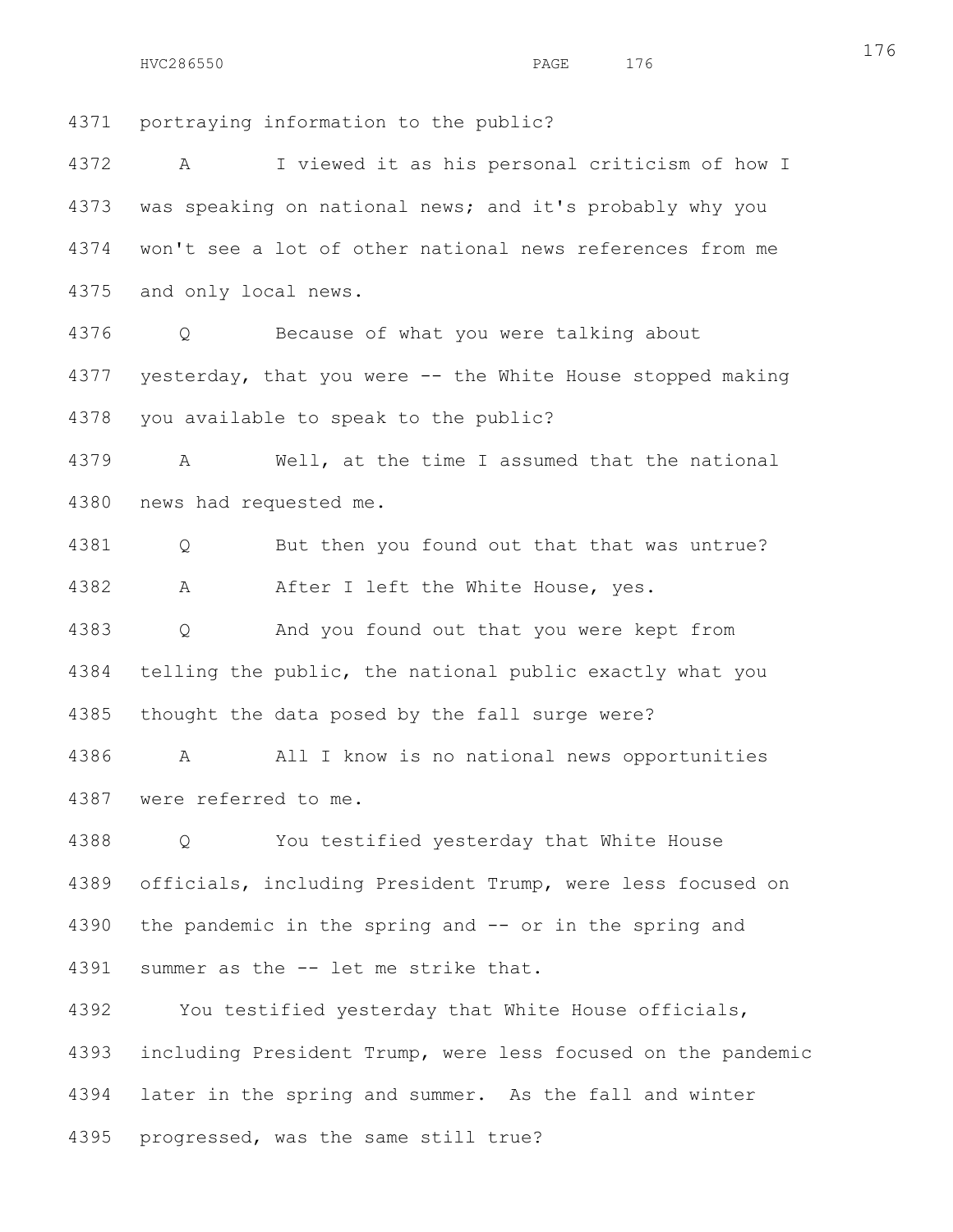4371 portraying information to the public?

4372 A I viewed it as his personal criticism of how I

4373 was speaking on national news; and it's probably why you

4374 won't see a lot of other national news references from me

4375 and only local news.

4376 Q Because of what you were talking about

4377 yesterday, that you were -- the White House stopped making

4378 you available to speak to the public?

4379 A Well, at the time I assumed that the national

4380 news had requested me.

4381 Q But then you found out that that was untrue?

4382 A After I left the White House, yes.

4383 Q And you found out that you were kept from

4384 telling the public, the national public exactly what you

4385 thought the data posed by the fall surge were?

4386 A All I know is no national news opportunities

4387 were referred to me.

4388 Q You testified yesterday that White House

4389 officials, including President Trump, were less focused on

4390 the pandemic in the spring and -- or in the spring and

4391 summer as the -- let me strike that.

4392 You testified yesterday that White House officials,

4393 including President Trump, were less focused on the pandemic

4394 later in the spring and summer. As the fall and winter

4395 progressed, was the same still true?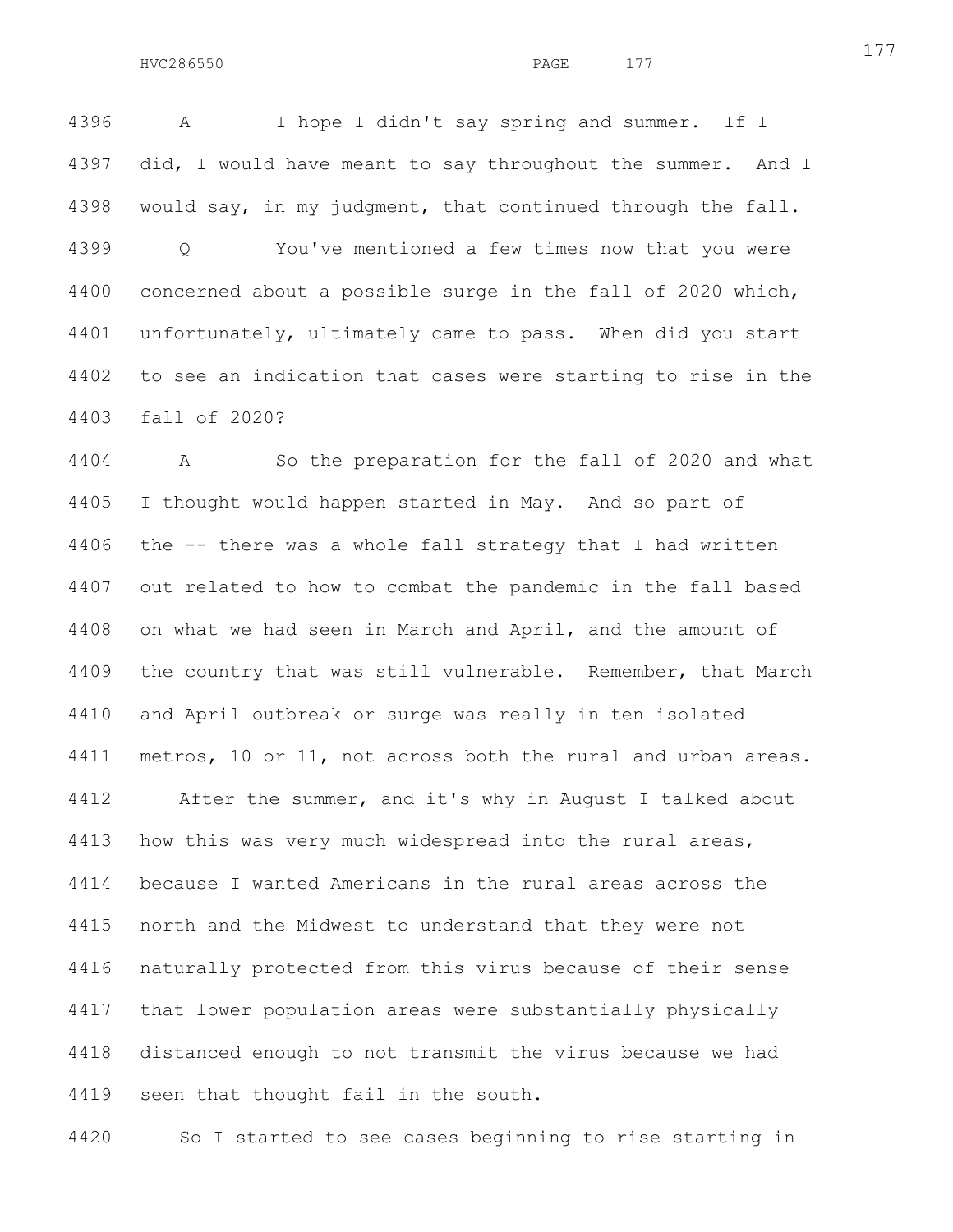A I hope I didn't say spring and summer. If I did, I would have meant to say throughout the summer. And I would say, in my judgment, that continued through the fall.

Q You've mentioned a few times now that you were concerned about a possible surge in the fall of 2020 which, unfortunately, ultimately came to pass. When did you start to see an indication that cases were starting to rise in the fall of 2020?

A So the preparation for the fall of 2020 and what I thought would happen started in May. And so part of the -- there was a whole fall strategy that I had written out related to how to combat the pandemic in the fall based on what we had seen in March and April, and the amount of the country that was still vulnerable. Remember, that March and April outbreak or surge was really in ten isolated metros, 10 or 11, not across both the rural and urban areas.

After the summer, and it's why in August I talked about how this was very much widespread into the rural areas, because I wanted Americans in the rural areas across the north and the Midwest to understand that they were not naturally protected from this virus because of their sense that lower population areas were substantially physically distanced enough to not transmit the virus because we had seen that thought fail in the south.

So I started to see cases beginning to rise starting in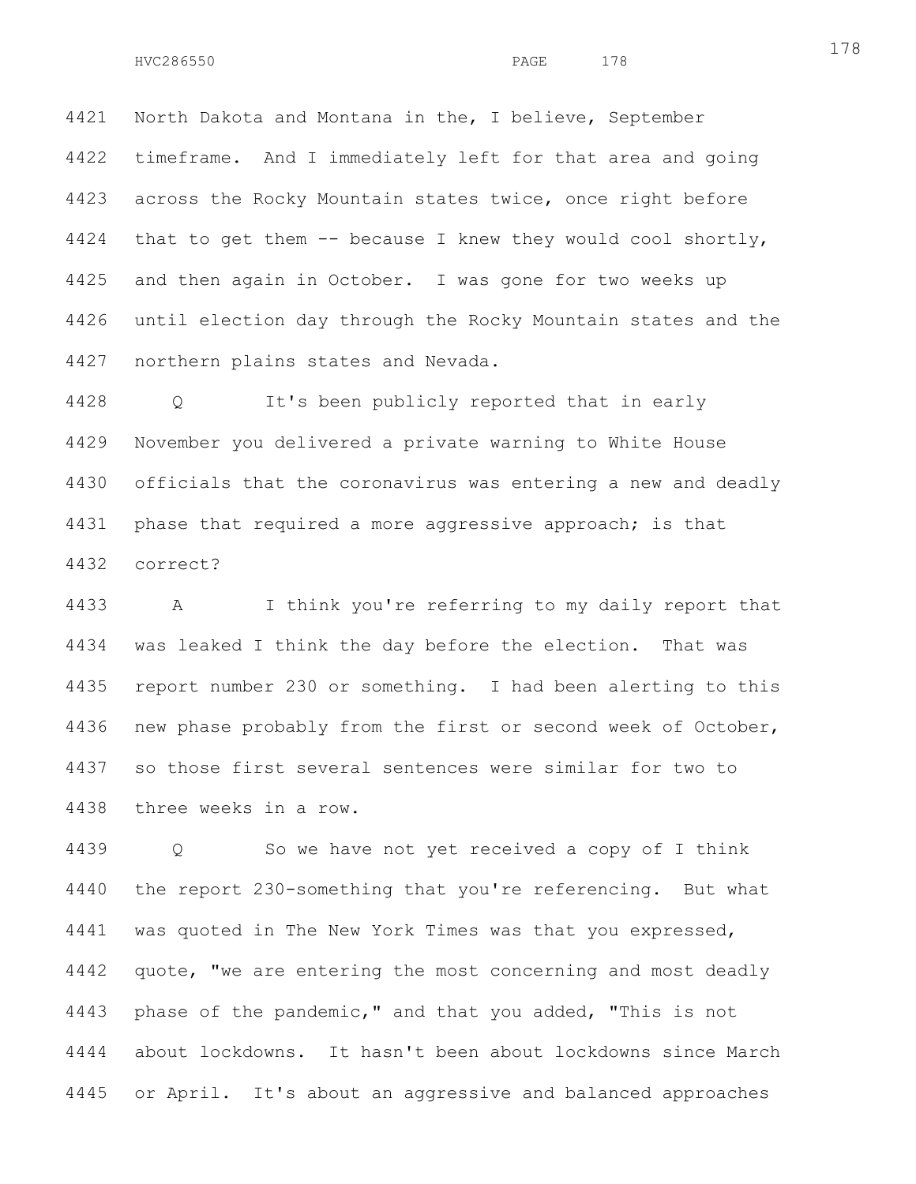4421 North Dakota and Montana in the, I believe, September
4422 timeframe. And I immediately left for that area and going
4423 across the Rocky Mountain states twice, once right before
4424 that to get them -- because I knew they would cool shortly,
4425 and then again in October. I was gone for two weeks up
4426 until election day through the Rocky Mountain states and the
4427 northern plains states and Nevada.

4428 Q It's been publicly reported that in early
4429 November you delivered a private warning to White House
4430 officials that the coronavirus was entering a new and deadly
4431 phase that required a more aggressive approach; is that
4432 correct?

4433 A I think you're referring to my daily report that
4434 was leaked I think the day before the election. That was
4435 report number 230 or something. I had been alerting to this
4436 new phase probably from the first or second week of October,
4437 so those first several sentences were similar for two to
4438 three weeks in a row.

4439 Q So we have not yet received a copy of I think
4440 the report 230-something that you're referencing. But what
4441 was quoted in The New York Times was that you expressed,
4442 quote, "we are entering the most concerning and most deadly
4443 phase of the pandemic," and that you added, "This is not
4444 about lockdowns. It hasn't been about lockdowns since March
4445 or April. It's about an aggressive and balanced approaches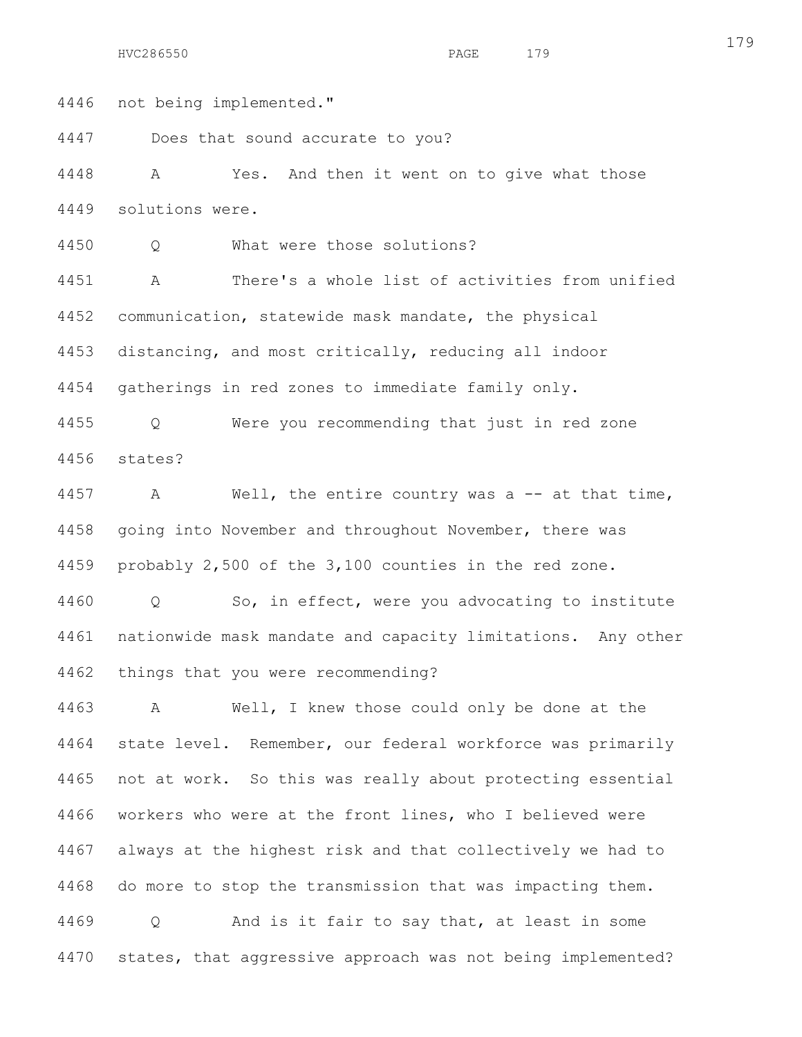4446 not being implemented."

4447 Does that sound accurate to you?

4448 A Yes. And then it went on to give what those

4449 solutions were.

4450 Q What were those solutions?

4451 A There's a whole list of activities from unified

4452 communication, statewide mask mandate, the physical

4453 distancing, and most critically, reducing all indoor

4454 gatherings in red zones to immediate family only.

4455 Q Were you recommending that just in red zone

4456 states?

4457 A Well, the entire country was a -- at that time,

4458 going into November and throughout November, there was

4459 probably 2,500 of the 3,100 counties in the red zone.

4460 Q So, in effect, were you advocating to institute

4461 nationwide mask mandate and capacity limitations. Any other

4462 things that you were recommending?

4463 A Well, I knew those could only be done at the

4464 state level. Remember, our federal workforce was primarily

4465 not at work. So this was really about protecting essential

4466 workers who were at the front lines, who I believed were

4467 always at the highest risk and that collectively we had to

4468 do more to stop the transmission that was impacting them.

4469 Q And is it fair to say that, at least in some

4470 states, that aggressive approach was not being implemented?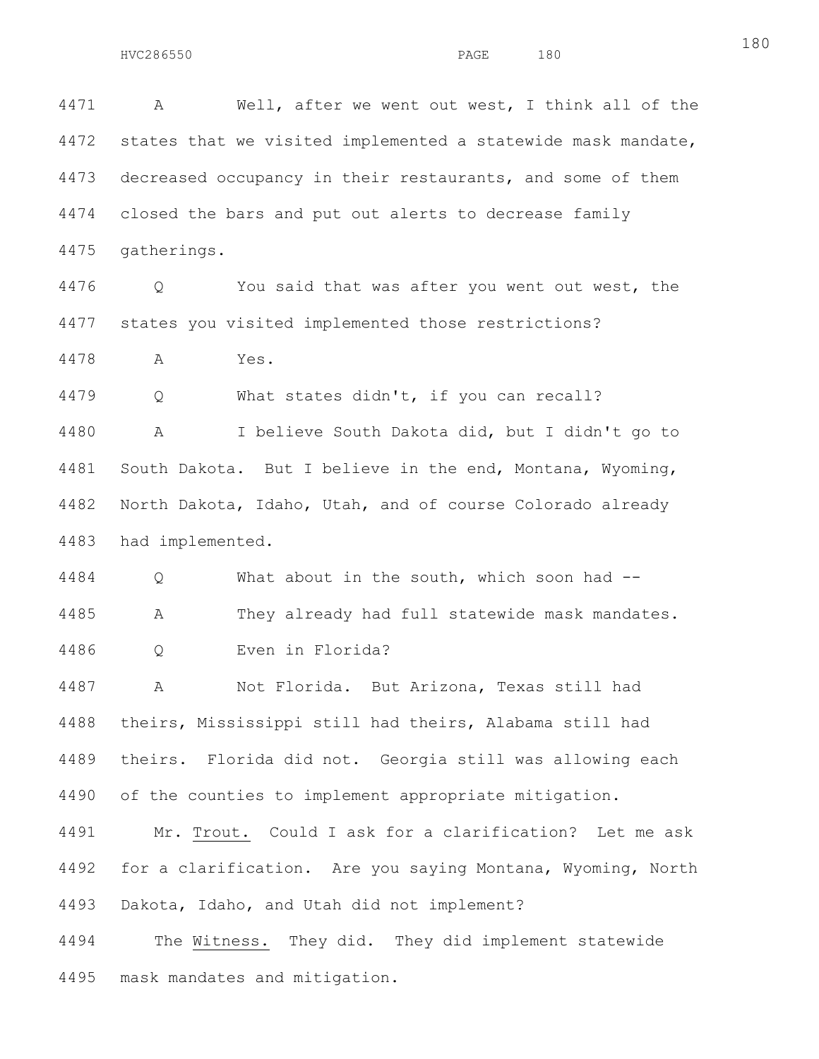4471 A Well, after we went out west, I think all of the
4472 states that we visited implemented a statewide mask mandate,
4473 decreased occupancy in their restaurants, and some of them
4474 closed the bars and put out alerts to decrease family
4475 gatherings.

4476 Q You said that was after you went out west, the
4477 states you visited implemented those restrictions?

4478 A Yes.

4479 Q What states didn't, if you can recall?

4480 A I believe South Dakota did, but I didn't go to
4481 South Dakota. But I believe in the end, Montana, Wyoming,
4482 North Dakota, Idaho, Utah, and of course Colorado already
4483 had implemented.

4484 Q What about in the south, which soon had --

4485 A They already had full statewide mask mandates.

4486 Q Even in Florida?

4487 A Not Florida. But Arizona, Texas still had
4488 theirs, Mississippi still had theirs, Alabama still had
4489 theirs. Florida did not. Georgia still was allowing each
4490 of the counties to implement appropriate mitigation.

4491 Mr. Trout. Could I ask for a clarification? Let me ask
4492 for a clarification. Are you saying Montana, Wyoming, North
4493 Dakota, Idaho, and Utah did not implement?

4494 The Witness. They did. They did implement statewide
4495 mask mandates and mitigation.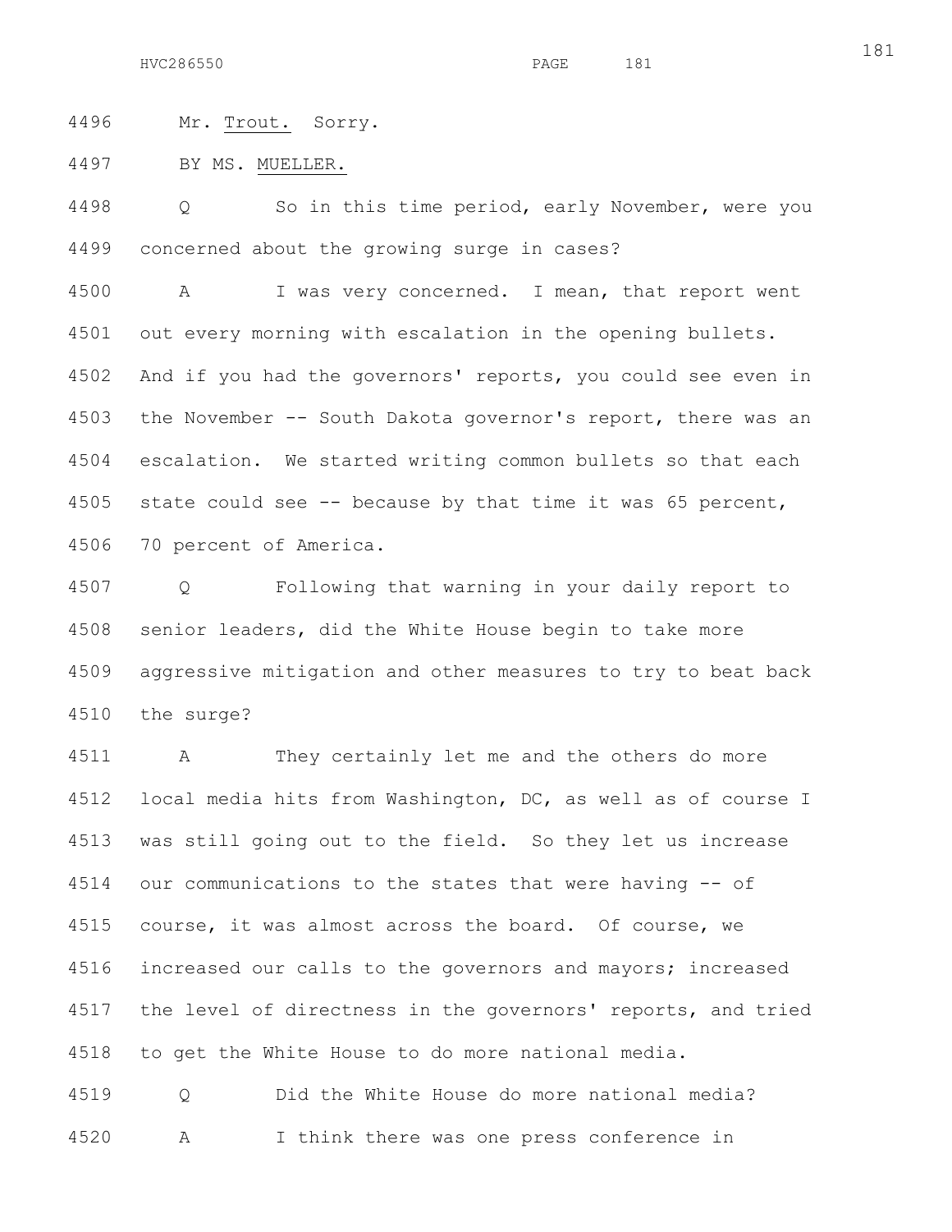4496 Mr. Trout. Sorry.

4497 BY MS. MUELLER.

4498 Q So in this time period, early November, were you
4499 concerned about the growing surge in cases?

4500 A I was very concerned. I mean, that report went
4501 out every morning with escalation in the opening bullets.
4502 And if you had the governors' reports, you could see even in
4503 the November -- South Dakota governor's report, there was an
4504 escalation. We started writing common bullets so that each
4505 state could see -- because by that time it was 65 percent,
4506 70 percent of America.

4507 Q Following that warning in your daily report to
4508 senior leaders, did the White House begin to take more
4509 aggressive mitigation and other measures to try to beat back
4510 the surge?

4511 A They certainly let me and the others do more
4512 local media hits from Washington, DC, as well as of course I
4513 was still going out to the field. So they let us increase
4514 our communications to the states that were having -- of
4515 course, it was almost across the board. Of course, we
4516 increased our calls to the governors and mayors; increased
4517 the level of directness in the governors' reports, and tried
4518 to get the White House to do more national media.

4519 Q Did the White House do more national media?

4520 A I think there was one press conference in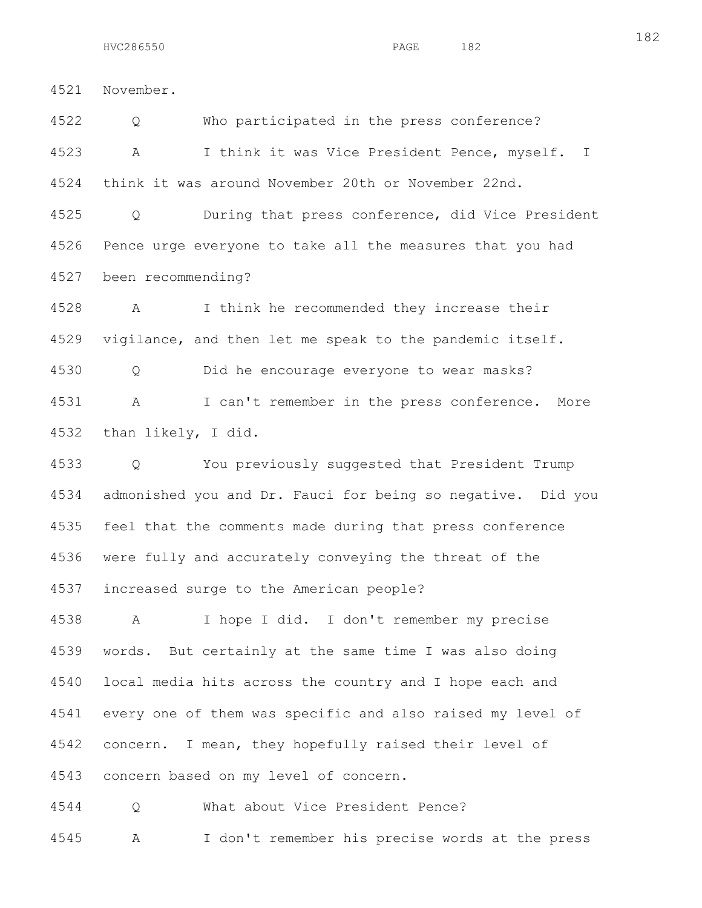4521 November.

4522 Q Who participated in the press conference?

4523 A I think it was Vice President Pence, myself. I

4524 think it was around November 20th or November 22nd.

4525 Q During that press conference, did Vice President

4526 Pence urge everyone to take all the measures that you had

4527 been recommending?

4528 A I think he recommended they increase their

4529 vigilance, and then let me speak to the pandemic itself.

4530 Q Did he encourage everyone to wear masks?

4531 A I can't remember in the press conference. More

4532 than likely, I did.

4533 Q You previously suggested that President Trump

4534 admonished you and Dr. Fauci for being so negative. Did you

4535 feel that the comments made during that press conference

4536 were fully and accurately conveying the threat of the

4537 increased surge to the American people?

4538 A I hope I did. I don't remember my precise

4539 words. But certainly at the same time I was also doing

4540 local media hits across the country and I hope each and

4541 every one of them was specific and also raised my level of

4542 concern. I mean, they hopefully raised their level of

4543 concern based on my level of concern.

4544 Q What about Vice President Pence?

4545 A I don't remember his precise words at the press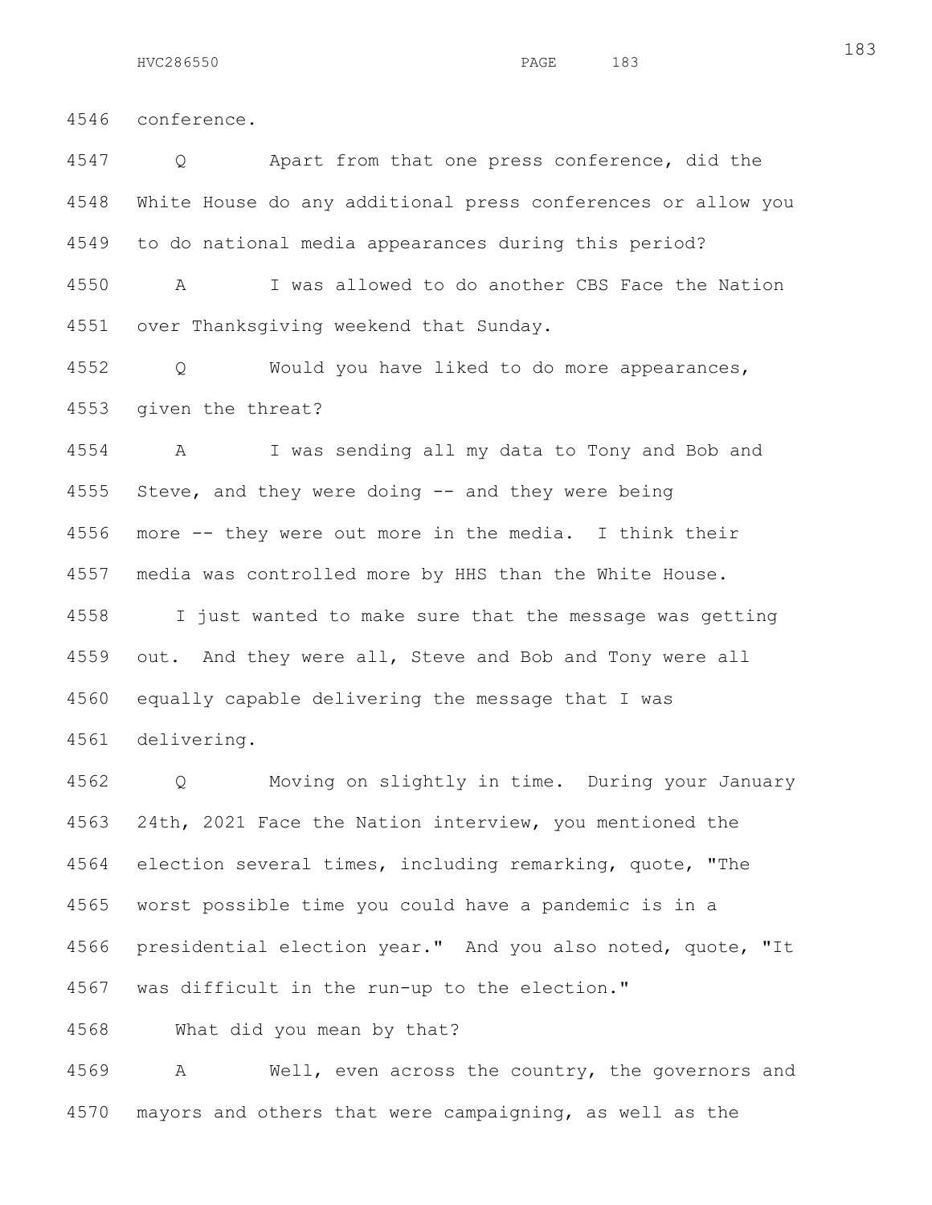4546 conference.

4547 Q Apart from that one press conference, did the

4548 White House do any additional press conferences or allow you

4549 to do national media appearances during this period?

4550 A I was allowed to do another CBS Face the Nation

4551 over Thanksgiving weekend that Sunday.

4552 Q Would you have liked to do more appearances,

4553 given the threat?

4554 A I was sending all my data to Tony and Bob and

4555 Steve, and they were doing -- and they were being

4556 more -- they were out more in the media. I think their

4557 media was controlled more by HHS than the White House.

4558 I just wanted to make sure that the message was getting

4559 out. And they were all, Steve and Bob and Tony were all

4560 equally capable delivering the message that I was

4561 delivering.

4562 Q Moving on slightly in time. During your January

4563 24th, 2021 Face the Nation interview, you mentioned the

4564 election several times, including remarking, quote, "The

4565 worst possible time you could have a pandemic is in a

4566 presidential election year." And you also noted, quote, "It

4567 was difficult in the run-up to the election."

4568 What did you mean by that?

4569 A Well, even across the country, the governors and

4570 mayors and others that were campaigning, as well as the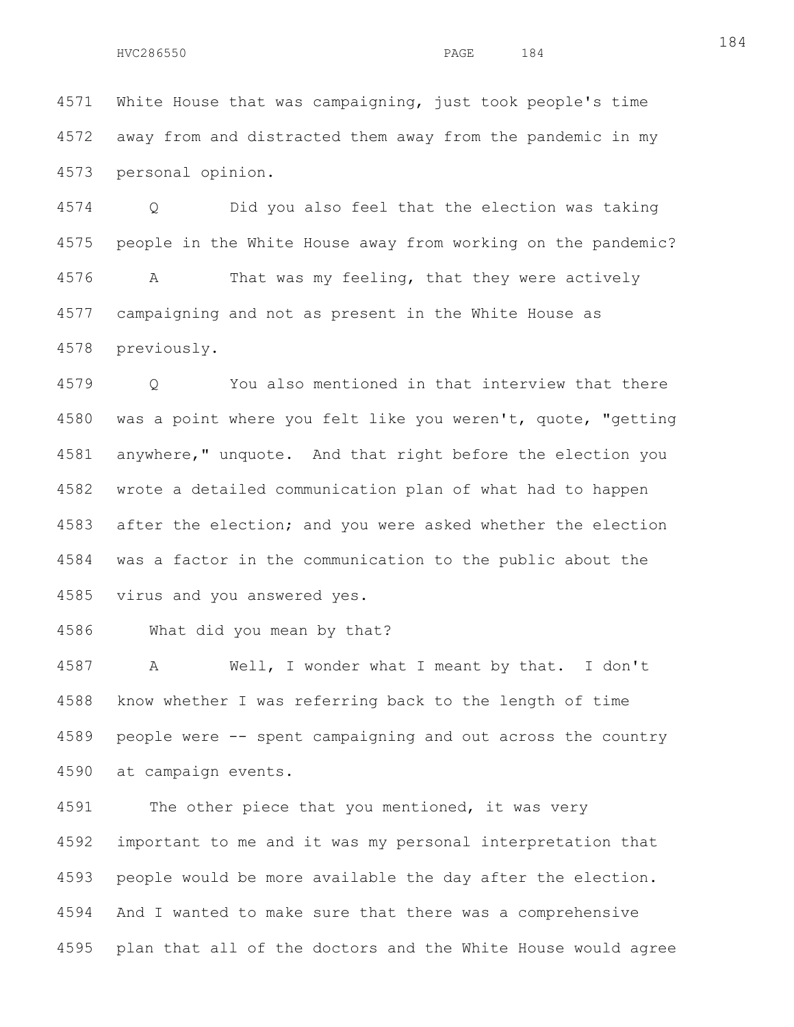White House that was campaigning, just took people's time away from and distracted them away from the pandemic in my personal opinion.

Q Did you also feel that the election was taking people in the White House away from working on the pandemic?

A That was my feeling, that they were actively campaigning and not as present in the White House as previously.

Q You also mentioned in that interview that there was a point where you felt like you weren't, quote, "getting anywhere," unquote. And that right before the election you wrote a detailed communication plan of what had to happen after the election; and you were asked whether the election was a factor in the communication to the public about the virus and you answered yes.

What did you mean by that?

A Well, I wonder what I meant by that. I don't know whether I was referring back to the length of time people were -- spent campaigning and out across the country at campaign events.

The other piece that you mentioned, it was very important to me and it was my personal interpretation that people would be more available the day after the election. And I wanted to make sure that there was a comprehensive plan that all of the doctors and the White House would agree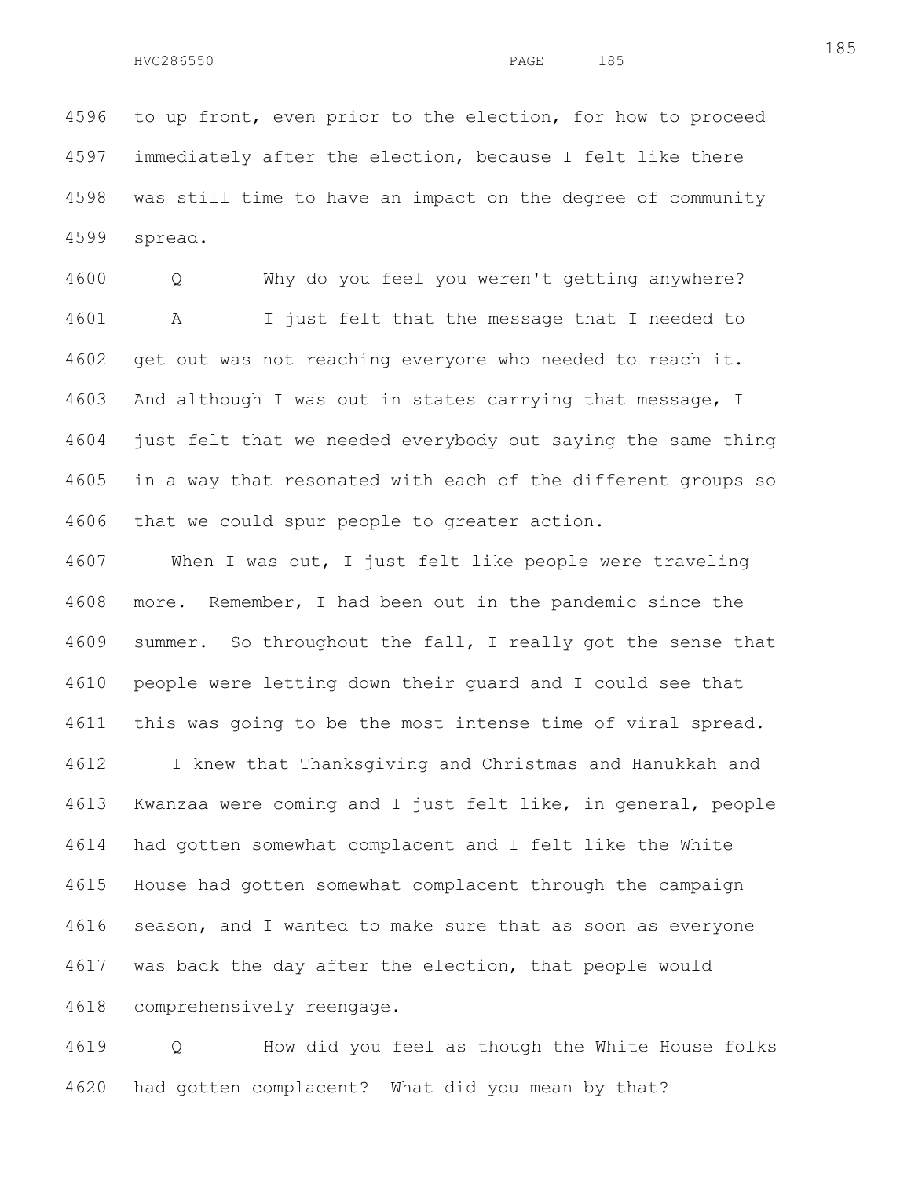to up front, even prior to the election, for how to proceed immediately after the election, because I felt like there was still time to have an impact on the degree of community spread.

Q Why do you feel you weren't getting anywhere?

A I just felt that the message that I needed to get out was not reaching everyone who needed to reach it. And although I was out in states carrying that message, I just felt that we needed everybody out saying the same thing in a way that resonated with each of the different groups so that we could spur people to greater action.

When I was out, I just felt like people were traveling more. Remember, I had been out in the pandemic since the summer. So throughout the fall, I really got the sense that people were letting down their guard and I could see that this was going to be the most intense time of viral spread.

I knew that Thanksgiving and Christmas and Hanukkah and Kwanzaa were coming and I just felt like, in general, people had gotten somewhat complacent and I felt like the White House had gotten somewhat complacent through the campaign season, and I wanted to make sure that as soon as everyone was back the day after the election, that people would comprehensively reengage.

Q How did you feel as though the White House folks had gotten complacent? What did you mean by that?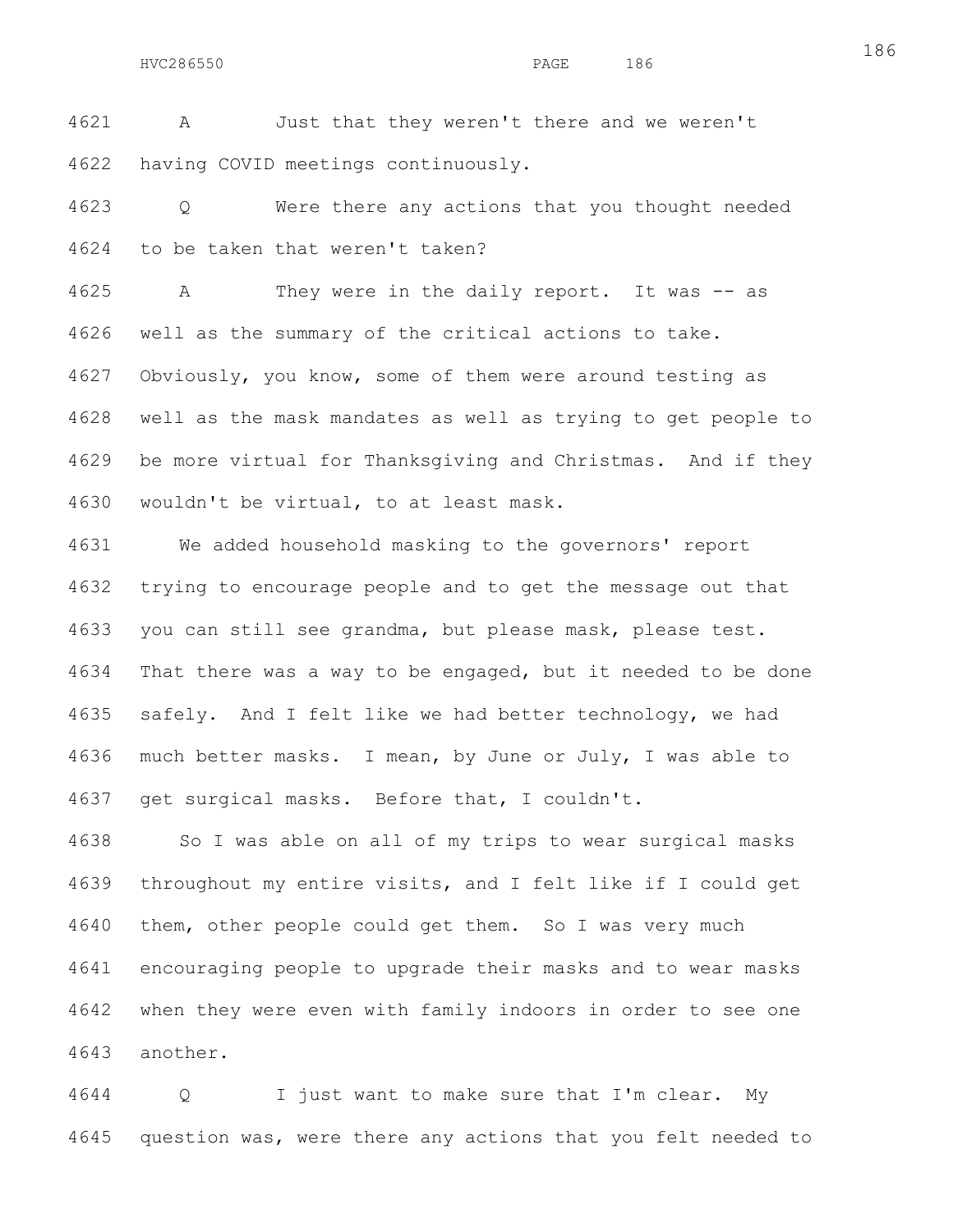A Just that they weren't there and we weren't having COVID meetings continuously.

Q Were there any actions that you thought needed to be taken that weren't taken?

A They were in the daily report. It was -- as well as the summary of the critical actions to take. Obviously, you know, some of them were around testing as well as the mask mandates as well as trying to get people to be more virtual for Thanksgiving and Christmas. And if they wouldn't be virtual, to at least mask.

We added household masking to the governors' report trying to encourage people and to get the message out that you can still see grandma, but please mask, please test. That there was a way to be engaged, but it needed to be done safely. And I felt like we had better technology, we had much better masks. I mean, by June or July, I was able to get surgical masks. Before that, I couldn't.

So I was able on all of my trips to wear surgical masks throughout my entire visits, and I felt like if I could get them, other people could get them. So I was very much encouraging people to upgrade their masks and to wear masks when they were even with family indoors in order to see one another.

Q I just want to make sure that I'm clear. My question was, were there any actions that you felt needed to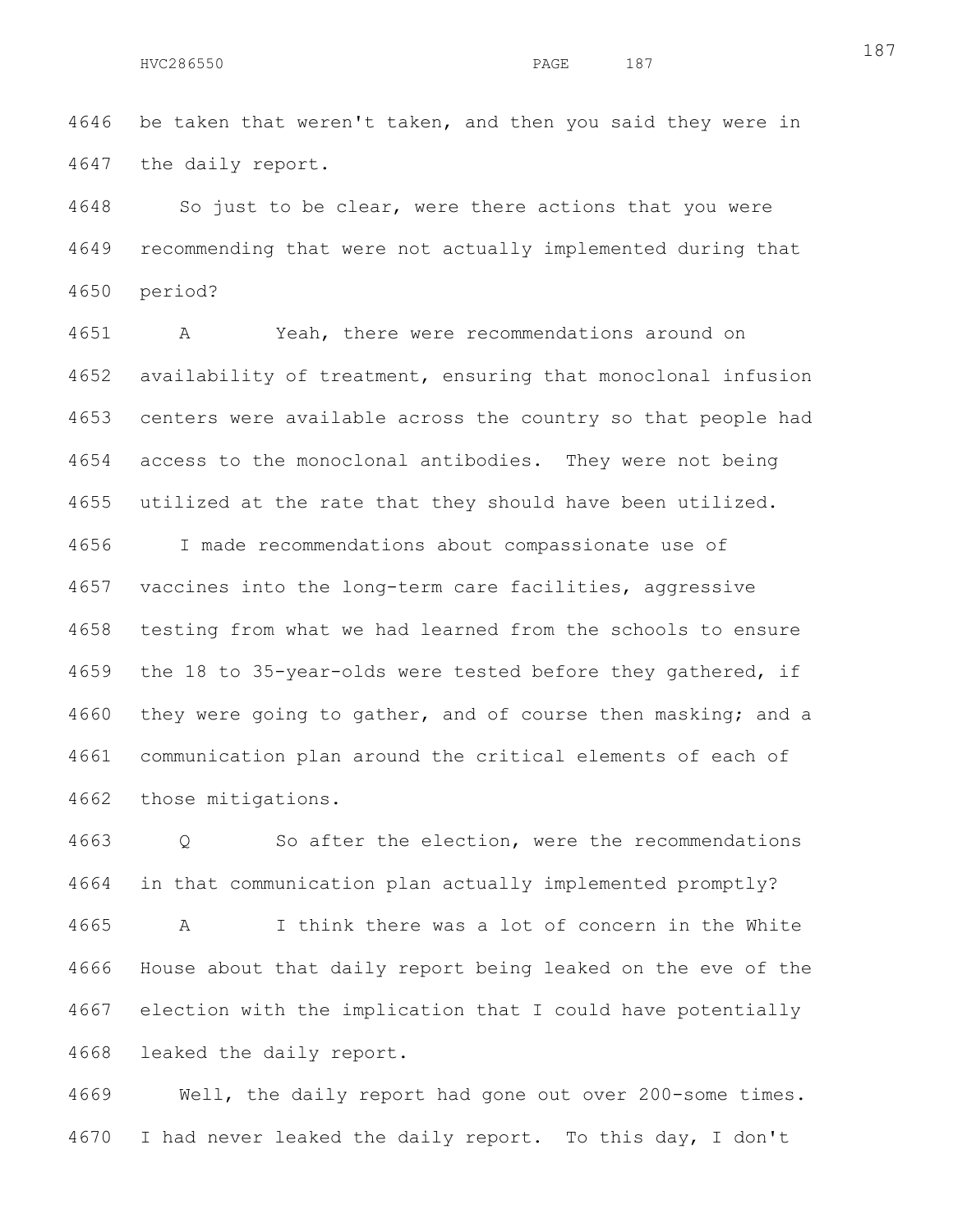be taken that weren't taken, and then you said they were in the daily report.

So just to be clear, were there actions that you were recommending that were not actually implemented during that period?

A Yeah, there were recommendations around on availability of treatment, ensuring that monoclonal infusion centers were available across the country so that people had access to the monoclonal antibodies. They were not being utilized at the rate that they should have been utilized.

I made recommendations about compassionate use of vaccines into the long-term care facilities, aggressive testing from what we had learned from the schools to ensure the 18 to 35-year-olds were tested before they gathered, if they were going to gather, and of course then masking; and a communication plan around the critical elements of each of those mitigations.

Q So after the election, were the recommendations in that communication plan actually implemented promptly?

A I think there was a lot of concern in the White House about that daily report being leaked on the eve of the election with the implication that I could have potentially leaked the daily report.

Well, the daily report had gone out over 200-some times. I had never leaked the daily report. To this day, I don't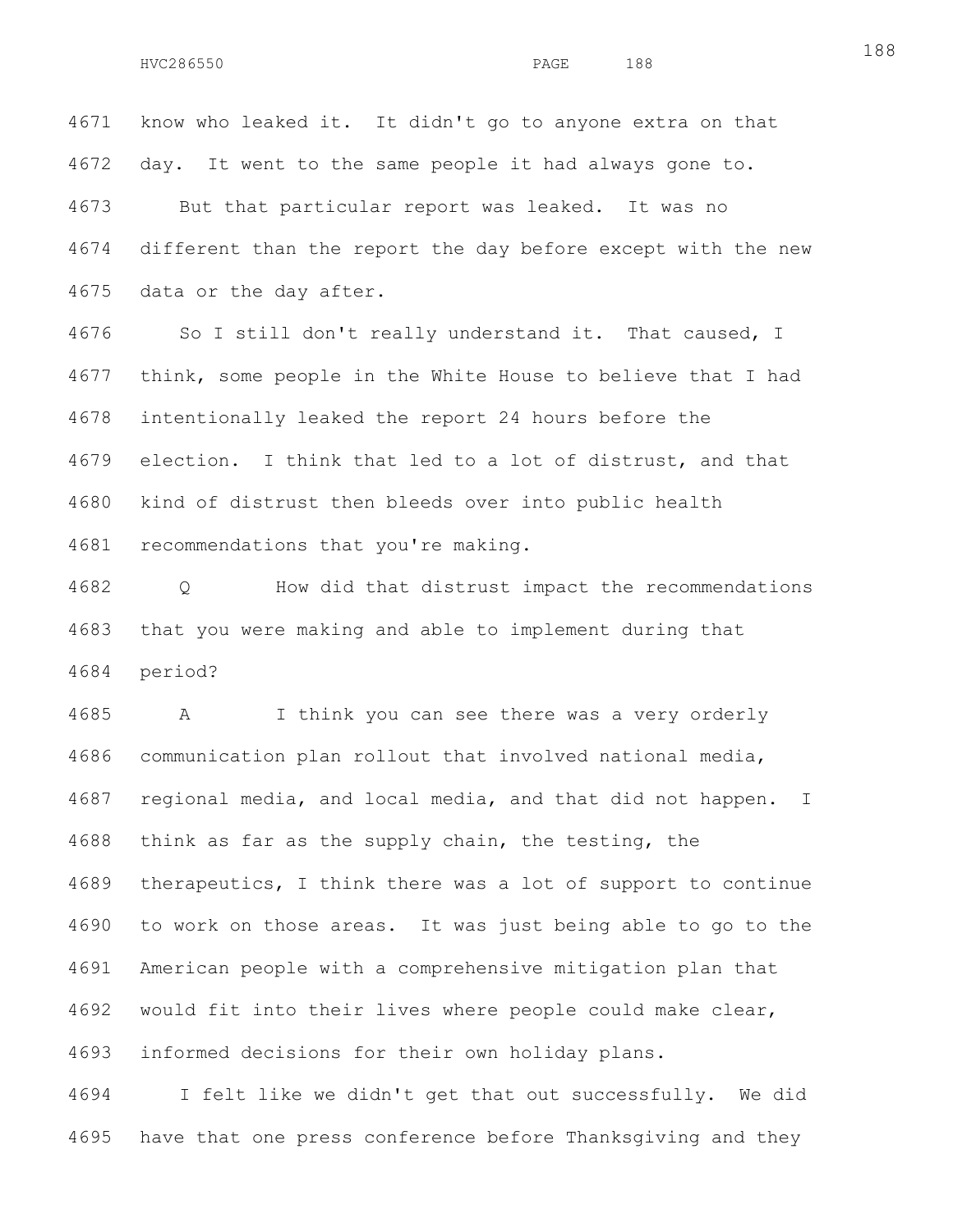know who leaked it. It didn't go to anyone extra on that day. It went to the same people it had always gone to.

But that particular report was leaked. It was no different than the report the day before except with the new data or the day after.

So I still don't really understand it. That caused, I think, some people in the White House to believe that I had intentionally leaked the report 24 hours before the election. I think that led to a lot of distrust, and that kind of distrust then bleeds over into public health recommendations that you're making.

Q How did that distrust impact the recommendations that you were making and able to implement during that period?

A I think you can see there was a very orderly communication plan rollout that involved national media, regional media, and local media, and that did not happen. I think as far as the supply chain, the testing, the therapeutics, I think there was a lot of support to continue to work on those areas. It was just being able to go to the American people with a comprehensive mitigation plan that would fit into their lives where people could make clear, informed decisions for their own holiday plans.

I felt like we didn't get that out successfully. We did have that one press conference before Thanksgiving and they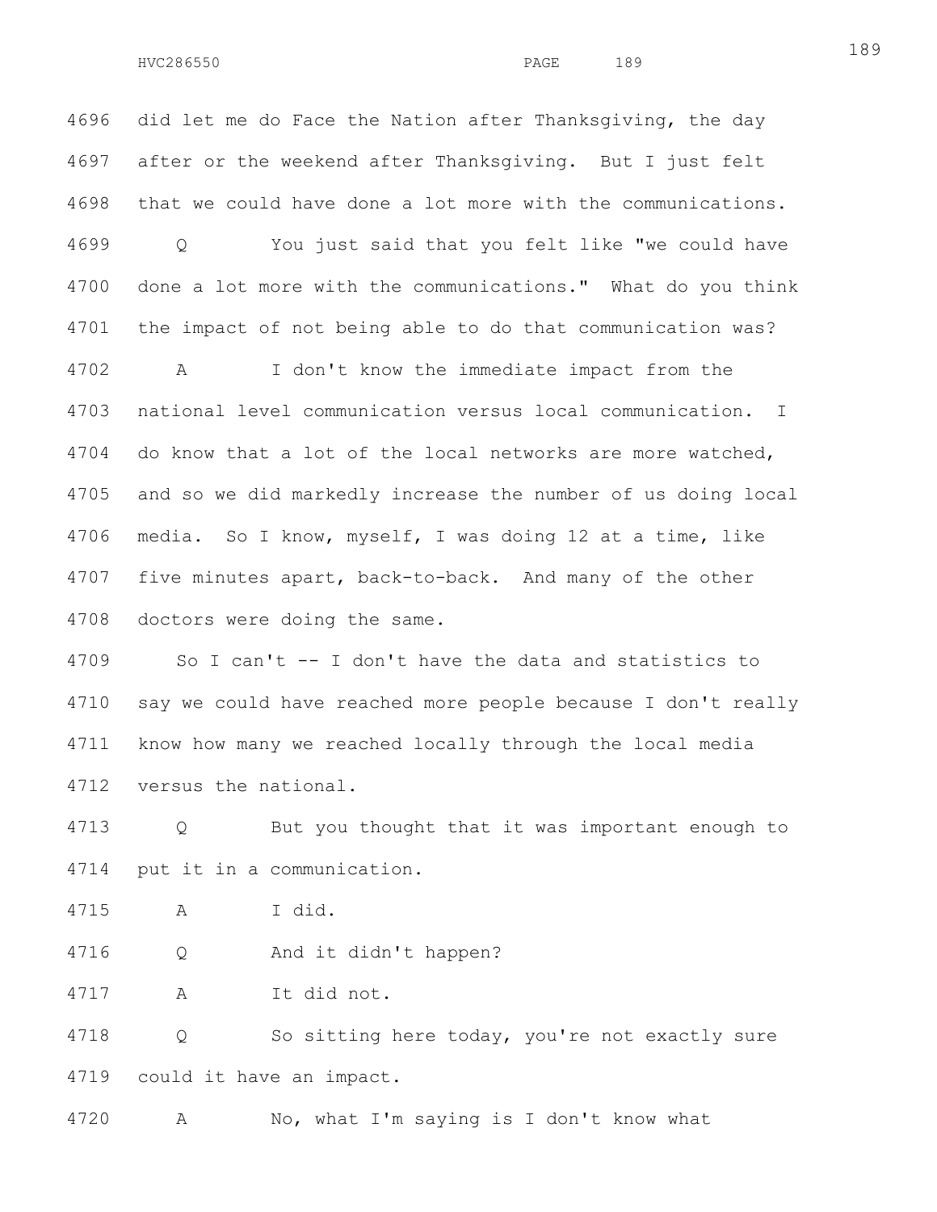4696 did let me do Face the Nation after Thanksgiving, the day

4697 after or the weekend after Thanksgiving. But I just felt

4698 that we could have done a lot more with the communications.

4699 Q You just said that you felt like "we could have

4700 done a lot more with the communications." What do you think

4701 the impact of not being able to do that communication was?

4702 A I don't know the immediate impact from the

4703 national level communication versus local communication. I

4704 do know that a lot of the local networks are more watched,

4705 and so we did markedly increase the number of us doing local

4706 media. So I know, myself, I was doing 12 at a time, like

4707 five minutes apart, back-to-back. And many of the other

4708 doctors were doing the same.

4709 So I can't -- I don't have the data and statistics to

4710 say we could have reached more people because I don't really

4711 know how many we reached locally through the local media

4712 versus the national.

4713 Q But you thought that it was important enough to

4714 put it in a communication.

4715 A I did.

4716 Q And it didn't happen?

4717 A It did not.

4718 Q So sitting here today, you're not exactly sure

4719 could it have an impact.

4720 A No, what I'm saying is I don't know what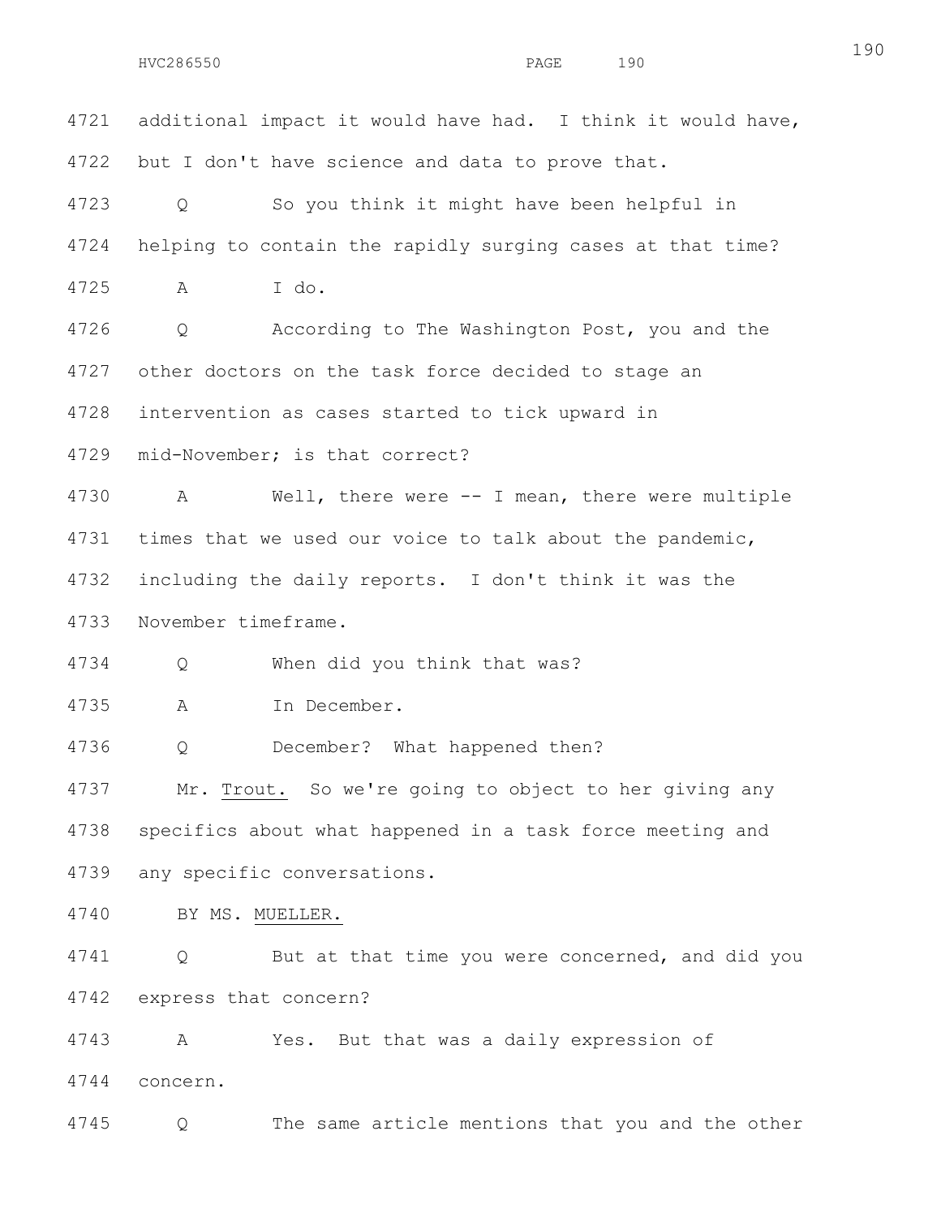4721 additional impact it would have had. I think it would have,

4722 but I don't have science and data to prove that.

4723 Q So you think it might have been helpful in

4724 helping to contain the rapidly surging cases at that time?

4725 A I do.

4726 Q According to The Washington Post, you and the

4727 other doctors on the task force decided to stage an

4728 intervention as cases started to tick upward in

4729 mid-November; is that correct?

4730 A Well, there were -- I mean, there were multiple

4731 times that we used our voice to talk about the pandemic,

4732 including the daily reports. I don't think it was the

4733 November timeframe.

4734 Q When did you think that was?

4735 A In December.

4736 Q December? What happened then?

4737 Mr. Trout. So we're going to object to her giving any

4738 specifics about what happened in a task force meeting and

4739 any specific conversations.

4740 BY MS. MUELLER.

4741 Q But at that time you were concerned, and did you

4742 express that concern?

4743 A Yes. But that was a daily expression of

4744 concern.

4745 Q The same article mentions that you and the other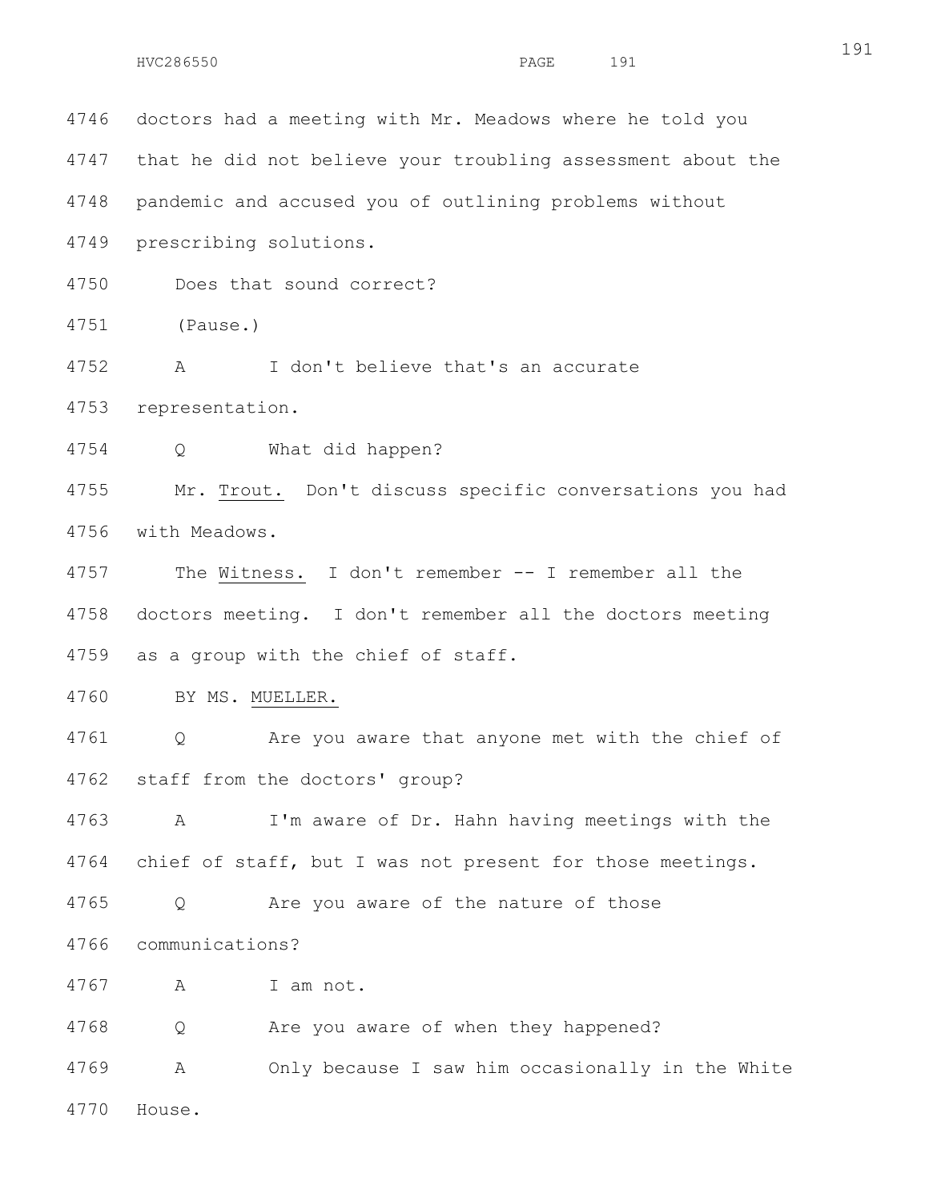doctors had a meeting with Mr. Meadows where he told you that he did not believe your troubling assessment about the pandemic and accused you of outlining problems without prescribing solutions.

Does that sound correct?

(Pause.)

A I don't believe that's an accurate representation.

Q What did happen?

Mr. Trout. Don't discuss specific conversations you had with Meadows.

The Witness. I don't remember -- I remember all the doctors meeting. I don't remember all the doctors meeting as a group with the chief of staff.

BY MS. MUELLER.

Q Are you aware that anyone met with the chief of staff from the doctors' group?

A I'm aware of Dr. Hahn having meetings with the chief of staff, but I was not present for those meetings.

Q Are you aware of the nature of those communications?

A I am not.

Q Are you aware of when they happened?

A Only because I saw him occasionally in the White House.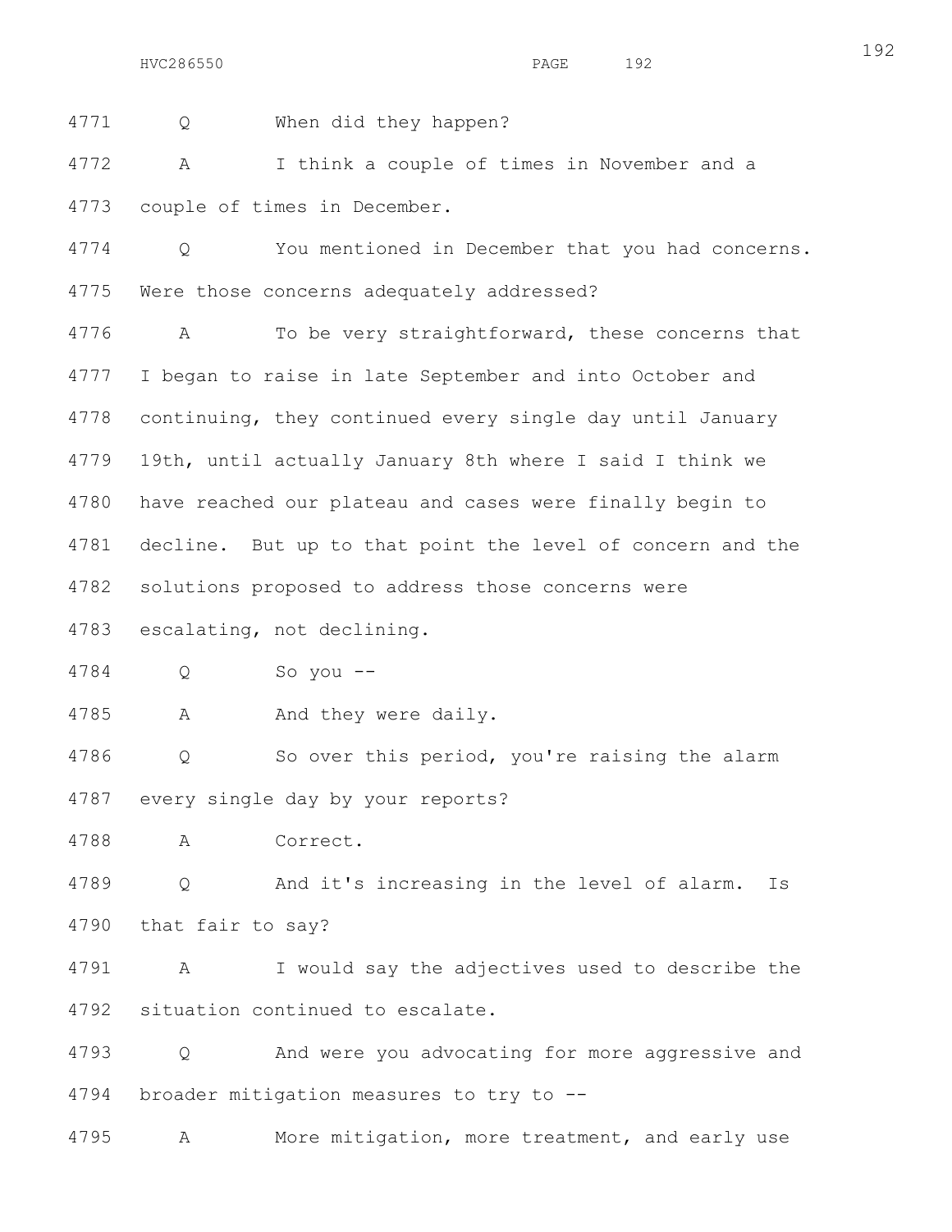4771 Q When did they happen?

4772 A I think a couple of times in November and a
4773 couple of times in December.

4774 Q You mentioned in December that you had concerns.
4775 Were those concerns adequately addressed?

4776 A To be very straightforward, these concerns that
4777 I began to raise in late September and into October and
4778 continuing, they continued every single day until January
4779 19th, until actually January 8th where I said I think we
4780 have reached our plateau and cases were finally begin to
4781 decline. But up to that point the level of concern and the
4782 solutions proposed to address those concerns were
4783 escalating, not declining.

4784 Q So you --

4785 A And they were daily.

4786 Q So over this period, you're raising the alarm
4787 every single day by your reports?

4788 A Correct.

4789 Q And it's increasing in the level of alarm. Is
4790 that fair to say?

4791 A I would say the adjectives used to describe the
4792 situation continued to escalate.

4793 Q And were you advocating for more aggressive and
4794 broader mitigation measures to try to --

4795 A More mitigation, more treatment, and early use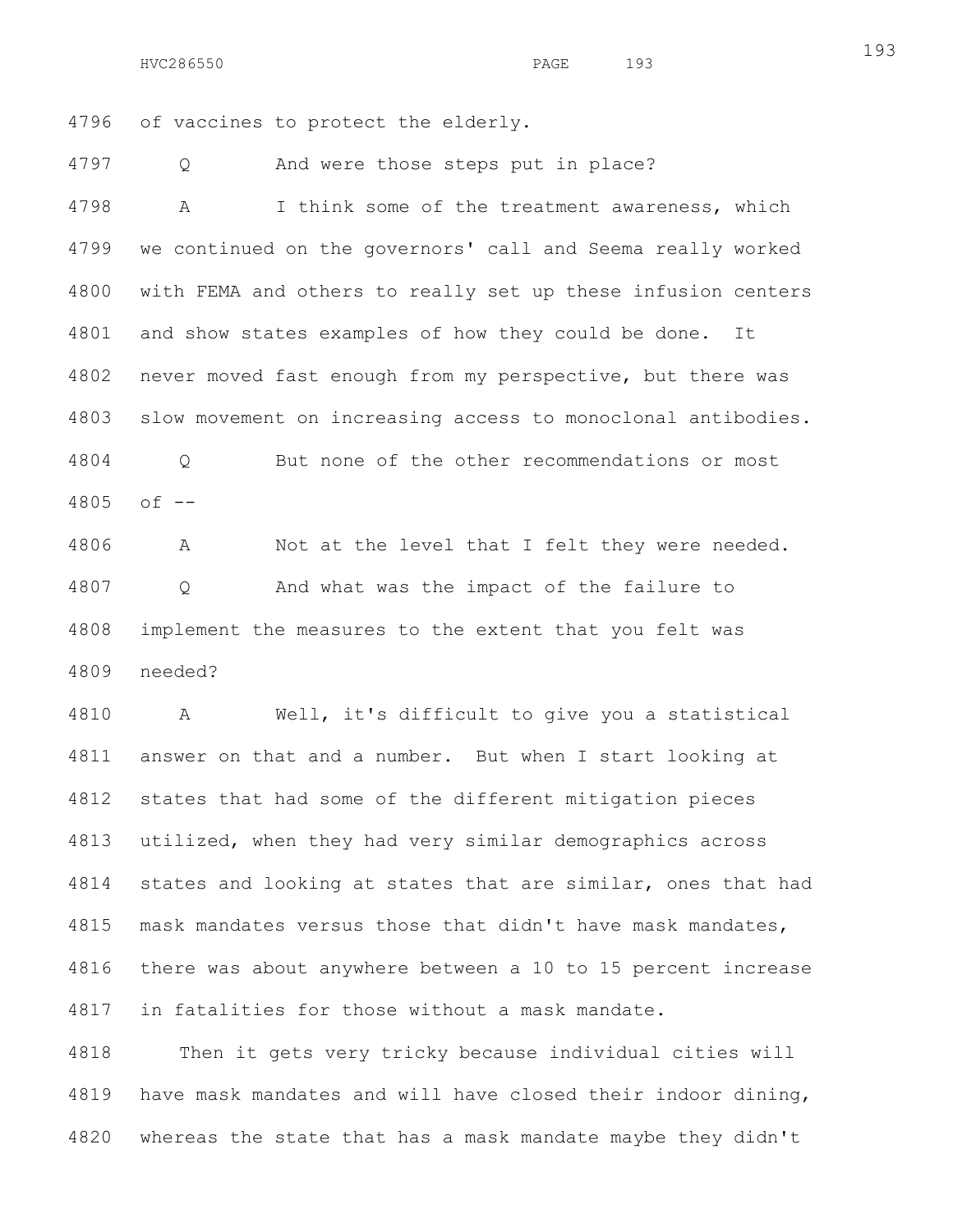of vaccines to protect the elderly.

Q And were those steps put in place?

A I think some of the treatment awareness, which we continued on the governors' call and Seema really worked with FEMA and others to really set up these infusion centers and show states examples of how they could be done. It never moved fast enough from my perspective, but there was slow movement on increasing access to monoclonal antibodies.

Q But none of the other recommendations or most of --

A Not at the level that I felt they were needed.

Q And what was the impact of the failure to implement the measures to the extent that you felt was needed?

A Well, it's difficult to give you a statistical answer on that and a number. But when I start looking at states that had some of the different mitigation pieces utilized, when they had very similar demographics across states and looking at states that are similar, ones that had mask mandates versus those that didn't have mask mandates, there was about anywhere between a 10 to 15 percent increase in fatalities for those without a mask mandate.

Then it gets very tricky because individual cities will have mask mandates and will have closed their indoor dining, whereas the state that has a mask mandate maybe they didn't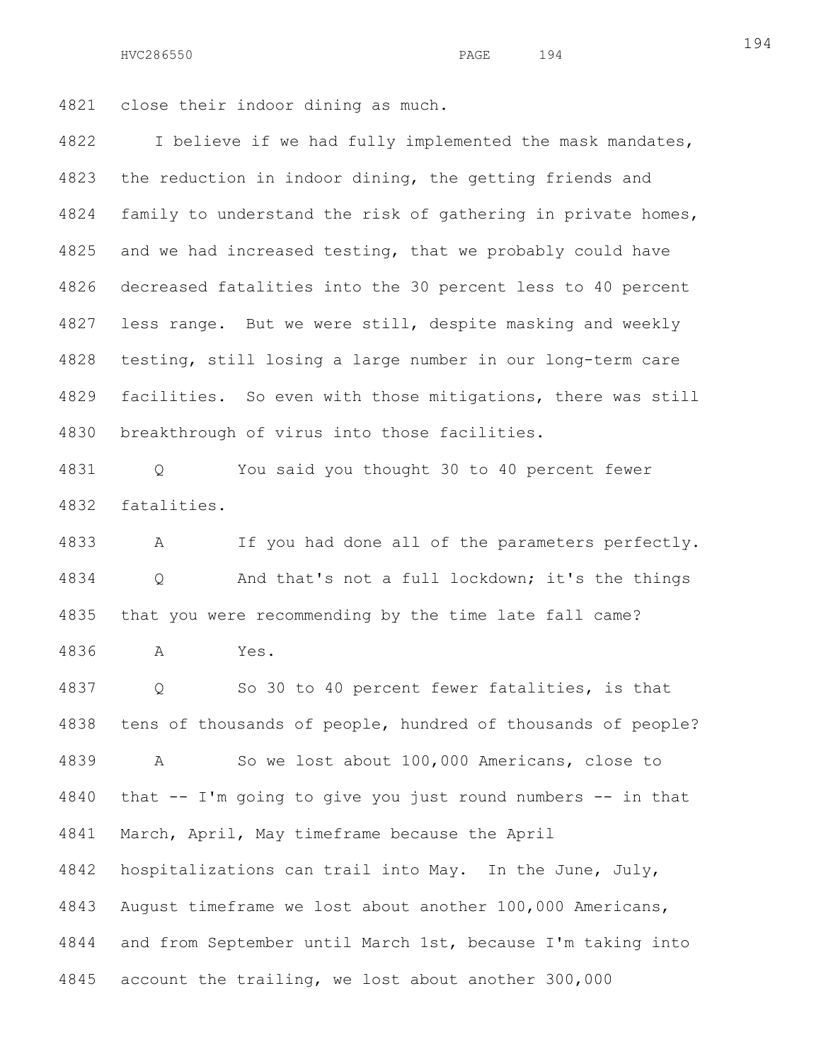close their indoor dining as much.

I believe if we had fully implemented the mask mandates, the reduction in indoor dining, the getting friends and family to understand the risk of gathering in private homes, and we had increased testing, that we probably could have decreased fatalities into the 30 percent less to 40 percent less range. But we were still, despite masking and weekly testing, still losing a large number in our long-term care facilities. So even with those mitigations, there was still breakthrough of virus into those facilities.

Q You said you thought 30 to 40 percent fewer fatalities.

A If you had done all of the parameters perfectly.

Q And that's not a full lockdown; it's the things that you were recommending by the time late fall came?

A Yes.

Q So 30 to 40 percent fewer fatalities, is that tens of thousands of people, hundred of thousands of people?

A So we lost about 100,000 Americans, close to that -- I'm going to give you just round numbers -- in that March, April, May timeframe because the April hospitalizations can trail into May. In the June, July, August timeframe we lost about another 100,000 Americans, and from September until March 1st, because I'm taking into account the trailing, we lost about another 300,000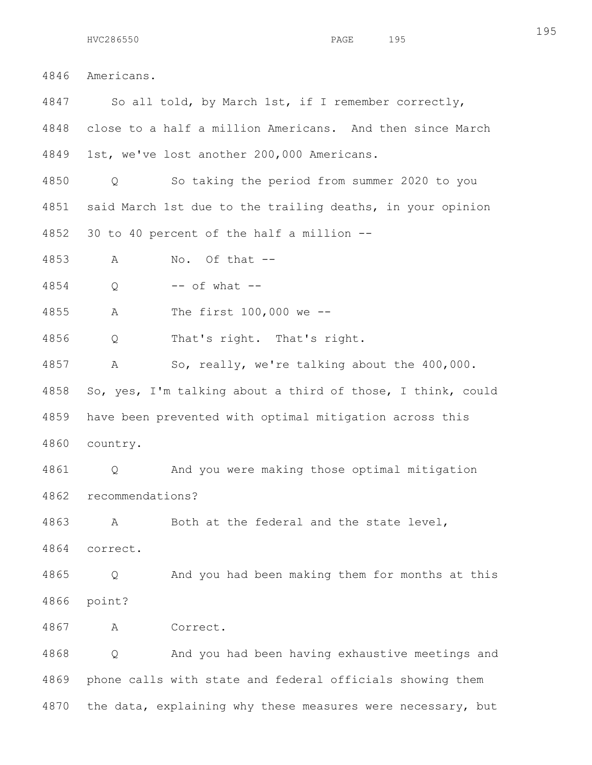4846 Americans.

4847 So all told, by March 1st, if I remember correctly,

4848 close to a half a million Americans. And then since March

4849 1st, we've lost another 200,000 Americans.

4850 Q So taking the period from summer 2020 to you

4851 said March 1st due to the trailing deaths, in your opinion

4852 30 to 40 percent of the half a million --

4853 A No. Of that --

4854 Q -- of what --

4855 A The first 100,000 we --

4856 Q That's right. That's right.

4857 A So, really, we're talking about the 400,000.

4858 So, yes, I'm talking about a third of those, I think, could

4859 have been prevented with optimal mitigation across this

4860 country.

4861 Q And you were making those optimal mitigation

4862 recommendations?

4863 A Both at the federal and the state level,

4864 correct.

4865 Q And you had been making them for months at this

4866 point?

4867 A Correct.

4868 Q And you had been having exhaustive meetings and

4869 phone calls with state and federal officials showing them

4870 the data, explaining why these measures were necessary, but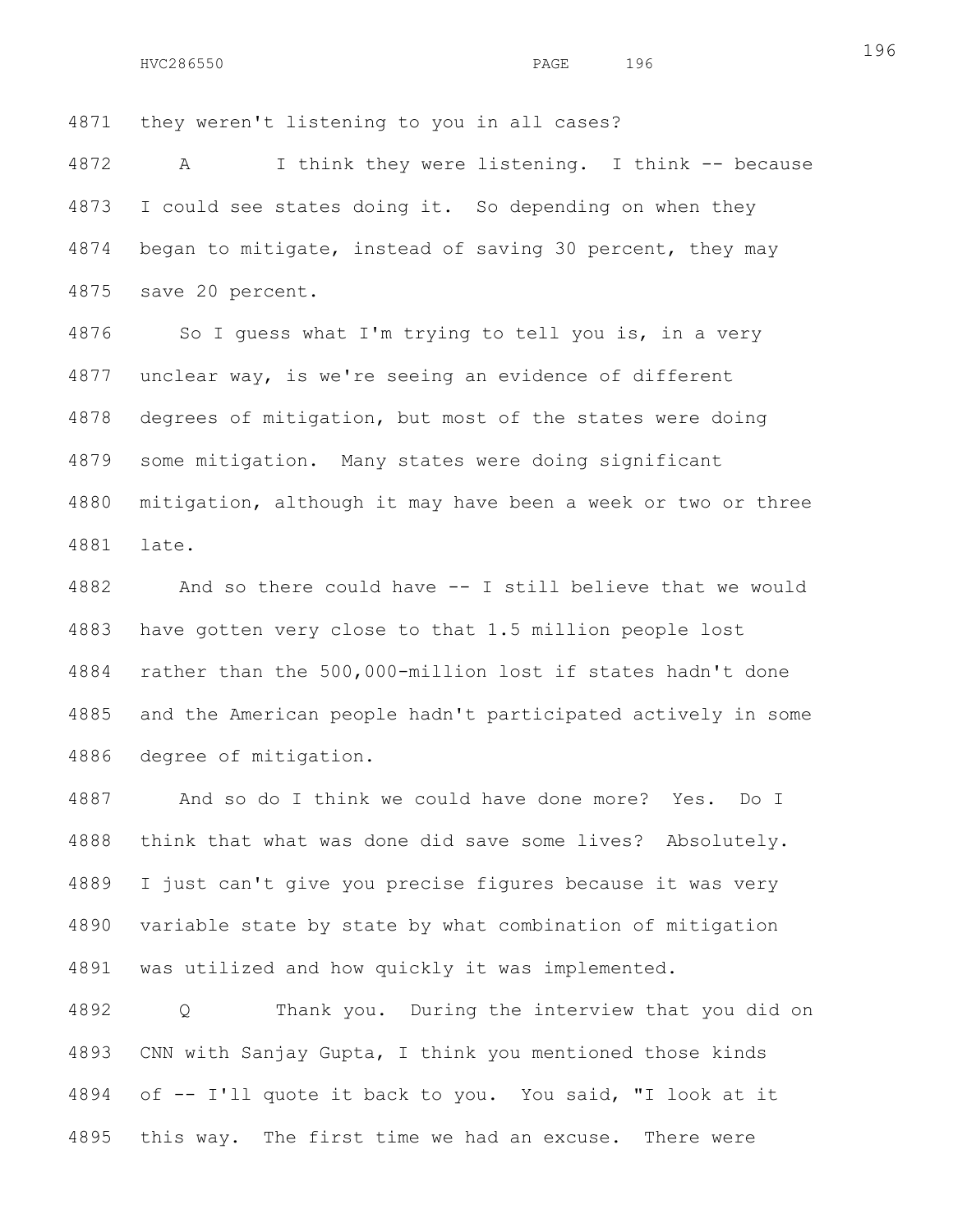they weren't listening to you in all cases?

A I think they were listening. I think -- because I could see states doing it. So depending on when they began to mitigate, instead of saving 30 percent, they may save 20 percent.

So I guess what I'm trying to tell you is, in a very unclear way, is we're seeing an evidence of different degrees of mitigation, but most of the states were doing some mitigation. Many states were doing significant mitigation, although it may have been a week or two or three late.

And so there could have -- I still believe that we would have gotten very close to that 1.5 million people lost rather than the 500,000-million lost if states hadn't done and the American people hadn't participated actively in some degree of mitigation.

And so do I think we could have done more? Yes. Do I think that what was done did save some lives? Absolutely. I just can't give you precise figures because it was very variable state by state by what combination of mitigation was utilized and how quickly it was implemented.

Q Thank you. During the interview that you did on CNN with Sanjay Gupta, I think you mentioned those kinds of -- I'll quote it back to you. You said, "I look at it this way. The first time we had an excuse. There were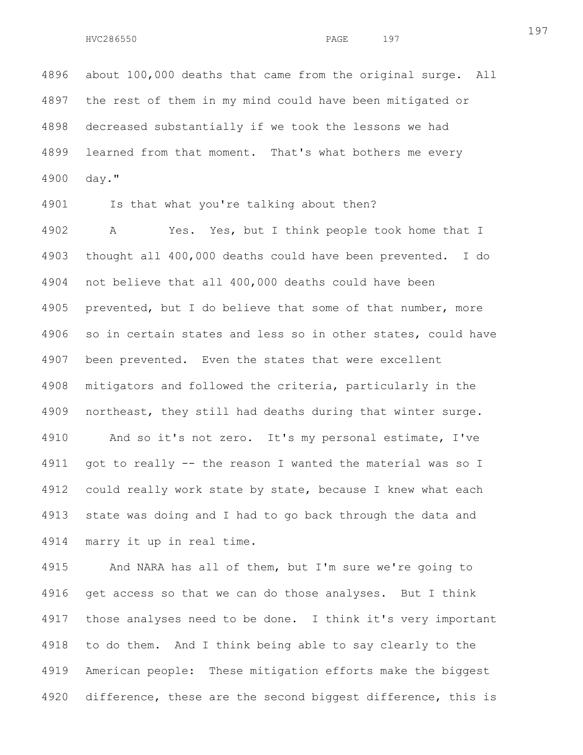about 100,000 deaths that came from the original surge. All the rest of them in my mind could have been mitigated or decreased substantially if we took the lessons we had learned from that moment. That's what bothers me every day."

Is that what you're talking about then?

A Yes. Yes, but I think people took home that I thought all 400,000 deaths could have been prevented. I do not believe that all 400,000 deaths could have been prevented, but I do believe that some of that number, more so in certain states and less so in other states, could have been prevented. Even the states that were excellent mitigators and followed the criteria, particularly in the northeast, they still had deaths during that winter surge.

And so it's not zero. It's my personal estimate, I've got to really -- the reason I wanted the material was so I could really work state by state, because I knew what each state was doing and I had to go back through the data and marry it up in real time.

And NARA has all of them, but I'm sure we're going to get access so that we can do those analyses. But I think those analyses need to be done. I think it's very important to do them. And I think being able to say clearly to the American people: These mitigation efforts make the biggest difference, these are the second biggest difference, this is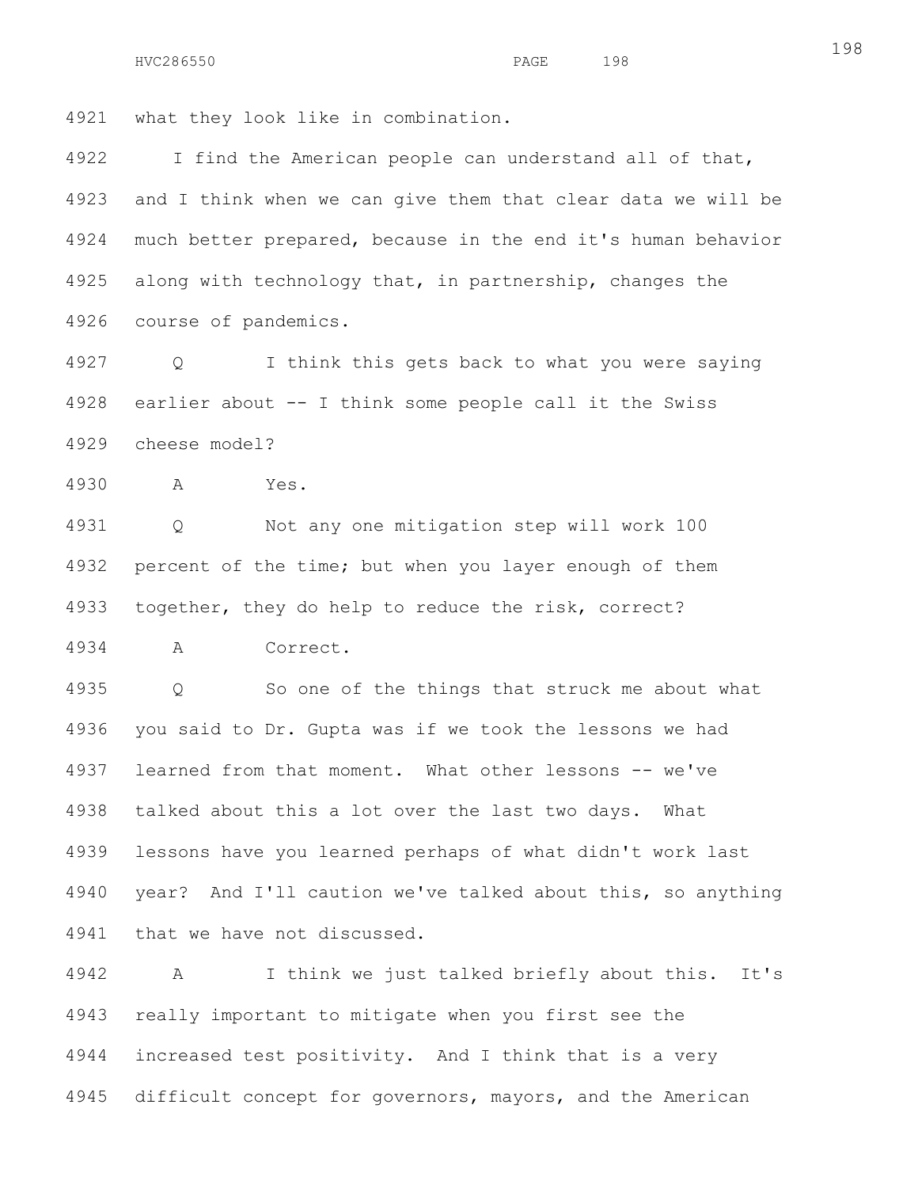4921 what they look like in combination.

4922 I find the American people can understand all of that,
4923 and I think when we can give them that clear data we will be
4924 much better prepared, because in the end it's human behavior
4925 along with technology that, in partnership, changes the
4926 course of pandemics.

4927 Q I think this gets back to what you were saying
4928 earlier about -- I think some people call it the Swiss
4929 cheese model?

4930 A Yes.

4931 Q Not any one mitigation step will work 100
4932 percent of the time; but when you layer enough of them
4933 together, they do help to reduce the risk, correct?

4934 A Correct.

4935 Q So one of the things that struck me about what
4936 you said to Dr. Gupta was if we took the lessons we had
4937 learned from that moment. What other lessons -- we've
4938 talked about this a lot over the last two days. What
4939 lessons have you learned perhaps of what didn't work last
4940 year? And I'll caution we've talked about this, so anything
4941 that we have not discussed.

4942 A I think we just talked briefly about this. It's
4943 really important to mitigate when you first see the
4944 increased test positivity. And I think that is a very
4945 difficult concept for governors, mayors, and the American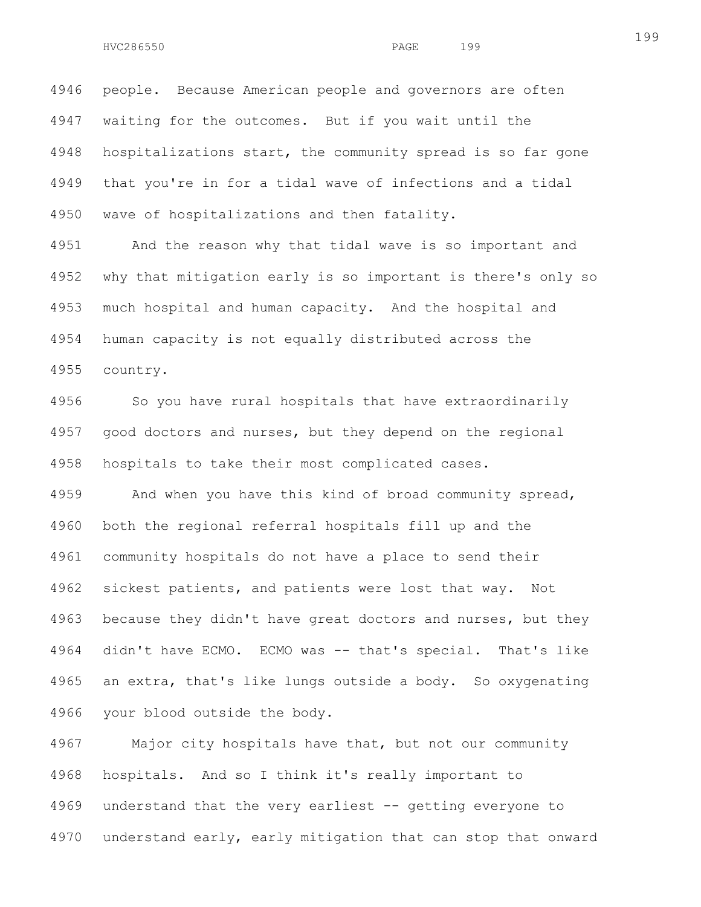people. Because American people and governors are often waiting for the outcomes. But if you wait until the hospitalizations start, the community spread is so far gone that you're in for a tidal wave of infections and a tidal wave of hospitalizations and then fatality.

And the reason why that tidal wave is so important and why that mitigation early is so important is there's only so much hospital and human capacity. And the hospital and human capacity is not equally distributed across the country.

So you have rural hospitals that have extraordinarily good doctors and nurses, but they depend on the regional hospitals to take their most complicated cases.

And when you have this kind of broad community spread, both the regional referral hospitals fill up and the community hospitals do not have a place to send their sickest patients, and patients were lost that way. Not because they didn't have great doctors and nurses, but they didn't have ECMO. ECMO was -- that's special. That's like an extra, that's like lungs outside a body. So oxygenating your blood outside the body.

Major city hospitals have that, but not our community hospitals. And so I think it's really important to understand that the very earliest -- getting everyone to understand early, early mitigation that can stop that onward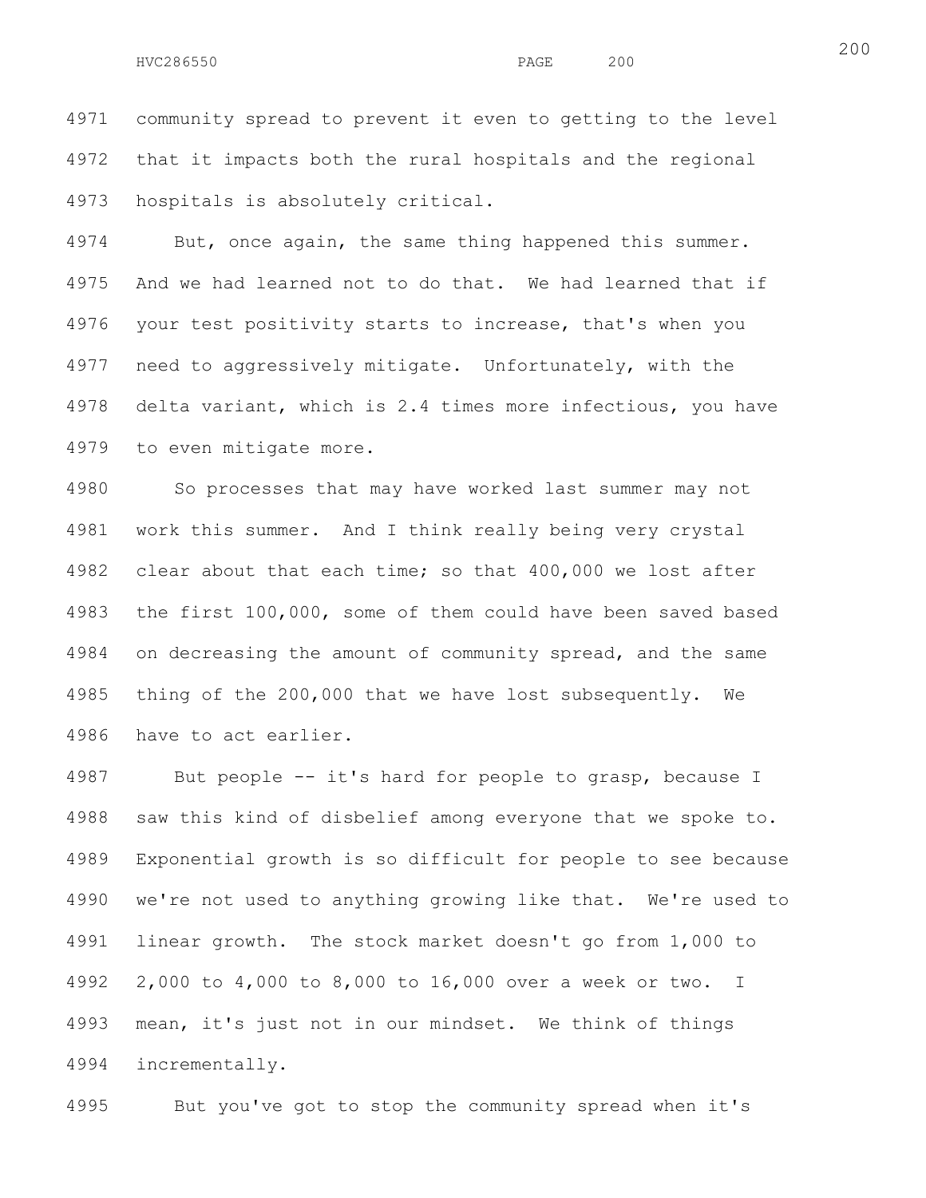community spread to prevent it even to getting to the level that it impacts both the rural hospitals and the regional hospitals is absolutely critical.

But, once again, the same thing happened this summer. And we had learned not to do that. We had learned that if your test positivity starts to increase, that's when you need to aggressively mitigate. Unfortunately, with the delta variant, which is 2.4 times more infectious, you have to even mitigate more.

So processes that may have worked last summer may not work this summer. And I think really being very crystal clear about that each time; so that 400,000 we lost after the first 100,000, some of them could have been saved based on decreasing the amount of community spread, and the same thing of the 200,000 that we have lost subsequently. We have to act earlier.

But people -- it's hard for people to grasp, because I saw this kind of disbelief among everyone that we spoke to. Exponential growth is so difficult for people to see because we're not used to anything growing like that. We're used to linear growth. The stock market doesn't go from 1,000 to 2,000 to 4,000 to 8,000 to 16,000 over a week or two. I mean, it's just not in our mindset. We think of things incrementally.

But you've got to stop the community spread when it's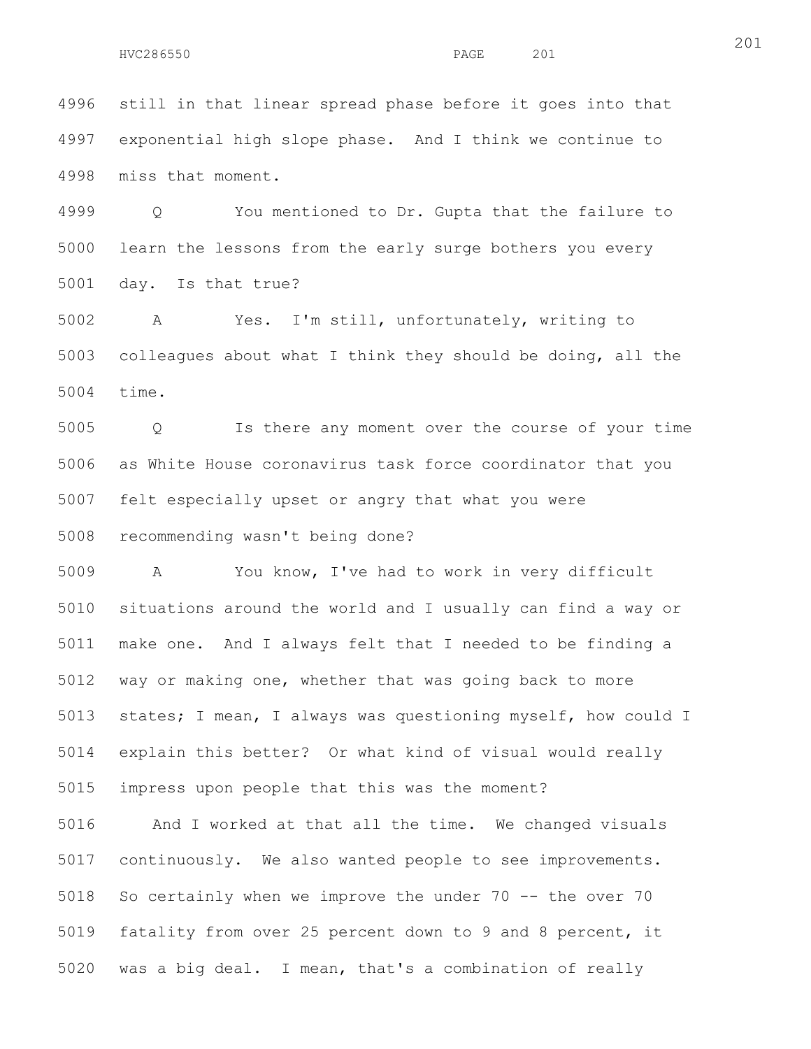still in that linear spread phase before it goes into that exponential high slope phase. And I think we continue to miss that moment.

Q You mentioned to Dr. Gupta that the failure to learn the lessons from the early surge bothers you every day. Is that true?

A Yes. I'm still, unfortunately, writing to colleagues about what I think they should be doing, all the time.

Q Is there any moment over the course of your time as White House coronavirus task force coordinator that you felt especially upset or angry that what you were recommending wasn't being done?

A You know, I've had to work in very difficult situations around the world and I usually can find a way or make one. And I always felt that I needed to be finding a way or making one, whether that was going back to more states; I mean, I always was questioning myself, how could I explain this better? Or what kind of visual would really impress upon people that this was the moment?

And I worked at that all the time. We changed visuals continuously. We also wanted people to see improvements. So certainly when we improve the under 70 -- the over 70 fatality from over 25 percent down to 9 and 8 percent, it was a big deal. I mean, that's a combination of really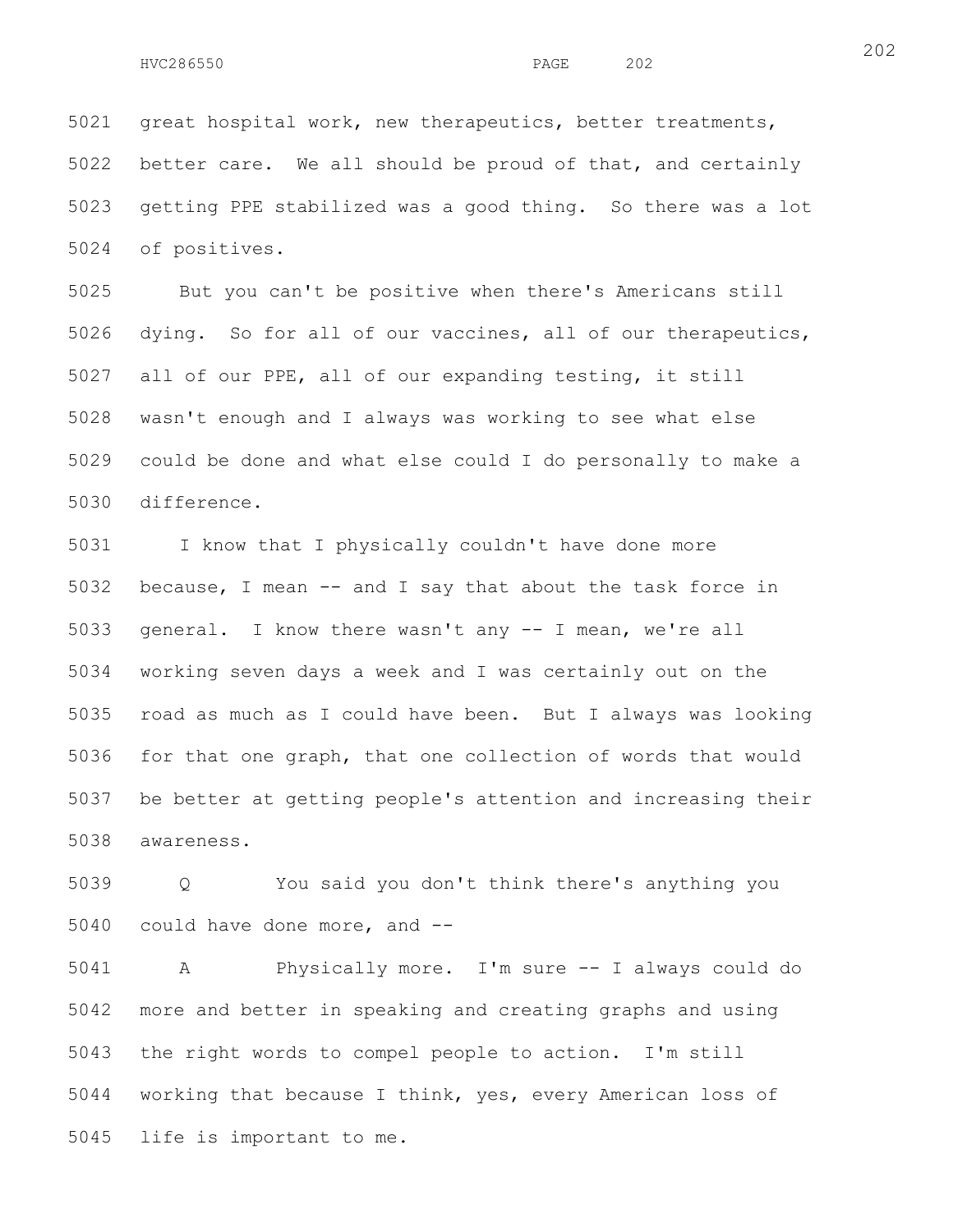great hospital work, new therapeutics, better treatments, better care. We all should be proud of that, and certainly getting PPE stabilized was a good thing. So there was a lot of positives.

But you can't be positive when there's Americans still dying. So for all of our vaccines, all of our therapeutics, all of our PPE, all of our expanding testing, it still wasn't enough and I always was working to see what else could be done and what else could I do personally to make a difference.

I know that I physically couldn't have done more because, I mean -- and I say that about the task force in general. I know there wasn't any -- I mean, we're all working seven days a week and I was certainly out on the road as much as I could have been. But I always was looking for that one graph, that one collection of words that would be better at getting people's attention and increasing their awareness.

Q You said you don't think there's anything you could have done more, and --

A Physically more. I'm sure -- I always could do more and better in speaking and creating graphs and using the right words to compel people to action. I'm still working that because I think, yes, every American loss of life is important to me.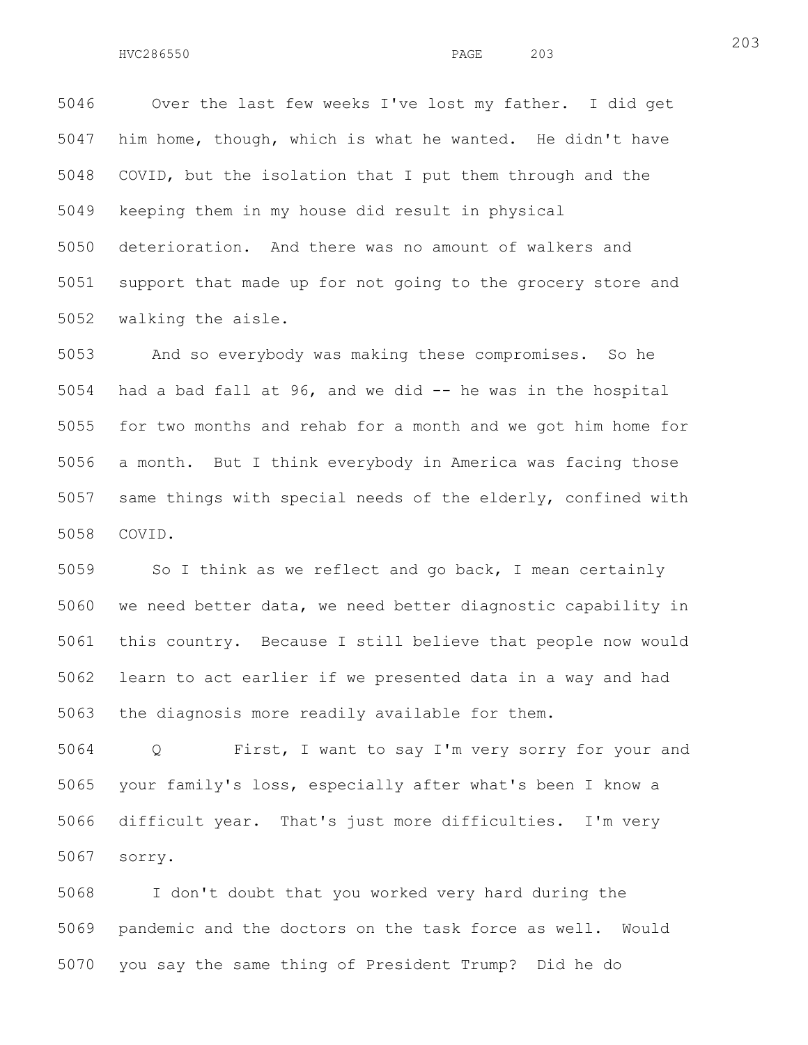Over the last few weeks I've lost my father. I did get him home, though, which is what he wanted. He didn't have COVID, but the isolation that I put them through and the keeping them in my house did result in physical deterioration. And there was no amount of walkers and support that made up for not going to the grocery store and walking the aisle.

And so everybody was making these compromises. So he had a bad fall at 96, and we did -- he was in the hospital for two months and rehab for a month and we got him home for a month. But I think everybody in America was facing those same things with special needs of the elderly, confined with COVID.

So I think as we reflect and go back, I mean certainly we need better data, we need better diagnostic capability in this country. Because I still believe that people now would learn to act earlier if we presented data in a way and had the diagnosis more readily available for them.

Q First, I want to say I'm very sorry for your and your family's loss, especially after what's been I know a difficult year. That's just more difficulties. I'm very sorry.

I don't doubt that you worked very hard during the pandemic and the doctors on the task force as well. Would you say the same thing of President Trump? Did he do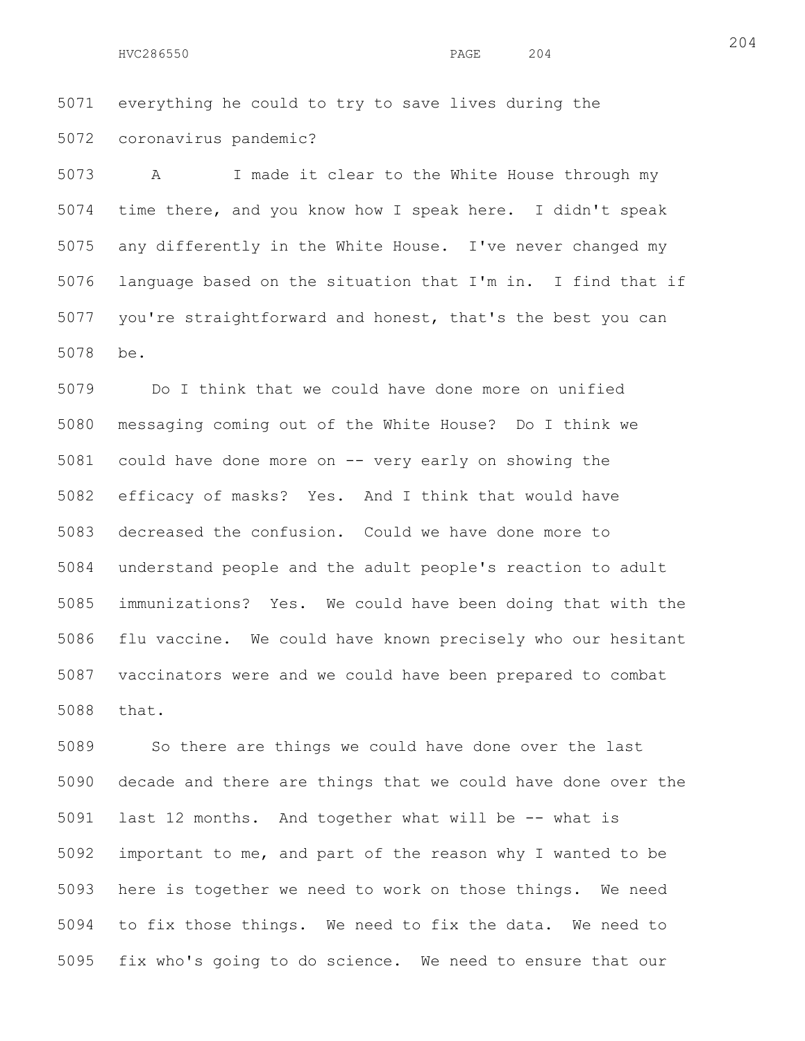everything he could to try to save lives during the coronavirus pandemic?

A I made it clear to the White House through my time there, and you know how I speak here. I didn't speak any differently in the White House. I've never changed my language based on the situation that I'm in. I find that if you're straightforward and honest, that's the best you can be.

Do I think that we could have done more on unified messaging coming out of the White House? Do I think we could have done more on -- very early on showing the efficacy of masks? Yes. And I think that would have decreased the confusion. Could we have done more to understand people and the adult people's reaction to adult immunizations? Yes. We could have been doing that with the flu vaccine. We could have known precisely who our hesitant vaccinators were and we could have been prepared to combat that.

So there are things we could have done over the last decade and there are things that we could have done over the last 12 months. And together what will be -- what is important to me, and part of the reason why I wanted to be here is together we need to work on those things. We need to fix those things. We need to fix the data. We need to fix who's going to do science. We need to ensure that our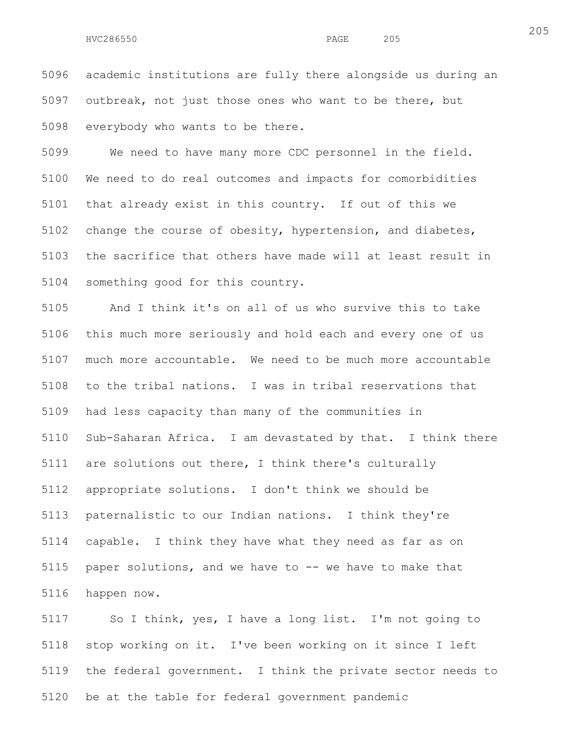academic institutions are fully there alongside us during an outbreak, not just those ones who want to be there, but everybody who wants to be there.

We need to have many more CDC personnel in the field. We need to do real outcomes and impacts for comorbidities that already exist in this country. If out of this we change the course of obesity, hypertension, and diabetes, the sacrifice that others have made will at least result in something good for this country.

And I think it's on all of us who survive this to take this much more seriously and hold each and every one of us much more accountable. We need to be much more accountable to the tribal nations. I was in tribal reservations that had less capacity than many of the communities in Sub-Saharan Africa. I am devastated by that. I think there are solutions out there, I think there's culturally appropriate solutions. I don't think we should be paternalistic to our Indian nations. I think they're capable. I think they have what they need as far as on paper solutions, and we have to -- we have to make that happen now.

So I think, yes, I have a long list. I'm not going to stop working on it. I've been working on it since I left the federal government. I think the private sector needs to be at the table for federal government pandemic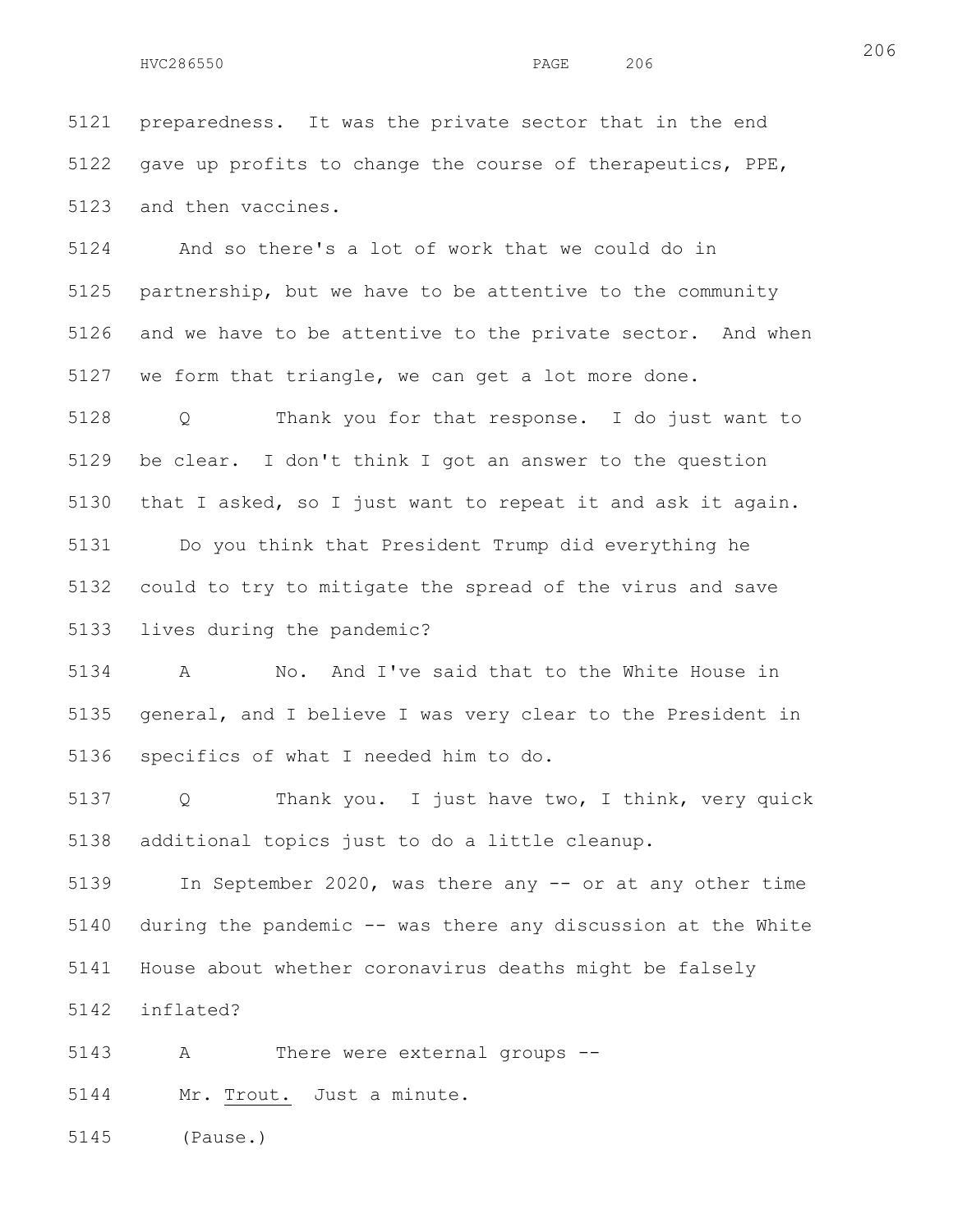5121 preparedness. It was the private sector that in the end
5122 gave up profits to change the course of therapeutics, PPE,
5123 and then vaccines.

5124 And so there's a lot of work that we could do in
5125 partnership, but we have to be attentive to the community
5126 and we have to be attentive to the private sector. And when
5127 we form that triangle, we can get a lot more done.

5128 Q Thank you for that response. I do just want to
5129 be clear. I don't think I got an answer to the question
5130 that I asked, so I just want to repeat it and ask it again.

5131 Do you think that President Trump did everything he
5132 could to try to mitigate the spread of the virus and save
5133 lives during the pandemic?

5134 A No. And I've said that to the White House in
5135 general, and I believe I was very clear to the President in
5136 specifics of what I needed him to do.

5137 Q Thank you. I just have two, I think, very quick
5138 additional topics just to do a little cleanup.

5139 In September 2020, was there any -- or at any other time
5140 during the pandemic -- was there any discussion at the White
5141 House about whether coronavirus deaths might be falsely
5142 inflated?

5143 A There were external groups --

5144 Mr. Trout. Just a minute.

5145 (Pause.)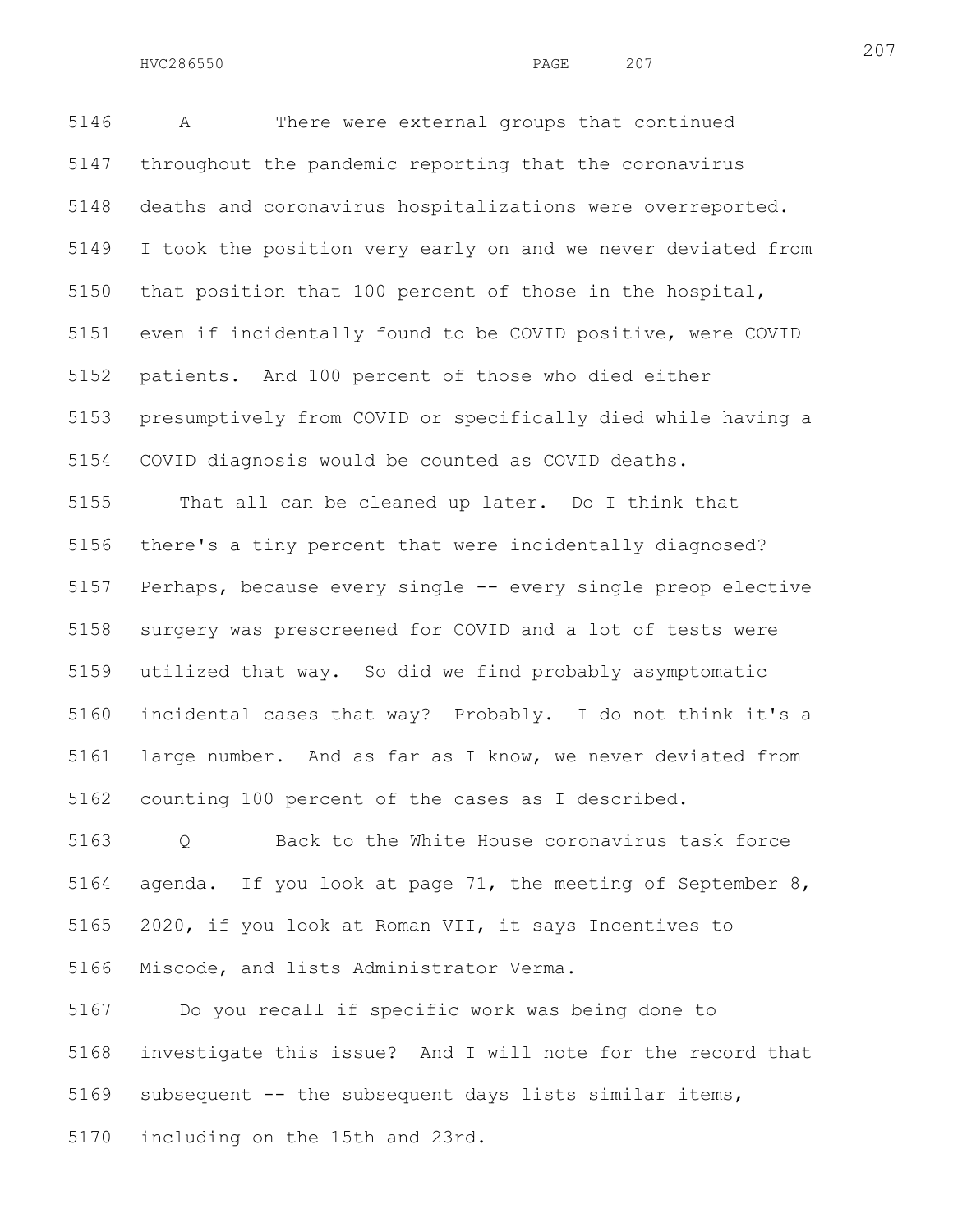A There were external groups that continued throughout the pandemic reporting that the coronavirus deaths and coronavirus hospitalizations were overreported. I took the position very early on and we never deviated from that position that 100 percent of those in the hospital, even if incidentally found to be COVID positive, were COVID patients. And 100 percent of those who died either presumptively from COVID or specifically died while having a COVID diagnosis would be counted as COVID deaths.

That all can be cleaned up later. Do I think that there's a tiny percent that were incidentally diagnosed? Perhaps, because every single -- every single preop elective surgery was prescreened for COVID and a lot of tests were utilized that way. So did we find probably asymptomatic incidental cases that way? Probably. I do not think it's a large number. And as far as I know, we never deviated from counting 100 percent of the cases as I described.

Q Back to the White House coronavirus task force agenda. If you look at page 71, the meeting of September 8, 2020, if you look at Roman VII, it says Incentives to Miscode, and lists Administrator Verma.

Do you recall if specific work was being done to investigate this issue? And I will note for the record that subsequent -- the subsequent days lists similar items, including on the 15th and 23rd.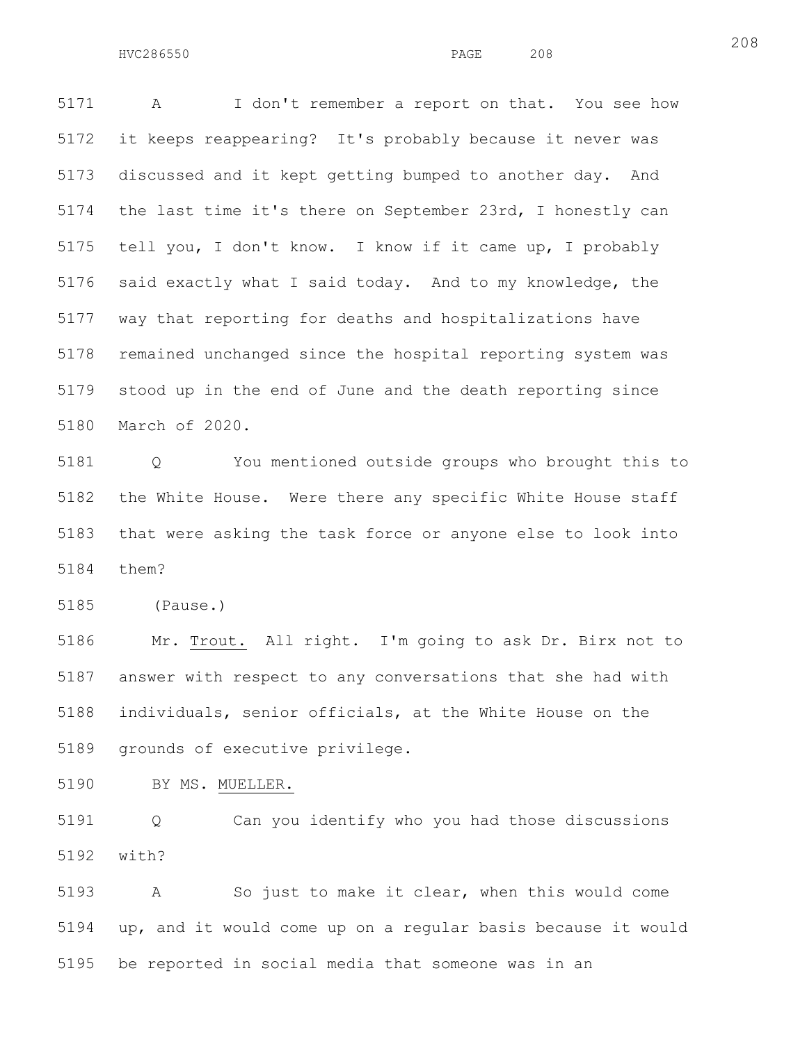5171 A I don't remember a report on that. You see how
5172 it keeps reappearing? It's probably because it never was
5173 discussed and it kept getting bumped to another day. And
5174 the last time it's there on September 23rd, I honestly can
5175 tell you, I don't know. I know if it came up, I probably
5176 said exactly what I said today. And to my knowledge, the
5177 way that reporting for deaths and hospitalizations have
5178 remained unchanged since the hospital reporting system was
5179 stood up in the end of June and the death reporting since
5180 March of 2020.

5181 Q You mentioned outside groups who brought this to
5182 the White House. Were there any specific White House staff
5183 that were asking the task force or anyone else to look into
5184 them?

5185 (Pause.)

5186 Mr. Trout. All right. I'm going to ask Dr. Birx not to
5187 answer with respect to any conversations that she had with
5188 individuals, senior officials, at the White House on the
5189 grounds of executive privilege.

5190 BY MS. MUELLER.

5191 Q Can you identify who you had those discussions
5192 with?

5193 A So just to make it clear, when this would come
5194 up, and it would come up on a regular basis because it would
5195 be reported in social media that someone was in an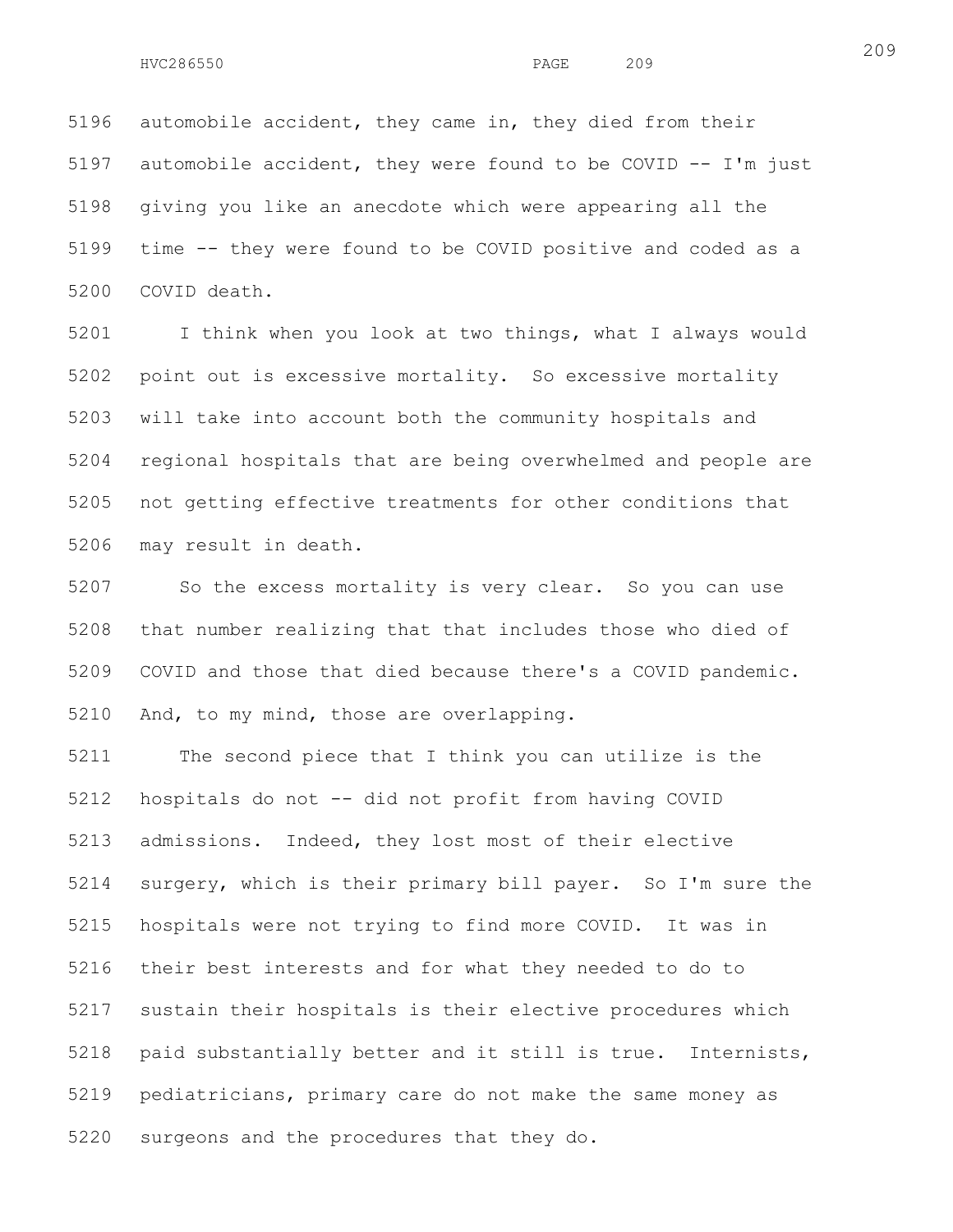automobile accident, they came in, they died from their automobile accident, they were found to be COVID -- I'm just giving you like an anecdote which were appearing all the time -- they were found to be COVID positive and coded as a COVID death.

I think when you look at two things, what I always would point out is excessive mortality. So excessive mortality will take into account both the community hospitals and regional hospitals that are being overwhelmed and people are not getting effective treatments for other conditions that may result in death.

So the excess mortality is very clear. So you can use that number realizing that that includes those who died of COVID and those that died because there's a COVID pandemic. And, to my mind, those are overlapping.

The second piece that I think you can utilize is the hospitals do not -- did not profit from having COVID admissions. Indeed, they lost most of their elective surgery, which is their primary bill payer. So I'm sure the hospitals were not trying to find more COVID. It was in their best interests and for what they needed to do to sustain their hospitals is their elective procedures which paid substantially better and it still is true. Internists, pediatricians, primary care do not make the same money as surgeons and the procedures that they do.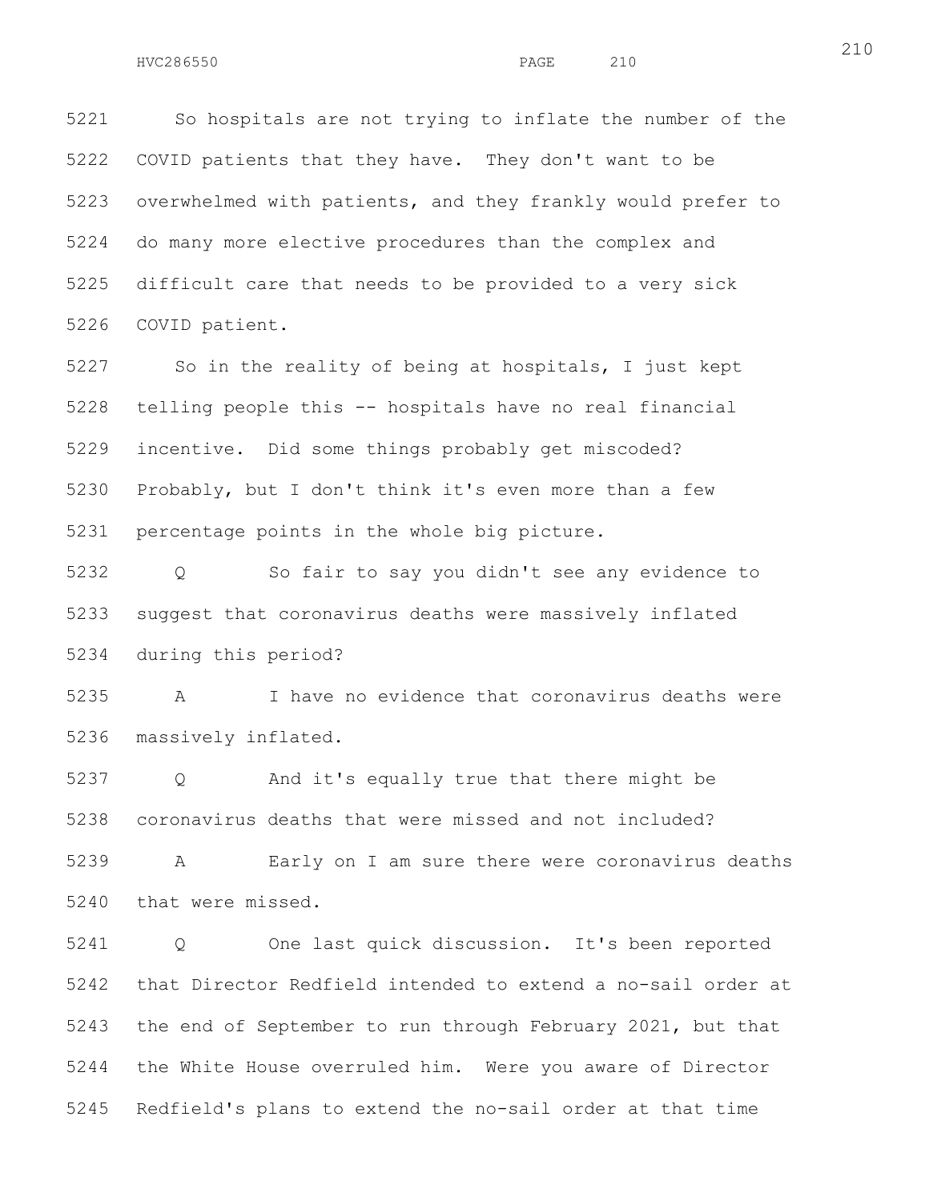So hospitals are not trying to inflate the number of the COVID patients that they have. They don't want to be overwhelmed with patients, and they frankly would prefer to do many more elective procedures than the complex and difficult care that needs to be provided to a very sick COVID patient.

So in the reality of being at hospitals, I just kept telling people this -- hospitals have no real financial incentive. Did some things probably get miscoded? Probably, but I don't think it's even more than a few percentage points in the whole big picture.

Q So fair to say you didn't see any evidence to suggest that coronavirus deaths were massively inflated during this period?

A I have no evidence that coronavirus deaths were massively inflated.

Q And it's equally true that there might be coronavirus deaths that were missed and not included?

A Early on I am sure there were coronavirus deaths that were missed.

Q One last quick discussion. It's been reported that Director Redfield intended to extend a no-sail order at the end of September to run through February 2021, but that the White House overruled him. Were you aware of Director Redfield's plans to extend the no-sail order at that time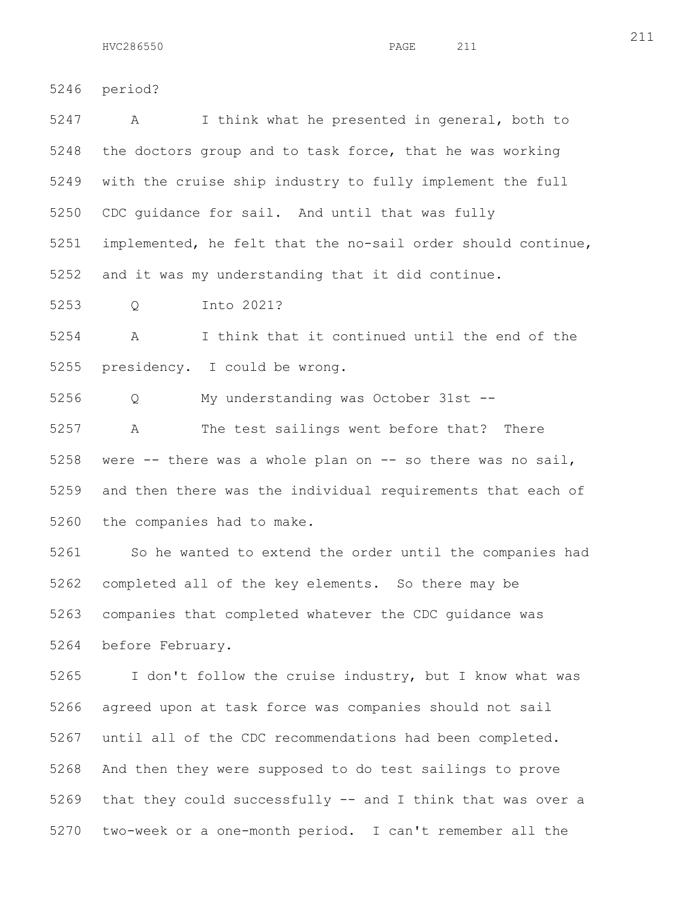period?

A I think what he presented in general, both to the doctors group and to task force, that he was working with the cruise ship industry to fully implement the full CDC guidance for sail. And until that was fully implemented, he felt that the no-sail order should continue, and it was my understanding that it did continue.

Q Into 2021?

A I think that it continued until the end of the presidency. I could be wrong.

Q My understanding was October 31st --

A The test sailings went before that? There were -- there was a whole plan on -- so there was no sail, and then there was the individual requirements that each of the companies had to make.

So he wanted to extend the order until the companies had completed all of the key elements. So there may be companies that completed whatever the CDC guidance was before February.

I don't follow the cruise industry, but I know what was agreed upon at task force was companies should not sail until all of the CDC recommendations had been completed. And then they were supposed to do test sailings to prove that they could successfully -- and I think that was over a two-week or a one-month period. I can't remember all the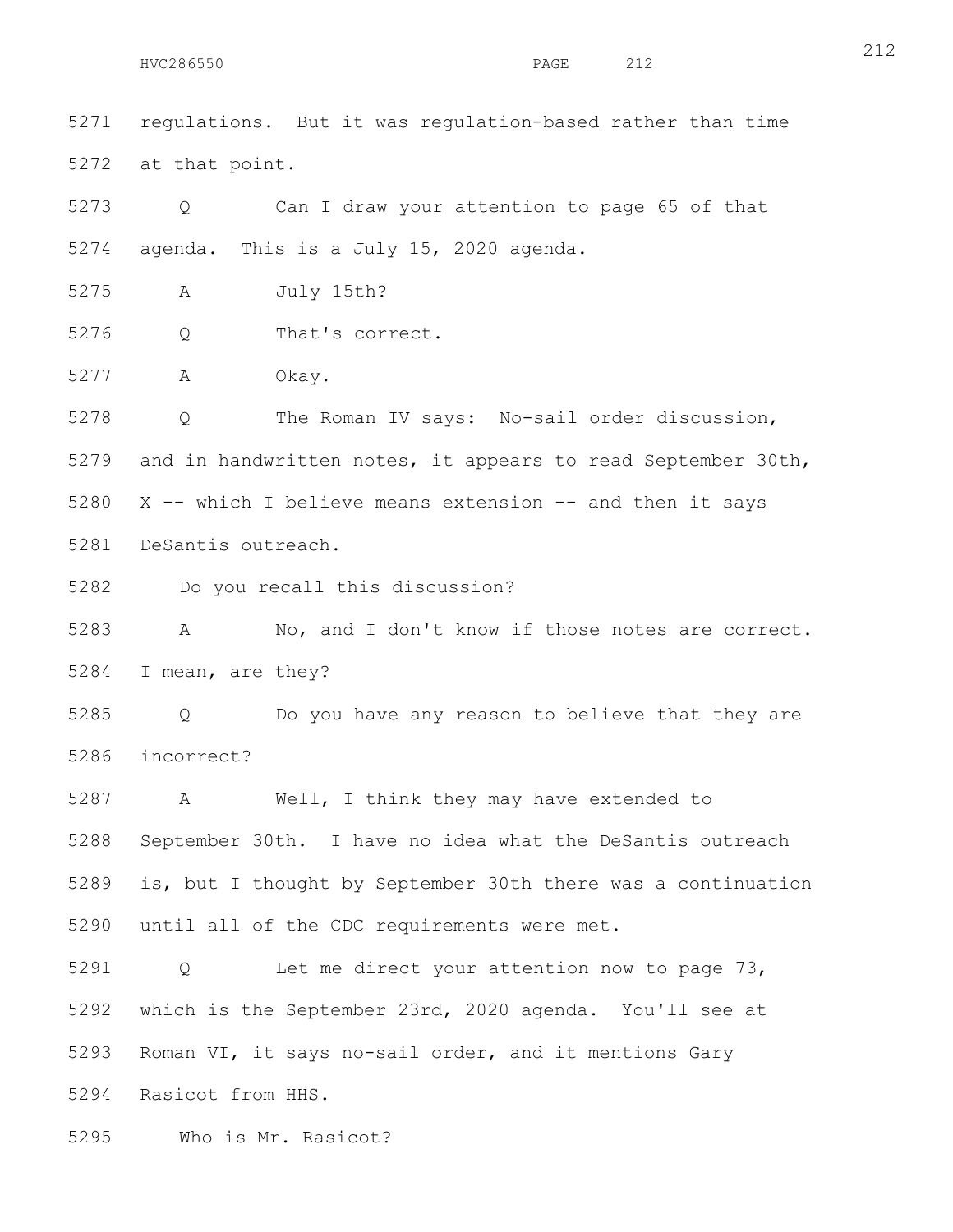5271 regulations. But it was regulation-based rather than time

5272 at that point.

5273 Q Can I draw your attention to page 65 of that

5274 agenda. This is a July 15, 2020 agenda.

5275 A July 15th?

5276 Q That's correct.

5277 A Okay.

5278 Q The Roman IV says: No-sail order discussion,

5279 and in handwritten notes, it appears to read September 30th,

5280 X -- which I believe means extension -- and then it says

5281 DeSantis outreach.

5282 Do you recall this discussion?

5283 A No, and I don't know if those notes are correct.

5284 I mean, are they?

5285 Q Do you have any reason to believe that they are

5286 incorrect?

5287 A Well, I think they may have extended to

5288 September 30th. I have no idea what the DeSantis outreach

5289 is, but I thought by September 30th there was a continuation

5290 until all of the CDC requirements were met.

5291 Q Let me direct your attention now to page 73,

5292 which is the September 23rd, 2020 agenda. You'll see at

5293 Roman VI, it says no-sail order, and it mentions Gary

5294 Rasicot from HHS.

5295 Who is Mr. Rasicot?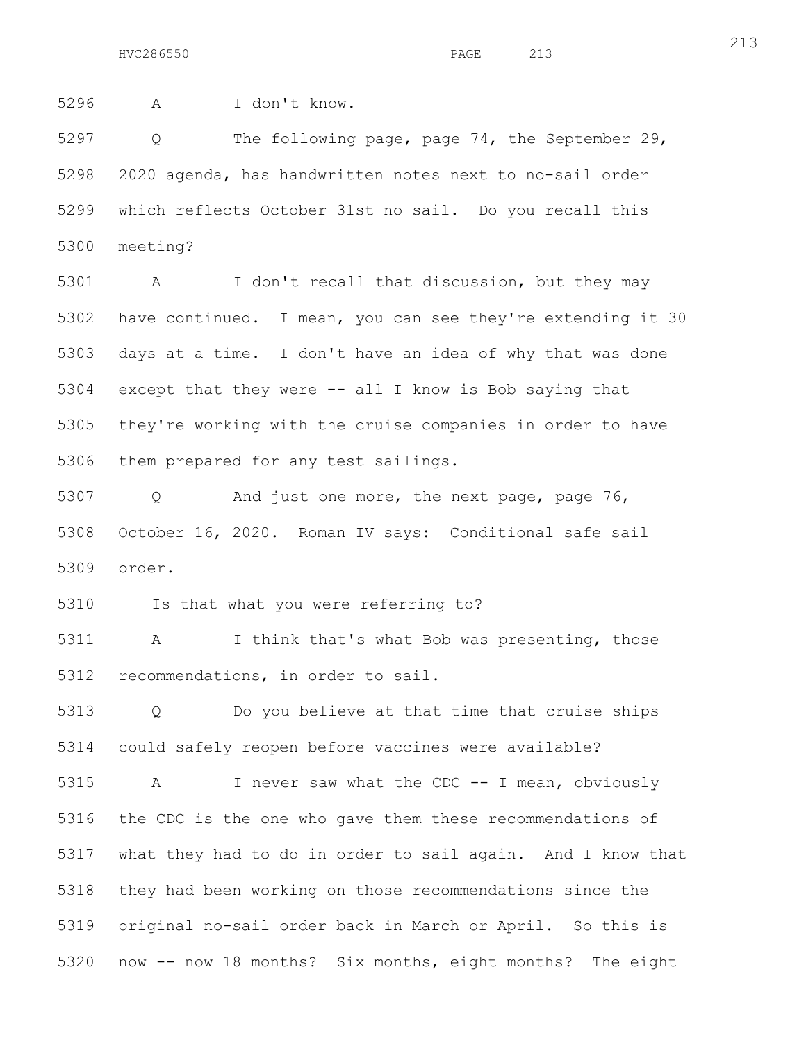5296 A I don't know.

5297 Q The following page, page 74, the September 29,
5298 2020 agenda, has handwritten notes next to no-sail order
5299 which reflects October 31st no sail. Do you recall this
5300 meeting?

5301 A I don't recall that discussion, but they may
5302 have continued. I mean, you can see they're extending it 30
5303 days at a time. I don't have an idea of why that was done
5304 except that they were -- all I know is Bob saying that
5305 they're working with the cruise companies in order to have
5306 them prepared for any test sailings.

5307 Q And just one more, the next page, page 76,
5308 October 16, 2020. Roman IV says: Conditional safe sail
5309 order.

5310 Is that what you were referring to?

5311 A I think that's what Bob was presenting, those
5312 recommendations, in order to sail.

5313 Q Do you believe at that time that cruise ships
5314 could safely reopen before vaccines were available?

5315 A I never saw what the CDC -- I mean, obviously
5316 the CDC is the one who gave them these recommendations of
5317 what they had to do in order to sail again. And I know that
5318 they had been working on those recommendations since the
5319 original no-sail order back in March or April. So this is
5320 now -- now 18 months? Six months, eight months? The eight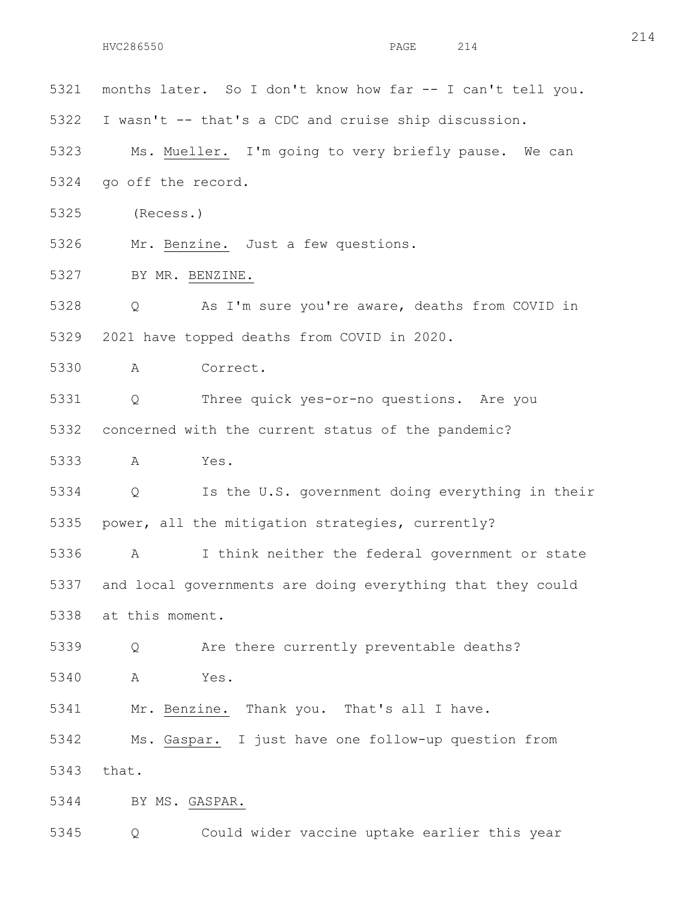months later. So I don't know how far -- I can't tell you. I wasn't -- that's a CDC and cruise ship discussion.

Ms. Mueller. I'm going to very briefly pause. We can go off the record.

(Recess.)

Mr. Benzine. Just a few questions.

BY MR. BENZINE.

Q As I'm sure you're aware, deaths from COVID in 2021 have topped deaths from COVID in 2020.

A Correct.

Q Three quick yes-or-no questions. Are you concerned with the current status of the pandemic?

A Yes.

Q Is the U.S. government doing everything in their power, all the mitigation strategies, currently?

A I think neither the federal government or state and local governments are doing everything that they could at this moment.

Q Are there currently preventable deaths?

A Yes.

Mr. Benzine. Thank you. That's all I have.

Ms. Gaspar. I just have one follow-up question from that.

BY MS. GASPAR.

Q Could wider vaccine uptake earlier this year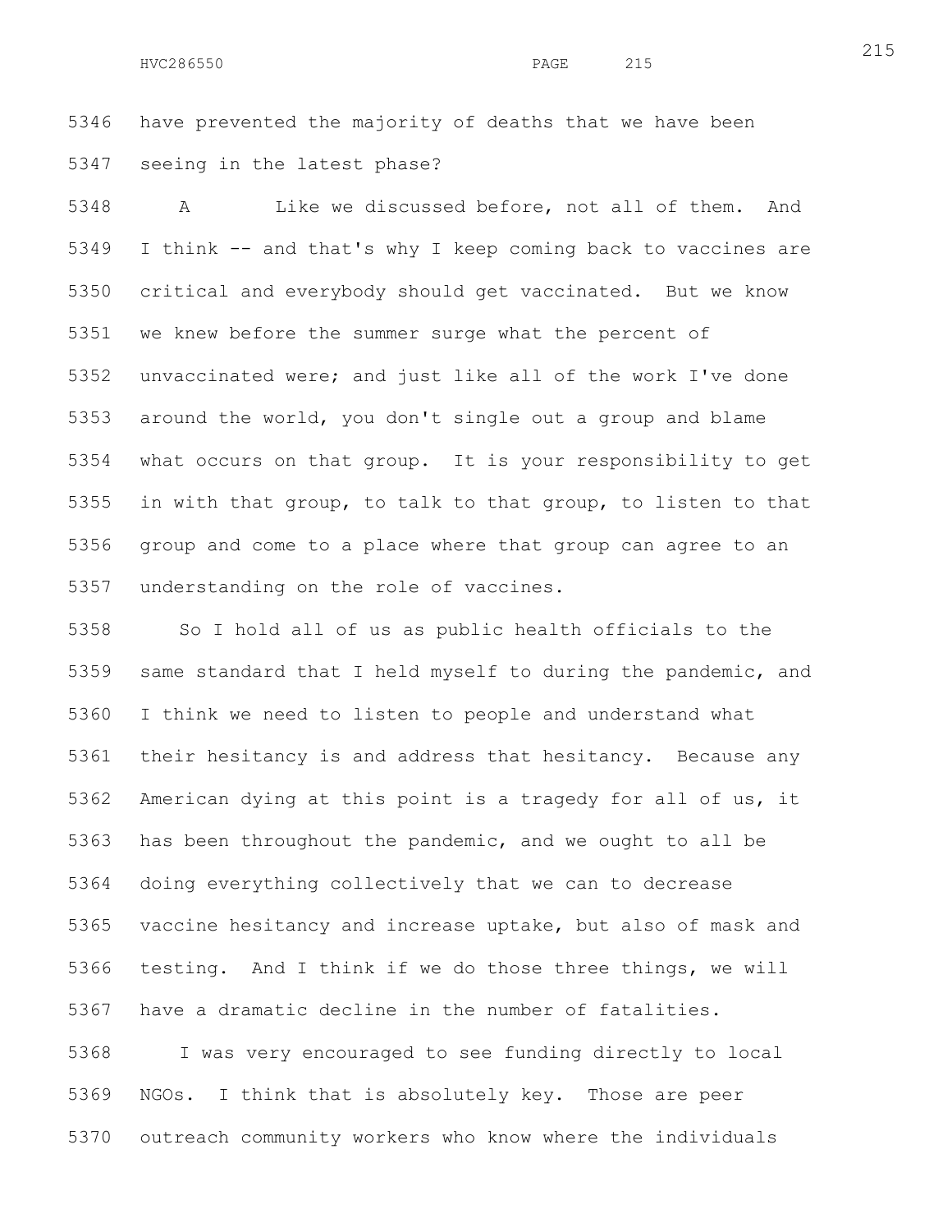have prevented the majority of deaths that we have been seeing in the latest phase?

A Like we discussed before, not all of them. And I think -- and that's why I keep coming back to vaccines are critical and everybody should get vaccinated. But we know we knew before the summer surge what the percent of unvaccinated were; and just like all of the work I've done around the world, you don't single out a group and blame what occurs on that group. It is your responsibility to get in with that group, to talk to that group, to listen to that group and come to a place where that group can agree to an understanding on the role of vaccines.

So I hold all of us as public health officials to the same standard that I held myself to during the pandemic, and I think we need to listen to people and understand what their hesitancy is and address that hesitancy. Because any American dying at this point is a tragedy for all of us, it has been throughout the pandemic, and we ought to all be doing everything collectively that we can to decrease vaccine hesitancy and increase uptake, but also of mask and testing. And I think if we do those three things, we will have a dramatic decline in the number of fatalities.

I was very encouraged to see funding directly to local NGOs. I think that is absolutely key. Those are peer outreach community workers who know where the individuals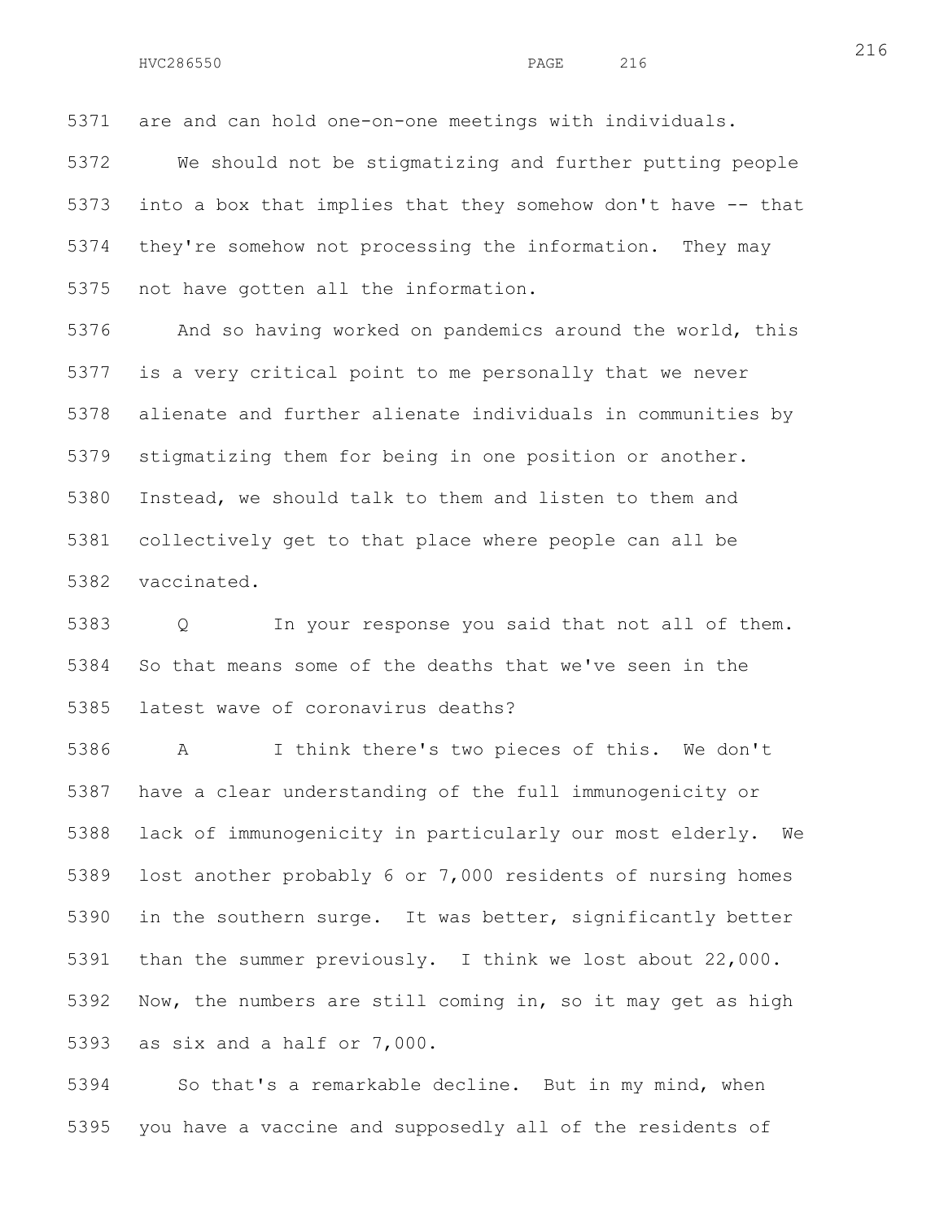are and can hold one-on-one meetings with individuals.

We should not be stigmatizing and further putting people into a box that implies that they somehow don't have -- that they're somehow not processing the information. They may not have gotten all the information.

And so having worked on pandemics around the world, this is a very critical point to me personally that we never alienate and further alienate individuals in communities by stigmatizing them for being in one position or another. Instead, we should talk to them and listen to them and collectively get to that place where people can all be vaccinated.

Q In your response you said that not all of them. So that means some of the deaths that we've seen in the latest wave of coronavirus deaths?

A I think there's two pieces of this. We don't have a clear understanding of the full immunogenicity or lack of immunogenicity in particularly our most elderly. We lost another probably 6 or 7,000 residents of nursing homes in the southern surge. It was better, significantly better than the summer previously. I think we lost about 22,000. Now, the numbers are still coming in, so it may get as high as six and a half or 7,000.

So that's a remarkable decline. But in my mind, when you have a vaccine and supposedly all of the residents of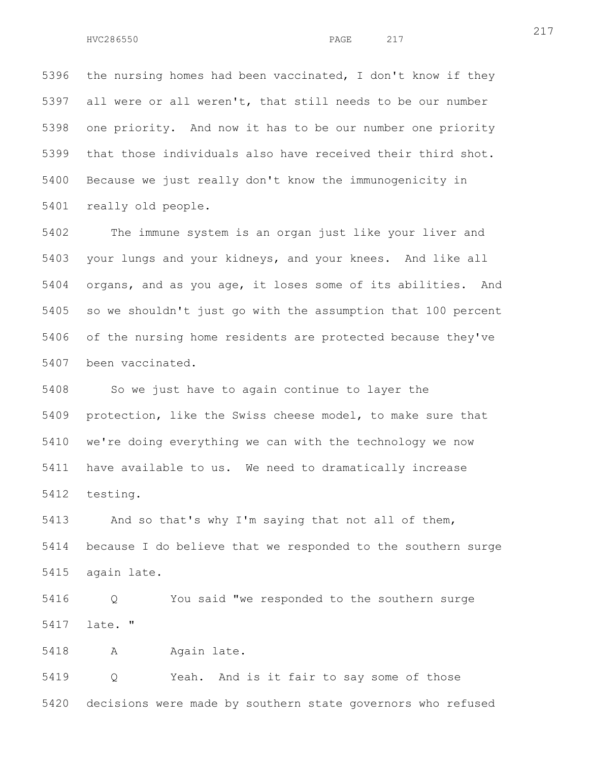the nursing homes had been vaccinated, I don't know if they all were or all weren't, that still needs to be our number one priority. And now it has to be our number one priority that those individuals also have received their third shot. Because we just really don't know the immunogenicity in really old people.

The immune system is an organ just like your liver and your lungs and your kidneys, and your knees. And like all organs, and as you age, it loses some of its abilities. And so we shouldn't just go with the assumption that 100 percent of the nursing home residents are protected because they've been vaccinated.

So we just have to again continue to layer the protection, like the Swiss cheese model, to make sure that we're doing everything we can with the technology we now have available to us. We need to dramatically increase testing.

And so that's why I'm saying that not all of them, because I do believe that we responded to the southern surge again late.

Q You said "we responded to the southern surge late. "

A Again late.

Q Yeah. And is it fair to say some of those decisions were made by southern state governors who refused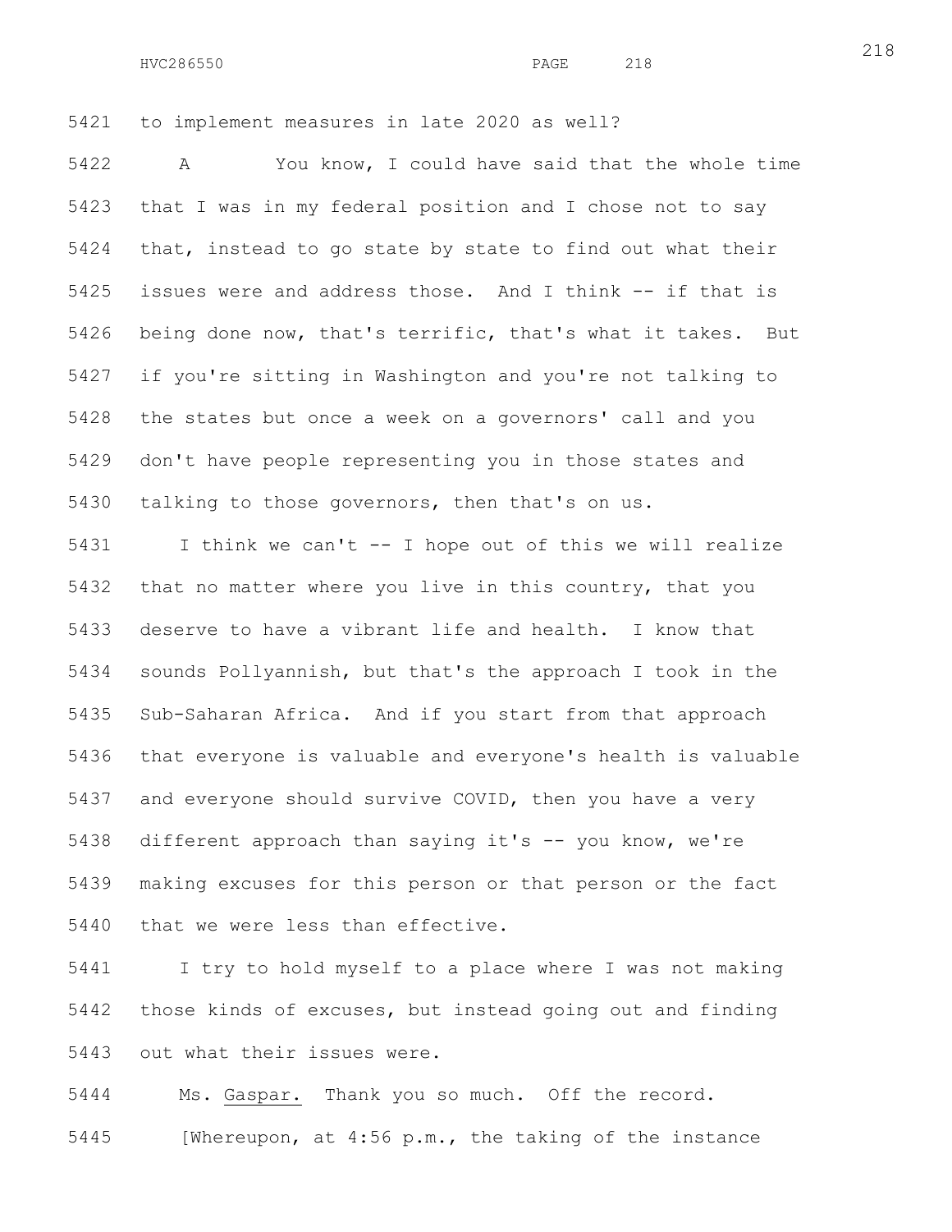to implement measures in late 2020 as well?

A You know, I could have said that the whole time that I was in my federal position and I chose not to say that, instead to go state by state to find out what their issues were and address those. And I think -- if that is being done now, that's terrific, that's what it takes. But if you're sitting in Washington and you're not talking to the states but once a week on a governors' call and you don't have people representing you in those states and talking to those governors, then that's on us.

I think we can't -- I hope out of this we will realize that no matter where you live in this country, that you deserve to have a vibrant life and health. I know that sounds Pollyannish, but that's the approach I took in the Sub-Saharan Africa. And if you start from that approach that everyone is valuable and everyone's health is valuable and everyone should survive COVID, then you have a very different approach than saying it's -- you know, we're making excuses for this person or that person or the fact that we were less than effective.

I try to hold myself to a place where I was not making those kinds of excuses, but instead going out and finding out what their issues were.

Ms. Gaspar. Thank you so much. Off the record.

[Whereupon, at 4:56 p.m., the taking of the instance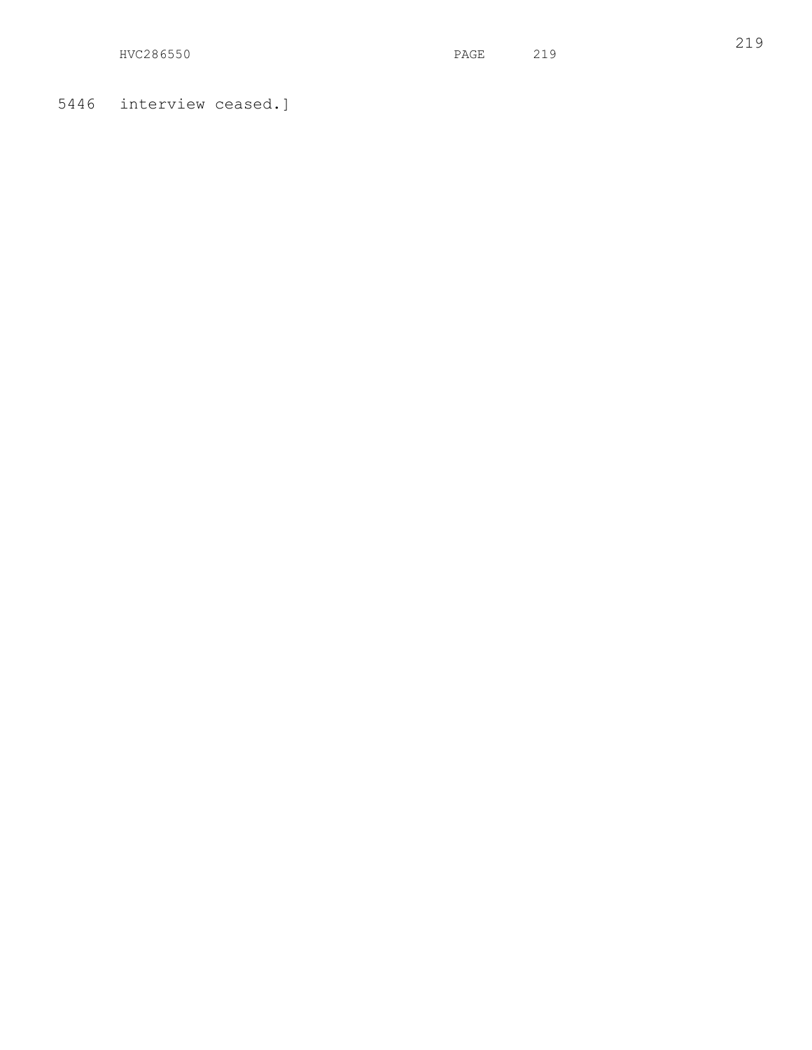5446 interview ceased.]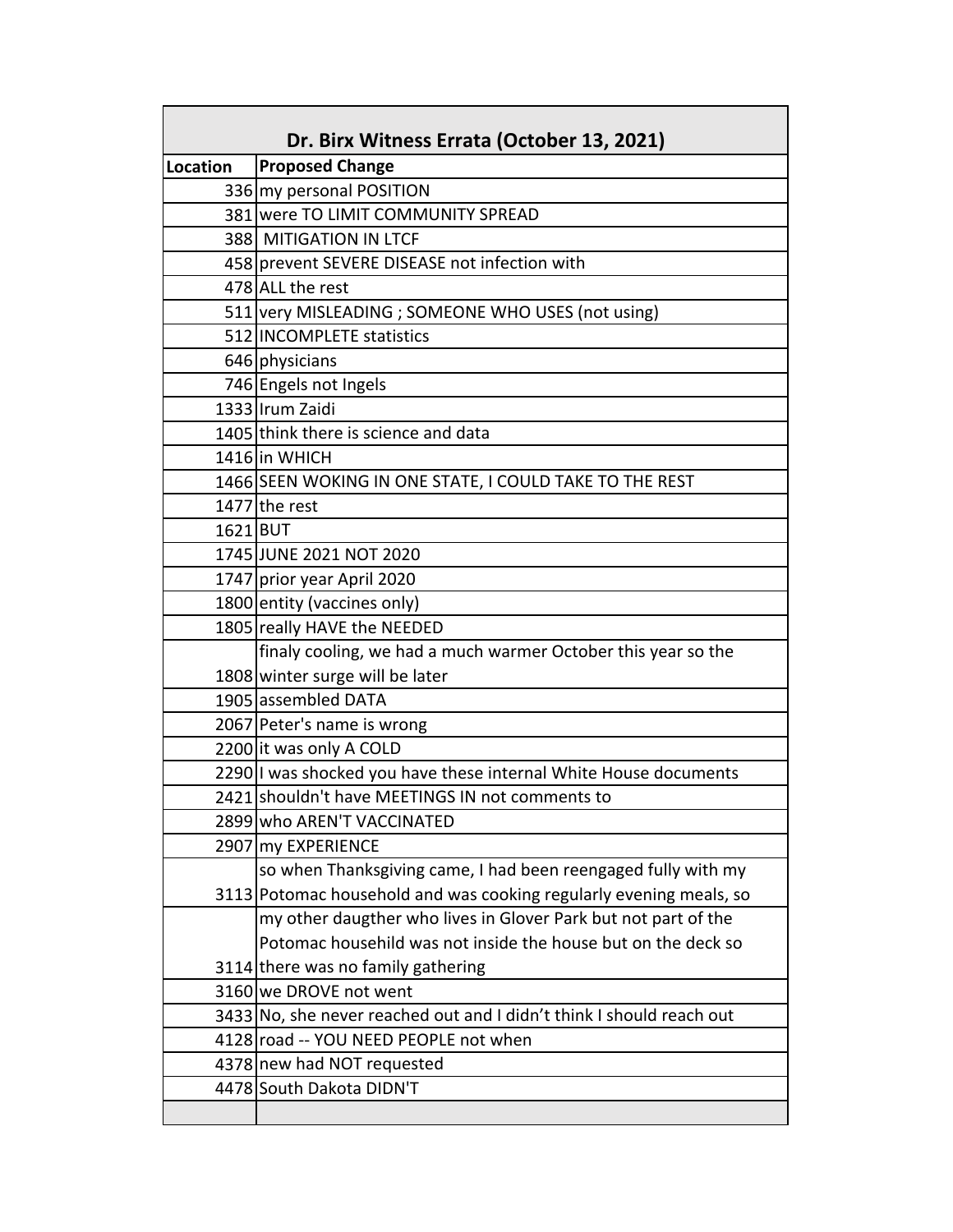| Dr. Birx Witness Errata (October 13, 2021) | |
|---|---|
| **Location** | **Proposed Change** |
| 336 | my personal POSITION |
| 381 | were TO LIMIT COMMUNITY SPREAD |
| 388 | MITIGATION IN LTCF |
| 458 | prevent SEVERE DISEASE not infection with |
| 478 | ALL the rest |
| 511 | very MISLEADING ; SOMEONE WHO USES (not using) |
| 512 | INCOMPLETE statistics |
| 646 | physicians |
| 746 | Engels not Ingels |
| 1333 | Irum Zaidi |
| 1405 | think there is science and data |
| 1416 | in WHICH |
| 1466 | SEEN WOKING IN ONE STATE, I COULD TAKE TO THE REST |
| 1477 | the rest |
| 1621 | BUT |
| 1745 | JUNE 2021 NOT 2020 |
| 1747 | prior year April 2020 |
| 1800 | entity (vaccines only) |
| 1805 | really HAVE the NEEDED |
| 1808 | finaly cooling, we had a much warmer October this year so the winter surge will be later |
| 1905 | assembled DATA |
| 2067 | Peter's name is wrong |
| 2200 | it was only A COLD |
| 2290 | I was shocked you have these internal White House documents |
| 2421 | shouldn't have MEETINGS IN not comments to |
| 2899 | who AREN'T VACCINATED |
| 2907 | my EXPERIENCE |
| 3113 | so when Thanksgiving came, I had been reengaged fully with my Potomac household and was cooking regularly evening meals, so |
| 3114 | my other daugther who lives in Glover Park but not part of the Potomac househild was not inside the house but on the deck so there was no family gathering |
| 3160 | we DROVE not went |
| 3433 | No, she never reached out and I didn't think I should reach out |
| 4128 | road -- YOU NEED PEOPLE not when |
| 4378 | new had NOT requested |
| 4478 | South Dakota DIDN'T |
| | |